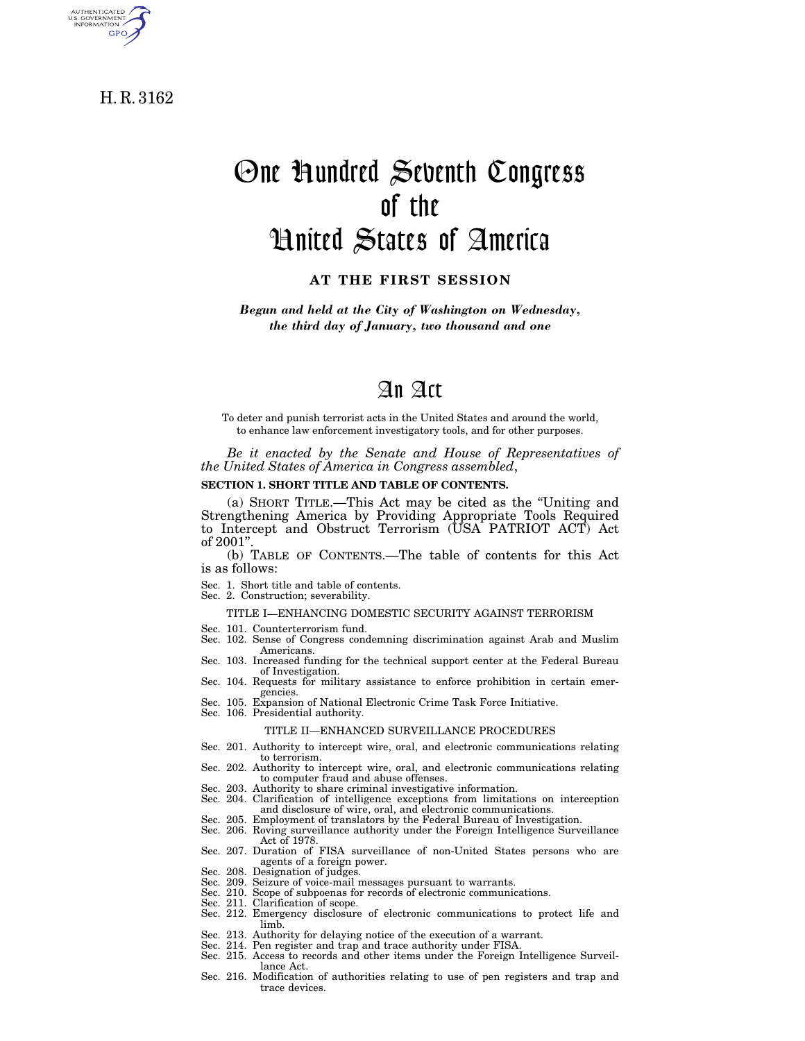H. R. 3162

# One Hundred Seventh Congress of the United States of America

**AT THE FIRST SESSION**

***Begun and held at the City of Washington on Wednesday, the third day of January, two thousand and one***

# An Act

To deter and punish terrorist acts in the United States and around the world, to enhance law enforcement investigatory tools, and for other purposes.

*Be it enacted by the Senate and House of Representatives of the United States of America in Congress assembled,*

**SECTION 1. SHORT TITLE AND TABLE OF CONTENTS.**

(a) SHORT TITLE.—This Act may be cited as the "Uniting and Strengthening America by Providing Appropriate Tools Required to Intercept and Obstruct Terrorism (USA PATRIOT ACT) Act of 2001".

(b) TABLE OF CONTENTS.—The table of contents for this Act is as follows:

Sec. 1. Short title and table of contents.
Sec. 2. Construction; severability.

TITLE I—ENHANCING DOMESTIC SECURITY AGAINST TERRORISM

Sec. 101. Counterterrorism fund.
Sec. 102. Sense of Congress condemning discrimination against Arab and Muslim Americans.
Sec. 103. Increased funding for the technical support center at the Federal Bureau of Investigation.
Sec. 104. Requests for military assistance to enforce prohibition in certain emergencies.
Sec. 105. Expansion of National Electronic Crime Task Force Initiative.
Sec. 106. Presidential authority.

TITLE II—ENHANCED SURVEILLANCE PROCEDURES

Sec. 201. Authority to intercept wire, oral, and electronic communications relating to terrorism.
Sec. 202. Authority to intercept wire, oral, and electronic communications relating to computer fraud and abuse offenses.
Sec. 203. Authority to share criminal investigative information.
Sec. 204. Clarification of intelligence exceptions from limitations on interception and disclosure of wire, oral, and electronic communications.
Sec. 205. Employment of translators by the Federal Bureau of Investigation.
Sec. 206. Roving surveillance authority under the Foreign Intelligence Surveillance Act of 1978.
Sec. 207. Duration of FISA surveillance of non-United States persons who are agents of a foreign power.
Sec. 208. Designation of judges.
Sec. 209. Seizure of voice-mail messages pursuant to warrants.
Sec. 210. Scope of subpoenas for records of electronic communications.
Sec. 211. Clarification of scope.
Sec. 212. Emergency disclosure of electronic communications to protect life and limb.
Sec. 213. Authority for delaying notice of the execution of a warrant.
Sec. 214. Pen register and trap and trace authority under FISA.
Sec. 215. Access to records and other items under the Foreign Intelligence Surveillance Act.
Sec. 216. Modification of authorities relating to use of pen registers and trap and trace devices.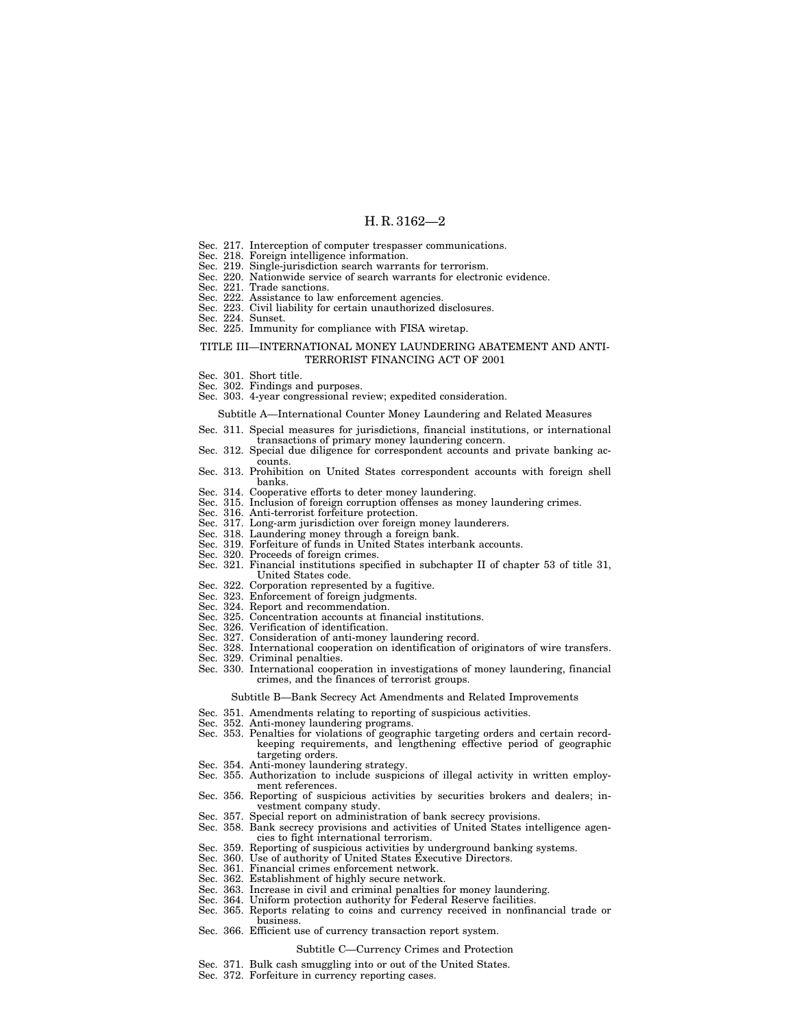Sec. 217. Interception of computer trespasser communications.
Sec. 218. Foreign intelligence information.
Sec. 219. Single-jurisdiction search warrants for terrorism.
Sec. 220. Nationwide service of search warrants for electronic evidence.
Sec. 221. Trade sanctions.
Sec. 222. Assistance to law enforcement agencies.
Sec. 223. Civil liability for certain unauthorized disclosures.
Sec. 224. Sunset.
Sec. 225. Immunity for compliance with FISA wiretap.

## TITLE III—INTERNATIONAL MONEY LAUNDERING ABATEMENT AND ANTI-TERRORIST FINANCING ACT OF 2001

Sec. 301. Short title.
Sec. 302. Findings and purposes.
Sec. 303. 4-year congressional review; expedited consideration.

### Subtitle A—International Counter Money Laundering and Related Measures

Sec. 311. Special measures for jurisdictions, financial institutions, or international transactions of primary money laundering concern.
Sec. 312. Special due diligence for correspondent accounts and private banking accounts.
Sec. 313. Prohibition on United States correspondent accounts with foreign shell banks.
Sec. 314. Cooperative efforts to deter money laundering.
Sec. 315. Inclusion of foreign corruption offenses as money laundering crimes.
Sec. 316. Anti-terrorist forfeiture protection.
Sec. 317. Long-arm jurisdiction over foreign money launderers.
Sec. 318. Laundering money through a foreign bank.
Sec. 319. Forfeiture of funds in United States interbank accounts.
Sec. 320. Proceeds of foreign crimes.
Sec. 321. Financial institutions specified in subchapter II of chapter 53 of title 31, United States code.
Sec. 322. Corporation represented by a fugitive.
Sec. 323. Enforcement of foreign judgments.
Sec. 324. Report and recommendation.
Sec. 325. Concentration accounts at financial institutions.
Sec. 326. Verification of identification.
Sec. 327. Consideration of anti-money laundering record.
Sec. 328. International cooperation on identification of originators of wire transfers.
Sec. 329. Criminal penalties.
Sec. 330. International cooperation in investigations of money laundering, financial crimes, and the finances of terrorist groups.

### Subtitle B—Bank Secrecy Act Amendments and Related Improvements

Sec. 351. Amendments relating to reporting of suspicious activities.
Sec. 352. Anti-money laundering programs.
Sec. 353. Penalties for violations of geographic targeting orders and certain record-keeping requirements, and lengthening effective period of geographic targeting orders.
Sec. 354. Anti-money laundering strategy.
Sec. 355. Authorization to include suspicions of illegal activity in written employment references.
Sec. 356. Reporting of suspicious activities by securities brokers and dealers; investment company study.
Sec. 357. Special report on administration of bank secrecy provisions.
Sec. 358. Bank secrecy provisions and activities of United States intelligence agencies to fight international terrorism.
Sec. 359. Reporting of suspicious activities by underground banking systems.
Sec. 360. Use of authority of United States Executive Directors.
Sec. 361. Financial crimes enforcement network.
Sec. 362. Establishment of highly secure network.
Sec. 363. Increase in civil and criminal penalties for money laundering.
Sec. 364. Uniform protection authority for Federal Reserve facilities.
Sec. 365. Reports relating to coins and currency received in nonfinancial trade or business.
Sec. 366. Efficient use of currency transaction report system.

### Subtitle C—Currency Crimes and Protection

Sec. 371. Bulk cash smuggling into or out of the United States.
Sec. 372. Forfeiture in currency reporting cases.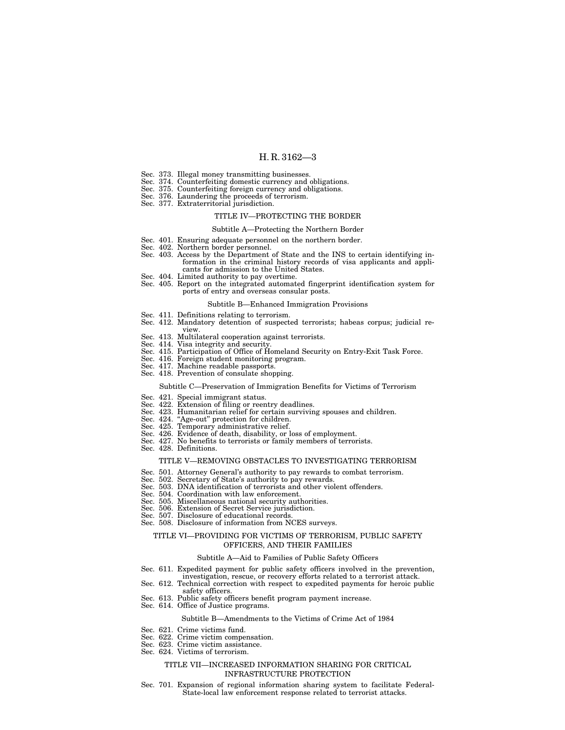Sec. 373. Illegal money transmitting businesses.
Sec. 374. Counterfeiting domestic currency and obligations.
Sec. 375. Counterfeiting foreign currency and obligations.
Sec. 376. Laundering the proceeds of terrorism.
Sec. 377. Extraterritorial jurisdiction.

## TITLE IV—PROTECTING THE BORDER

### Subtitle A—Protecting the Northern Border

Sec. 401. Ensuring adequate personnel on the northern border.
Sec. 402. Northern border personnel.
Sec. 403. Access by the Department of State and the INS to certain identifying information in the criminal history records of visa applicants and applicants for admission to the United States.
Sec. 404. Limited authority to pay overtime.
Sec. 405. Report on the integrated automated fingerprint identification system for ports of entry and overseas consular posts.

### Subtitle B—Enhanced Immigration Provisions

Sec. 411. Definitions relating to terrorism.
Sec. 412. Mandatory detention of suspected terrorists; habeas corpus; judicial review.
Sec. 413. Multilateral cooperation against terrorists.
Sec. 414. Visa integrity and security.
Sec. 415. Participation of Office of Homeland Security on Entry-Exit Task Force.
Sec. 416. Foreign student monitoring program.
Sec. 417. Machine readable passports.
Sec. 418. Prevention of consulate shopping.

### Subtitle C—Preservation of Immigration Benefits for Victims of Terrorism

Sec. 421. Special immigrant status.
Sec. 422. Extension of filing or reentry deadlines.
Sec. 423. Humanitarian relief for certain surviving spouses and children.
Sec. 424. "Age-out" protection for children.
Sec. 425. Temporary administrative relief.
Sec. 426. Evidence of death, disability, or loss of employment.
Sec. 427. No benefits to terrorists or family members of terrorists.
Sec. 428. Definitions.

## TITLE V—REMOVING OBSTACLES TO INVESTIGATING TERRORISM

Sec. 501. Attorney General's authority to pay rewards to combat terrorism.
Sec. 502. Secretary of State's authority to pay rewards.
Sec. 503. DNA identification of terrorists and other violent offenders.
Sec. 504. Coordination with law enforcement.
Sec. 505. Miscellaneous national security authorities.
Sec. 506. Extension of Secret Service jurisdiction.
Sec. 507. Disclosure of educational records.
Sec. 508. Disclosure of information from NCES surveys.

## TITLE VI—PROVIDING FOR VICTIMS OF TERRORISM, PUBLIC SAFETY OFFICERS, AND THEIR FAMILIES

### Subtitle A—Aid to Families of Public Safety Officers

Sec. 611. Expedited payment for public safety officers involved in the prevention, investigation, rescue, or recovery efforts related to a terrorist attack.
Sec. 612. Technical correction with respect to expedited payments for heroic public safety officers.
Sec. 613. Public safety officers benefit program payment increase.
Sec. 614. Office of Justice programs.

### Subtitle B—Amendments to the Victims of Crime Act of 1984

Sec. 621. Crime victims fund.
Sec. 622. Crime victim compensation.
Sec. 623. Crime victim assistance.
Sec. 624. Victims of terrorism.

## TITLE VII—INCREASED INFORMATION SHARING FOR CRITICAL INFRASTRUCTURE PROTECTION

Sec. 701. Expansion of regional information sharing system to facilitate Federal-State-local law enforcement response related to terrorist attacks.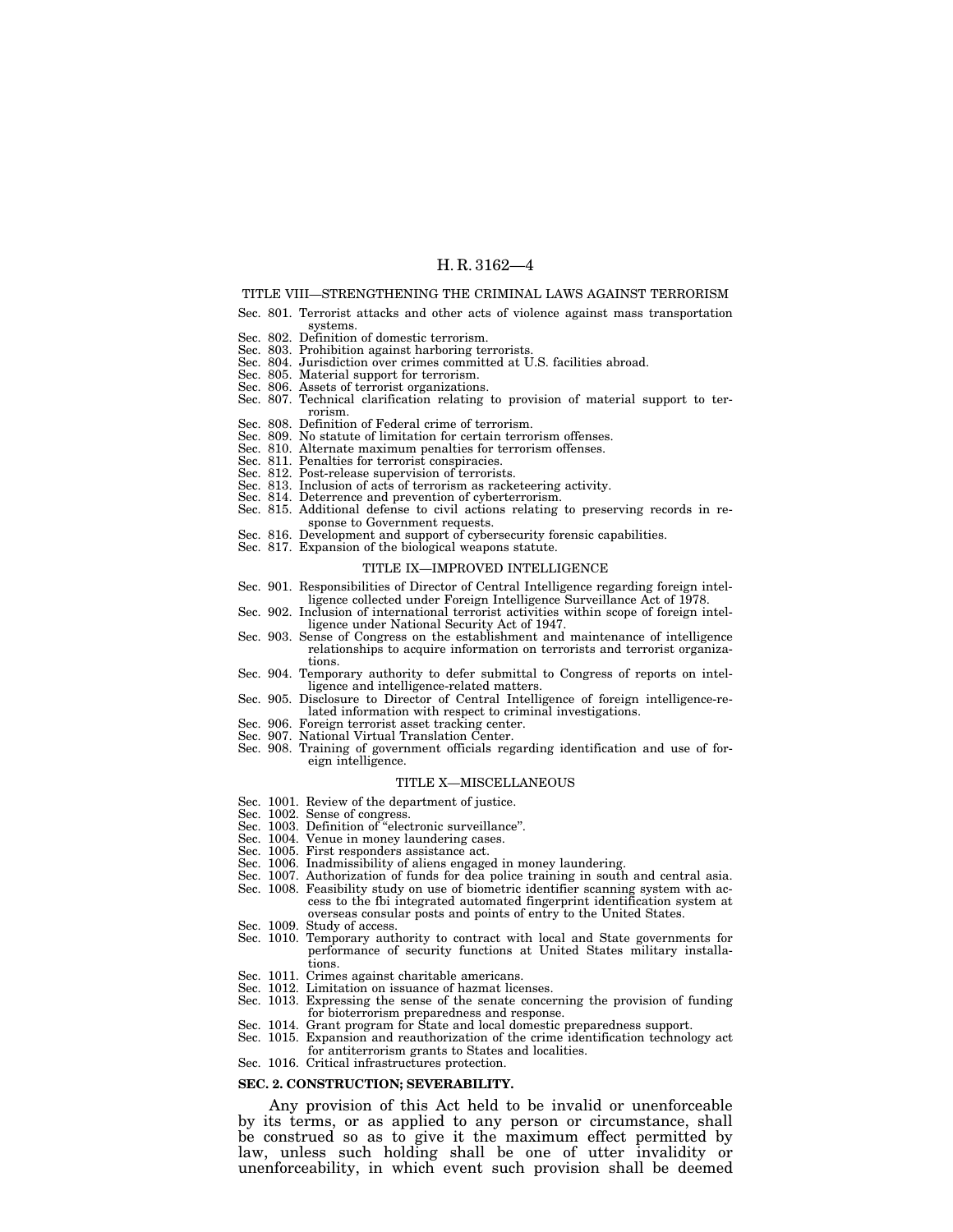### TITLE VIII—STRENGTHENING THE CRIMINAL LAWS AGAINST TERRORISM

Sec. 801. Terrorist attacks and other acts of violence against mass transportation systems.
Sec. 802. Definition of domestic terrorism.
Sec. 803. Prohibition against harboring terrorists.
Sec. 804. Jurisdiction over crimes committed at U.S. facilities abroad.
Sec. 805. Material support for terrorism.
Sec. 806. Assets of terrorist organizations.
Sec. 807. Technical clarification relating to provision of material support to terrorism.
Sec. 808. Definition of Federal crime of terrorism.
Sec. 809. No statute of limitation for certain terrorism offenses.
Sec. 810. Alternate maximum penalties for terrorism offenses.
Sec. 811. Penalties for terrorist conspiracies.
Sec. 812. Post-release supervision of terrorists.
Sec. 813. Inclusion of acts of terrorism as racketeering activity.
Sec. 814. Deterrence and prevention of cyberterrorism.
Sec. 815. Additional defense to civil actions relating to preserving records in response to Government requests.
Sec. 816. Development and support of cybersecurity forensic capabilities.
Sec. 817. Expansion of the biological weapons statute.

### TITLE IX—IMPROVED INTELLIGENCE

Sec. 901. Responsibilities of Director of Central Intelligence regarding foreign intelligence collected under Foreign Intelligence Surveillance Act of 1978.
Sec. 902. Inclusion of international terrorist activities within scope of foreign intelligence under National Security Act of 1947.
Sec. 903. Sense of Congress on the establishment and maintenance of intelligence relationships to acquire information on terrorists and terrorist organizations.
Sec. 904. Temporary authority to defer submittal to Congress of reports on intelligence and intelligence-related matters.
Sec. 905. Disclosure to Director of Central Intelligence of foreign intelligence-related information with respect to criminal investigations.
Sec. 906. Foreign terrorist asset tracking center.
Sec. 907. National Virtual Translation Center.
Sec. 908. Training of government officials regarding identification and use of foreign intelligence.

### TITLE X—MISCELLANEOUS

Sec. 1001. Review of the department of justice.
Sec. 1002. Sense of congress.
Sec. 1003. Definition of "electronic surveillance".
Sec. 1004. Venue in money laundering cases.
Sec. 1005. First responders assistance act.
Sec. 1006. Inadmissibility of aliens engaged in money laundering.
Sec. 1007. Authorization of funds for dea police training in south and central asia.
Sec. 1008. Feasibility study on use of biometric identifier scanning system with access to the fbi integrated automated fingerprint identification system at overseas consular posts and points of entry to the United States.
Sec. 1009. Study of access.
Sec. 1010. Temporary authority to contract with local and State governments for performance of security functions at United States military installations.
Sec. 1011. Crimes against charitable americans.
Sec. 1012. Limitation on issuance of hazmat licenses.
Sec. 1013. Expressing the sense of the senate concerning the provision of funding for bioterrorism preparedness and response.
Sec. 1014. Grant program for State and local domestic preparedness support.
Sec. 1015. Expansion and reauthorization of the crime identification technology act for antiterrorism grants to States and localities.
Sec. 1016. Critical infrastructures protection.

**SEC. 2. CONSTRUCTION; SEVERABILITY.**

Any provision of this Act held to be invalid or unenforceable by its terms, or as applied to any person or circumstance, shall be construed so as to give it the maximum effect permitted by law, unless such holding shall be one of utter invalidity or unenforceability, in which event such provision shall be deemed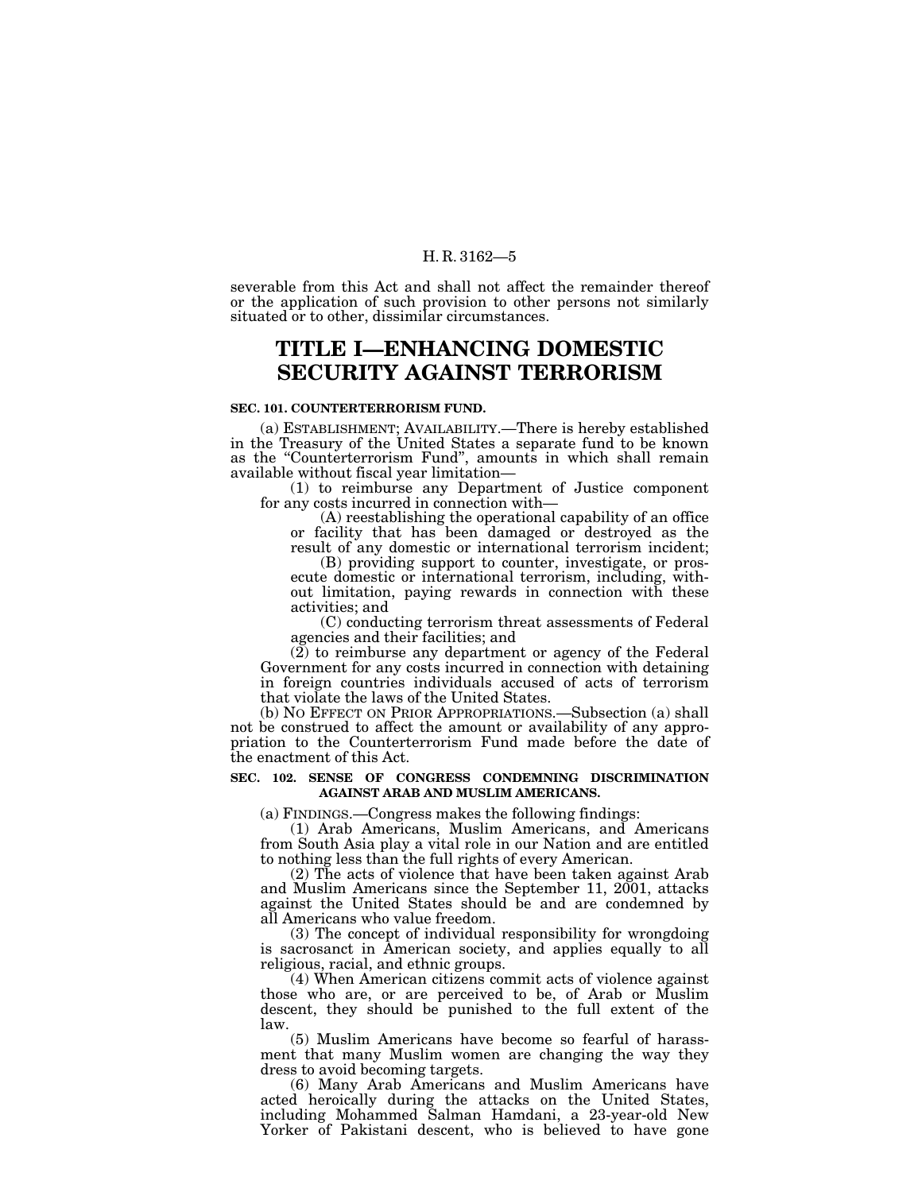severable from this Act and shall not affect the remainder thereof or the application of such provision to other persons not similarly situated or to other, dissimilar circumstances.

# TITLE I—ENHANCING DOMESTIC SECURITY AGAINST TERRORISM

### SEC. 101. COUNTERTERRORISM FUND.

(a) ESTABLISHMENT; AVAILABILITY.—There is hereby established in the Treasury of the United States a separate fund to be known as the "Counterterrorism Fund", amounts in which shall remain available without fiscal year limitation—

(1) to reimburse any Department of Justice component for any costs incurred in connection with—

(A) reestablishing the operational capability of an office or facility that has been damaged or destroyed as the result of any domestic or international terrorism incident;

(B) providing support to counter, investigate, or prosecute domestic or international terrorism, including, without limitation, paying rewards in connection with these activities; and

(C) conducting terrorism threat assessments of Federal agencies and their facilities; and

(2) to reimburse any department or agency of the Federal Government for any costs incurred in connection with detaining in foreign countries individuals accused of acts of terrorism that violate the laws of the United States.

(b) NO EFFECT ON PRIOR APPROPRIATIONS.—Subsection (a) shall not be construed to affect the amount or availability of any appropriation to the Counterterrorism Fund made before the date of the enactment of this Act.

### SEC. 102. SENSE OF CONGRESS CONDEMNING DISCRIMINATION AGAINST ARAB AND MUSLIM AMERICANS.

(a) FINDINGS.—Congress makes the following findings:

(1) Arab Americans, Muslim Americans, and Americans from South Asia play a vital role in our Nation and are entitled to nothing less than the full rights of every American.

(2) The acts of violence that have been taken against Arab and Muslim Americans since the September 11, 2001, attacks against the United States should be and are condemned by all Americans who value freedom.

(3) The concept of individual responsibility for wrongdoing is sacrosanct in American society, and applies equally to all religious, racial, and ethnic groups.

(4) When American citizens commit acts of violence against those who are, or are perceived to be, of Arab or Muslim descent, they should be punished to the full extent of the law.

(5) Muslim Americans have become so fearful of harassment that many Muslim women are changing the way they dress to avoid becoming targets.

(6) Many Arab Americans and Muslim Americans have acted heroically during the attacks on the United States, including Mohammed Salman Hamdani, a 23-year-old New Yorker of Pakistani descent, who is believed to have gone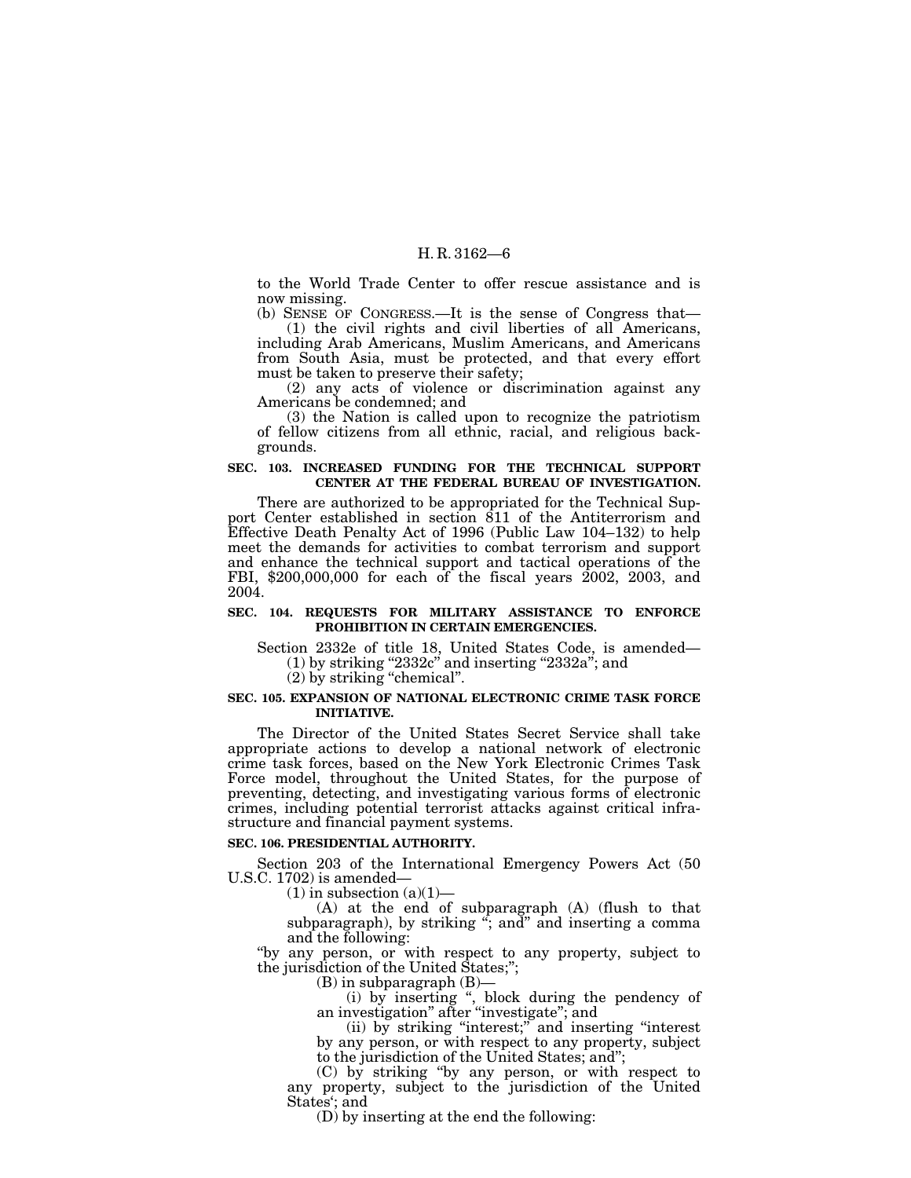to the World Trade Center to offer rescue assistance and is now missing.

(b) SENSE OF CONGRESS.—It is the sense of Congress that—

(1) the civil rights and civil liberties of all Americans, including Arab Americans, Muslim Americans, and Americans from South Asia, must be protected, and that every effort must be taken to preserve their safety;

(2) any acts of violence or discrimination against any Americans be condemned; and

(3) the Nation is called upon to recognize the patriotism of fellow citizens from all ethnic, racial, and religious backgrounds.

**SEC. 103. INCREASED FUNDING FOR THE TECHNICAL SUPPORT CENTER AT THE FEDERAL BUREAU OF INVESTIGATION.**

There are authorized to be appropriated for the Technical Support Center established in section 811 of the Antiterrorism and Effective Death Penalty Act of 1996 (Public Law 104–132) to help meet the demands for activities to combat terrorism and support and enhance the technical support and tactical operations of the FBI, $200,000,000 for each of the fiscal years 2002, 2003, and 2004.

**SEC. 104. REQUESTS FOR MILITARY ASSISTANCE TO ENFORCE PROHIBITION IN CERTAIN EMERGENCIES.**

Section 2332e of title 18, United States Code, is amended—

(1) by striking "2332c" and inserting "2332a"; and

(2) by striking "chemical".

**SEC. 105. EXPANSION OF NATIONAL ELECTRONIC CRIME TASK FORCE INITIATIVE.**

The Director of the United States Secret Service shall take appropriate actions to develop a national network of electronic crime task forces, based on the New York Electronic Crimes Task Force model, throughout the United States, for the purpose of preventing, detecting, and investigating various forms of electronic crimes, including potential terrorist attacks against critical infrastructure and financial payment systems.

**SEC. 106. PRESIDENTIAL AUTHORITY.**

Section 203 of the International Emergency Powers Act (50 U.S.C. 1702) is amended—

(1) in subsection (a)(1)—

(A) at the end of subparagraph (A) (flush to that subparagraph), by striking "; and" and inserting a comma and the following:

"by any person, or with respect to any property, subject to the jurisdiction of the United States;";

(B) in subparagraph (B)—

(i) by inserting ", block during the pendency of an investigation" after "investigate"; and

(ii) by striking "interest;" and inserting "interest by any person, or with respect to any property, subject to the jurisdiction of the United States; and";

(C) by striking "by any person, or with respect to any property, subject to the jurisdiction of the United States'; and

(D) by inserting at the end the following: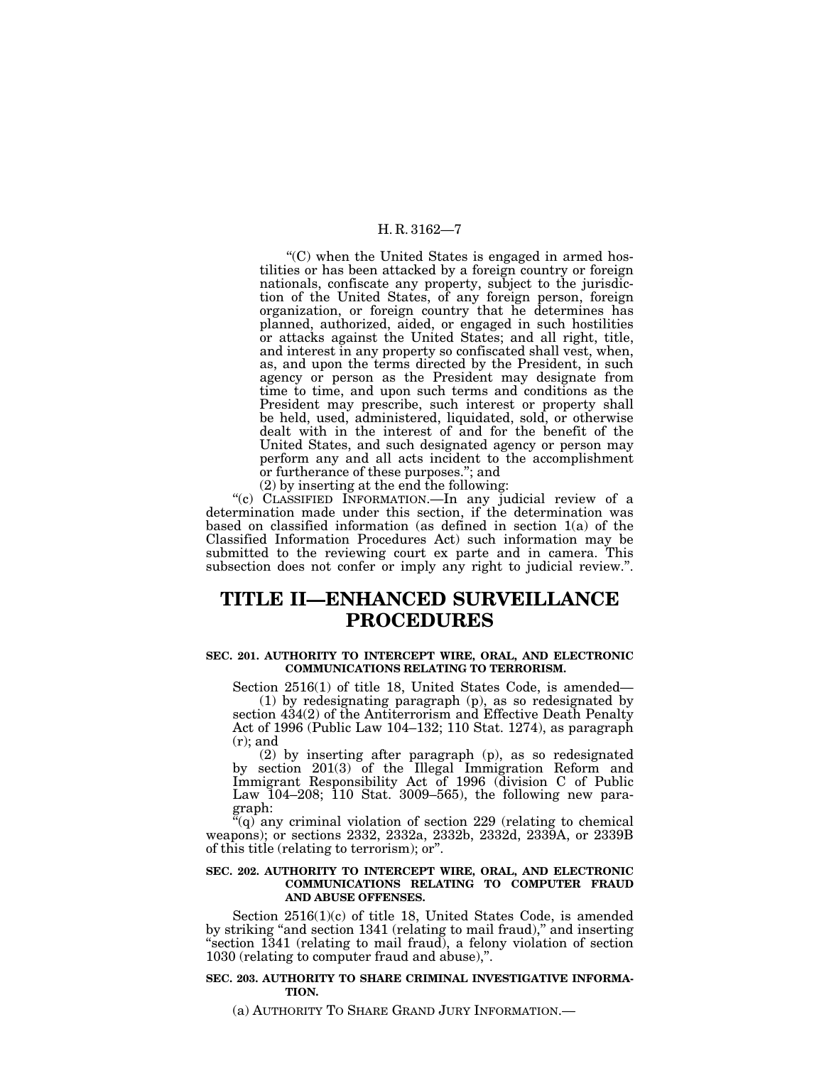"(C) when the United States is engaged in armed hostilities or has been attacked by a foreign country or foreign nationals, confiscate any property, subject to the jurisdiction of the United States, of any foreign person, foreign organization, or foreign country that he determines has planned, authorized, aided, or engaged in such hostilities or attacks against the United States; and all right, title, and interest in any property so confiscated shall vest, when, as, and upon the terms directed by the President, in such agency or person as the President may designate from time to time, and upon such terms and conditions as the President may prescribe, such interest or property shall be held, used, administered, liquidated, sold, or otherwise dealt with in the interest of and for the benefit of the United States, and such designated agency or person may perform any and all acts incident to the accomplishment or furtherance of these purposes."; and

(2) by inserting at the end the following:

"(c) CLASSIFIED INFORMATION.—In any judicial review of a determination made under this section, if the determination was based on classified information (as defined in section 1(a) of the Classified Information Procedures Act) such information may be submitted to the reviewing court ex parte and in camera. This subsection does not confer or imply any right to judicial review.".

# TITLE II—ENHANCED SURVEILLANCE PROCEDURES

### SEC. 201. AUTHORITY TO INTERCEPT WIRE, ORAL, AND ELECTRONIC COMMUNICATIONS RELATING TO TERRORISM.

Section 2516(1) of title 18, United States Code, is amended—

(1) by redesignating paragraph (p), as so redesignated by section 434(2) of the Antiterrorism and Effective Death Penalty Act of 1996 (Public Law 104–132; 110 Stat. 1274), as paragraph (r); and

(2) by inserting after paragraph (p), as so redesignated by section 201(3) of the Illegal Immigration Reform and Immigrant Responsibility Act of 1996 (division C of Public Law 104–208; 110 Stat. 3009–565), the following new paragraph:

"(q) any criminal violation of section 229 (relating to chemical weapons); or sections 2332, 2332a, 2332b, 2332d, 2339A, or 2339B of this title (relating to terrorism); or".

### SEC. 202. AUTHORITY TO INTERCEPT WIRE, ORAL, AND ELECTRONIC COMMUNICATIONS RELATING TO COMPUTER FRAUD AND ABUSE OFFENSES.

Section 2516(1)(c) of title 18, United States Code, is amended by striking "and section 1341 (relating to mail fraud)," and inserting "section 1341 (relating to mail fraud), a felony violation of section 1030 (relating to computer fraud and abuse),".

### SEC. 203. AUTHORITY TO SHARE CRIMINAL INVESTIGATIVE INFORMATION.

(a) AUTHORITY TO SHARE GRAND JURY INFORMATION.—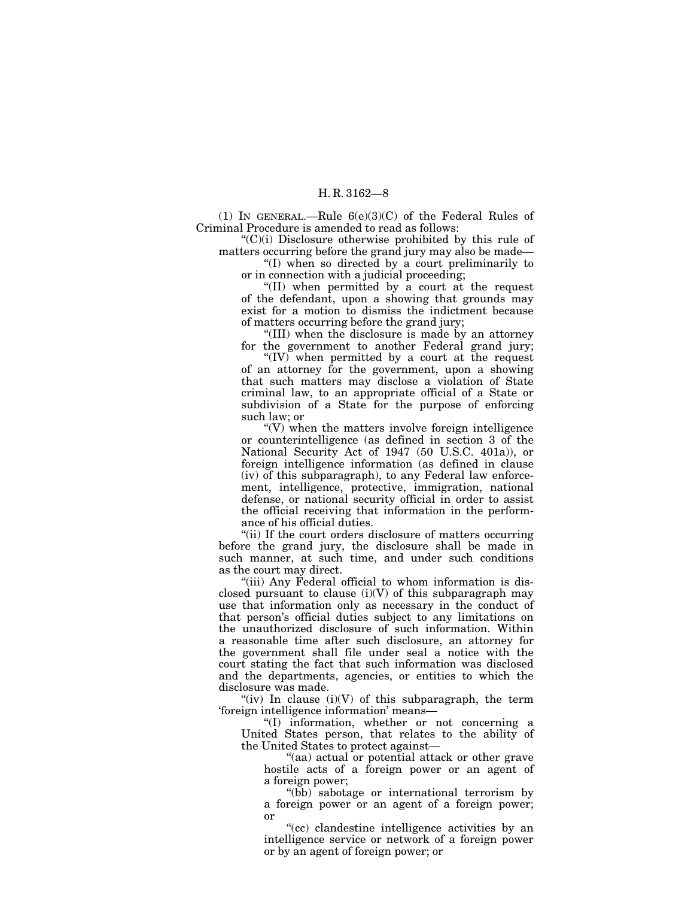(1) IN GENERAL.—Rule 6(e)(3)(C) of the Federal Rules of Criminal Procedure is amended to read as follows:

"(C)(i) Disclosure otherwise prohibited by this rule of matters occurring before the grand jury may also be made—

"(I) when so directed by a court preliminarily to or in connection with a judicial proceeding;

"(II) when permitted by a court at the request of the defendant, upon a showing that grounds may exist for a motion to dismiss the indictment because of matters occurring before the grand jury;

"(III) when the disclosure is made by an attorney for the government to another Federal grand jury;

"(IV) when permitted by a court at the request of an attorney for the government, upon a showing that such matters may disclose a violation of State criminal law, to an appropriate official of a State or subdivision of a State for the purpose of enforcing such law; or

"(V) when the matters involve foreign intelligence or counterintelligence (as defined in section 3 of the National Security Act of 1947 (50 U.S.C. 401a)), or foreign intelligence information (as defined in clause (iv) of this subparagraph), to any Federal law enforcement, intelligence, protective, immigration, national defense, or national security official in order to assist the official receiving that information in the performance of his official duties.

"(ii) If the court orders disclosure of matters occurring before the grand jury, the disclosure shall be made in such manner, at such time, and under such conditions as the court may direct.

"(iii) Any Federal official to whom information is disclosed pursuant to clause (i)(V) of this subparagraph may use that information only as necessary in the conduct of that person's official duties subject to any limitations on the unauthorized disclosure of such information. Within a reasonable time after such disclosure, an attorney for the government shall file under seal a notice with the court stating the fact that such information was disclosed and the departments, agencies, or entities to which the disclosure was made.

"(iv) In clause (i)(V) of this subparagraph, the term 'foreign intelligence information' means—

"(I) information, whether or not concerning a United States person, that relates to the ability of the United States to protect against—

"(aa) actual or potential attack or other grave hostile acts of a foreign power or an agent of a foreign power;

"(bb) sabotage or international terrorism by a foreign power or an agent of a foreign power; or

"(cc) clandestine intelligence activities by an intelligence service or network of a foreign power or by an agent of foreign power; or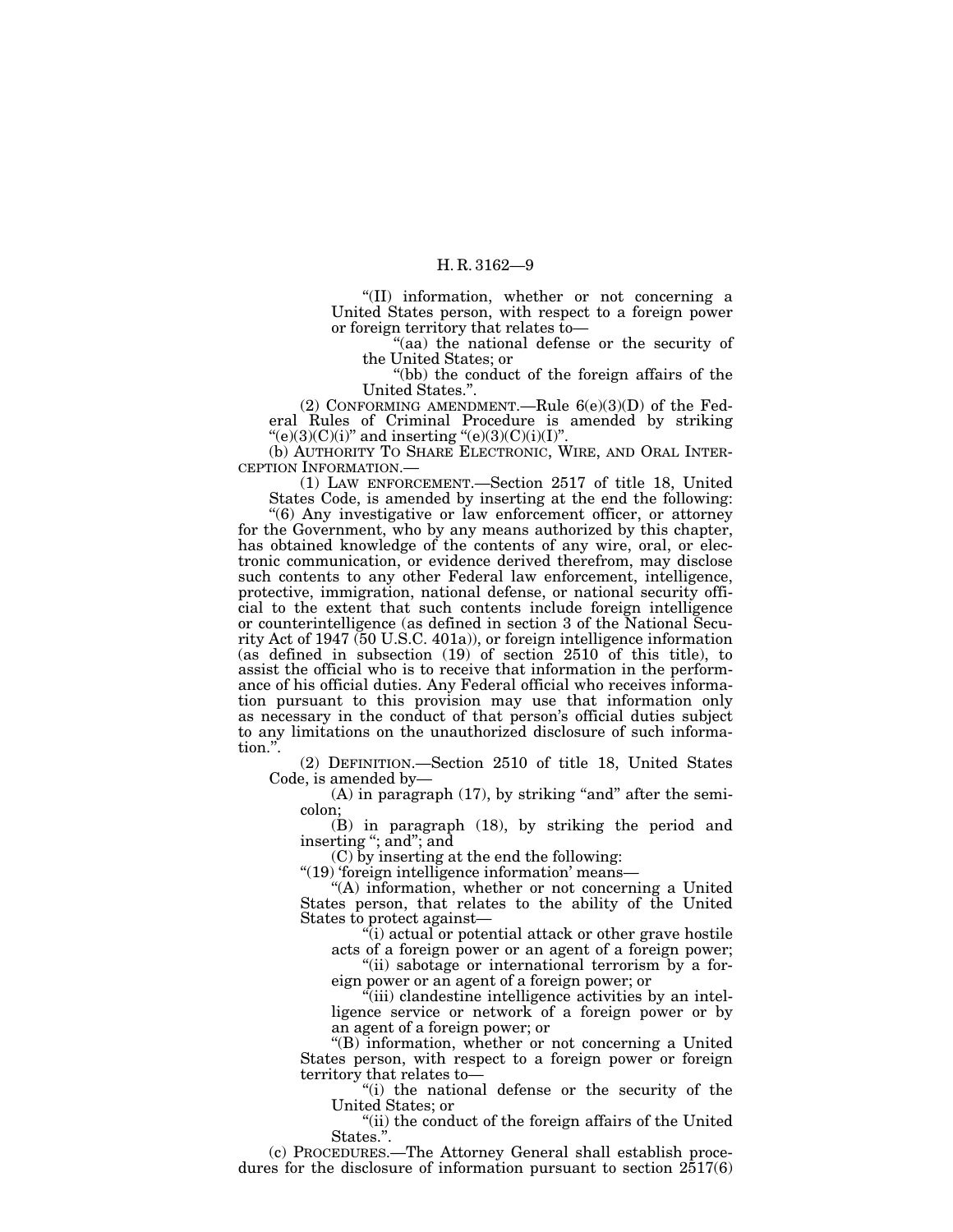"(II) information, whether or not concerning a United States person, with respect to a foreign power or foreign territory that relates to—

"(aa) the national defense or the security of the United States; or

"(bb) the conduct of the foreign affairs of the United States.".

(2) CONFORMING AMENDMENT.—Rule 6(e)(3)(D) of the Federal Rules of Criminal Procedure is amended by striking "(e)(3)(C)(i)" and inserting "(e)(3)(C)(i)(I)".

(b) AUTHORITY TO SHARE ELECTRONIC, WIRE, AND ORAL INTERCEPTION INFORMATION.—

(1) LAW ENFORCEMENT.—Section 2517 of title 18, United States Code, is amended by inserting at the end the following:

"(6) Any investigative or law enforcement officer, or attorney for the Government, who by any means authorized by this chapter, has obtained knowledge of the contents of any wire, oral, or electronic communication, or evidence derived therefrom, may disclose such contents to any other Federal law enforcement, intelligence, protective, immigration, national defense, or national security official to the extent that such contents include foreign intelligence or counterintelligence (as defined in section 3 of the National Security Act of 1947 (50 U.S.C. 401a)), or foreign intelligence information (as defined in subsection (19) of section 2510 of this title), to assist the official who is to receive that information in the performance of his official duties. Any Federal official who receives information pursuant to this provision may use that information only as necessary in the conduct of that person's official duties subject to any limitations on the unauthorized disclosure of such information.".

(2) DEFINITION.—Section 2510 of title 18, United States Code, is amended by—

(A) in paragraph (17), by striking "and" after the semicolon;

(B) in paragraph (18), by striking the period and inserting "; and"; and

(C) by inserting at the end the following:

"(19) 'foreign intelligence information' means—

"(A) information, whether or not concerning a United States person, that relates to the ability of the United States to protect against—

"(i) actual or potential attack or other grave hostile acts of a foreign power or an agent of a foreign power;

"(ii) sabotage or international terrorism by a foreign power or an agent of a foreign power; or

"(iii) clandestine intelligence activities by an intelligence service or network of a foreign power or by an agent of a foreign power; or

"(B) information, whether or not concerning a United States person, with respect to a foreign power or foreign territory that relates to—

"(i) the national defense or the security of the United States; or

"(ii) the conduct of the foreign affairs of the United States.".

(c) PROCEDURES.—The Attorney General shall establish procedures for the disclosure of information pursuant to section 2517(6)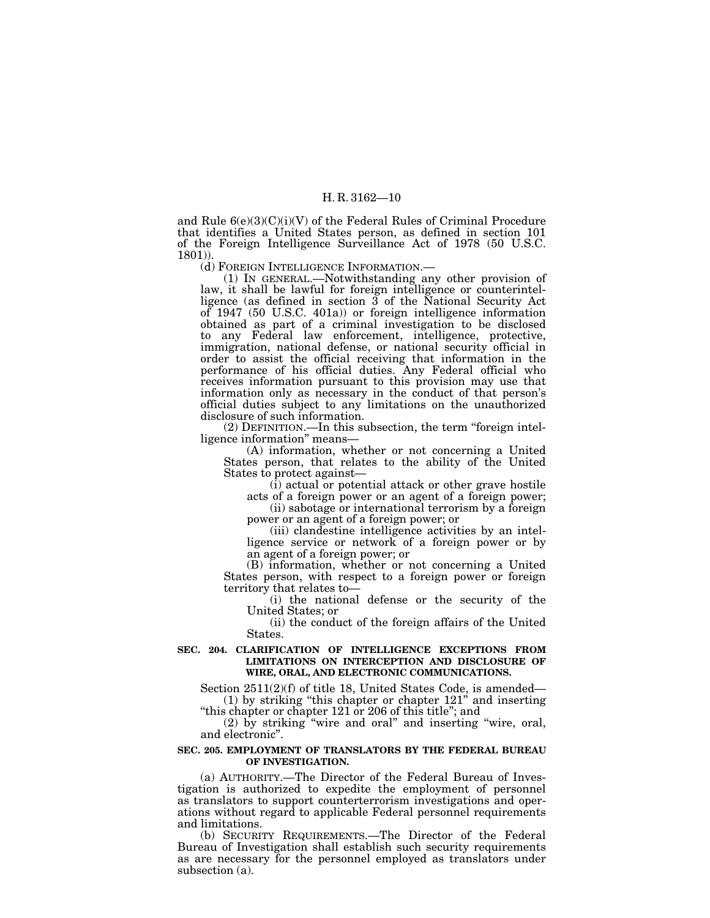and Rule 6(e)(3)(C)(i)(V) of the Federal Rules of Criminal Procedure that identifies a United States person, as defined in section 101 of the Foreign Intelligence Surveillance Act of 1978 (50 U.S.C. 1801)).

(d) FOREIGN INTELLIGENCE INFORMATION.—

(1) IN GENERAL.—Notwithstanding any other provision of law, it shall be lawful for foreign intelligence or counterintelligence (as defined in section 3 of the National Security Act of 1947 (50 U.S.C. 401a)) or foreign intelligence information obtained as part of a criminal investigation to be disclosed to any Federal law enforcement, intelligence, protective, immigration, national defense, or national security official in order to assist the official receiving that information in the performance of his official duties. Any Federal official who receives information pursuant to this provision may use that information only as necessary in the conduct of that person's official duties subject to any limitations on the unauthorized disclosure of such information.

(2) DEFINITION.—In this subsection, the term "foreign intelligence information" means—

(A) information, whether or not concerning a United States person, that relates to the ability of the United States to protect against—

(i) actual or potential attack or other grave hostile acts of a foreign power or an agent of a foreign power;

(ii) sabotage or international terrorism by a foreign power or an agent of a foreign power; or

(iii) clandestine intelligence activities by an intelligence service or network of a foreign power or by an agent of a foreign power; or

(B) information, whether or not concerning a United States person, with respect to a foreign power or foreign territory that relates to—

(i) the national defense or the security of the United States; or

(ii) the conduct of the foreign affairs of the United States.

**SEC. 204. CLARIFICATION OF INTELLIGENCE EXCEPTIONS FROM LIMITATIONS ON INTERCEPTION AND DISCLOSURE OF WIRE, ORAL, AND ELECTRONIC COMMUNICATIONS.**

Section 2511(2)(f) of title 18, United States Code, is amended—

(1) by striking "this chapter or chapter 121" and inserting "this chapter or chapter 121 or 206 of this title"; and

(2) by striking "wire and oral" and inserting "wire, oral, and electronic".

**SEC. 205. EMPLOYMENT OF TRANSLATORS BY THE FEDERAL BUREAU OF INVESTIGATION.**

(a) AUTHORITY.—The Director of the Federal Bureau of Investigation is authorized to expedite the employment of personnel as translators to support counterterrorism investigations and operations without regard to applicable Federal personnel requirements and limitations.

(b) SECURITY REQUIREMENTS.—The Director of the Federal Bureau of Investigation shall establish such security requirements as are necessary for the personnel employed as translators under subsection (a).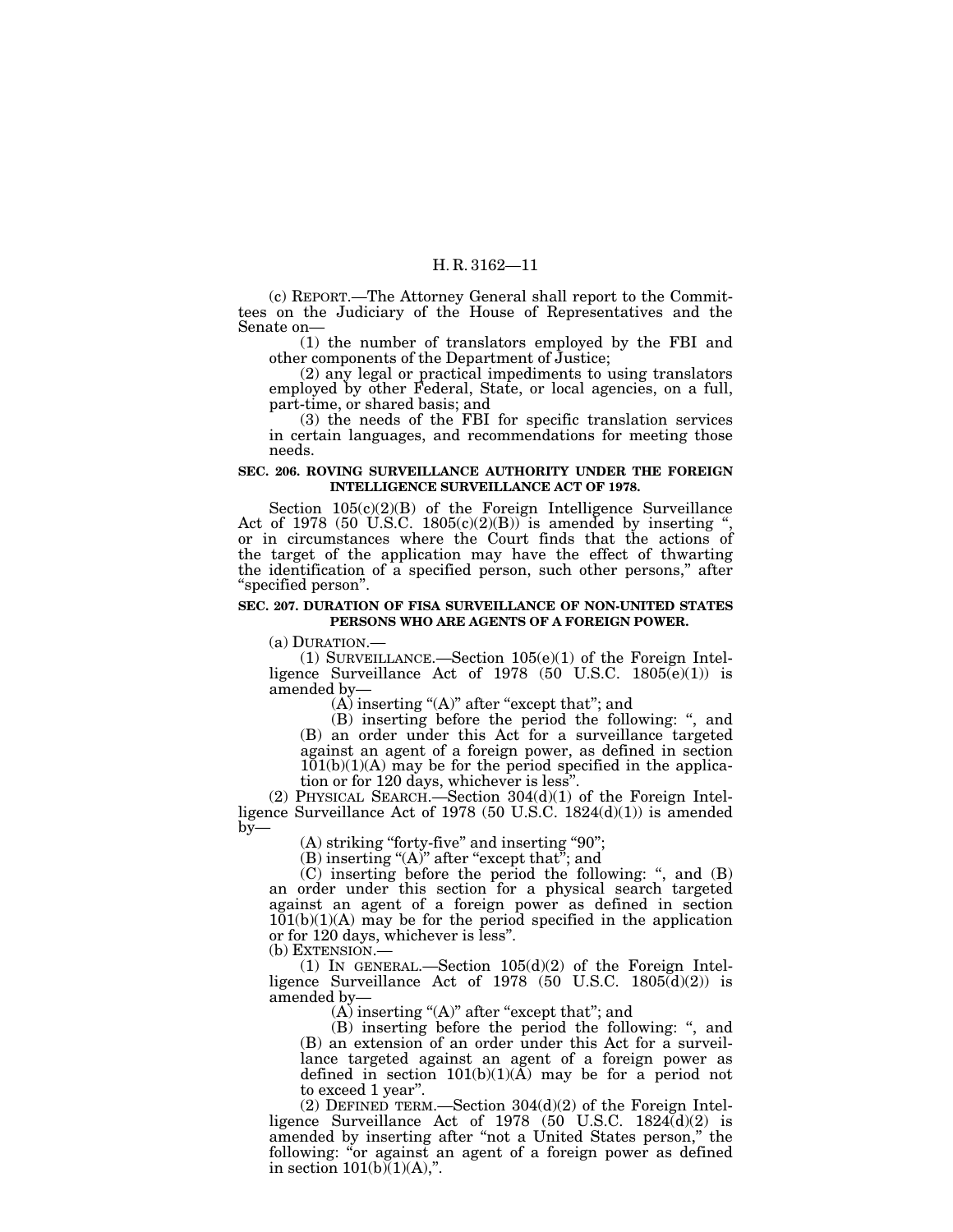(c) REPORT.—The Attorney General shall report to the Committees on the Judiciary of the House of Representatives and the Senate on—

(1) the number of translators employed by the FBI and other components of the Department of Justice;

(2) any legal or practical impediments to using translators employed by other Federal, State, or local agencies, on a full, part-time, or shared basis; and

(3) the needs of the FBI for specific translation services in certain languages, and recommendations for meeting those needs.

**SEC. 206. ROVING SURVEILLANCE AUTHORITY UNDER THE FOREIGN INTELLIGENCE SURVEILLANCE ACT OF 1978.**

Section 105(c)(2)(B) of the Foreign Intelligence Surveillance Act of 1978 (50 U.S.C. 1805(c)(2)(B)) is amended by inserting ", or in circumstances where the Court finds that the actions of the target of the application may have the effect of thwarting the identification of a specified person, such other persons," after "specified person".

**SEC. 207. DURATION OF FISA SURVEILLANCE OF NON-UNITED STATES PERSONS WHO ARE AGENTS OF A FOREIGN POWER.**

(a) DURATION.—

(1) SURVEILLANCE.—Section 105(e)(1) of the Foreign Intelligence Surveillance Act of 1978 (50 U.S.C. 1805(e)(1)) is amended by—

(A) inserting "(A)" after "except that"; and

(B) inserting before the period the following: ", and (B) an order under this Act for a surveillance targeted against an agent of a foreign power, as defined in section 101(b)(1)(A) may be for the period specified in the application or for 120 days, whichever is less".

(2) PHYSICAL SEARCH.—Section 304(d)(1) of the Foreign Intelligence Surveillance Act of 1978 (50 U.S.C. 1824(d)(1)) is amended by—

(A) striking "forty-five" and inserting "90";

(B) inserting "(A)" after "except that"; and

(C) inserting before the period the following: ", and (B) an order under this section for a physical search targeted against an agent of a foreign power as defined in section 101(b)(1)(A) may be for the period specified in the application or for 120 days, whichever is less".

(b) EXTENSION.—

(1) IN GENERAL.—Section 105(d)(2) of the Foreign Intelligence Surveillance Act of 1978 (50 U.S.C. 1805(d)(2)) is amended by—

(A) inserting "(A)" after "except that"; and

(B) inserting before the period the following: ", and (B) an extension of an order under this Act for a surveillance targeted against an agent of a foreign power as defined in section 101(b)(1)(A) may be for a period not to exceed 1 year".

(2) DEFINED TERM.—Section 304(d)(2) of the Foreign Intelligence Surveillance Act of 1978 (50 U.S.C. 1824(d)(2) is amended by inserting after "not a United States person," the following: "or against an agent of a foreign power as defined in section 101(b)(1)(A),".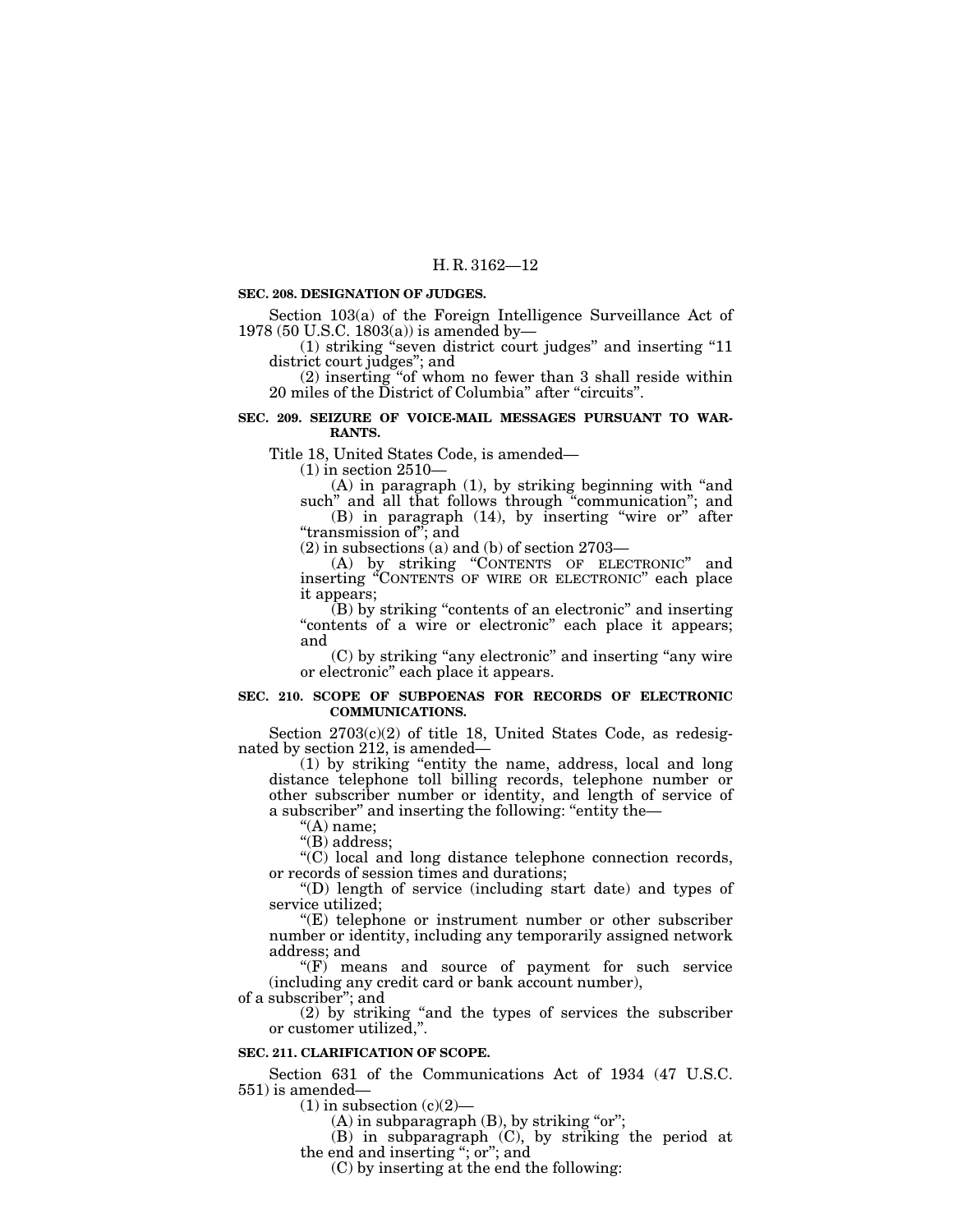**SEC. 208. DESIGNATION OF JUDGES.**

Section 103(a) of the Foreign Intelligence Surveillance Act of 1978 (50 U.S.C. 1803(a)) is amended by—

(1) striking "seven district court judges" and inserting "11 district court judges"; and

(2) inserting "of whom no fewer than 3 shall reside within 20 miles of the District of Columbia" after "circuits".

**SEC. 209. SEIZURE OF VOICE-MAIL MESSAGES PURSUANT TO WARRANTS.**

Title 18, United States Code, is amended—

(1) in section 2510—

(A) in paragraph (1), by striking beginning with "and such" and all that follows through "communication"; and

(B) in paragraph (14), by inserting "wire or" after "transmission of"; and

(2) in subsections (a) and (b) of section 2703—

(A) by striking "CONTENTS OF ELECTRONIC" and inserting "CONTENTS OF WIRE OR ELECTRONIC" each place it appears;

(B) by striking "contents of an electronic" and inserting "contents of a wire or electronic" each place it appears; and

(C) by striking "any electronic" and inserting "any wire or electronic" each place it appears.

**SEC. 210. SCOPE OF SUBPOENAS FOR RECORDS OF ELECTRONIC COMMUNICATIONS.**

Section 2703(c)(2) of title 18, United States Code, as redesignated by section 212, is amended—

(1) by striking "entity the name, address, local and long distance telephone toll billing records, telephone number or other subscriber number or identity, and length of service of a subscriber" and inserting the following: "entity the—

"(A) name;

"(B) address;

"(C) local and long distance telephone connection records, or records of session times and durations;

"(D) length of service (including start date) and types of service utilized;

"(E) telephone or instrument number or other subscriber number or identity, including any temporarily assigned network address; and

"(F) means and source of payment for such service (including any credit card or bank account number),

of a subscriber"; and

(2) by striking "and the types of services the subscriber or customer utilized,".

**SEC. 211. CLARIFICATION OF SCOPE.**

Section 631 of the Communications Act of 1934 (47 U.S.C. 551) is amended—

(1) in subsection (c)(2)—

(A) in subparagraph (B), by striking "or";

(B) in subparagraph (C), by striking the period at the end and inserting "; or"; and

(C) by inserting at the end the following: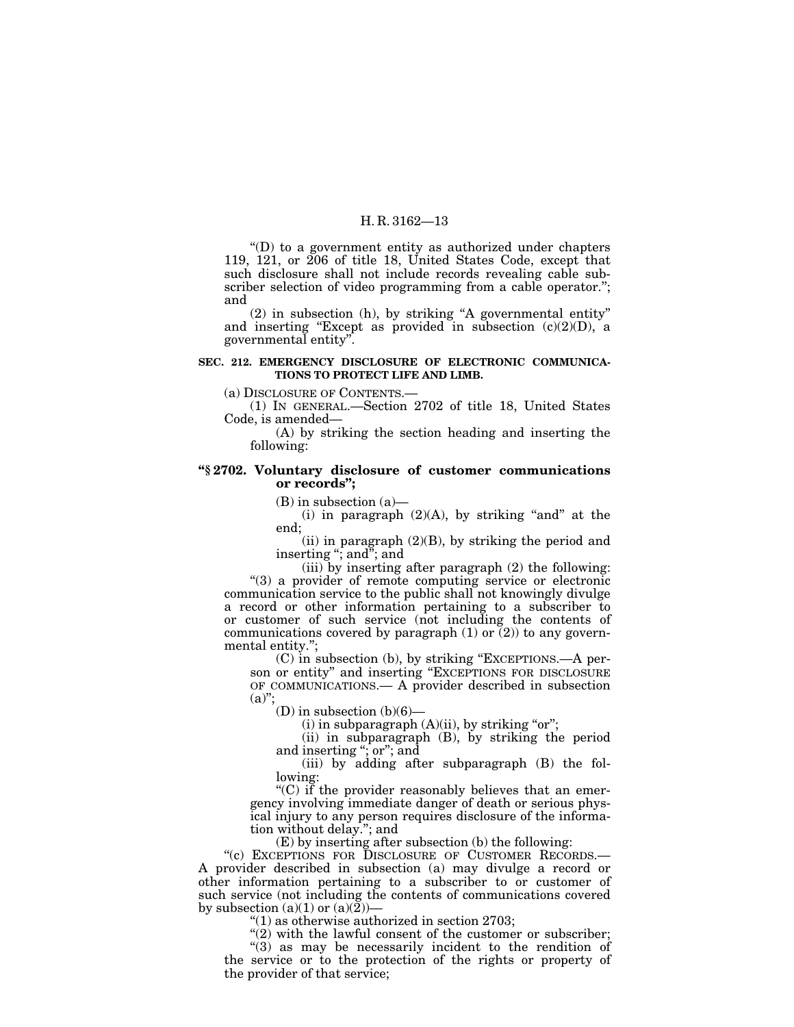"(D) to a government entity as authorized under chapters 119, 121, or 206 of title 18, United States Code, except that such disclosure shall not include records revealing cable subscriber selection of video programming from a cable operator."; and

(2) in subsection (h), by striking "A governmental entity" and inserting "Except as provided in subsection (c)(2)(D), a governmental entity".

**SEC. 212. EMERGENCY DISCLOSURE OF ELECTRONIC COMMUNICATIONS TO PROTECT LIFE AND LIMB.**

(a) DISCLOSURE OF CONTENTS.—

(1) IN GENERAL.—Section 2702 of title 18, United States Code, is amended—

(A) by striking the section heading and inserting the following:

**"§ 2702. Voluntary disclosure of customer communications or records";**

(B) in subsection (a)—

(i) in paragraph (2)(A), by striking "and" at the end;

(ii) in paragraph (2)(B), by striking the period and inserting "; and"; and

(iii) by inserting after paragraph (2) the following:

"(3) a provider of remote computing service or electronic communication service to the public shall not knowingly divulge a record or other information pertaining to a subscriber to or customer of such service (not including the contents of communications covered by paragraph (1) or (2)) to any governmental entity.";

(C) in subsection (b), by striking "EXCEPTIONS.—A person or entity" and inserting "EXCEPTIONS FOR DISCLOSURE OF COMMUNICATIONS.— A provider described in subsection (a)";

(D) in subsection (b)(6)—

(i) in subparagraph (A)(ii), by striking "or";

(ii) in subparagraph (B), by striking the period and inserting "; or"; and

(iii) by adding after subparagraph (B) the following:

"(C) if the provider reasonably believes that an emergency involving immediate danger of death or serious physical injury to any person requires disclosure of the information without delay."; and

(E) by inserting after subsection (b) the following:

"(c) EXCEPTIONS FOR DISCLOSURE OF CUSTOMER RECORDS.— A provider described in subsection (a) may divulge a record or other information pertaining to a subscriber to or customer of such service (not including the contents of communications covered by subsection (a)(1) or (a)(2))—

"(1) as otherwise authorized in section 2703;

"(2) with the lawful consent of the customer or subscriber;

"(3) as may be necessarily incident to the rendition of the service or to the protection of the rights or property of the provider of that service;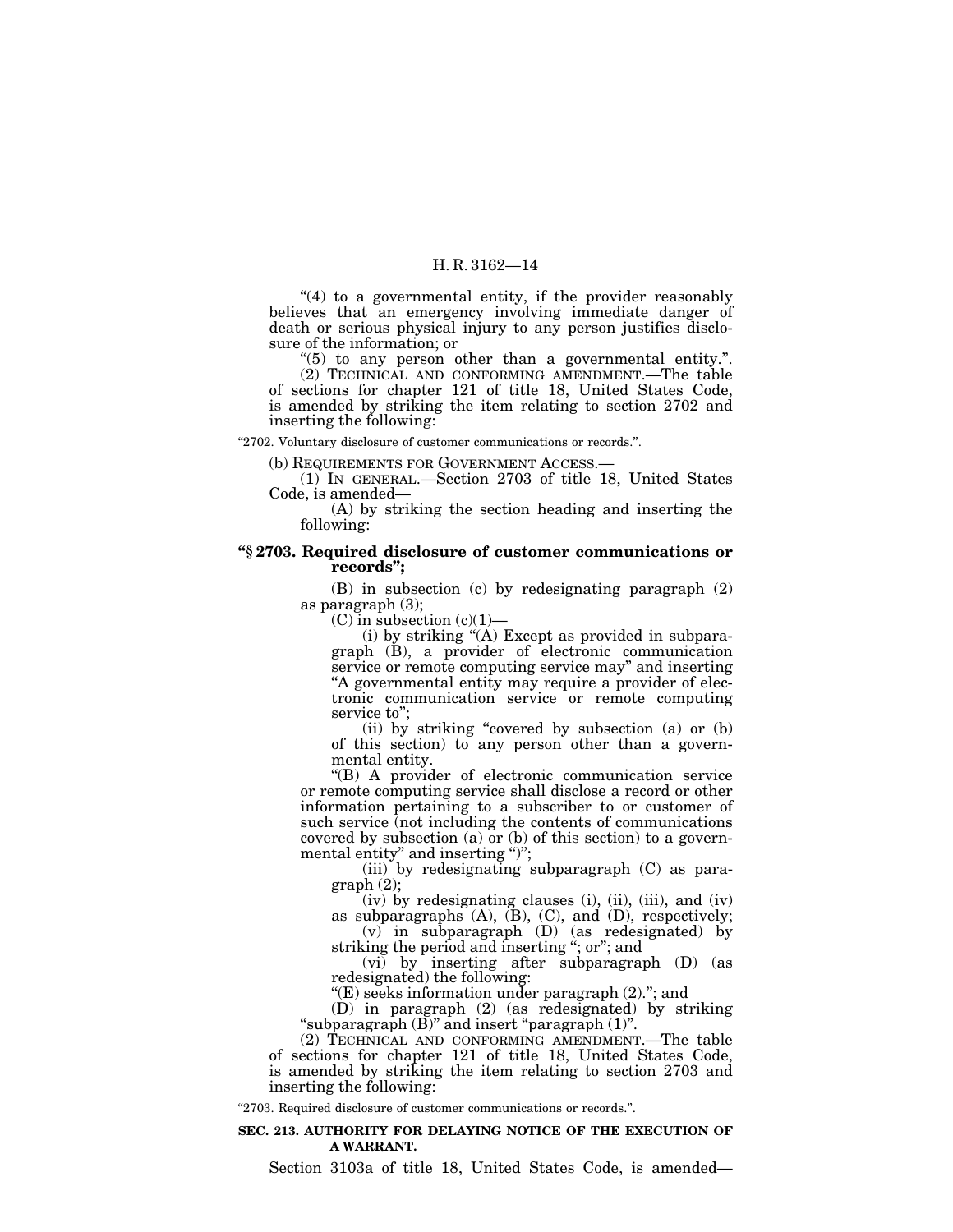"(4) to a governmental entity, if the provider reasonably believes that an emergency involving immediate danger of death or serious physical injury to any person justifies disclosure of the information; or

"(5) to any person other than a governmental entity.".

(2) TECHNICAL AND CONFORMING AMENDMENT.—The table of sections for chapter 121 of title 18, United States Code, is amended by striking the item relating to section 2702 and inserting the following:

"2702. Voluntary disclosure of customer communications or records.".

(b) REQUIREMENTS FOR GOVERNMENT ACCESS.—

(1) IN GENERAL.—Section 2703 of title 18, United States Code, is amended—

(A) by striking the section heading and inserting the following:

**"§ 2703. Required disclosure of customer communications or records";**

(B) in subsection (c) by redesignating paragraph (2) as paragraph (3);

(C) in subsection (c)(1)—

(i) by striking "(A) Except as provided in subparagraph (B), a provider of electronic communication service or remote computing service may" and inserting "A governmental entity may require a provider of electronic communication service or remote computing service to";

(ii) by striking "covered by subsection (a) or (b) of this section) to any person other than a governmental entity.

"(B) A provider of electronic communication service or remote computing service shall disclose a record or other information pertaining to a subscriber to or customer of such service (not including the contents of communications covered by subsection (a) or (b) of this section) to a governmental entity" and inserting ")";

(iii) by redesignating subparagraph (C) as paragraph (2);

(iv) by redesignating clauses (i), (ii), (iii), and (iv) as subparagraphs (A), (B), (C), and (D), respectively;

(v) in subparagraph (D) (as redesignated) by striking the period and inserting "; or"; and

(vi) by inserting after subparagraph (D) (as redesignated) the following:

"(E) seeks information under paragraph (2)."; and

(D) in paragraph (2) (as redesignated) by striking "subparagraph (B)" and insert "paragraph (1)".

(2) TECHNICAL AND CONFORMING AMENDMENT.—The table of sections for chapter 121 of title 18, United States Code, is amended by striking the item relating to section 2703 and inserting the following:

"2703. Required disclosure of customer communications or records.".

**SEC. 213. AUTHORITY FOR DELAYING NOTICE OF THE EXECUTION OF A WARRANT.**

Section 3103a of title 18, United States Code, is amended—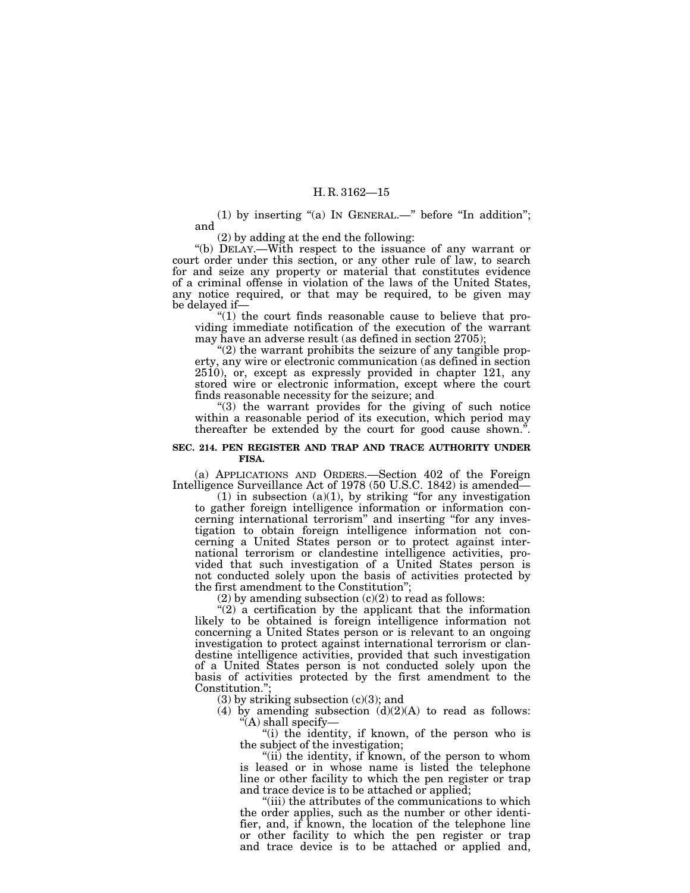(1) by inserting "(a) IN GENERAL.—" before "In addition"; and

(2) by adding at the end the following:

"(b) DELAY.—With respect to the issuance of any warrant or court order under this section, or any other rule of law, to search for and seize any property or material that constitutes evidence of a criminal offense in violation of the laws of the United States, any notice required, or that may be required, to be given may be delayed if—

"(1) the court finds reasonable cause to believe that providing immediate notification of the execution of the warrant may have an adverse result (as defined in section 2705);

"(2) the warrant prohibits the seizure of any tangible property, any wire or electronic communication (as defined in section 2510), or, except as expressly provided in chapter 121, any stored wire or electronic information, except where the court finds reasonable necessity for the seizure; and

"(3) the warrant provides for the giving of such notice within a reasonable period of its execution, which period may thereafter be extended by the court for good cause shown.".

### SEC. 214. PEN REGISTER AND TRAP AND TRACE AUTHORITY UNDER FISA.

(a) APPLICATIONS AND ORDERS.—Section 402 of the Foreign Intelligence Surveillance Act of 1978 (50 U.S.C. 1842) is amended—

(1) in subsection (a)(1), by striking "for any investigation to gather foreign intelligence information or information concerning international terrorism" and inserting "for any investigation to obtain foreign intelligence information not concerning a United States person or to protect against international terrorism or clandestine intelligence activities, provided that such investigation of a United States person is not conducted solely upon the basis of activities protected by the first amendment to the Constitution";

(2) by amending subsection (c)(2) to read as follows:

"(2) a certification by the applicant that the information likely to be obtained is foreign intelligence information not concerning a United States person or is relevant to an ongoing investigation to protect against international terrorism or clandestine intelligence activities, provided that such investigation of a United States person is not conducted solely upon the basis of activities protected by the first amendment to the Constitution.";

(3) by striking subsection (c)(3); and

(4) by amending subsection (d)(2)(A) to read as follows:

"(A) shall specify—

"(i) the identity, if known, of the person who is the subject of the investigation;

"(ii) the identity, if known, of the person to whom is leased or in whose name is listed the telephone line or other facility to which the pen register or trap and trace device is to be attached or applied;

"(iii) the attributes of the communications to which the order applies, such as the number or other identifier, and, if known, the location of the telephone line or other facility to which the pen register or trap and trace device is to be attached or applied and,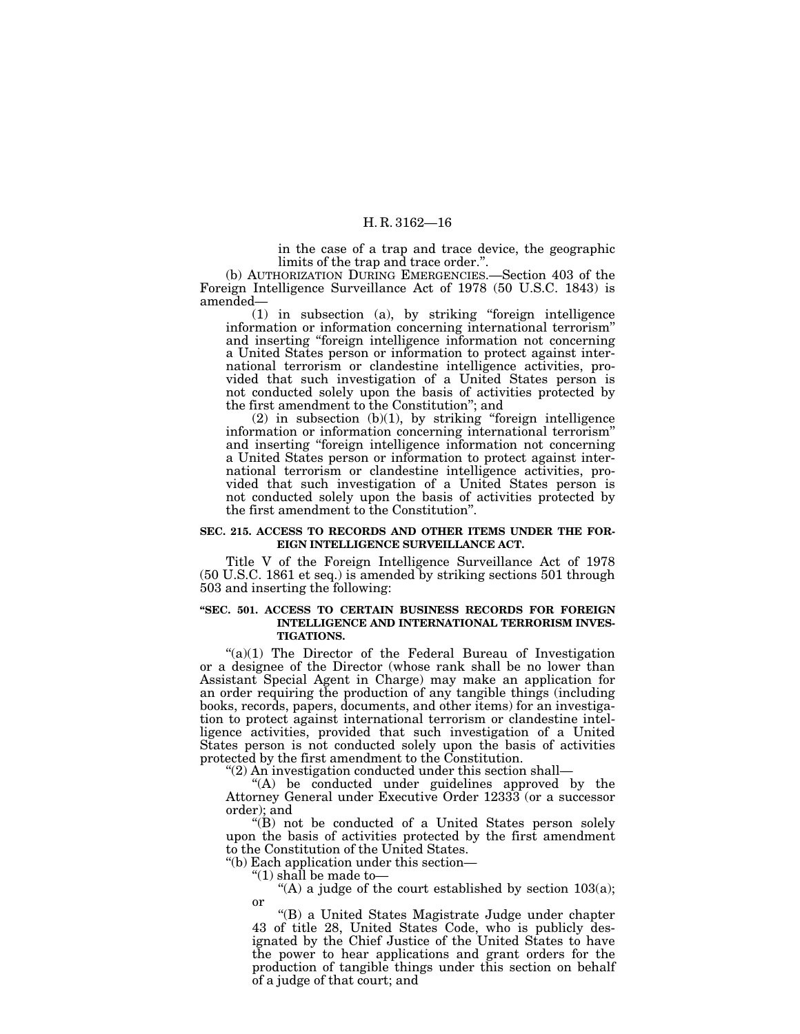in the case of a trap and trace device, the geographic limits of the trap and trace order.".

(b) AUTHORIZATION DURING EMERGENCIES.—Section 403 of the Foreign Intelligence Surveillance Act of 1978 (50 U.S.C. 1843) is amended—

(1) in subsection (a), by striking "foreign intelligence information or information concerning international terrorism" and inserting "foreign intelligence information not concerning a United States person or information to protect against international terrorism or clandestine intelligence activities, provided that such investigation of a United States person is not conducted solely upon the basis of activities protected by the first amendment to the Constitution"; and

(2) in subsection (b)(1), by striking "foreign intelligence information or information concerning international terrorism" and inserting "foreign intelligence information not concerning a United States person or information to protect against international terrorism or clandestine intelligence activities, provided that such investigation of a United States person is not conducted solely upon the basis of activities protected by the first amendment to the Constitution".

**SEC. 215. ACCESS TO RECORDS AND OTHER ITEMS UNDER THE FOREIGN INTELLIGENCE SURVEILLANCE ACT.**

Title V of the Foreign Intelligence Surveillance Act of 1978 (50 U.S.C. 1861 et seq.) is amended by striking sections 501 through 503 and inserting the following:

**"SEC. 501. ACCESS TO CERTAIN BUSINESS RECORDS FOR FOREIGN INTELLIGENCE AND INTERNATIONAL TERRORISM INVESTIGATIONS.**

"(a)(1) The Director of the Federal Bureau of Investigation or a designee of the Director (whose rank shall be no lower than Assistant Special Agent in Charge) may make an application for an order requiring the production of any tangible things (including books, records, papers, documents, and other items) for an investigation to protect against international terrorism or clandestine intelligence activities, provided that such investigation of a United States person is not conducted solely upon the basis of activities protected by the first amendment to the Constitution.

"(2) An investigation conducted under this section shall—

"(A) be conducted under guidelines approved by the Attorney General under Executive Order 12333 (or a successor order); and

"(B) not be conducted of a United States person solely upon the basis of activities protected by the first amendment to the Constitution of the United States.

"(b) Each application under this section—

"(1) shall be made to—

"(A) a judge of the court established by section 103(a); or

"(B) a United States Magistrate Judge under chapter 43 of title 28, United States Code, who is publicly designated by the Chief Justice of the United States to have the power to hear applications and grant orders for the production of tangible things under this section on behalf of a judge of that court; and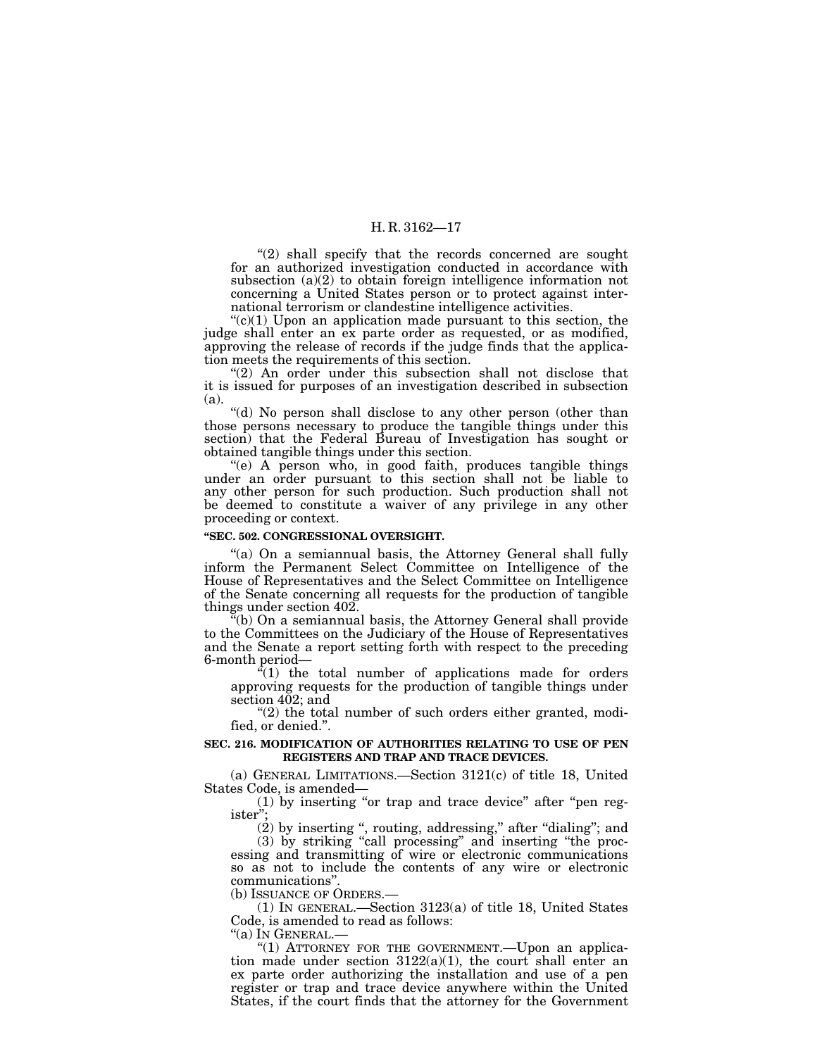"(2) shall specify that the records concerned are sought for an authorized investigation conducted in accordance with subsection (a)(2) to obtain foreign intelligence information not concerning a United States person or to protect against international terrorism or clandestine intelligence activities.

"(c)(1) Upon an application made pursuant to this section, the judge shall enter an ex parte order as requested, or as modified, approving the release of records if the judge finds that the application meets the requirements of this section.

"(2) An order under this subsection shall not disclose that it is issued for purposes of an investigation described in subsection (a).

"(d) No person shall disclose to any other person (other than those persons necessary to produce the tangible things under this section) that the Federal Bureau of Investigation has sought or obtained tangible things under this section.

"(e) A person who, in good faith, produces tangible things under an order pursuant to this section shall not be liable to any other person for such production. Such production shall not be deemed to constitute a waiver of any privilege in any other proceeding or context.

**"SEC. 502. CONGRESSIONAL OVERSIGHT.**

"(a) On a semiannual basis, the Attorney General shall fully inform the Permanent Select Committee on Intelligence of the House of Representatives and the Select Committee on Intelligence of the Senate concerning all requests for the production of tangible things under section 402.

"(b) On a semiannual basis, the Attorney General shall provide to the Committees on the Judiciary of the House of Representatives and the Senate a report setting forth with respect to the preceding 6-month period—

"(1) the total number of applications made for orders approving requests for the production of tangible things under section 402; and

"(2) the total number of such orders either granted, modified, or denied.".

**SEC. 216. MODIFICATION OF AUTHORITIES RELATING TO USE OF PEN REGISTERS AND TRAP AND TRACE DEVICES.**

(a) GENERAL LIMITATIONS.—Section 3121(c) of title 18, United States Code, is amended—

(1) by inserting "or trap and trace device" after "pen register";

(2) by inserting ", routing, addressing," after "dialing"; and

(3) by striking "call processing" and inserting "the processing and transmitting of wire or electronic communications so as not to include the contents of any wire or electronic communications".

(b) ISSUANCE OF ORDERS.—

(1) IN GENERAL.—Section 3123(a) of title 18, United States Code, is amended to read as follows:

"(a) IN GENERAL.—

"(1) ATTORNEY FOR THE GOVERNMENT.—Upon an application made under section 3122(a)(1), the court shall enter an ex parte order authorizing the installation and use of a pen register or trap and trace device anywhere within the United States, if the court finds that the attorney for the Government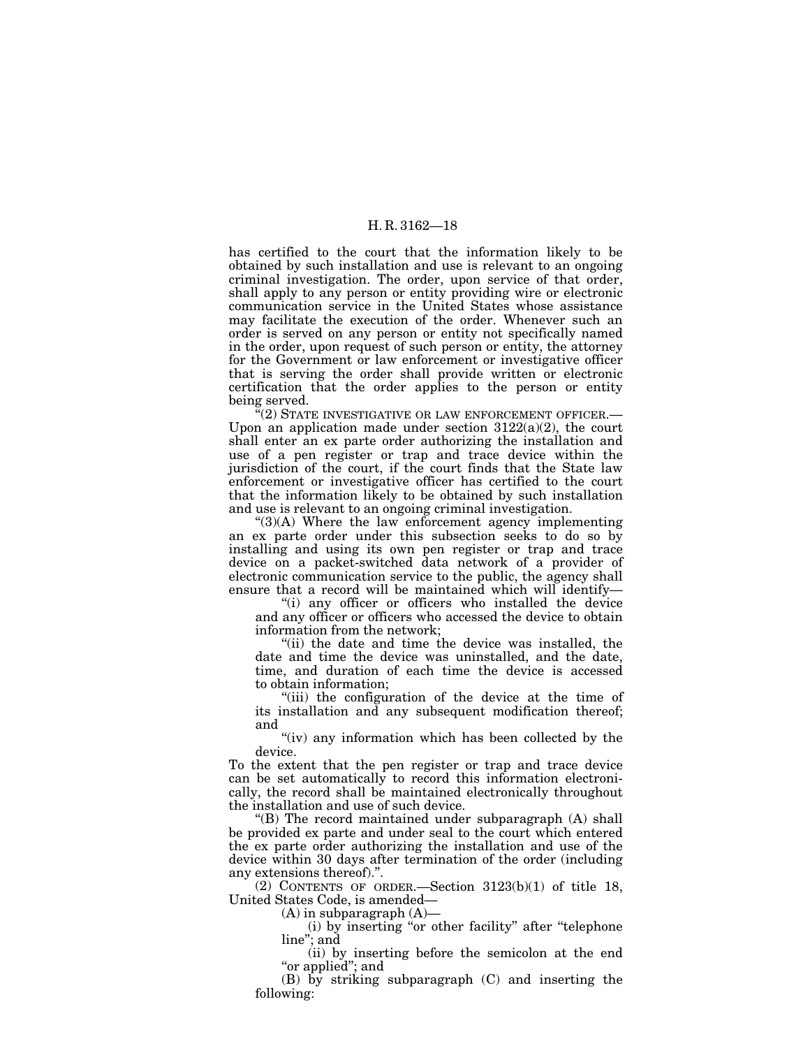has certified to the court that the information likely to be obtained by such installation and use is relevant to an ongoing criminal investigation. The order, upon service of that order, shall apply to any person or entity providing wire or electronic communication service in the United States whose assistance may facilitate the execution of the order. Whenever such an order is served on any person or entity not specifically named in the order, upon request of such person or entity, the attorney for the Government or law enforcement or investigative officer that is serving the order shall provide written or electronic certification that the order applies to the person or entity being served.

"(2) STATE INVESTIGATIVE OR LAW ENFORCEMENT OFFICER.—Upon an application made under section 3122(a)(2), the court shall enter an ex parte order authorizing the installation and use of a pen register or trap and trace device within the jurisdiction of the court, if the court finds that the State law enforcement or investigative officer has certified to the court that the information likely to be obtained by such installation and use is relevant to an ongoing criminal investigation.

"(3)(A) Where the law enforcement agency implementing an ex parte order under this subsection seeks to do so by installing and using its own pen register or trap and trace device on a packet-switched data network of a provider of electronic communication service to the public, the agency shall ensure that a record will be maintained which will identify—

"(i) any officer or officers who installed the device and any officer or officers who accessed the device to obtain information from the network;

"(ii) the date and time the device was installed, the date and time the device was uninstalled, and the date, time, and duration of each time the device is accessed to obtain information;

"(iii) the configuration of the device at the time of its installation and any subsequent modification thereof; and

"(iv) any information which has been collected by the device.

To the extent that the pen register or trap and trace device can be set automatically to record this information electronically, the record shall be maintained electronically throughout the installation and use of such device.

"(B) The record maintained under subparagraph (A) shall be provided ex parte and under seal to the court which entered the ex parte order authorizing the installation and use of the device within 30 days after termination of the order (including any extensions thereof).".

(2) CONTENTS OF ORDER.—Section 3123(b)(1) of title 18, United States Code, is amended—

(A) in subparagraph (A)—

(i) by inserting "or other facility" after "telephone line"; and

(ii) by inserting before the semicolon at the end "or applied"; and

(B) by striking subparagraph (C) and inserting the following: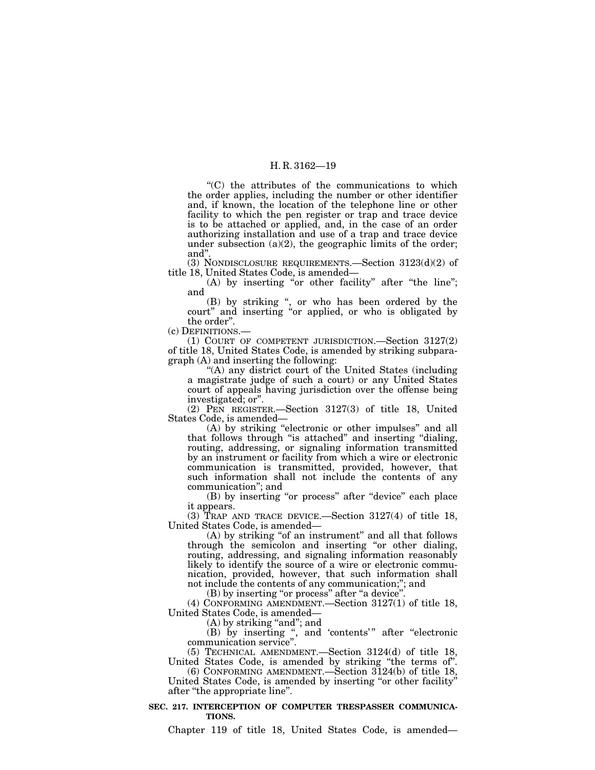"(C) the attributes of the communications to which the order applies, including the number or other identifier and, if known, the location of the telephone line or other facility to which the pen register or trap and trace device is to be attached or applied, and, in the case of an order authorizing installation and use of a trap and trace device under subsection (a)(2), the geographic limits of the order; and".

(3) NONDISCLOSURE REQUIREMENTS.—Section 3123(d)(2) of title 18, United States Code, is amended—

(A) by inserting "or other facility" after "the line"; and

(B) by striking ", or who has been ordered by the court" and inserting "or applied, or who is obligated by the order".

(c) DEFINITIONS.—

(1) COURT OF COMPETENT JURISDICTION.—Section 3127(2) of title 18, United States Code, is amended by striking subparagraph (A) and inserting the following:

"(A) any district court of the United States (including a magistrate judge of such a court) or any United States court of appeals having jurisdiction over the offense being investigated; or".

(2) PEN REGISTER.—Section 3127(3) of title 18, United States Code, is amended—

(A) by striking "electronic or other impulses" and all that follows through "is attached" and inserting "dialing, routing, addressing, or signaling information transmitted by an instrument or facility from which a wire or electronic communication is transmitted, provided, however, that such information shall not include the contents of any communication"; and

(B) by inserting "or process" after "device" each place it appears.

(3) TRAP AND TRACE DEVICE.—Section 3127(4) of title 18, United States Code, is amended—

(A) by striking "of an instrument" and all that follows through the semicolon and inserting "or other dialing, routing, addressing, and signaling information reasonably likely to identify the source of a wire or electronic communication, provided, however, that such information shall not include the contents of any communication;"; and

(B) by inserting "or process" after "a device".

(4) CONFORMING AMENDMENT.—Section 3127(1) of title 18, United States Code, is amended—

(A) by striking "and"; and

(B) by inserting ", and 'contents'" after "electronic communication service".

(5) TECHNICAL AMENDMENT.—Section 3124(d) of title 18, United States Code, is amended by striking "the terms of".

(6) CONFORMING AMENDMENT.—Section 3124(b) of title 18, United States Code, is amended by inserting "or other facility" after "the appropriate line".

**SEC. 217. INTERCEPTION OF COMPUTER TRESPASSER COMMUNICATIONS.**

Chapter 119 of title 18, United States Code, is amended—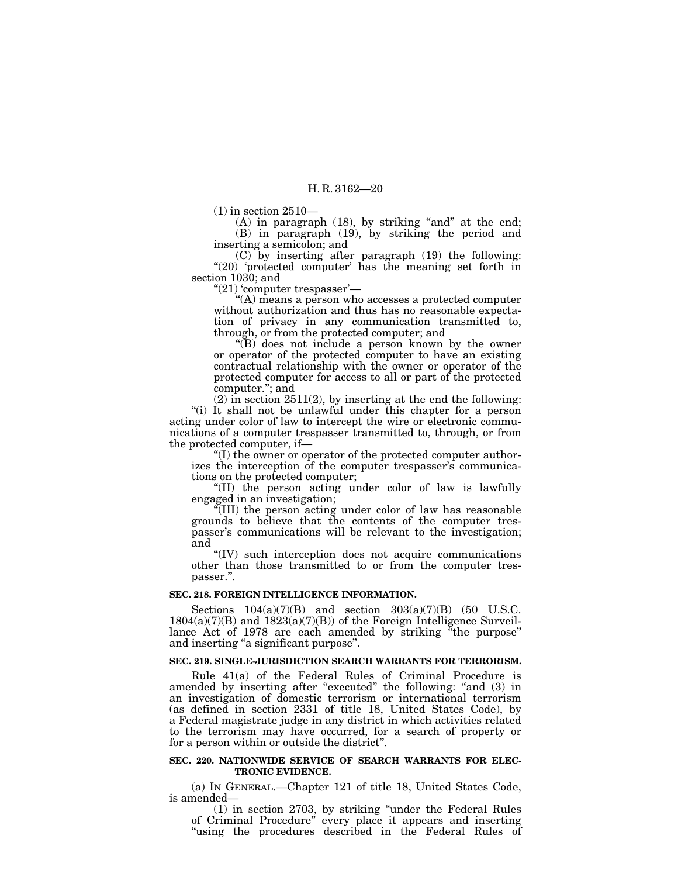(1) in section 2510—

(A) in paragraph (18), by striking "and" at the end;

(B) in paragraph (19), by striking the period and inserting a semicolon; and

(C) by inserting after paragraph (19) the following: "(20) 'protected computer' has the meaning set forth in section 1030; and

"(21) 'computer trespasser'—

"(A) means a person who accesses a protected computer without authorization and thus has no reasonable expectation of privacy in any communication transmitted to, through, or from the protected computer; and

"(B) does not include a person known by the owner or operator of the protected computer to have an existing contractual relationship with the owner or operator of the protected computer for access to all or part of the protected computer."; and

(2) in section 2511(2), by inserting at the end the following:

"(i) It shall not be unlawful under this chapter for a person acting under color of law to intercept the wire or electronic communications of a computer trespasser transmitted to, through, or from the protected computer, if—

"(I) the owner or operator of the protected computer authorizes the interception of the computer trespasser's communications on the protected computer;

"(II) the person acting under color of law is lawfully engaged in an investigation;

"(III) the person acting under color of law has reasonable grounds to believe that the contents of the computer trespasser's communications will be relevant to the investigation; and

"(IV) such interception does not acquire communications other than those transmitted to or from the computer trespasser.".

**SEC. 218. FOREIGN INTELLIGENCE INFORMATION.**

Sections 104(a)(7)(B) and section 303(a)(7)(B) (50 U.S.C. 1804(a)(7)(B) and 1823(a)(7)(B)) of the Foreign Intelligence Surveillance Act of 1978 are each amended by striking "the purpose" and inserting "a significant purpose".

**SEC. 219. SINGLE-JURISDICTION SEARCH WARRANTS FOR TERRORISM.**

Rule 41(a) of the Federal Rules of Criminal Procedure is amended by inserting after "executed" the following: "and (3) in an investigation of domestic terrorism or international terrorism (as defined in section 2331 of title 18, United States Code), by a Federal magistrate judge in any district in which activities related to the terrorism may have occurred, for a search of property or for a person within or outside the district".

**SEC. 220. NATIONWIDE SERVICE OF SEARCH WARRANTS FOR ELECTRONIC EVIDENCE.**

(a) IN GENERAL.—Chapter 121 of title 18, United States Code, is amended—

(1) in section 2703, by striking "under the Federal Rules of Criminal Procedure" every place it appears and inserting "using the procedures described in the Federal Rules of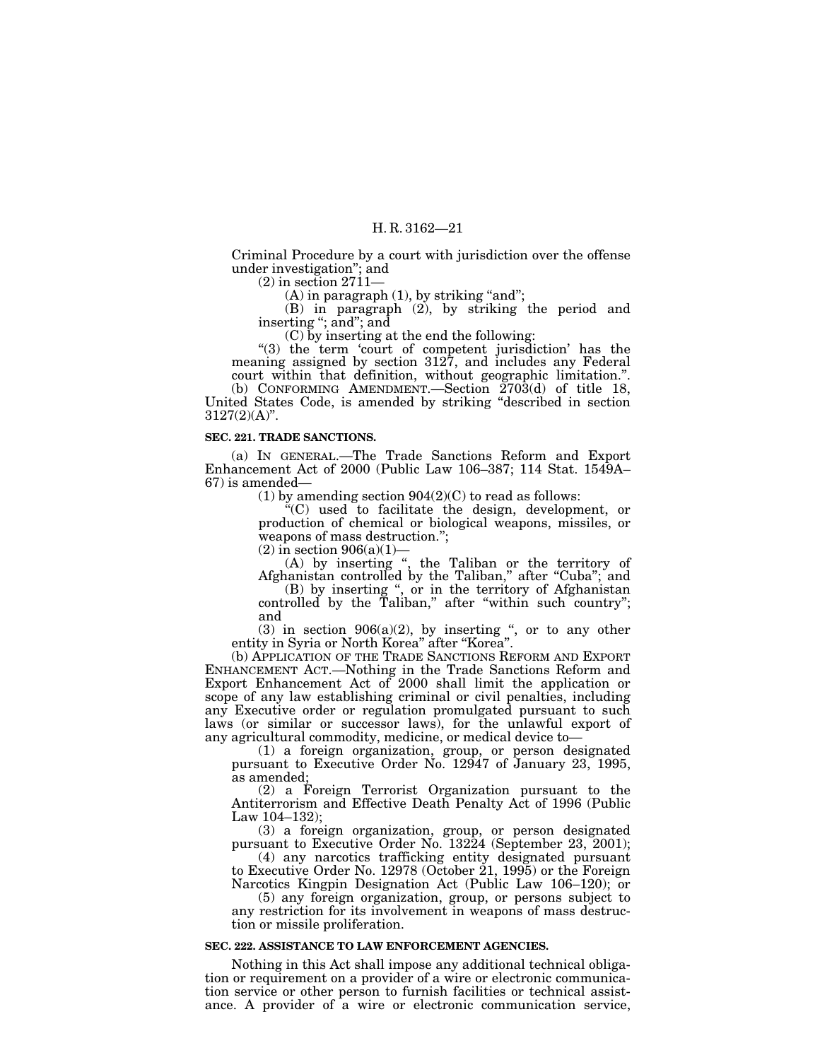Criminal Procedure by a court with jurisdiction over the offense under investigation''; and

(2) in section 2711—

(A) in paragraph (1), by striking ''and'';

(B) in paragraph (2), by striking the period and inserting ''; and''; and

(C) by inserting at the end the following:

''(3) the term 'court of competent jurisdiction' has the meaning assigned by section 3127, and includes any Federal court within that definition, without geographic limitation.''.

(b) CONFORMING AMENDMENT.—Section 2703(d) of title 18, United States Code, is amended by striking ''described in section 3127(2)(A)''.

**SEC. 221. TRADE SANCTIONS.**

(a) IN GENERAL.—The Trade Sanctions Reform and Export Enhancement Act of 2000 (Public Law 106–387; 114 Stat. 1549A–67) is amended—

(1) by amending section 904(2)(C) to read as follows:

''(C) used to facilitate the design, development, or production of chemical or biological weapons, missiles, or weapons of mass destruction.'';

(2) in section 906(a)(1)—

(A) by inserting '', the Taliban or the territory of Afghanistan controlled by the Taliban,'' after ''Cuba''; and

(B) by inserting '', or in the territory of Afghanistan controlled by the Taliban,'' after ''within such country''; and

(3) in section 906(a)(2), by inserting '', or to any other entity in Syria or North Korea'' after ''Korea''.

(b) APPLICATION OF THE TRADE SANCTIONS REFORM AND EXPORT ENHANCEMENT ACT.—Nothing in the Trade Sanctions Reform and Export Enhancement Act of 2000 shall limit the application or scope of any law establishing criminal or civil penalties, including any Executive order or regulation promulgated pursuant to such laws (or similar or successor laws), for the unlawful export of any agricultural commodity, medicine, or medical device to—

(1) a foreign organization, group, or person designated pursuant to Executive Order No. 12947 of January 23, 1995, as amended;

(2) a Foreign Terrorist Organization pursuant to the Antiterrorism and Effective Death Penalty Act of 1996 (Public Law 104–132);

(3) a foreign organization, group, or person designated pursuant to Executive Order No. 13224 (September 23, 2001);

(4) any narcotics trafficking entity designated pursuant to Executive Order No. 12978 (October 21, 1995) or the Foreign Narcotics Kingpin Designation Act (Public Law 106–120); or

(5) any foreign organization, group, or persons subject to any restriction for its involvement in weapons of mass destruction or missile proliferation.

**SEC. 222. ASSISTANCE TO LAW ENFORCEMENT AGENCIES.**

Nothing in this Act shall impose any additional technical obligation or requirement on a provider of a wire or electronic communication service or other person to furnish facilities or technical assistance. A provider of a wire or electronic communication service,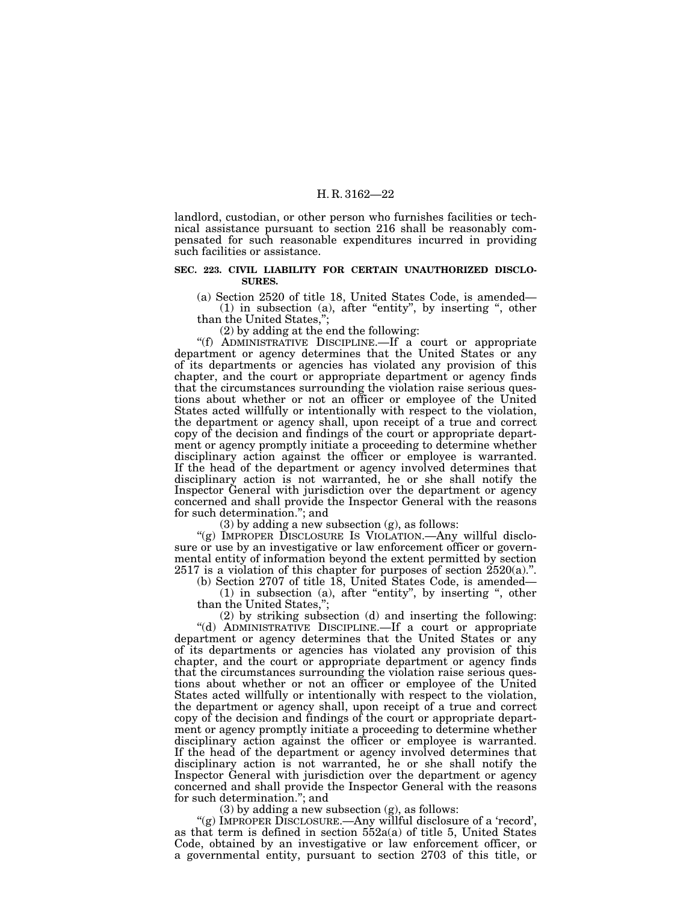landlord, custodian, or other person who furnishes facilities or technical assistance pursuant to section 216 shall be reasonably compensated for such reasonable expenditures incurred in providing such facilities or assistance.

**SEC. 223. CIVIL LIABILITY FOR CERTAIN UNAUTHORIZED DISCLOSURES.**

(a) Section 2520 of title 18, United States Code, is amended—

(1) in subsection (a), after "entity", by inserting ", other than the United States,";

(2) by adding at the end the following:

"(f) ADMINISTRATIVE DISCIPLINE.—If a court or appropriate department or agency determines that the United States or any of its departments or agencies has violated any provision of this chapter, and the court or appropriate department or agency finds that the circumstances surrounding the violation raise serious questions about whether or not an officer or employee of the United States acted willfully or intentionally with respect to the violation, the department or agency shall, upon receipt of a true and correct copy of the decision and findings of the court or appropriate department or agency promptly initiate a proceeding to determine whether disciplinary action against the officer or employee is warranted. If the head of the department or agency involved determines that disciplinary action is not warranted, he or she shall notify the Inspector General with jurisdiction over the department or agency concerned and shall provide the Inspector General with the reasons for such determination."; and

(3) by adding a new subsection (g), as follows:

"(g) IMPROPER DISCLOSURE IS VIOLATION.—Any willful disclosure or use by an investigative or law enforcement officer or governmental entity of information beyond the extent permitted by section 2517 is a violation of this chapter for purposes of section 2520(a).".

(b) Section 2707 of title 18, United States Code, is amended—

(1) in subsection (a), after "entity", by inserting ", other than the United States,";

(2) by striking subsection (d) and inserting the following:

"(d) ADMINISTRATIVE DISCIPLINE.—If a court or appropriate department or agency determines that the United States or any of its departments or agencies has violated any provision of this chapter, and the court or appropriate department or agency finds that the circumstances surrounding the violation raise serious questions about whether or not an officer or employee of the United States acted willfully or intentionally with respect to the violation, the department or agency shall, upon receipt of a true and correct copy of the decision and findings of the court or appropriate department or agency promptly initiate a proceeding to determine whether disciplinary action against the officer or employee is warranted. If the head of the department or agency involved determines that disciplinary action is not warranted, he or she shall notify the Inspector General with jurisdiction over the department or agency concerned and shall provide the Inspector General with the reasons for such determination."; and

(3) by adding a new subsection (g), as follows:

"(g) IMPROPER DISCLOSURE.—Any willful disclosure of a 'record', as that term is defined in section 552a(a) of title 5, United States Code, obtained by an investigative or law enforcement officer, or a governmental entity, pursuant to section 2703 of this title, or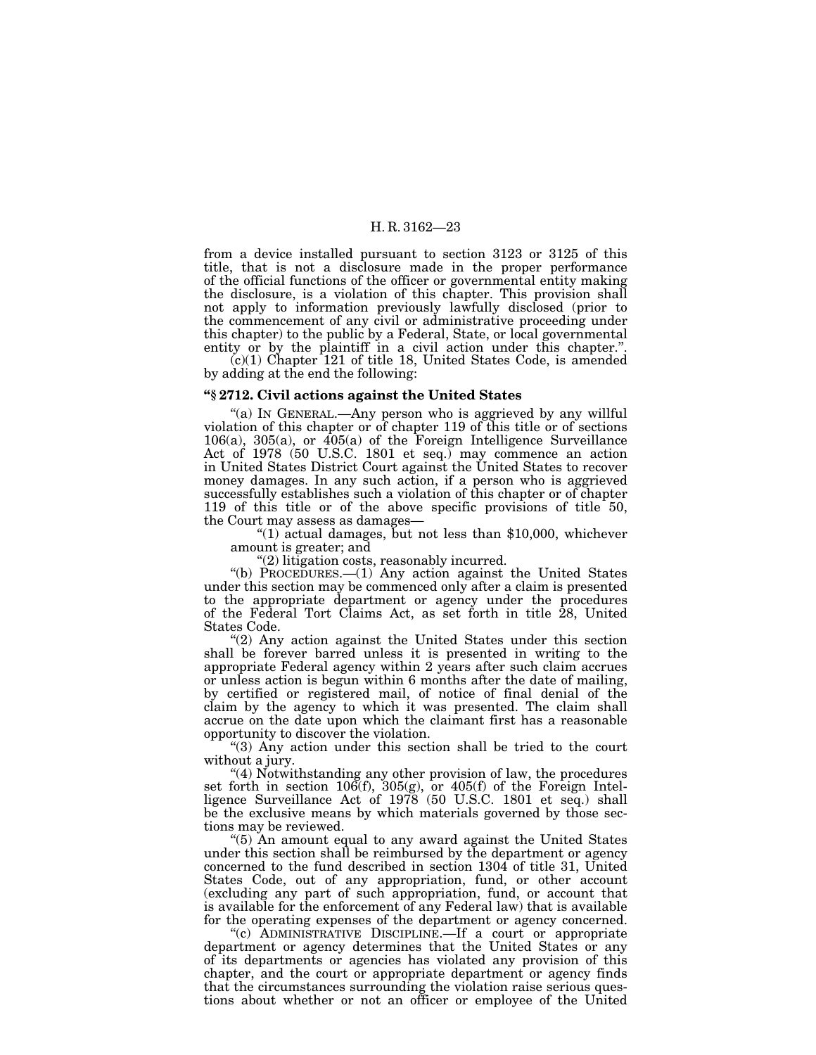from a device installed pursuant to section 3123 or 3125 of this title, that is not a disclosure made in the proper performance of the official functions of the officer or governmental entity making the disclosure, is a violation of this chapter. This provision shall not apply to information previously lawfully disclosed (prior to the commencement of any civil or administrative proceeding under this chapter) to the public by a Federal, State, or local governmental entity or by the plaintiff in a civil action under this chapter.".

(c)(1) Chapter 121 of title 18, United States Code, is amended by adding at the end the following:

**"§ 2712. Civil actions against the United States**

"(a) IN GENERAL.—Any person who is aggrieved by any willful violation of this chapter or of chapter 119 of this title or of sections 106(a), 305(a), or 405(a) of the Foreign Intelligence Surveillance Act of 1978 (50 U.S.C. 1801 et seq.) may commence an action in United States District Court against the United States to recover money damages. In any such action, if a person who is aggrieved successfully establishes such a violation of this chapter or of chapter 119 of this title or of the above specific provisions of title 50, the Court may assess as damages—

"(1) actual damages, but not less than $10,000, whichever amount is greater; and

"(2) litigation costs, reasonably incurred.

"(b) PROCEDURES.—(1) Any action against the United States under this section may be commenced only after a claim is presented to the appropriate department or agency under the procedures of the Federal Tort Claims Act, as set forth in title 28, United States Code.

"(2) Any action against the United States under this section shall be forever barred unless it is presented in writing to the appropriate Federal agency within 2 years after such claim accrues or unless action is begun within 6 months after the date of mailing, by certified or registered mail, of notice of final denial of the claim by the agency to which it was presented. The claim shall accrue on the date upon which the claimant first has a reasonable opportunity to discover the violation.

"(3) Any action under this section shall be tried to the court without a jury.

"(4) Notwithstanding any other provision of law, the procedures set forth in section 106(f), 305(g), or 405(f) of the Foreign Intelligence Surveillance Act of 1978 (50 U.S.C. 1801 et seq.) shall be the exclusive means by which materials governed by those sections may be reviewed.

"(5) An amount equal to any award against the United States under this section shall be reimbursed by the department or agency concerned to the fund described in section 1304 of title 31, United States Code, out of any appropriation, fund, or other account (excluding any part of such appropriation, fund, or account that is available for the enforcement of any Federal law) that is available for the operating expenses of the department or agency concerned.

"(c) ADMINISTRATIVE DISCIPLINE.—If a court or appropriate department or agency determines that the United States or any of its departments or agencies has violated any provision of this chapter, and the court or appropriate department or agency finds that the circumstances surrounding the violation raise serious questions about whether or not an officer or employee of the United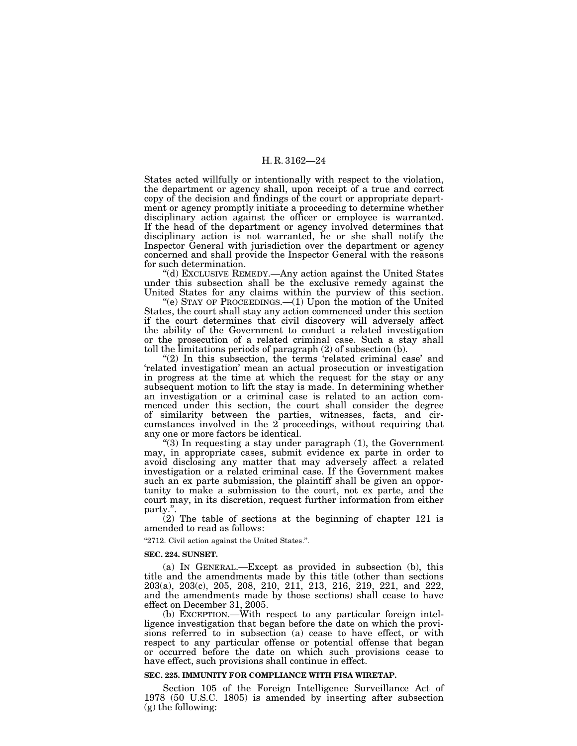States acted willfully or intentionally with respect to the violation, the department or agency shall, upon receipt of a true and correct copy of the decision and findings of the court or appropriate department or agency promptly initiate a proceeding to determine whether disciplinary action against the officer or employee is warranted. If the head of the department or agency involved determines that disciplinary action is not warranted, he or she shall notify the Inspector General with jurisdiction over the department or agency concerned and shall provide the Inspector General with the reasons for such determination.

"(d) EXCLUSIVE REMEDY.—Any action against the United States under this subsection shall be the exclusive remedy against the United States for any claims within the purview of this section.

"(e) STAY OF PROCEEDINGS.—(1) Upon the motion of the United States, the court shall stay any action commenced under this section if the court determines that civil discovery will adversely affect the ability of the Government to conduct a related investigation or the prosecution of a related criminal case. Such a stay shall toll the limitations periods of paragraph (2) of subsection (b).

"(2) In this subsection, the terms 'related criminal case' and 'related investigation' mean an actual prosecution or investigation in progress at the time at which the request for the stay or any subsequent motion to lift the stay is made. In determining whether an investigation or a criminal case is related to an action commenced under this section, the court shall consider the degree of similarity between the parties, witnesses, facts, and circumstances involved in the 2 proceedings, without requiring that any one or more factors be identical.

"(3) In requesting a stay under paragraph (1), the Government may, in appropriate cases, submit evidence ex parte in order to avoid disclosing any matter that may adversely affect a related investigation or a related criminal case. If the Government makes such an ex parte submission, the plaintiff shall be given an opportunity to make a submission to the court, not ex parte, and the court may, in its discretion, request further information from either party.".

(2) The table of sections at the beginning of chapter 121 is amended to read as follows:

"2712. Civil action against the United States.".

**SEC. 224. SUNSET.**

(a) IN GENERAL.—Except as provided in subsection (b), this title and the amendments made by this title (other than sections 203(a), 203(c), 205, 208, 210, 211, 213, 216, 219, 221, and 222, and the amendments made by those sections) shall cease to have effect on December 31, 2005.

(b) EXCEPTION.—With respect to any particular foreign intelligence investigation that began before the date on which the provisions referred to in subsection (a) cease to have effect, or with respect to any particular offense or potential offense that began or occurred before the date on which such provisions cease to have effect, such provisions shall continue in effect.

**SEC. 225. IMMUNITY FOR COMPLIANCE WITH FISA WIRETAP.**

Section 105 of the Foreign Intelligence Surveillance Act of 1978 (50 U.S.C. 1805) is amended by inserting after subsection (g) the following: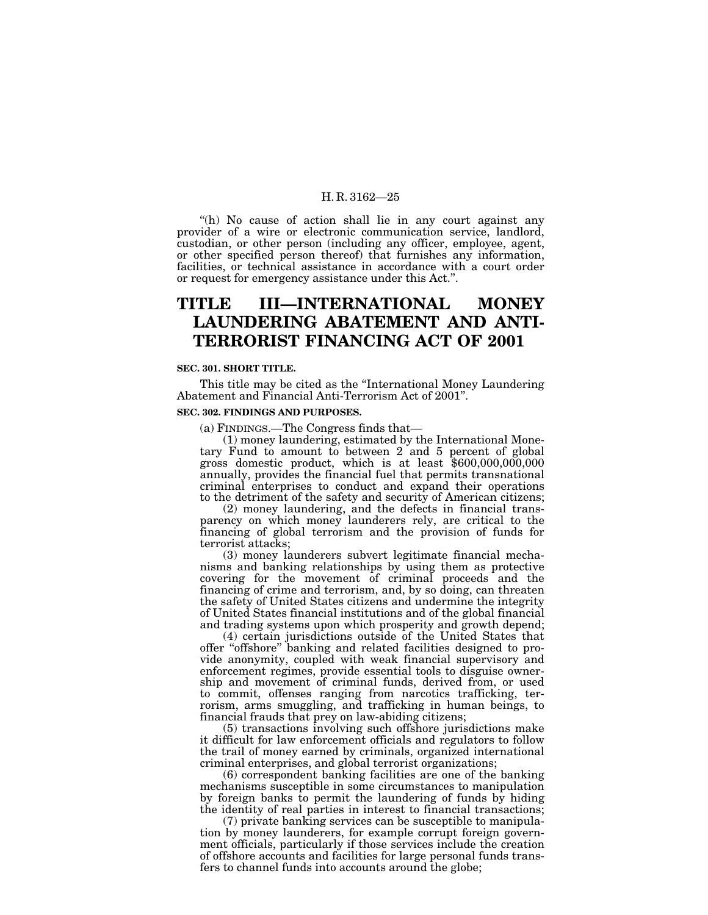"(h) No cause of action shall lie in any court against any provider of a wire or electronic communication service, landlord, custodian, or other person (including any officer, employee, agent, or other specified person thereof) that furnishes any information, facilities, or technical assistance in accordance with a court order or request for emergency assistance under this Act.".

# TITLE III—INTERNATIONAL MONEY LAUNDERING ABATEMENT AND ANTI-TERRORIST FINANCING ACT OF 2001

### SEC. 301. SHORT TITLE.

This title may be cited as the "International Money Laundering Abatement and Financial Anti-Terrorism Act of 2001".

### SEC. 302. FINDINGS AND PURPOSES.

(a) FINDINGS.—The Congress finds that—

(1) money laundering, estimated by the International Monetary Fund to amount to between 2 and 5 percent of global gross domestic product, which is at least $600,000,000,000 annually, provides the financial fuel that permits transnational criminal enterprises to conduct and expand their operations to the detriment of the safety and security of American citizens;

(2) money laundering, and the defects in financial transparency on which money launderers rely, are critical to the financing of global terrorism and the provision of funds for terrorist attacks;

(3) money launderers subvert legitimate financial mechanisms and banking relationships by using them as protective covering for the movement of criminal proceeds and the financing of crime and terrorism, and, by so doing, can threaten the safety of United States citizens and undermine the integrity of United States financial institutions and of the global financial and trading systems upon which prosperity and growth depend;

(4) certain jurisdictions outside of the United States that offer "offshore" banking and related facilities designed to provide anonymity, coupled with weak financial supervisory and enforcement regimes, provide essential tools to disguise ownership and movement of criminal funds, derived from, or used to commit, offenses ranging from narcotics trafficking, terrorism, arms smuggling, and trafficking in human beings, to financial frauds that prey on law-abiding citizens;

(5) transactions involving such offshore jurisdictions make it difficult for law enforcement officials and regulators to follow the trail of money earned by criminals, organized international criminal enterprises, and global terrorist organizations;

(6) correspondent banking facilities are one of the banking mechanisms susceptible in some circumstances to manipulation by foreign banks to permit the laundering of funds by hiding the identity of real parties in interest to financial transactions;

(7) private banking services can be susceptible to manipulation by money launderers, for example corrupt foreign government officials, particularly if those services include the creation of offshore accounts and facilities for large personal funds transfers to channel funds into accounts around the globe;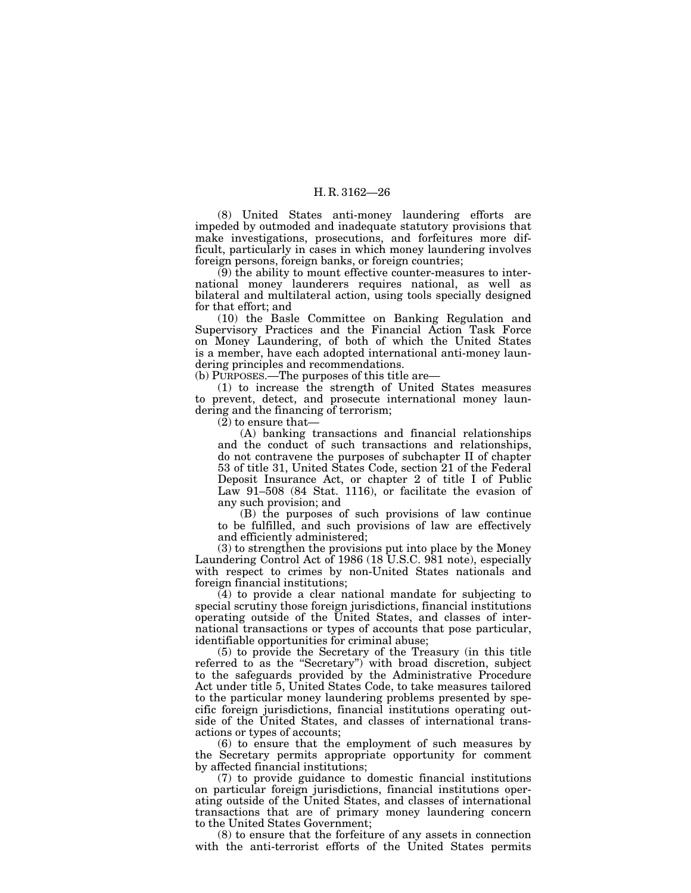(8) United States anti-money laundering efforts are impeded by outmoded and inadequate statutory provisions that make investigations, prosecutions, and forfeitures more difficult, particularly in cases in which money laundering involves foreign persons, foreign banks, or foreign countries;

(9) the ability to mount effective counter-measures to international money launderers requires national, as well as bilateral and multilateral action, using tools specially designed for that effort; and

(10) the Basle Committee on Banking Regulation and Supervisory Practices and the Financial Action Task Force on Money Laundering, of both of which the United States is a member, have each adopted international anti-money laundering principles and recommendations.

(b) PURPOSES.—The purposes of this title are—

(1) to increase the strength of United States measures to prevent, detect, and prosecute international money laundering and the financing of terrorism;

(2) to ensure that—

(A) banking transactions and financial relationships and the conduct of such transactions and relationships, do not contravene the purposes of subchapter II of chapter 53 of title 31, United States Code, section 21 of the Federal Deposit Insurance Act, or chapter 2 of title I of Public Law 91–508 (84 Stat. 1116), or facilitate the evasion of any such provision; and

(B) the purposes of such provisions of law continue to be fulfilled, and such provisions of law are effectively and efficiently administered;

(3) to strengthen the provisions put into place by the Money Laundering Control Act of 1986 (18 U.S.C. 981 note), especially with respect to crimes by non-United States nationals and foreign financial institutions;

(4) to provide a clear national mandate for subjecting to special scrutiny those foreign jurisdictions, financial institutions operating outside of the United States, and classes of international transactions or types of accounts that pose particular, identifiable opportunities for criminal abuse;

(5) to provide the Secretary of the Treasury (in this title referred to as the "Secretary") with broad discretion, subject to the safeguards provided by the Administrative Procedure Act under title 5, United States Code, to take measures tailored to the particular money laundering problems presented by specific foreign jurisdictions, financial institutions operating outside of the United States, and classes of international transactions or types of accounts;

(6) to ensure that the employment of such measures by the Secretary permits appropriate opportunity for comment by affected financial institutions;

(7) to provide guidance to domestic financial institutions on particular foreign jurisdictions, financial institutions operating outside of the United States, and classes of international transactions that are of primary money laundering concern to the United States Government;

(8) to ensure that the forfeiture of any assets in connection with the anti-terrorist efforts of the United States permits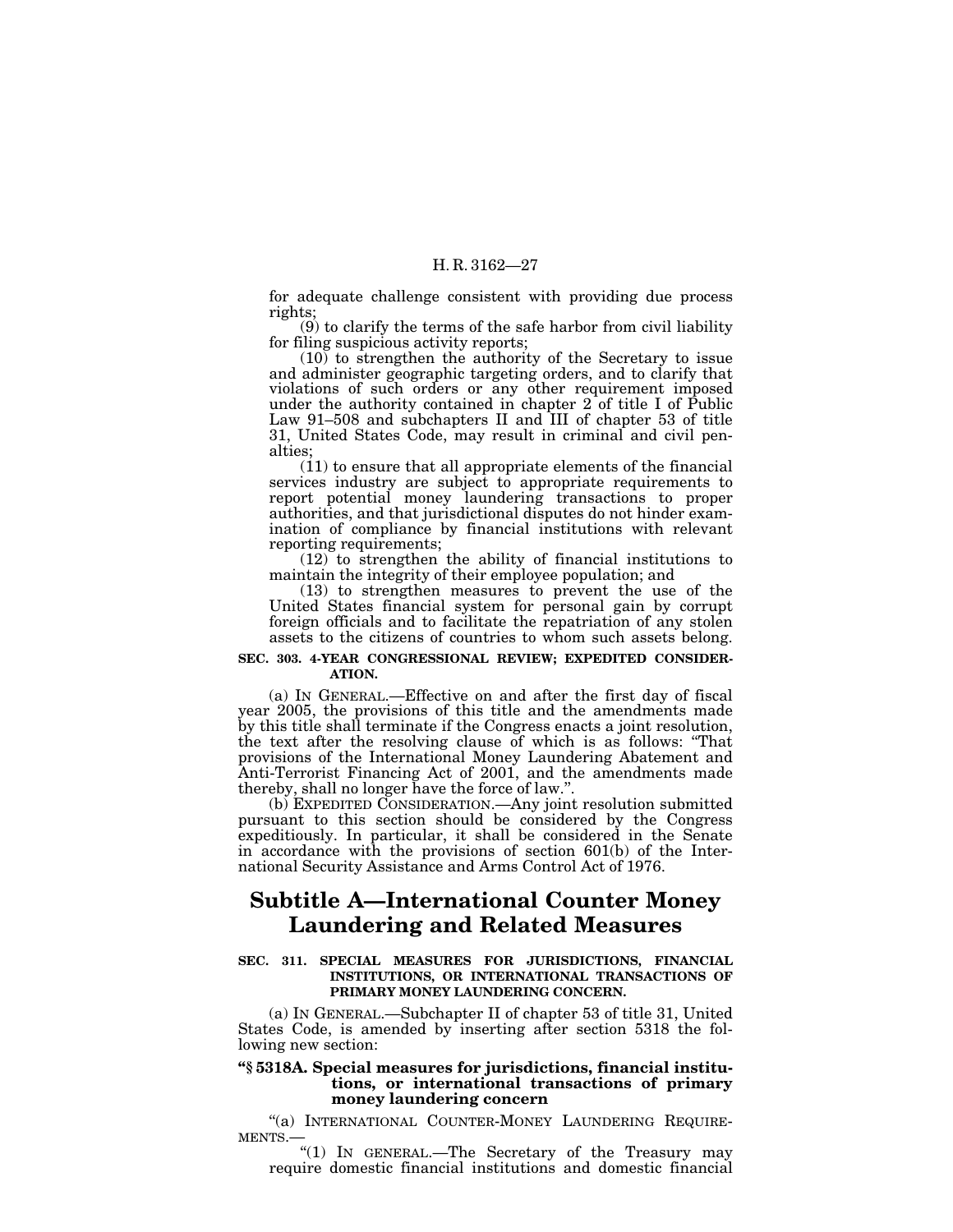for adequate challenge consistent with providing due process rights;

(9) to clarify the terms of the safe harbor from civil liability for filing suspicious activity reports;

(10) to strengthen the authority of the Secretary to issue and administer geographic targeting orders, and to clarify that violations of such orders or any other requirement imposed under the authority contained in chapter 2 of title I of Public Law 91–508 and subchapters II and III of chapter 53 of title 31, United States Code, may result in criminal and civil penalties;

(11) to ensure that all appropriate elements of the financial services industry are subject to appropriate requirements to report potential money laundering transactions to proper authorities, and that jurisdictional disputes do not hinder examination of compliance by financial institutions with relevant reporting requirements;

(12) to strengthen the ability of financial institutions to maintain the integrity of their employee population; and

(13) to strengthen measures to prevent the use of the United States financial system for personal gain by corrupt foreign officials and to facilitate the repatriation of any stolen assets to the citizens of countries to whom such assets belong.

**SEC. 303. 4-YEAR CONGRESSIONAL REVIEW; EXPEDITED CONSIDERATION.**

(a) IN GENERAL.—Effective on and after the first day of fiscal year 2005, the provisions of this title and the amendments made by this title shall terminate if the Congress enacts a joint resolution, the text after the resolving clause of which is as follows: "That provisions of the International Money Laundering Abatement and Anti-Terrorist Financing Act of 2001, and the amendments made thereby, shall no longer have the force of law.".

(b) EXPEDITED CONSIDERATION.—Any joint resolution submitted pursuant to this section should be considered by the Congress expeditiously. In particular, it shall be considered in the Senate in accordance with the provisions of section 601(b) of the International Security Assistance and Arms Control Act of 1976.

# Subtitle A—International Counter Money Laundering and Related Measures

**SEC. 311. SPECIAL MEASURES FOR JURISDICTIONS, FINANCIAL INSTITUTIONS, OR INTERNATIONAL TRANSACTIONS OF PRIMARY MONEY LAUNDERING CONCERN.**

(a) IN GENERAL.—Subchapter II of chapter 53 of title 31, United States Code, is amended by inserting after section 5318 the following new section:

**"§ 5318A. Special measures for jurisdictions, financial institutions, or international transactions of primary money laundering concern**

"(a) INTERNATIONAL COUNTER-MONEY LAUNDERING REQUIREMENTS.—

"(1) IN GENERAL.—The Secretary of the Treasury may require domestic financial institutions and domestic financial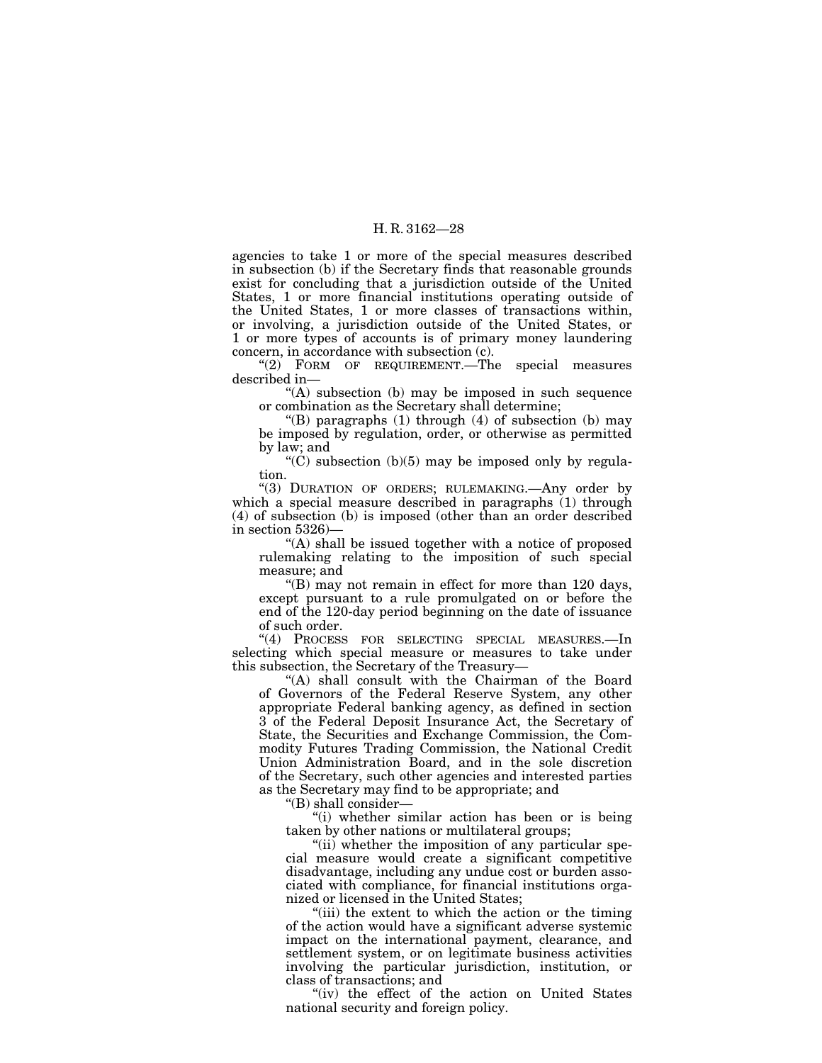agencies to take 1 or more of the special measures described in subsection (b) if the Secretary finds that reasonable grounds exist for concluding that a jurisdiction outside of the United States, 1 or more financial institutions operating outside of the United States, 1 or more classes of transactions within, or involving, a jurisdiction outside of the United States, or 1 or more types of accounts is of primary money laundering concern, in accordance with subsection (c).

"(2) FORM OF REQUIREMENT.—The special measures described in—

"(A) subsection (b) may be imposed in such sequence or combination as the Secretary shall determine;

"(B) paragraphs (1) through (4) of subsection (b) may be imposed by regulation, order, or otherwise as permitted by law; and

"(C) subsection (b)(5) may be imposed only by regulation.

"(3) DURATION OF ORDERS; RULEMAKING.—Any order by which a special measure described in paragraphs (1) through (4) of subsection (b) is imposed (other than an order described in section 5326)—

"(A) shall be issued together with a notice of proposed rulemaking relating to the imposition of such special measure; and

"(B) may not remain in effect for more than 120 days, except pursuant to a rule promulgated on or before the end of the 120-day period beginning on the date of issuance of such order.

"(4) PROCESS FOR SELECTING SPECIAL MEASURES.—In selecting which special measure or measures to take under this subsection, the Secretary of the Treasury—

"(A) shall consult with the Chairman of the Board of Governors of the Federal Reserve System, any other appropriate Federal banking agency, as defined in section 3 of the Federal Deposit Insurance Act, the Secretary of State, the Securities and Exchange Commission, the Commodity Futures Trading Commission, the National Credit Union Administration Board, and in the sole discretion of the Secretary, such other agencies and interested parties as the Secretary may find to be appropriate; and

"(B) shall consider—

"(i) whether similar action has been or is being taken by other nations or multilateral groups;

"(ii) whether the imposition of any particular special measure would create a significant competitive disadvantage, including any undue cost or burden associated with compliance, for financial institutions organized or licensed in the United States;

"(iii) the extent to which the action or the timing of the action would have a significant adverse systemic impact on the international payment, clearance, and settlement system, or on legitimate business activities involving the particular jurisdiction, institution, or class of transactions; and

"(iv) the effect of the action on United States national security and foreign policy.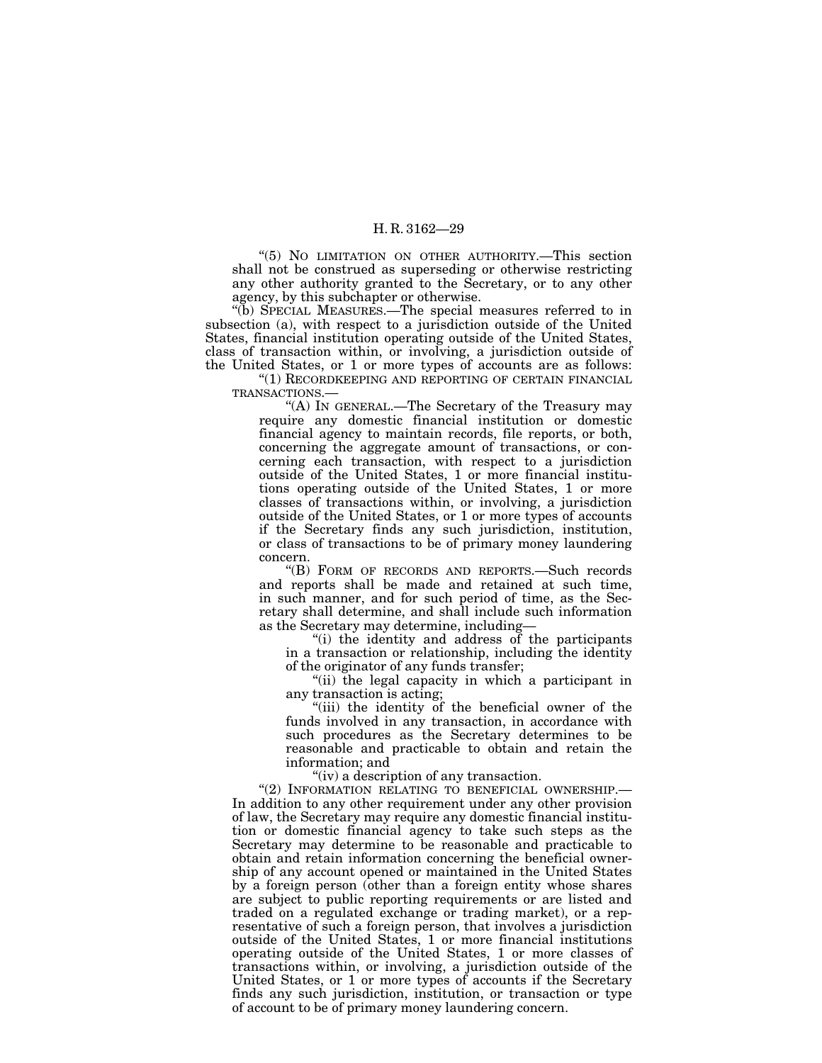"(5) NO LIMITATION ON OTHER AUTHORITY.—This section shall not be construed as superseding or otherwise restricting any other authority granted to the Secretary, or to any other agency, by this subchapter or otherwise.

"(b) SPECIAL MEASURES.—The special measures referred to in subsection (a), with respect to a jurisdiction outside of the United States, financial institution operating outside of the United States, class of transaction within, or involving, a jurisdiction outside of the United States, or 1 or more types of accounts are as follows:

"(1) RECORDKEEPING AND REPORTING OF CERTAIN FINANCIAL TRANSACTIONS.—

"(A) IN GENERAL.—The Secretary of the Treasury may require any domestic financial institution or domestic financial agency to maintain records, file reports, or both, concerning the aggregate amount of transactions, or concerning each transaction, with respect to a jurisdiction outside of the United States, 1 or more financial institutions operating outside of the United States, 1 or more classes of transactions within, or involving, a jurisdiction outside of the United States, or 1 or more types of accounts if the Secretary finds any such jurisdiction, institution, or class of transactions to be of primary money laundering concern.

"(B) FORM OF RECORDS AND REPORTS.—Such records and reports shall be made and retained at such time, in such manner, and for such period of time, as the Secretary shall determine, and shall include such information as the Secretary may determine, including—

"(i) the identity and address of the participants in a transaction or relationship, including the identity of the originator of any funds transfer;

"(ii) the legal capacity in which a participant in any transaction is acting;

"(iii) the identity of the beneficial owner of the funds involved in any transaction, in accordance with such procedures as the Secretary determines to be reasonable and practicable to obtain and retain the information; and

"(iv) a description of any transaction.

"(2) INFORMATION RELATING TO BENEFICIAL OWNERSHIP.— In addition to any other requirement under any other provision of law, the Secretary may require any domestic financial institution or domestic financial agency to take such steps as the Secretary may determine to be reasonable and practicable to obtain and retain information concerning the beneficial ownership of any account opened or maintained in the United States by a foreign person (other than a foreign entity whose shares are subject to public reporting requirements or are listed and traded on a regulated exchange or trading market), or a representative of such a foreign person, that involves a jurisdiction outside of the United States, 1 or more financial institutions operating outside of the United States, 1 or more classes of transactions within, or involving, a jurisdiction outside of the United States, or 1 or more types of accounts if the Secretary finds any such jurisdiction, institution, or transaction or type of account to be of primary money laundering concern.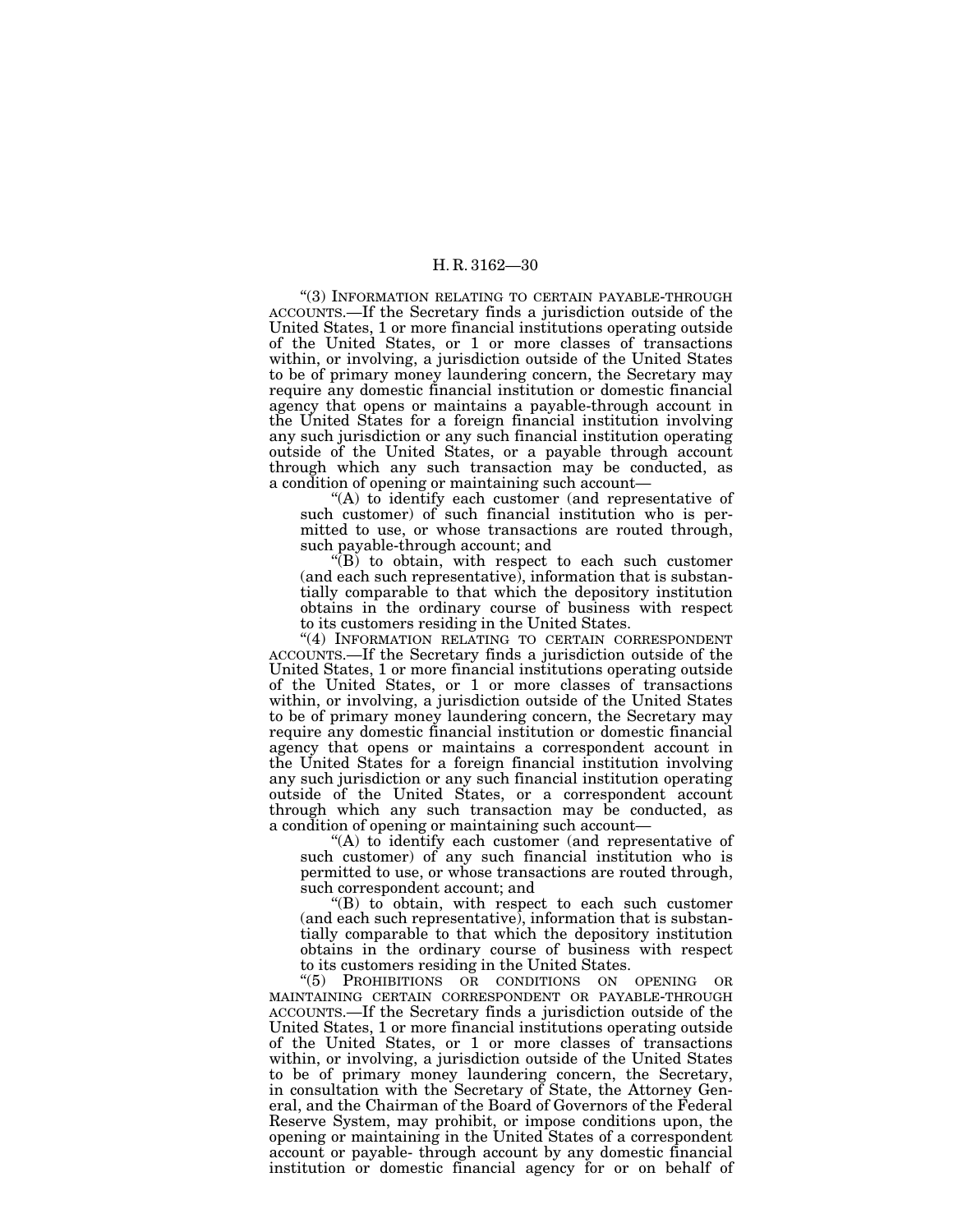"(3) INFORMATION RELATING TO CERTAIN PAYABLE-THROUGH ACCOUNTS.—If the Secretary finds a jurisdiction outside of the United States, 1 or more financial institutions operating outside of the United States, or 1 or more classes of transactions within, or involving, a jurisdiction outside of the United States to be of primary money laundering concern, the Secretary may require any domestic financial institution or domestic financial agency that opens or maintains a payable-through account in the United States for a foreign financial institution involving any such jurisdiction or any such financial institution operating outside of the United States, or a payable through account through which any such transaction may be conducted, as a condition of opening or maintaining such account—

"(A) to identify each customer (and representative of such customer) of such financial institution who is permitted to use, or whose transactions are routed through, such payable-through account; and

"(B) to obtain, with respect to each such customer (and each such representative), information that is substantially comparable to that which the depository institution obtains in the ordinary course of business with respect to its customers residing in the United States.

"(4) INFORMATION RELATING TO CERTAIN CORRESPONDENT ACCOUNTS.—If the Secretary finds a jurisdiction outside of the United States, 1 or more financial institutions operating outside of the United States, or 1 or more classes of transactions within, or involving, a jurisdiction outside of the United States to be of primary money laundering concern, the Secretary may require any domestic financial institution or domestic financial agency that opens or maintains a correspondent account in the United States for a foreign financial institution involving any such jurisdiction or any such financial institution operating outside of the United States, or a correspondent account through which any such transaction may be conducted, as a condition of opening or maintaining such account—

"(A) to identify each customer (and representative of such customer) of any such financial institution who is permitted to use, or whose transactions are routed through, such correspondent account; and

"(B) to obtain, with respect to each such customer (and each such representative), information that is substantially comparable to that which the depository institution obtains in the ordinary course of business with respect to its customers residing in the United States.

"(5) PROHIBITIONS OR CONDITIONS ON OPENING OR MAINTAINING CERTAIN CORRESPONDENT OR PAYABLE-THROUGH ACCOUNTS.—If the Secretary finds a jurisdiction outside of the United States, 1 or more financial institutions operating outside of the United States, or 1 or more classes of transactions within, or involving, a jurisdiction outside of the United States to be of primary money laundering concern, the Secretary, in consultation with the Secretary of State, the Attorney General, and the Chairman of the Board of Governors of the Federal Reserve System, may prohibit, or impose conditions upon, the opening or maintaining in the United States of a correspondent account or payable- through account by any domestic financial institution or domestic financial agency for or on behalf of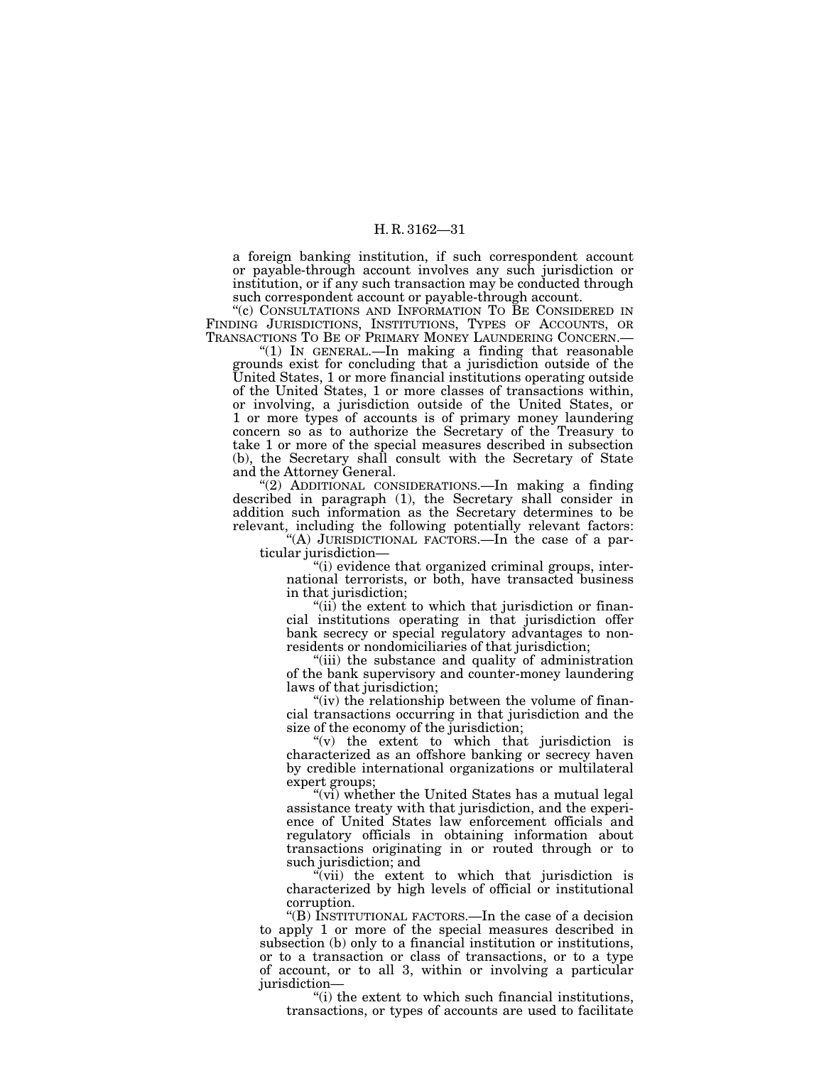a foreign banking institution, if such correspondent account or payable-through account involves any such jurisdiction or institution, or if any such transaction may be conducted through such correspondent account or payable-through account.

"(c) CONSULTATIONS AND INFORMATION TO BE CONSIDERED IN FINDING JURISDICTIONS, INSTITUTIONS, TYPES OF ACCOUNTS, OR TRANSACTIONS TO BE OF PRIMARY MONEY LAUNDERING CONCERN.—

"(1) IN GENERAL.—In making a finding that reasonable grounds exist for concluding that a jurisdiction outside of the United States, 1 or more financial institutions operating outside of the United States, 1 or more classes of transactions within, or involving, a jurisdiction outside of the United States, or 1 or more types of accounts is of primary money laundering concern so as to authorize the Secretary of the Treasury to take 1 or more of the special measures described in subsection (b), the Secretary shall consult with the Secretary of State and the Attorney General.

"(2) ADDITIONAL CONSIDERATIONS.—In making a finding described in paragraph (1), the Secretary shall consider in addition such information as the Secretary determines to be relevant, including the following potentially relevant factors:

"(A) JURISDICTIONAL FACTORS.—In the case of a particular jurisdiction—

"(i) evidence that organized criminal groups, international terrorists, or both, have transacted business in that jurisdiction;

"(ii) the extent to which that jurisdiction or financial institutions operating in that jurisdiction offer bank secrecy or special regulatory advantages to nonresidents or nondomiciliaries of that jurisdiction;

"(iii) the substance and quality of administration of the bank supervisory and counter-money laundering laws of that jurisdiction;

"(iv) the relationship between the volume of financial transactions occurring in that jurisdiction and the size of the economy of the jurisdiction;

"(v) the extent to which that jurisdiction is characterized as an offshore banking or secrecy haven by credible international organizations or multilateral expert groups;

"(vi) whether the United States has a mutual legal assistance treaty with that jurisdiction, and the experience of United States law enforcement officials and regulatory officials in obtaining information about transactions originating in or routed through or to such jurisdiction; and

"(vii) the extent to which that jurisdiction is characterized by high levels of official or institutional corruption.

"(B) INSTITUTIONAL FACTORS.—In the case of a decision to apply 1 or more of the special measures described in subsection (b) only to a financial institution or institutions, or to a transaction or class of transactions, or to a type of account, or to all 3, within or involving a particular jurisdiction—

"(i) the extent to which such financial institutions, transactions, or types of accounts are used to facilitate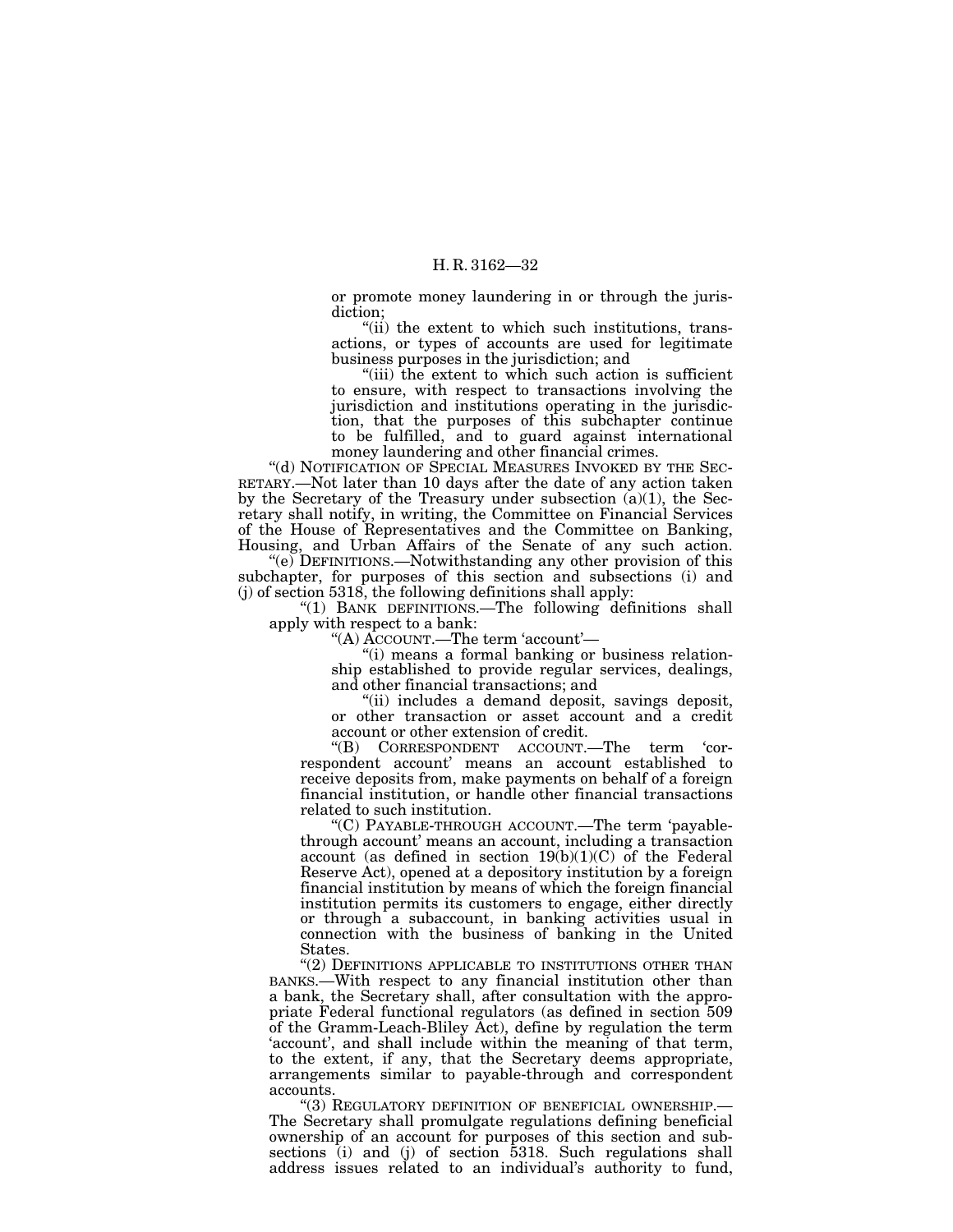or promote money laundering in or through the jurisdiction;

"(ii) the extent to which such institutions, transactions, or types of accounts are used for legitimate business purposes in the jurisdiction; and

"(iii) the extent to which such action is sufficient to ensure, with respect to transactions involving the jurisdiction and institutions operating in the jurisdiction, that the purposes of this subchapter continue to be fulfilled, and to guard against international money laundering and other financial crimes.

"(d) NOTIFICATION OF SPECIAL MEASURES INVOKED BY THE SECRETARY.—Not later than 10 days after the date of any action taken by the Secretary of the Treasury under subsection (a)(1), the Secretary shall notify, in writing, the Committee on Financial Services of the House of Representatives and the Committee on Banking, Housing, and Urban Affairs of the Senate of any such action.

"(e) DEFINITIONS.—Notwithstanding any other provision of this subchapter, for purposes of this section and subsections (i) and (j) of section 5318, the following definitions shall apply:

"(1) BANK DEFINITIONS.—The following definitions shall apply with respect to a bank:

"(A) ACCOUNT.—The term 'account'—

"(i) means a formal banking or business relationship established to provide regular services, dealings, and other financial transactions; and

"(ii) includes a demand deposit, savings deposit, or other transaction or asset account and a credit account or other extension of credit.

"(B) CORRESPONDENT ACCOUNT.—The term 'correspondent account' means an account established to receive deposits from, make payments on behalf of a foreign financial institution, or handle other financial transactions related to such institution.

"(C) PAYABLE-THROUGH ACCOUNT.—The term 'payable-through account' means an account, including a transaction account (as defined in section 19(b)(1)(C) of the Federal Reserve Act), opened at a depository institution by a foreign financial institution by means of which the foreign financial institution permits its customers to engage, either directly or through a subaccount, in banking activities usual in connection with the business of banking in the United States.

"(2) DEFINITIONS APPLICABLE TO INSTITUTIONS OTHER THAN BANKS.—With respect to any financial institution other than a bank, the Secretary shall, after consultation with the appropriate Federal functional regulators (as defined in section 509 of the Gramm-Leach-Bliley Act), define by regulation the term 'account', and shall include within the meaning of that term, to the extent, if any, that the Secretary deems appropriate, arrangements similar to payable-through and correspondent accounts.

"(3) REGULATORY DEFINITION OF BENEFICIAL OWNERSHIP.—The Secretary shall promulgate regulations defining beneficial ownership of an account for purposes of this section and subsections (i) and (j) of section 5318. Such regulations shall address issues related to an individual's authority to fund,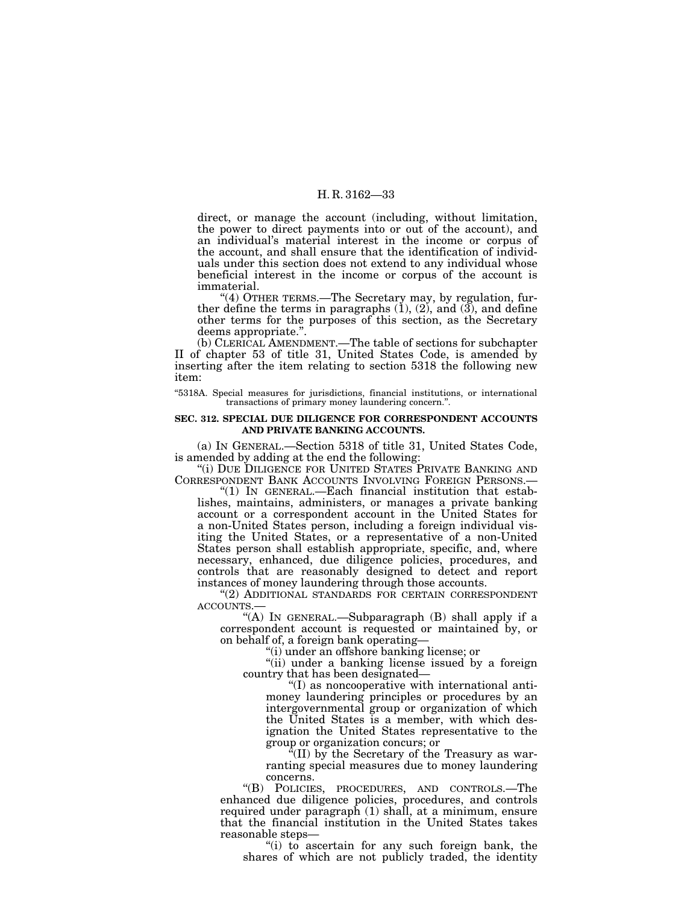direct, or manage the account (including, without limitation, the power to direct payments into or out of the account), and an individual's material interest in the income or corpus of the account, and shall ensure that the identification of individuals under this section does not extend to any individual whose beneficial interest in the income or corpus of the account is immaterial.

"(4) OTHER TERMS.—The Secretary may, by regulation, further define the terms in paragraphs (1), (2), and (3), and define other terms for the purposes of this section, as the Secretary deems appropriate.".

(b) CLERICAL AMENDMENT.—The table of sections for subchapter II of chapter 53 of title 31, United States Code, is amended by inserting after the item relating to section 5318 the following new item:

"5318A. Special measures for jurisdictions, financial institutions, or international transactions of primary money laundering concern.".

**SEC. 312. SPECIAL DUE DILIGENCE FOR CORRESPONDENT ACCOUNTS AND PRIVATE BANKING ACCOUNTS.**

(a) IN GENERAL.—Section 5318 of title 31, United States Code, is amended by adding at the end the following:

"(i) DUE DILIGENCE FOR UNITED STATES PRIVATE BANKING AND CORRESPONDENT BANK ACCOUNTS INVOLVING FOREIGN PERSONS.—

"(1) IN GENERAL.—Each financial institution that establishes, maintains, administers, or manages a private banking account or a correspondent account in the United States for a non-United States person, including a foreign individual visiting the United States, or a representative of a non-United States person shall establish appropriate, specific, and, where necessary, enhanced, due diligence policies, procedures, and controls that are reasonably designed to detect and report instances of money laundering through those accounts.

"(2) ADDITIONAL STANDARDS FOR CERTAIN CORRESPONDENT ACCOUNTS.—

"(A) IN GENERAL.—Subparagraph (B) shall apply if a correspondent account is requested or maintained by, or on behalf of, a foreign bank operating—

"(i) under an offshore banking license; or

"(ii) under a banking license issued by a foreign country that has been designated—

"(I) as noncooperative with international anti-money laundering principles or procedures by an intergovernmental group or organization of which the United States is a member, with which designation the United States representative to the group or organization concurs; or

"(II) by the Secretary of the Treasury as warranting special measures due to money laundering concerns.

"(B) POLICIES, PROCEDURES, AND CONTROLS.—The enhanced due diligence policies, procedures, and controls required under paragraph (1) shall, at a minimum, ensure that the financial institution in the United States takes reasonable steps—

"(i) to ascertain for any such foreign bank, the shares of which are not publicly traded, the identity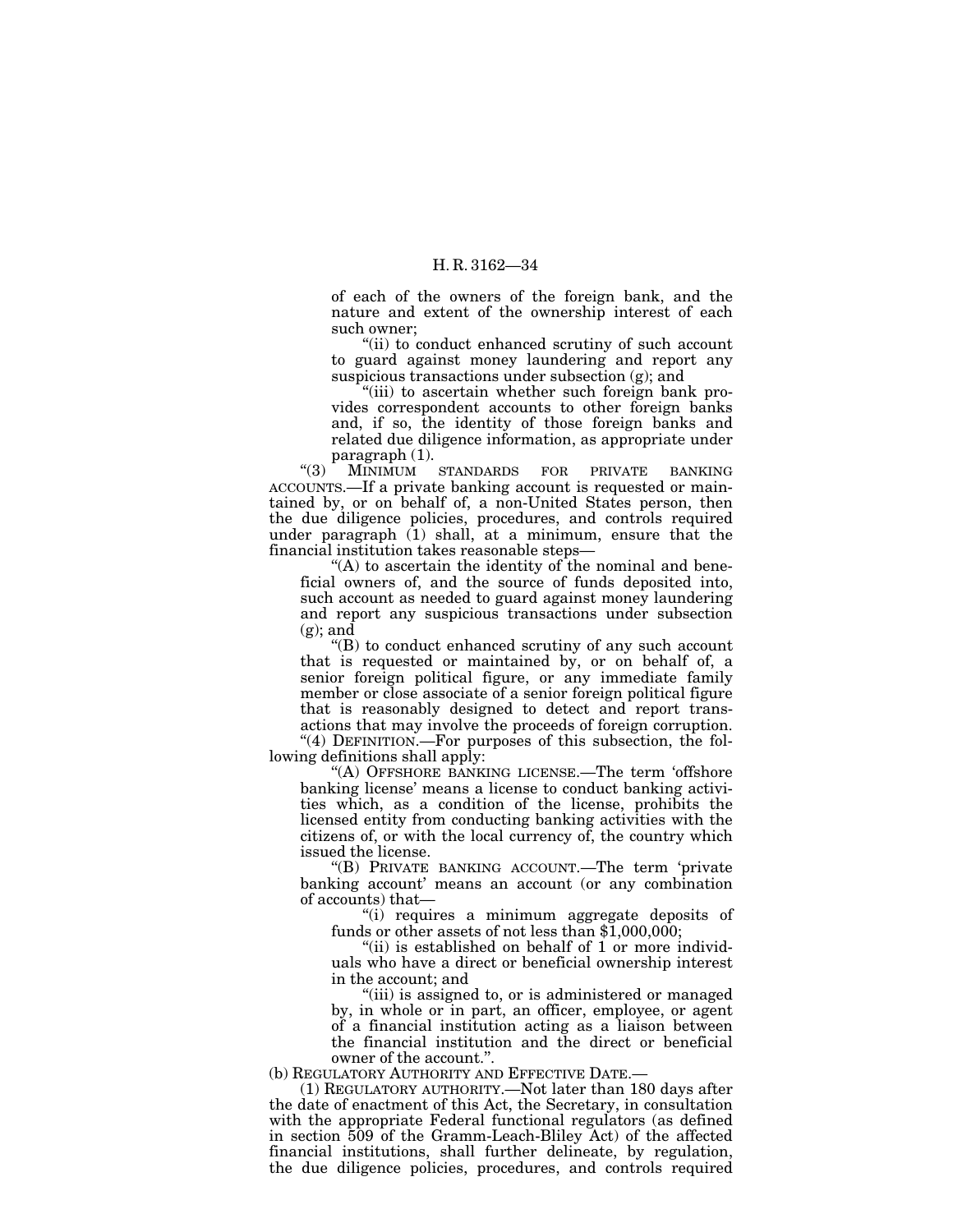of each of the owners of the foreign bank, and the nature and extent of the ownership interest of each such owner;

"(ii) to conduct enhanced scrutiny of such account to guard against money laundering and report any suspicious transactions under subsection (g); and

"(iii) to ascertain whether such foreign bank provides correspondent accounts to other foreign banks and, if so, the identity of those foreign banks and related due diligence information, as appropriate under paragraph (1).

"(3) MINIMUM STANDARDS FOR PRIVATE BANKING ACCOUNTS.—If a private banking account is requested or maintained by, or on behalf of, a non-United States person, then the due diligence policies, procedures, and controls required under paragraph (1) shall, at a minimum, ensure that the financial institution takes reasonable steps—

"(A) to ascertain the identity of the nominal and beneficial owners of, and the source of funds deposited into, such account as needed to guard against money laundering and report any suspicious transactions under subsection (g); and

"(B) to conduct enhanced scrutiny of any such account that is requested or maintained by, or on behalf of, a senior foreign political figure, or any immediate family member or close associate of a senior foreign political figure that is reasonably designed to detect and report transactions that may involve the proceeds of foreign corruption.

"(4) DEFINITION.—For purposes of this subsection, the following definitions shall apply:

"(A) OFFSHORE BANKING LICENSE.—The term 'offshore banking license' means a license to conduct banking activities which, as a condition of the license, prohibits the licensed entity from conducting banking activities with the citizens of, or with the local currency of, the country which issued the license.

"(B) PRIVATE BANKING ACCOUNT.—The term 'private banking account' means an account (or any combination of accounts) that—

"(i) requires a minimum aggregate deposits of funds or other assets of not less than $1,000,000;

"(ii) is established on behalf of 1 or more individuals who have a direct or beneficial ownership interest in the account; and

"(iii) is assigned to, or is administered or managed by, in whole or in part, an officer, employee, or agent of a financial institution acting as a liaison between the financial institution and the direct or beneficial owner of the account.".

(b) REGULATORY AUTHORITY AND EFFECTIVE DATE.—

(1) REGULATORY AUTHORITY.—Not later than 180 days after the date of enactment of this Act, the Secretary, in consultation with the appropriate Federal functional regulators (as defined in section 509 of the Gramm-Leach-Bliley Act) of the affected financial institutions, shall further delineate, by regulation, the due diligence policies, procedures, and controls required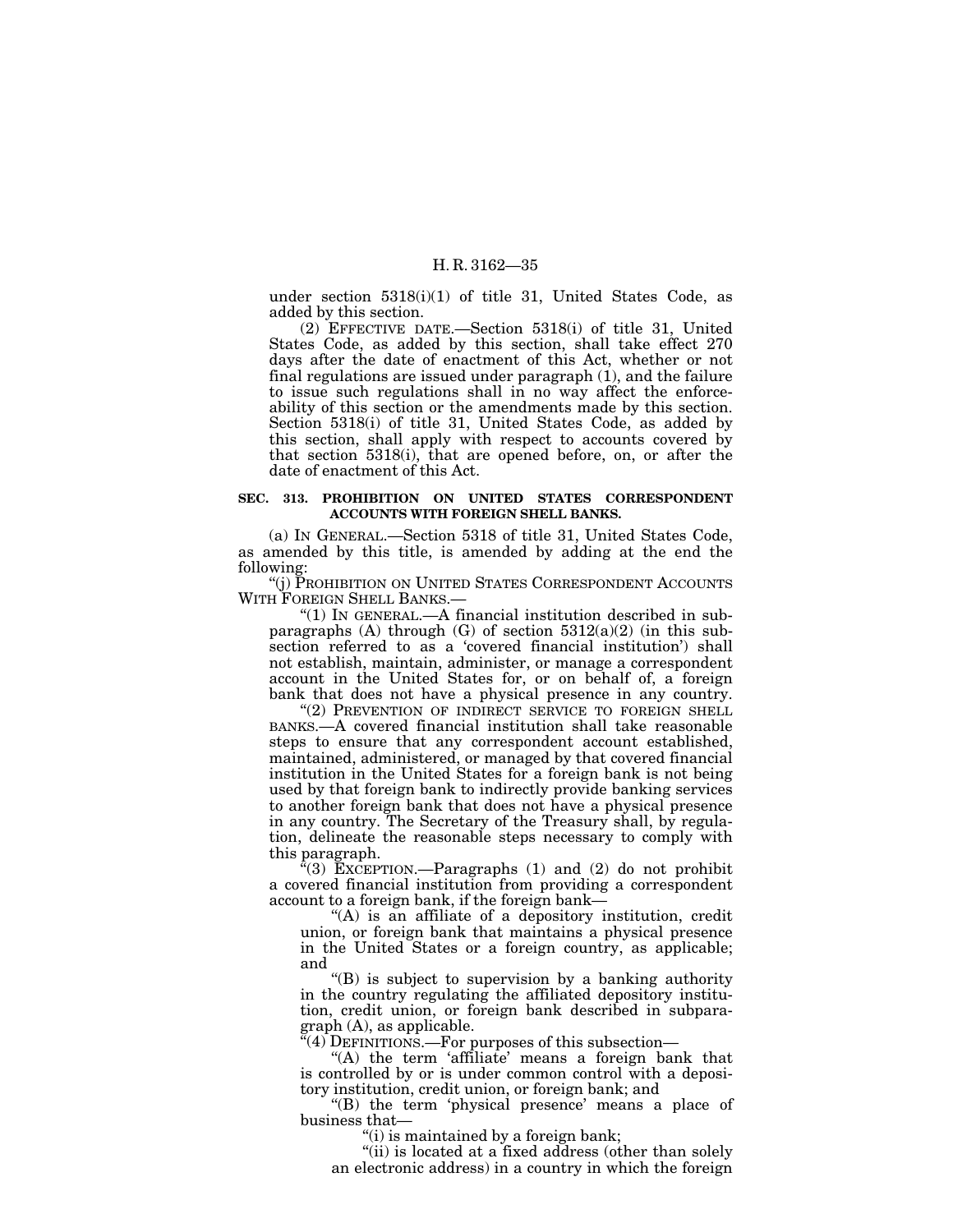under section 5318(i)(1) of title 31, United States Code, as added by this section.

(2) EFFECTIVE DATE.—Section 5318(i) of title 31, United States Code, as added by this section, shall take effect 270 days after the date of enactment of this Act, whether or not final regulations are issued under paragraph (1), and the failure to issue such regulations shall in no way affect the enforceability of this section or the amendments made by this section. Section 5318(i) of title 31, United States Code, as added by this section, shall apply with respect to accounts covered by that section 5318(i), that are opened before, on, or after the date of enactment of this Act.

### SEC. 313. PROHIBITION ON UNITED STATES CORRESPONDENT ACCOUNTS WITH FOREIGN SHELL BANKS.

(a) IN GENERAL.—Section 5318 of title 31, United States Code, as amended by this title, is amended by adding at the end the following:

"(j) PROHIBITION ON UNITED STATES CORRESPONDENT ACCOUNTS WITH FOREIGN SHELL BANKS.—

"(1) IN GENERAL.—A financial institution described in subparagraphs (A) through (G) of section 5312(a)(2) (in this subsection referred to as a 'covered financial institution') shall not establish, maintain, administer, or manage a correspondent account in the United States for, or on behalf of, a foreign bank that does not have a physical presence in any country.

"(2) PREVENTION OF INDIRECT SERVICE TO FOREIGN SHELL BANKS.—A covered financial institution shall take reasonable steps to ensure that any correspondent account established, maintained, administered, or managed by that covered financial institution in the United States for a foreign bank is not being used by that foreign bank to indirectly provide banking services to another foreign bank that does not have a physical presence in any country. The Secretary of the Treasury shall, by regulation, delineate the reasonable steps necessary to comply with this paragraph.

"(3) EXCEPTION.—Paragraphs (1) and (2) do not prohibit a covered financial institution from providing a correspondent account to a foreign bank, if the foreign bank—

"(A) is an affiliate of a depository institution, credit union, or foreign bank that maintains a physical presence in the United States or a foreign country, as applicable; and

"(B) is subject to supervision by a banking authority in the country regulating the affiliated depository institution, credit union, or foreign bank described in subparagraph (A), as applicable.

"(4) DEFINITIONS.—For purposes of this subsection—

"(A) the term 'affiliate' means a foreign bank that is controlled by or is under common control with a depository institution, credit union, or foreign bank; and

"(B) the term 'physical presence' means a place of business that—

"(i) is maintained by a foreign bank;

"(ii) is located at a fixed address (other than solely an electronic address) in a country in which the foreign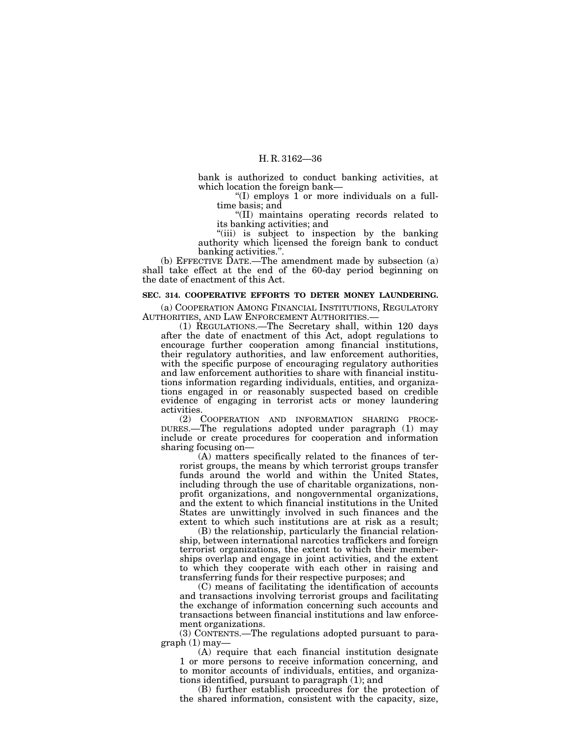bank is authorized to conduct banking activities, at which location the foreign bank—

"(I) employs 1 or more individuals on a full-time basis; and

"(II) maintains operating records related to its banking activities; and

"(iii) is subject to inspection by the banking authority which licensed the foreign bank to conduct banking activities.".

(b) EFFECTIVE DATE.—The amendment made by subsection (a) shall take effect at the end of the 60-day period beginning on the date of enactment of this Act.

**SEC. 314. COOPERATIVE EFFORTS TO DETER MONEY LAUNDERING.**

(a) COOPERATION AMONG FINANCIAL INSTITUTIONS, REGULATORY AUTHORITIES, AND LAW ENFORCEMENT AUTHORITIES.—

(1) REGULATIONS.—The Secretary shall, within 120 days after the date of enactment of this Act, adopt regulations to encourage further cooperation among financial institutions, their regulatory authorities, and law enforcement authorities, with the specific purpose of encouraging regulatory authorities and law enforcement authorities to share with financial institutions information regarding individuals, entities, and organizations engaged in or reasonably suspected based on credible evidence of engaging in terrorist acts or money laundering activities.

(2) COOPERATION AND INFORMATION SHARING PROCEDURES.—The regulations adopted under paragraph (1) may include or create procedures for cooperation and information sharing focusing on—

(A) matters specifically related to the finances of terrorist groups, the means by which terrorist groups transfer funds around the world and within the United States, including through the use of charitable organizations, nonprofit organizations, and nongovernmental organizations, and the extent to which financial institutions in the United States are unwittingly involved in such finances and the extent to which such institutions are at risk as a result;

(B) the relationship, particularly the financial relationship, between international narcotics traffickers and foreign terrorist organizations, the extent to which their memberships overlap and engage in joint activities, and the extent to which they cooperate with each other in raising and transferring funds for their respective purposes; and

(C) means of facilitating the identification of accounts and transactions involving terrorist groups and facilitating the exchange of information concerning such accounts and transactions between financial institutions and law enforcement organizations.

(3) CONTENTS.—The regulations adopted pursuant to paragraph (1) may—

(A) require that each financial institution designate 1 or more persons to receive information concerning, and to monitor accounts of individuals, entities, and organizations identified, pursuant to paragraph (1); and

(B) further establish procedures for the protection of the shared information, consistent with the capacity, size,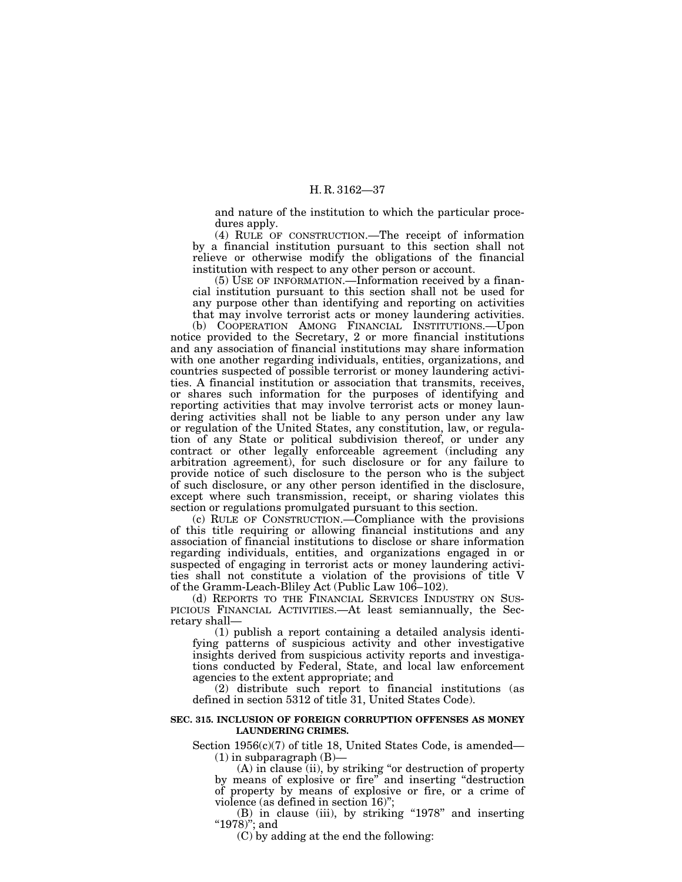and nature of the institution to which the particular procedures apply.

(4) RULE OF CONSTRUCTION.—The receipt of information by a financial institution pursuant to this section shall not relieve or otherwise modify the obligations of the financial institution with respect to any other person or account.

(5) USE OF INFORMATION.—Information received by a financial institution pursuant to this section shall not be used for any purpose other than identifying and reporting on activities that may involve terrorist acts or money laundering activities.

(b) COOPERATION AMONG FINANCIAL INSTITUTIONS.—Upon notice provided to the Secretary, 2 or more financial institutions and any association of financial institutions may share information with one another regarding individuals, entities, organizations, and countries suspected of possible terrorist or money laundering activities. A financial institution or association that transmits, receives, or shares such information for the purposes of identifying and reporting activities that may involve terrorist acts or money laundering activities shall not be liable to any person under any law or regulation of the United States, any constitution, law, or regulation of any State or political subdivision thereof, or under any contract or other legally enforceable agreement (including any arbitration agreement), for such disclosure or for any failure to provide notice of such disclosure to the person who is the subject of such disclosure, or any other person identified in the disclosure, except where such transmission, receipt, or sharing violates this section or regulations promulgated pursuant to this section.

(c) RULE OF CONSTRUCTION.—Compliance with the provisions of this title requiring or allowing financial institutions and any association of financial institutions to disclose or share information regarding individuals, entities, and organizations engaged in or suspected of engaging in terrorist acts or money laundering activities shall not constitute a violation of the provisions of title V of the Gramm-Leach-Bliley Act (Public Law 106–102).

(d) REPORTS TO THE FINANCIAL SERVICES INDUSTRY ON SUSPICIOUS FINANCIAL ACTIVITIES.—At least semiannually, the Secretary shall—

(1) publish a report containing a detailed analysis identifying patterns of suspicious activity and other investigative insights derived from suspicious activity reports and investigations conducted by Federal, State, and local law enforcement agencies to the extent appropriate; and

(2) distribute such report to financial institutions (as defined in section 5312 of title 31, United States Code).

**SEC. 315. INCLUSION OF FOREIGN CORRUPTION OFFENSES AS MONEY LAUNDERING CRIMES.**

Section 1956(c)(7) of title 18, United States Code, is amended—

(1) in subparagraph (B)—

(A) in clause (ii), by striking "or destruction of property by means of explosive or fire" and inserting "destruction of property by means of explosive or fire, or a crime of violence (as defined in section 16)";

(B) in clause (iii), by striking "1978" and inserting "1978)"; and

(C) by adding at the end the following: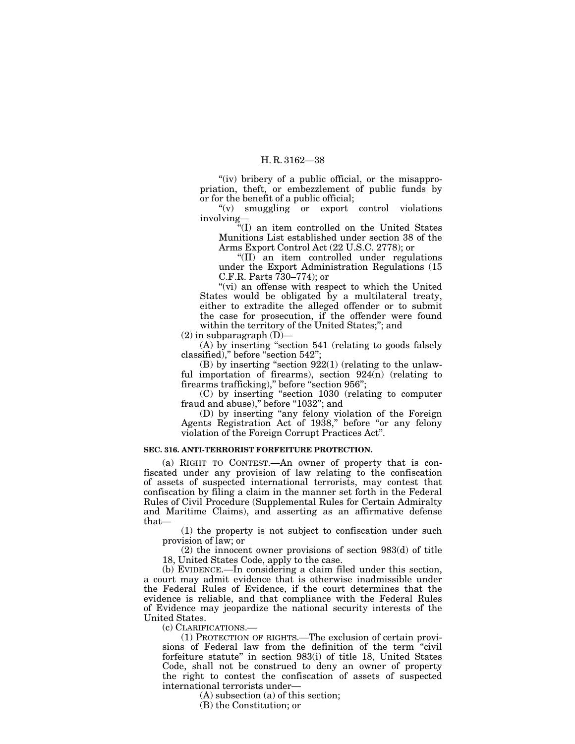"(iv) bribery of a public official, or the misappropriation, theft, or embezzlement of public funds by or for the benefit of a public official;

"(v) smuggling or export control violations involving—

"(I) an item controlled on the United States Munitions List established under section 38 of the Arms Export Control Act (22 U.S.C. 2778); or

"(II) an item controlled under regulations under the Export Administration Regulations (15 C.F.R. Parts 730–774); or

"(vi) an offense with respect to which the United States would be obligated by a multilateral treaty, either to extradite the alleged offender or to submit the case for prosecution, if the offender were found within the territory of the United States;"; and

(2) in subparagraph (D)—

(A) by inserting "section 541 (relating to goods falsely classified)," before "section 542";

(B) by inserting "section 922(1) (relating to the unlawful importation of firearms), section 924(n) (relating to firearms trafficking)," before "section 956";

(C) by inserting "section 1030 (relating to computer fraud and abuse)," before "1032"; and

(D) by inserting "any felony violation of the Foreign Agents Registration Act of 1938," before "or any felony violation of the Foreign Corrupt Practices Act".

### SEC. 316. ANTI-TERRORIST FORFEITURE PROTECTION.

(a) RIGHT TO CONTEST.—An owner of property that is confiscated under any provision of law relating to the confiscation of assets of suspected international terrorists, may contest that confiscation by filing a claim in the manner set forth in the Federal Rules of Civil Procedure (Supplemental Rules for Certain Admiralty and Maritime Claims), and asserting as an affirmative defense that—

(1) the property is not subject to confiscation under such provision of law; or

(2) the innocent owner provisions of section 983(d) of title 18, United States Code, apply to the case.

(b) EVIDENCE.—In considering a claim filed under this section, a court may admit evidence that is otherwise inadmissible under the Federal Rules of Evidence, if the court determines that the evidence is reliable, and that compliance with the Federal Rules of Evidence may jeopardize the national security interests of the United States.

(c) CLARIFICATIONS.—

(1) PROTECTION OF RIGHTS.—The exclusion of certain provisions of Federal law from the definition of the term "civil forfeiture statute" in section 983(i) of title 18, United States Code, shall not be construed to deny an owner of property the right to contest the confiscation of assets of suspected international terrorists under—

(A) subsection (a) of this section;

(B) the Constitution; or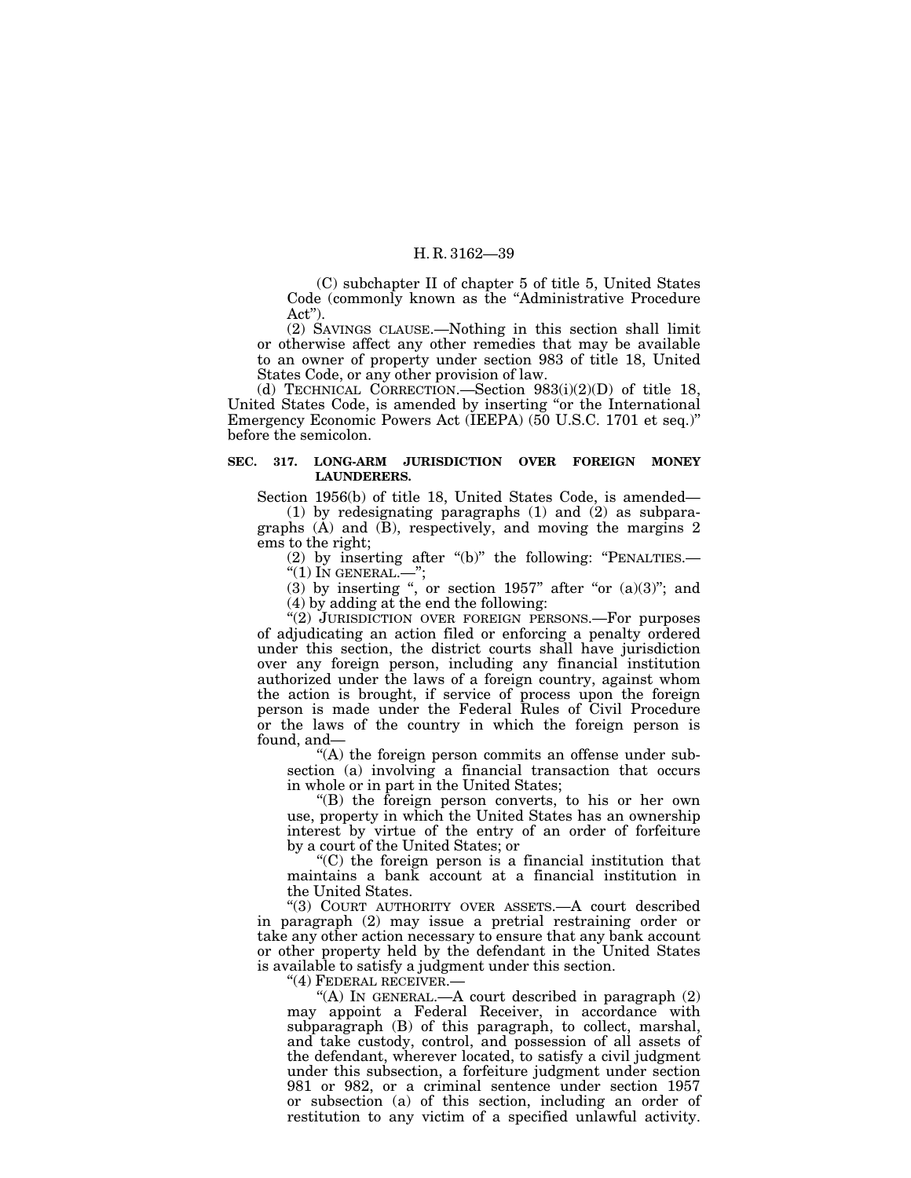(C) subchapter II of chapter 5 of title 5, United States Code (commonly known as the "Administrative Procedure Act").

(2) SAVINGS CLAUSE.—Nothing in this section shall limit or otherwise affect any other remedies that may be available to an owner of property under section 983 of title 18, United States Code, or any other provision of law.

(d) TECHNICAL CORRECTION.—Section 983(i)(2)(D) of title 18, United States Code, is amended by inserting "or the International Emergency Economic Powers Act (IEEPA) (50 U.S.C. 1701 et seq.)" before the semicolon.

**SEC. 317. LONG-ARM JURISDICTION OVER FOREIGN MONEY LAUNDERERS.**

Section 1956(b) of title 18, United States Code, is amended—

(1) by redesignating paragraphs (1) and (2) as subparagraphs (A) and (B), respectively, and moving the margins 2 ems to the right;

(2) by inserting after "(b)" the following: "PENALTIES.—"(1) IN GENERAL.—";

(3) by inserting ", or section 1957" after "or (a)(3)"; and

(4) by adding at the end the following:

"(2) JURISDICTION OVER FOREIGN PERSONS.—For purposes of adjudicating an action filed or enforcing a penalty ordered under this section, the district courts shall have jurisdiction over any foreign person, including any financial institution authorized under the laws of a foreign country, against whom the action is brought, if service of process upon the foreign person is made under the Federal Rules of Civil Procedure or the laws of the country in which the foreign person is found, and—

"(A) the foreign person commits an offense under subsection (a) involving a financial transaction that occurs in whole or in part in the United States;

"(B) the foreign person converts, to his or her own use, property in which the United States has an ownership interest by virtue of the entry of an order of forfeiture by a court of the United States; or

"(C) the foreign person is a financial institution that maintains a bank account at a financial institution in the United States.

"(3) COURT AUTHORITY OVER ASSETS.—A court described in paragraph (2) may issue a pretrial restraining order or take any other action necessary to ensure that any bank account or other property held by the defendant in the United States is available to satisfy a judgment under this section.

"(4) FEDERAL RECEIVER.—

"(A) IN GENERAL.—A court described in paragraph (2) may appoint a Federal Receiver, in accordance with subparagraph (B) of this paragraph, to collect, marshal, and take custody, control, and possession of all assets of the defendant, wherever located, to satisfy a civil judgment under this subsection, a forfeiture judgment under section 981 or 982, or a criminal sentence under section 1957 or subsection (a) of this section, including an order of restitution to any victim of a specified unlawful activity.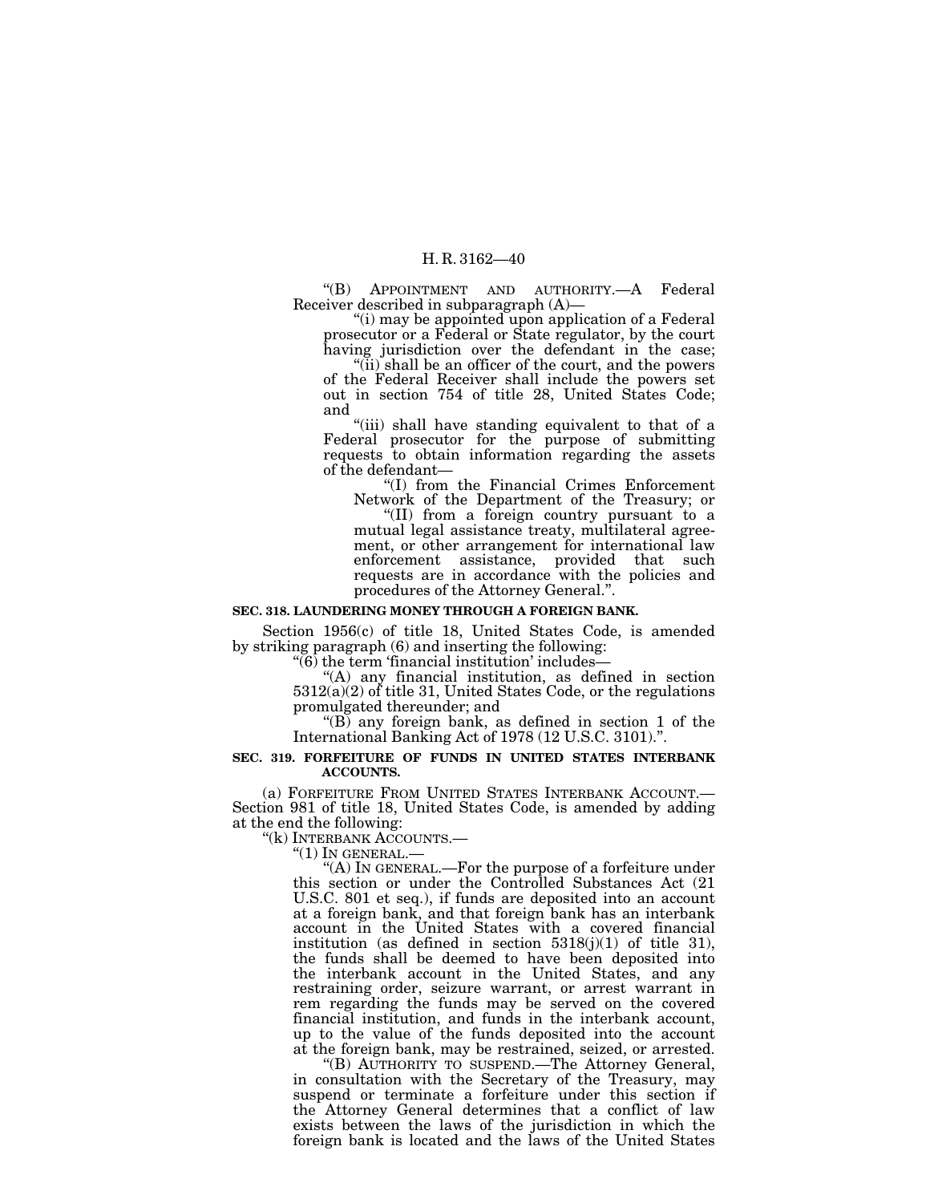"(B) APPOINTMENT AND AUTHORITY.—A Federal Receiver described in subparagraph (A)—

"(i) may be appointed upon application of a Federal prosecutor or a Federal or State regulator, by the court having jurisdiction over the defendant in the case;

"(ii) shall be an officer of the court, and the powers of the Federal Receiver shall include the powers set out in section 754 of title 28, United States Code; and

"(iii) shall have standing equivalent to that of a Federal prosecutor for the purpose of submitting requests to obtain information regarding the assets of the defendant—

"(I) from the Financial Crimes Enforcement Network of the Department of the Treasury; or

"(II) from a foreign country pursuant to a mutual legal assistance treaty, multilateral agreement, or other arrangement for international law enforcement assistance, provided that such requests are in accordance with the policies and procedures of the Attorney General.".

**SEC. 318. LAUNDERING MONEY THROUGH A FOREIGN BANK.**

Section 1956(c) of title 18, United States Code, is amended by striking paragraph (6) and inserting the following:

"(6) the term 'financial institution' includes—

"(A) any financial institution, as defined in section 5312(a)(2) of title 31, United States Code, or the regulations promulgated thereunder; and

"(B) any foreign bank, as defined in section 1 of the International Banking Act of 1978 (12 U.S.C. 3101).".

**SEC. 319. FORFEITURE OF FUNDS IN UNITED STATES INTERBANK ACCOUNTS.**

(a) FORFEITURE FROM UNITED STATES INTERBANK ACCOUNT.—Section 981 of title 18, United States Code, is amended by adding at the end the following:

"(k) INTERBANK ACCOUNTS.—

"(1) IN GENERAL.—

"(A) IN GENERAL.—For the purpose of a forfeiture under this section or under the Controlled Substances Act (21 U.S.C. 801 et seq.), if funds are deposited into an account at a foreign bank, and that foreign bank has an interbank account in the United States with a covered financial institution (as defined in section 5318(j)(1) of title 31), the funds shall be deemed to have been deposited into the interbank account in the United States, and any restraining order, seizure warrant, or arrest warrant in rem regarding the funds may be served on the covered financial institution, and funds in the interbank account, up to the value of the funds deposited into the account at the foreign bank, may be restrained, seized, or arrested.

"(B) AUTHORITY TO SUSPEND.—The Attorney General, in consultation with the Secretary of the Treasury, may suspend or terminate a forfeiture under this section if the Attorney General determines that a conflict of law exists between the laws of the jurisdiction in which the foreign bank is located and the laws of the United States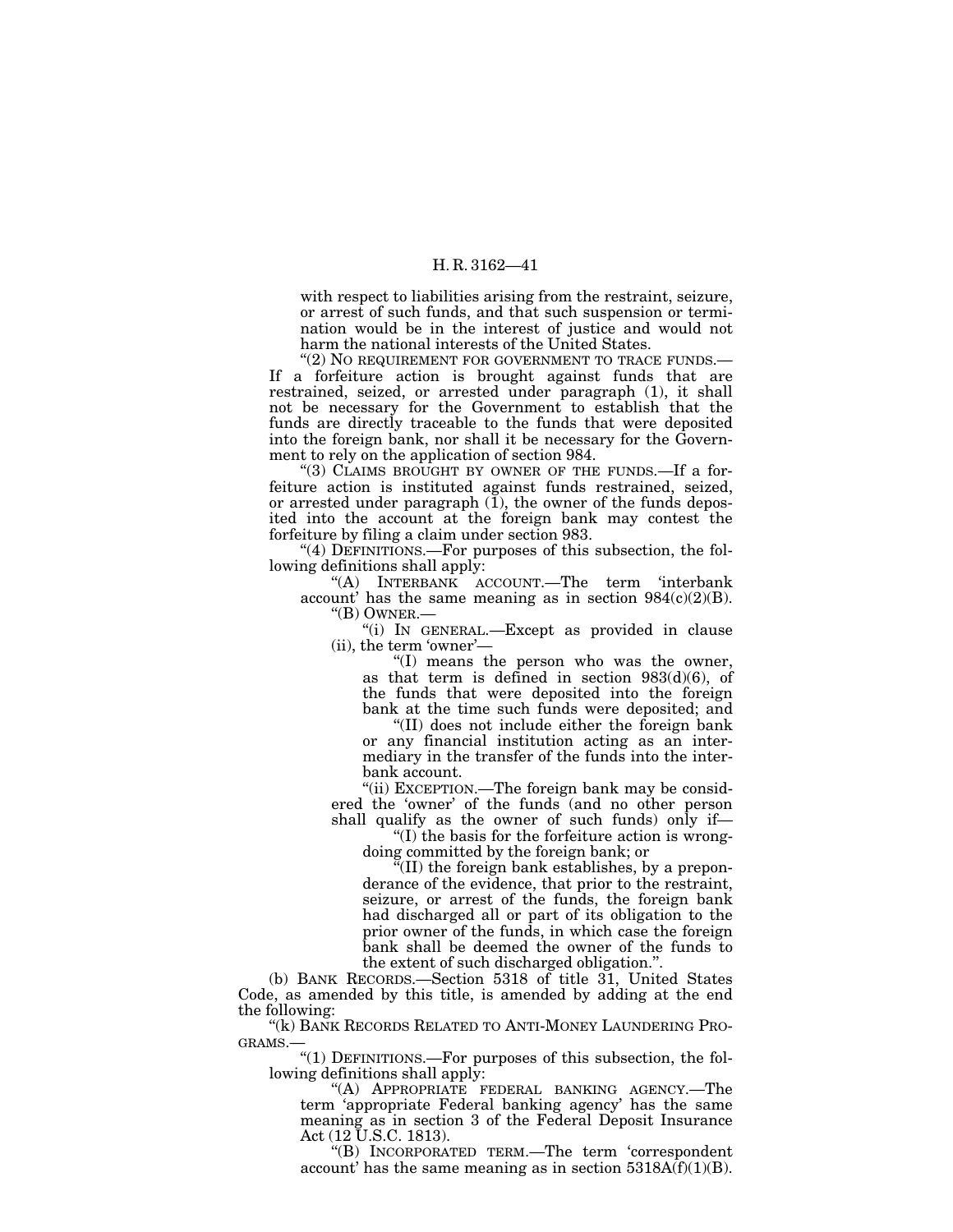with respect to liabilities arising from the restraint, seizure, or arrest of such funds, and that such suspension or termination would be in the interest of justice and would not harm the national interests of the United States.

"(2) NO REQUIREMENT FOR GOVERNMENT TO TRACE FUNDS.—If a forfeiture action is brought against funds that are restrained, seized, or arrested under paragraph (1), it shall not be necessary for the Government to establish that the funds are directly traceable to the funds that were deposited into the foreign bank, nor shall it be necessary for the Government to rely on the application of section 984.

"(3) CLAIMS BROUGHT BY OWNER OF THE FUNDS.—If a forfeiture action is instituted against funds restrained, seized, or arrested under paragraph (1), the owner of the funds deposited into the account at the foreign bank may contest the forfeiture by filing a claim under section 983.

"(4) DEFINITIONS.—For purposes of this subsection, the following definitions shall apply:

"(A) INTERBANK ACCOUNT.—The term 'interbank account' has the same meaning as in section 984(c)(2)(B).

"(B) OWNER.—

"(i) IN GENERAL.—Except as provided in clause (ii), the term 'owner'—

"(I) means the person who was the owner, as that term is defined in section 983(d)(6), of the funds that were deposited into the foreign bank at the time such funds were deposited; and

"(II) does not include either the foreign bank or any financial institution acting as an intermediary in the transfer of the funds into the interbank account.

"(ii) EXCEPTION.—The foreign bank may be considered the 'owner' of the funds (and no other person shall qualify as the owner of such funds) only if—

"(I) the basis for the forfeiture action is wrongdoing committed by the foreign bank; or

"(II) the foreign bank establishes, by a preponderance of the evidence, that prior to the restraint, seizure, or arrest of the funds, the foreign bank had discharged all or part of its obligation to the prior owner of the funds, in which case the foreign bank shall be deemed the owner of the funds to the extent of such discharged obligation.".

(b) BANK RECORDS.—Section 5318 of title 31, United States Code, as amended by this title, is amended by adding at the end the following:

"(k) BANK RECORDS RELATED TO ANTI-MONEY LAUNDERING PROGRAMS.—

"(1) DEFINITIONS.—For purposes of this subsection, the following definitions shall apply:

"(A) APPROPRIATE FEDERAL BANKING AGENCY.—The term 'appropriate Federal banking agency' has the same meaning as in section 3 of the Federal Deposit Insurance Act (12 U.S.C. 1813).

"(B) INCORPORATED TERM.—The term 'correspondent account' has the same meaning as in section 5318A(f)(1)(B).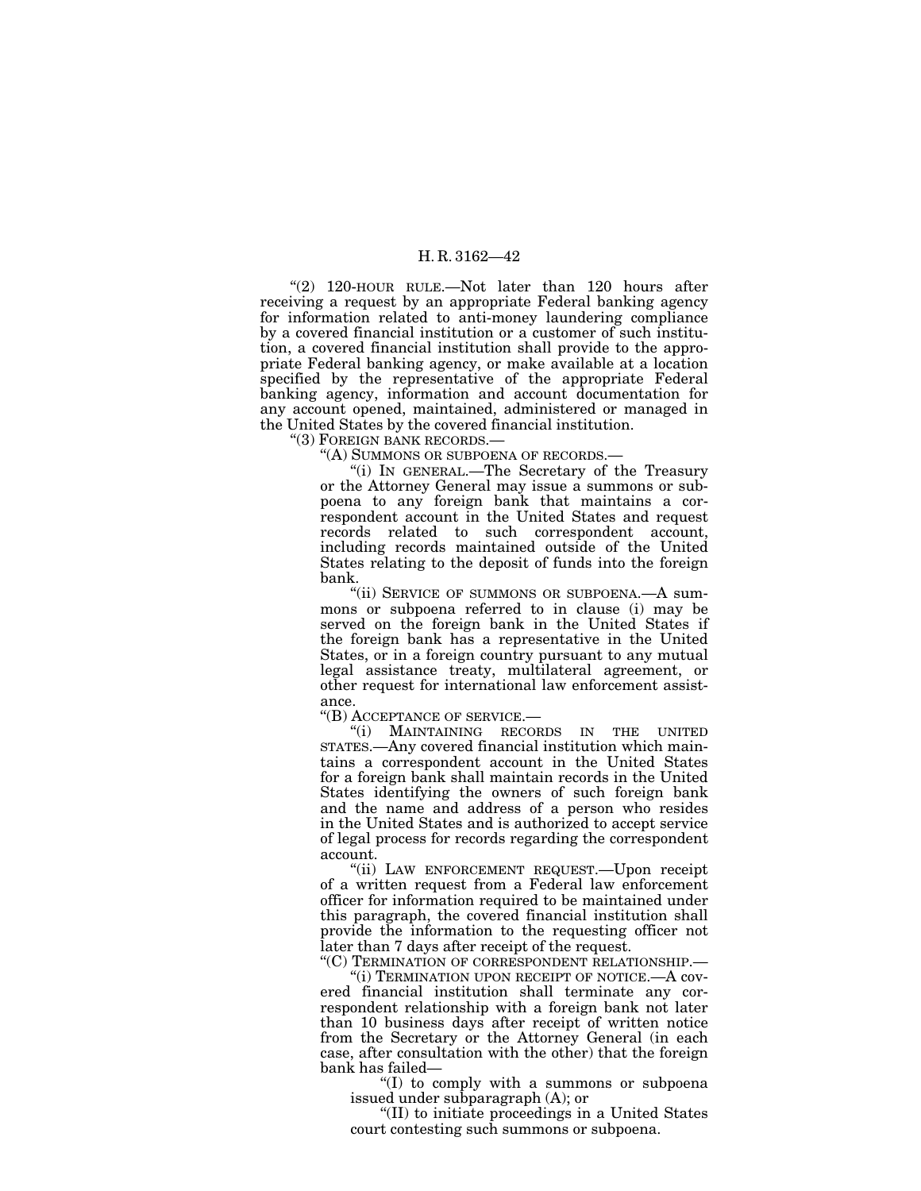"(2) 120-HOUR RULE.—Not later than 120 hours after receiving a request by an appropriate Federal banking agency for information related to anti-money laundering compliance by a covered financial institution or a customer of such institution, a covered financial institution shall provide to the appropriate Federal banking agency, or make available at a location specified by the representative of the appropriate Federal banking agency, information and account documentation for any account opened, maintained, administered or managed in the United States by the covered financial institution.

"(3) FOREIGN BANK RECORDS.—

"(A) SUMMONS OR SUBPOENA OF RECORDS.—

"(i) IN GENERAL.—The Secretary of the Treasury or the Attorney General may issue a summons or subpoena to any foreign bank that maintains a correspondent account in the United States and request records related to such correspondent account, including records maintained outside of the United States relating to the deposit of funds into the foreign bank.

"(ii) SERVICE OF SUMMONS OR SUBPOENA.—A summons or subpoena referred to in clause (i) may be served on the foreign bank in the United States if the foreign bank has a representative in the United States, or in a foreign country pursuant to any mutual legal assistance treaty, multilateral agreement, or other request for international law enforcement assistance.

"(B) ACCEPTANCE OF SERVICE.—

"(i) MAINTAINING RECORDS IN THE UNITED STATES.—Any covered financial institution which maintains a correspondent account in the United States for a foreign bank shall maintain records in the United States identifying the owners of such foreign bank and the name and address of a person who resides in the United States and is authorized to accept service of legal process for records regarding the correspondent account.

"(ii) LAW ENFORCEMENT REQUEST.—Upon receipt of a written request from a Federal law enforcement officer for information required to be maintained under this paragraph, the covered financial institution shall provide the information to the requesting officer not later than 7 days after receipt of the request.

"(C) TERMINATION OF CORRESPONDENT RELATIONSHIP.—

"(i) TERMINATION UPON RECEIPT OF NOTICE.—A covered financial institution shall terminate any correspondent relationship with a foreign bank not later than 10 business days after receipt of written notice from the Secretary or the Attorney General (in each case, after consultation with the other) that the foreign bank has failed—

"(I) to comply with a summons or subpoena issued under subparagraph (A); or

"(II) to initiate proceedings in a United States court contesting such summons or subpoena.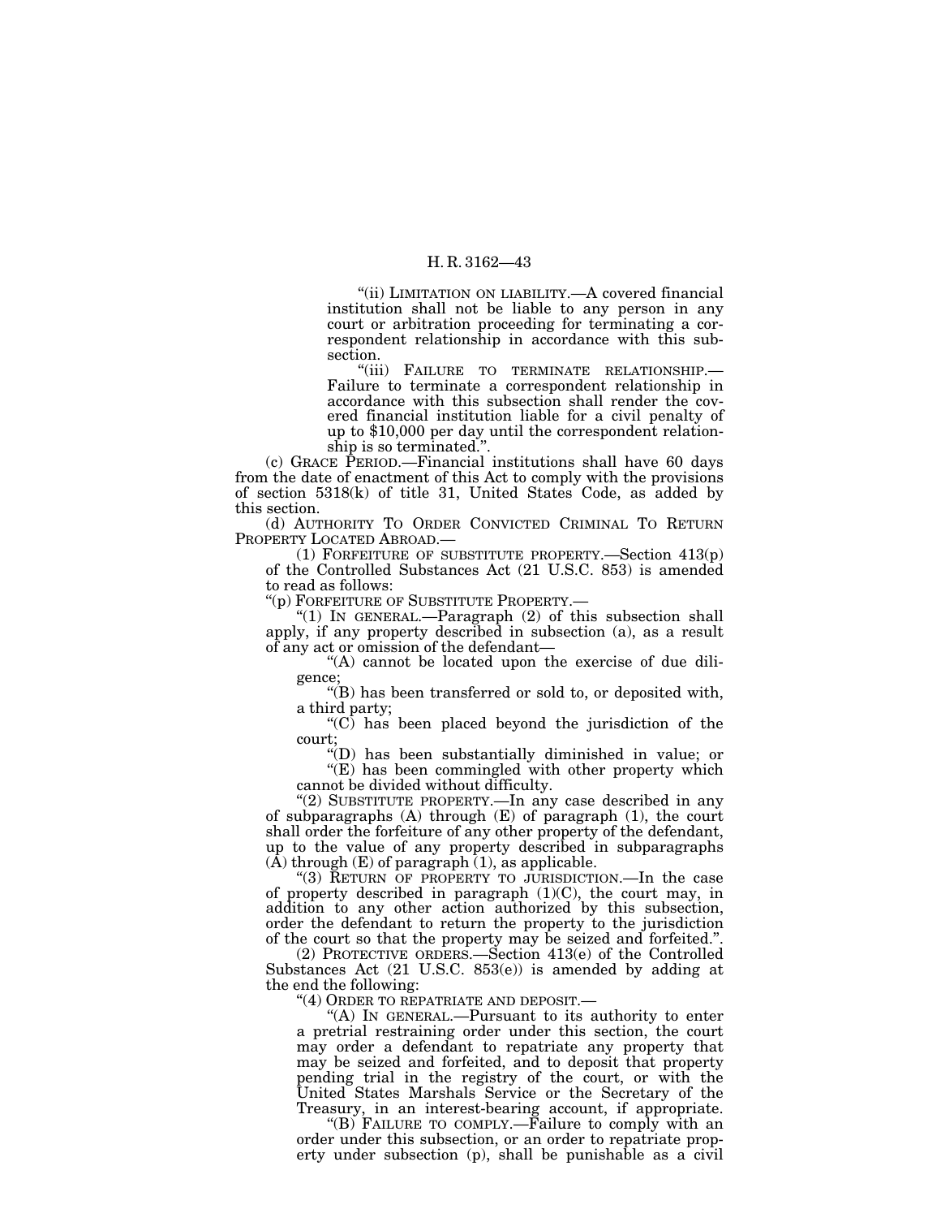"(ii) LIMITATION ON LIABILITY.—A covered financial institution shall not be liable to any person in any court or arbitration proceeding for terminating a correspondent relationship in accordance with this subsection.

"(iii) FAILURE TO TERMINATE RELATIONSHIP.—Failure to terminate a correspondent relationship in accordance with this subsection shall render the covered financial institution liable for a civil penalty of up to $10,000 per day until the correspondent relationship is so terminated.".

(c) GRACE PERIOD.—Financial institutions shall have 60 days from the date of enactment of this Act to comply with the provisions of section 5318(k) of title 31, United States Code, as added by this section.

(d) AUTHORITY TO ORDER CONVICTED CRIMINAL TO RETURN PROPERTY LOCATED ABROAD.—

(1) FORFEITURE OF SUBSTITUTE PROPERTY.—Section 413(p) of the Controlled Substances Act (21 U.S.C. 853) is amended to read as follows:

"(p) FORFEITURE OF SUBSTITUTE PROPERTY.—

"(1) IN GENERAL.—Paragraph (2) of this subsection shall apply, if any property described in subsection (a), as a result of any act or omission of the defendant—

"(A) cannot be located upon the exercise of due diligence;

"(B) has been transferred or sold to, or deposited with, a third party;

"(C) has been placed beyond the jurisdiction of the court;

"(D) has been substantially diminished in value; or

"(E) has been commingled with other property which cannot be divided without difficulty.

"(2) SUBSTITUTE PROPERTY.—In any case described in any of subparagraphs (A) through (E) of paragraph (1), the court shall order the forfeiture of any other property of the defendant, up to the value of any property described in subparagraphs (A) through (E) of paragraph (1), as applicable.

"(3) RETURN OF PROPERTY TO JURISDICTION.—In the case of property described in paragraph (1)(C), the court may, in addition to any other action authorized by this subsection, order the defendant to return the property to the jurisdiction of the court so that the property may be seized and forfeited.".

(2) PROTECTIVE ORDERS.—Section 413(e) of the Controlled Substances Act (21 U.S.C. 853(e)) is amended by adding at the end the following:

"(4) ORDER TO REPATRIATE AND DEPOSIT.—

"(A) IN GENERAL.—Pursuant to its authority to enter a pretrial restraining order under this section, the court may order a defendant to repatriate any property that may be seized and forfeited, and to deposit that property pending trial in the registry of the court, or with the United States Marshals Service or the Secretary of the Treasury, in an interest-bearing account, if appropriate.

"(B) FAILURE TO COMPLY.—Failure to comply with an order under this subsection, or an order to repatriate property under subsection (p), shall be punishable as a civil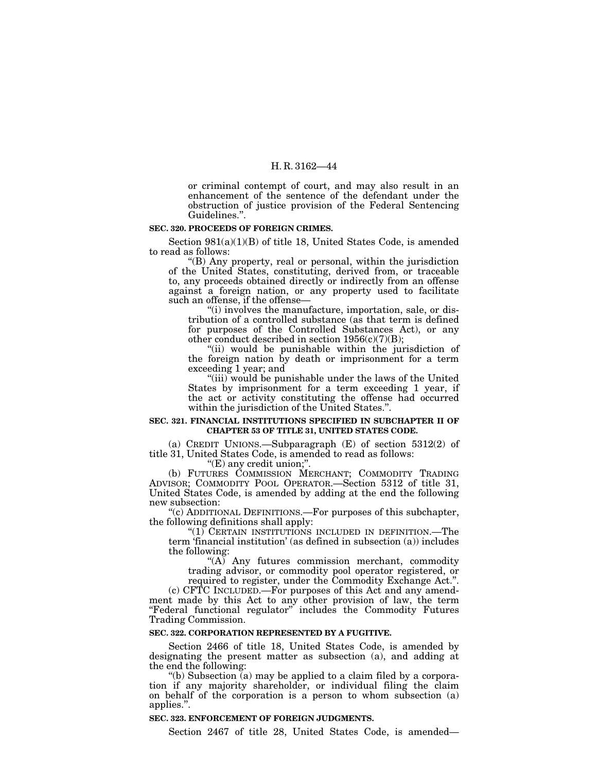or criminal contempt of court, and may also result in an enhancement of the sentence of the defendant under the obstruction of justice provision of the Federal Sentencing Guidelines.".

**SEC. 320. PROCEEDS OF FOREIGN CRIMES.**

Section 981(a)(1)(B) of title 18, United States Code, is amended to read as follows:

"(B) Any property, real or personal, within the jurisdiction of the United States, constituting, derived from, or traceable to, any proceeds obtained directly or indirectly from an offense against a foreign nation, or any property used to facilitate such an offense, if the offense—

"(i) involves the manufacture, importation, sale, or distribution of a controlled substance (as that term is defined for purposes of the Controlled Substances Act), or any other conduct described in section 1956(c)(7)(B);

"(ii) would be punishable within the jurisdiction of the foreign nation by death or imprisonment for a term exceeding 1 year; and

"(iii) would be punishable under the laws of the United States by imprisonment for a term exceeding 1 year, if the act or activity constituting the offense had occurred within the jurisdiction of the United States.".

**SEC. 321. FINANCIAL INSTITUTIONS SPECIFIED IN SUBCHAPTER II OF CHAPTER 53 OF TITLE 31, UNITED STATES CODE.**

(a) CREDIT UNIONS.—Subparagraph (E) of section 5312(2) of title 31, United States Code, is amended to read as follows:

"(E) any credit union;".

(b) FUTURES COMMISSION MERCHANT; COMMODITY TRADING ADVISOR; COMMODITY POOL OPERATOR.—Section 5312 of title 31, United States Code, is amended by adding at the end the following new subsection:

"(c) ADDITIONAL DEFINITIONS.—For purposes of this subchapter, the following definitions shall apply:

"(1) CERTAIN INSTITUTIONS INCLUDED IN DEFINITION.—The term 'financial institution' (as defined in subsection (a)) includes the following:

"(A) Any futures commission merchant, commodity trading advisor, or commodity pool operator registered, or required to register, under the Commodity Exchange Act.".

(c) CFTC INCLUDED.—For purposes of this Act and any amendment made by this Act to any other provision of law, the term "Federal functional regulator" includes the Commodity Futures Trading Commission.

**SEC. 322. CORPORATION REPRESENTED BY A FUGITIVE.**

Section 2466 of title 18, United States Code, is amended by designating the present matter as subsection (a), and adding at the end the following:

"(b) Subsection (a) may be applied to a claim filed by a corporation if any majority shareholder, or individual filing the claim on behalf of the corporation is a person to whom subsection (a) applies.".

**SEC. 323. ENFORCEMENT OF FOREIGN JUDGMENTS.**

Section 2467 of title 28, United States Code, is amended—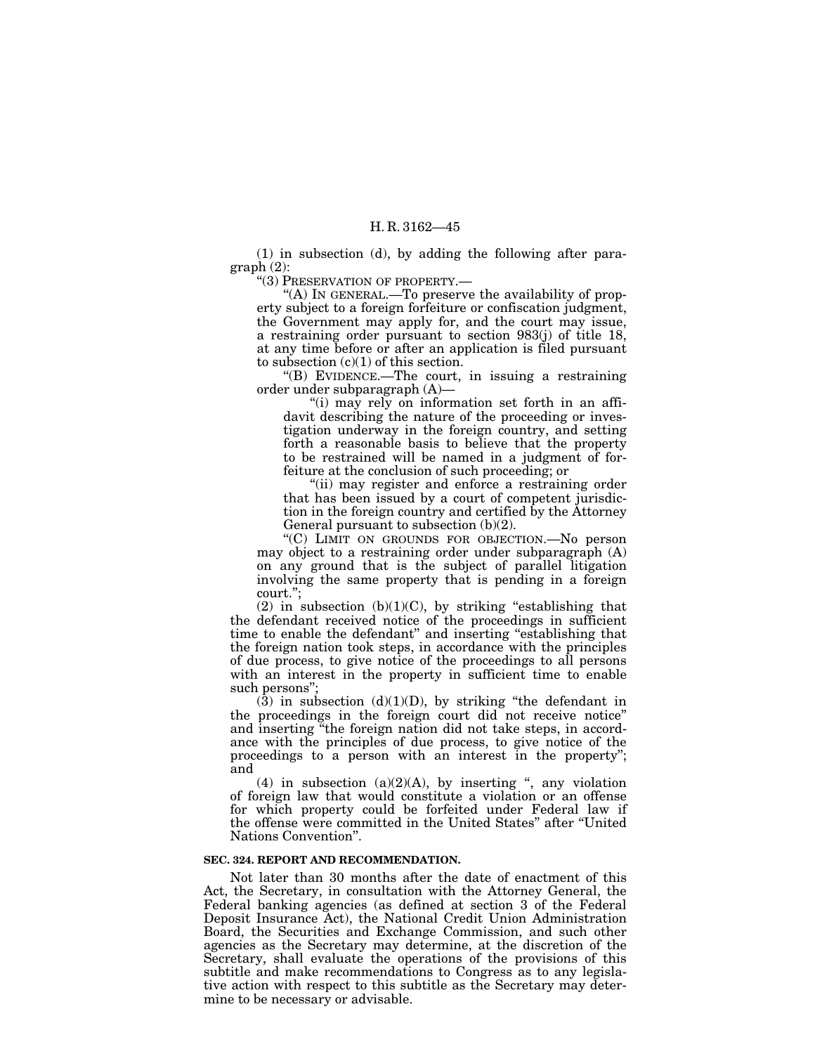(1) in subsection (d), by adding the following after paragraph (2):

"(3) PRESERVATION OF PROPERTY.—

"(A) IN GENERAL.—To preserve the availability of property subject to a foreign forfeiture or confiscation judgment, the Government may apply for, and the court may issue, a restraining order pursuant to section 983(j) of title 18, at any time before or after an application is filed pursuant to subsection (c)(1) of this section.

"(B) EVIDENCE.—The court, in issuing a restraining order under subparagraph (A)—

"(i) may rely on information set forth in an affidavit describing the nature of the proceeding or investigation underway in the foreign country, and setting forth a reasonable basis to believe that the property to be restrained will be named in a judgment of forfeiture at the conclusion of such proceeding; or

"(ii) may register and enforce a restraining order that has been issued by a court of competent jurisdiction in the foreign country and certified by the Attorney General pursuant to subsection (b)(2).

"(C) LIMIT ON GROUNDS FOR OBJECTION.—No person may object to a restraining order under subparagraph (A) on any ground that is the subject of parallel litigation involving the same property that is pending in a foreign court.";

(2) in subsection (b)(1)(C), by striking "establishing that the defendant received notice of the proceedings in sufficient time to enable the defendant" and inserting "establishing that the foreign nation took steps, in accordance with the principles of due process, to give notice of the proceedings to all persons with an interest in the property in sufficient time to enable such persons";

(3) in subsection (d)(1)(D), by striking "the defendant in the proceedings in the foreign court did not receive notice" and inserting "the foreign nation did not take steps, in accordance with the principles of due process, to give notice of the proceedings to a person with an interest in the property"; and

(4) in subsection (a)(2)(A), by inserting ", any violation of foreign law that would constitute a violation or an offense for which property could be forfeited under Federal law if the offense were committed in the United States" after "United Nations Convention".

**SEC. 324. REPORT AND RECOMMENDATION.**

Not later than 30 months after the date of enactment of this Act, the Secretary, in consultation with the Attorney General, the Federal banking agencies (as defined at section 3 of the Federal Deposit Insurance Act), the National Credit Union Administration Board, the Securities and Exchange Commission, and such other agencies as the Secretary may determine, at the discretion of the Secretary, shall evaluate the operations of the provisions of this subtitle and make recommendations to Congress as to any legislative action with respect to this subtitle as the Secretary may determine to be necessary or advisable.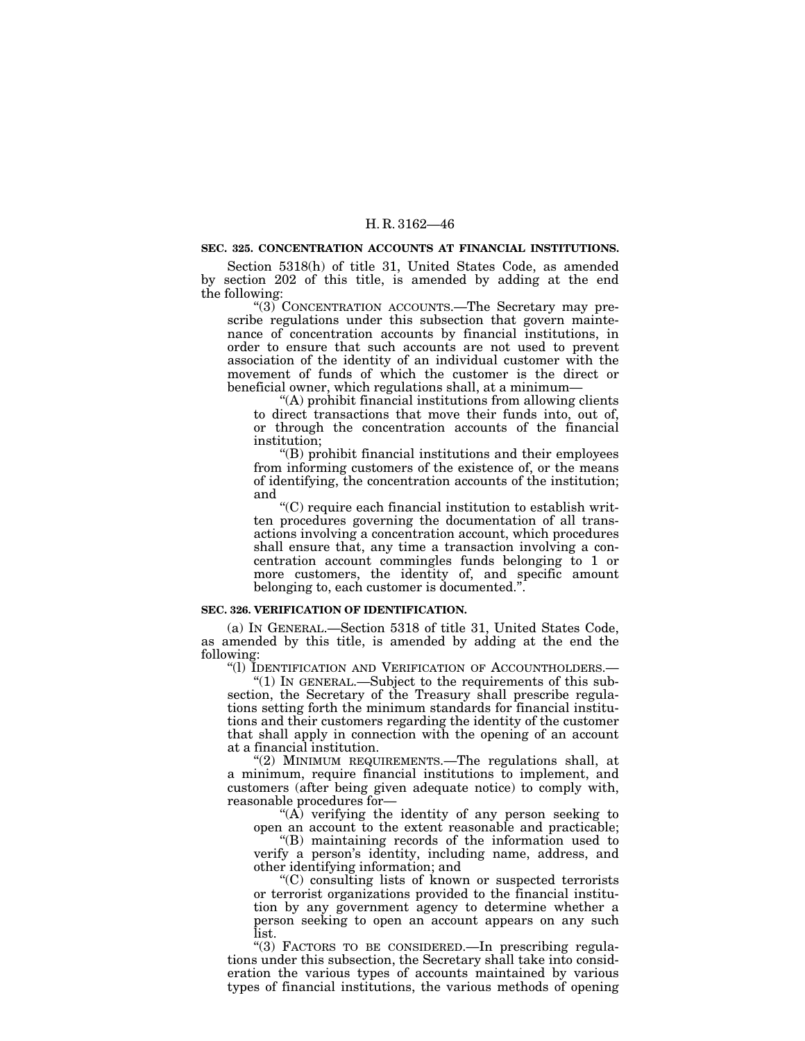**SEC. 325. CONCENTRATION ACCOUNTS AT FINANCIAL INSTITUTIONS.**

Section 5318(h) of title 31, United States Code, as amended by section 202 of this title, is amended by adding at the end the following:

"(3) CONCENTRATION ACCOUNTS.—The Secretary may prescribe regulations under this subsection that govern maintenance of concentration accounts by financial institutions, in order to ensure that such accounts are not used to prevent association of the identity of an individual customer with the movement of funds of which the customer is the direct or beneficial owner, which regulations shall, at a minimum—

"(A) prohibit financial institutions from allowing clients to direct transactions that move their funds into, out of, or through the concentration accounts of the financial institution;

"(B) prohibit financial institutions and their employees from informing customers of the existence of, or the means of identifying, the concentration accounts of the institution; and

"(C) require each financial institution to establish written procedures governing the documentation of all transactions involving a concentration account, which procedures shall ensure that, any time a transaction involving a concentration account commingles funds belonging to 1 or more customers, the identity of, and specific amount belonging to, each customer is documented.".

**SEC. 326. VERIFICATION OF IDENTIFICATION.**

(a) IN GENERAL.—Section 5318 of title 31, United States Code, as amended by this title, is amended by adding at the end the following:

"(l) IDENTIFICATION AND VERIFICATION OF ACCOUNTHOLDERS.—

"(1) IN GENERAL.—Subject to the requirements of this subsection, the Secretary of the Treasury shall prescribe regulations setting forth the minimum standards for financial institutions and their customers regarding the identity of the customer that shall apply in connection with the opening of an account at a financial institution.

"(2) MINIMUM REQUIREMENTS.—The regulations shall, at a minimum, require financial institutions to implement, and customers (after being given adequate notice) to comply with, reasonable procedures for—

"(A) verifying the identity of any person seeking to open an account to the extent reasonable and practicable;

"(B) maintaining records of the information used to verify a person's identity, including name, address, and other identifying information; and

"(C) consulting lists of known or suspected terrorists or terrorist organizations provided to the financial institution by any government agency to determine whether a person seeking to open an account appears on any such list.

"(3) FACTORS TO BE CONSIDERED.—In prescribing regulations under this subsection, the Secretary shall take into consideration the various types of accounts maintained by various types of financial institutions, the various methods of opening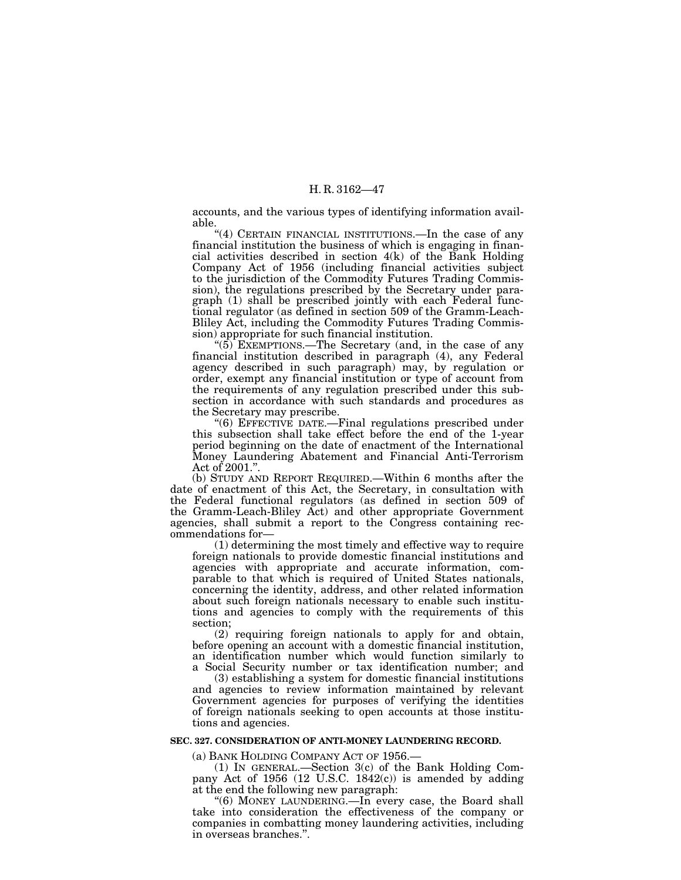accounts, and the various types of identifying information available.

"(4) CERTAIN FINANCIAL INSTITUTIONS.—In the case of any financial institution the business of which is engaging in financial activities described in section 4(k) of the Bank Holding Company Act of 1956 (including financial activities subject to the jurisdiction of the Commodity Futures Trading Commission), the regulations prescribed by the Secretary under paragraph (1) shall be prescribed jointly with each Federal functional regulator (as defined in section 509 of the Gramm-Leach-Bliley Act, including the Commodity Futures Trading Commission) appropriate for such financial institution.

"(5) EXEMPTIONS.—The Secretary (and, in the case of any financial institution described in paragraph (4), any Federal agency described in such paragraph) may, by regulation or order, exempt any financial institution or type of account from the requirements of any regulation prescribed under this subsection in accordance with such standards and procedures as the Secretary may prescribe.

"(6) EFFECTIVE DATE.—Final regulations prescribed under this subsection shall take effect before the end of the 1-year period beginning on the date of enactment of the International Money Laundering Abatement and Financial Anti-Terrorism Act of 2001.".

(b) STUDY AND REPORT REQUIRED.—Within 6 months after the date of enactment of this Act, the Secretary, in consultation with the Federal functional regulators (as defined in section 509 of the Gramm-Leach-Bliley Act) and other appropriate Government agencies, shall submit a report to the Congress containing recommendations for—

(1) determining the most timely and effective way to require foreign nationals to provide domestic financial institutions and agencies with appropriate and accurate information, comparable to that which is required of United States nationals, concerning the identity, address, and other related information about such foreign nationals necessary to enable such institutions and agencies to comply with the requirements of this section;

(2) requiring foreign nationals to apply for and obtain, before opening an account with a domestic financial institution, an identification number which would function similarly to a Social Security number or tax identification number; and

(3) establishing a system for domestic financial institutions and agencies to review information maintained by relevant Government agencies for purposes of verifying the identities of foreign nationals seeking to open accounts at those institutions and agencies.

**SEC. 327. CONSIDERATION OF ANTI-MONEY LAUNDERING RECORD.**

(a) BANK HOLDING COMPANY ACT OF 1956.—

(1) IN GENERAL.—Section 3(c) of the Bank Holding Company Act of 1956 (12 U.S.C. 1842(c)) is amended by adding at the end the following new paragraph:

"(6) MONEY LAUNDERING.—In every case, the Board shall take into consideration the effectiveness of the company or companies in combatting money laundering activities, including in overseas branches.".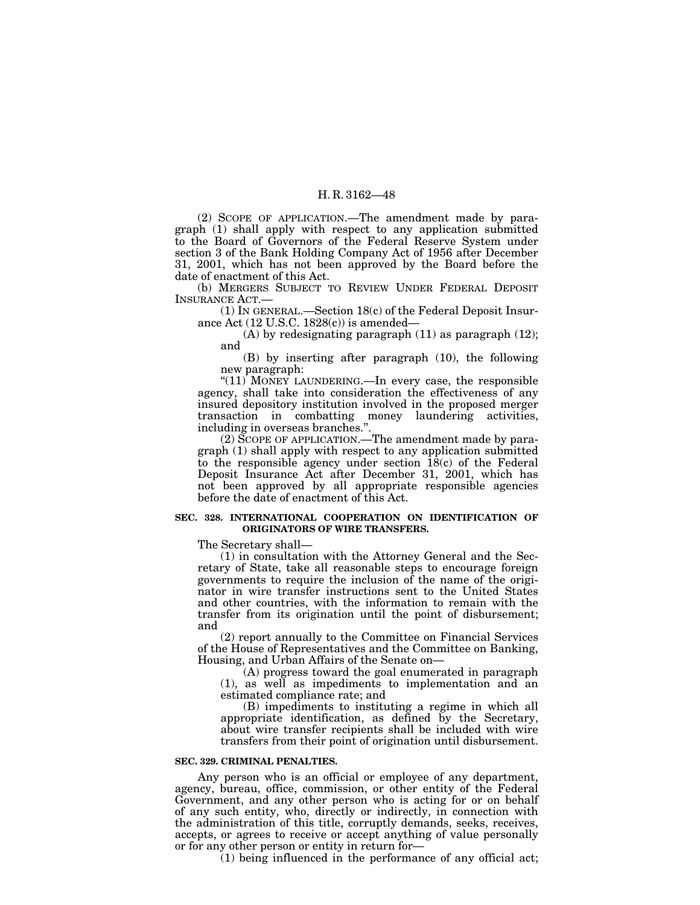(2) SCOPE OF APPLICATION.—The amendment made by paragraph (1) shall apply with respect to any application submitted to the Board of Governors of the Federal Reserve System under section 3 of the Bank Holding Company Act of 1956 after December 31, 2001, which has not been approved by the Board before the date of enactment of this Act.

(b) MERGERS SUBJECT TO REVIEW UNDER FEDERAL DEPOSIT INSURANCE ACT.—

(1) IN GENERAL.—Section 18(c) of the Federal Deposit Insurance Act (12 U.S.C. 1828(c)) is amended—

(A) by redesignating paragraph (11) as paragraph (12); and

(B) by inserting after paragraph (10), the following new paragraph:

"(11) MONEY LAUNDERING.—In every case, the responsible agency, shall take into consideration the effectiveness of any insured depository institution involved in the proposed merger transaction in combatting money laundering activities, including in overseas branches.".

(2) SCOPE OF APPLICATION.—The amendment made by paragraph (1) shall apply with respect to any application submitted to the responsible agency under section 18(c) of the Federal Deposit Insurance Act after December 31, 2001, which has not been approved by all appropriate responsible agencies before the date of enactment of this Act.

**SEC. 328. INTERNATIONAL COOPERATION ON IDENTIFICATION OF ORIGINATORS OF WIRE TRANSFERS.**

The Secretary shall—

(1) in consultation with the Attorney General and the Secretary of State, take all reasonable steps to encourage foreign governments to require the inclusion of the name of the originator in wire transfer instructions sent to the United States and other countries, with the information to remain with the transfer from its origination until the point of disbursement; and

(2) report annually to the Committee on Financial Services of the House of Representatives and the Committee on Banking, Housing, and Urban Affairs of the Senate on—

(A) progress toward the goal enumerated in paragraph (1), as well as impediments to implementation and an estimated compliance rate; and

(B) impediments to instituting a regime in which all appropriate identification, as defined by the Secretary, about wire transfer recipients shall be included with wire transfers from their point of origination until disbursement.

**SEC. 329. CRIMINAL PENALTIES.**

Any person who is an official or employee of any department, agency, bureau, office, commission, or other entity of the Federal Government, and any other person who is acting for or on behalf of any such entity, who, directly or indirectly, in connection with the administration of this title, corruptly demands, seeks, receives, accepts, or agrees to receive or accept anything of value personally or for any other person or entity in return for—

(1) being influenced in the performance of any official act;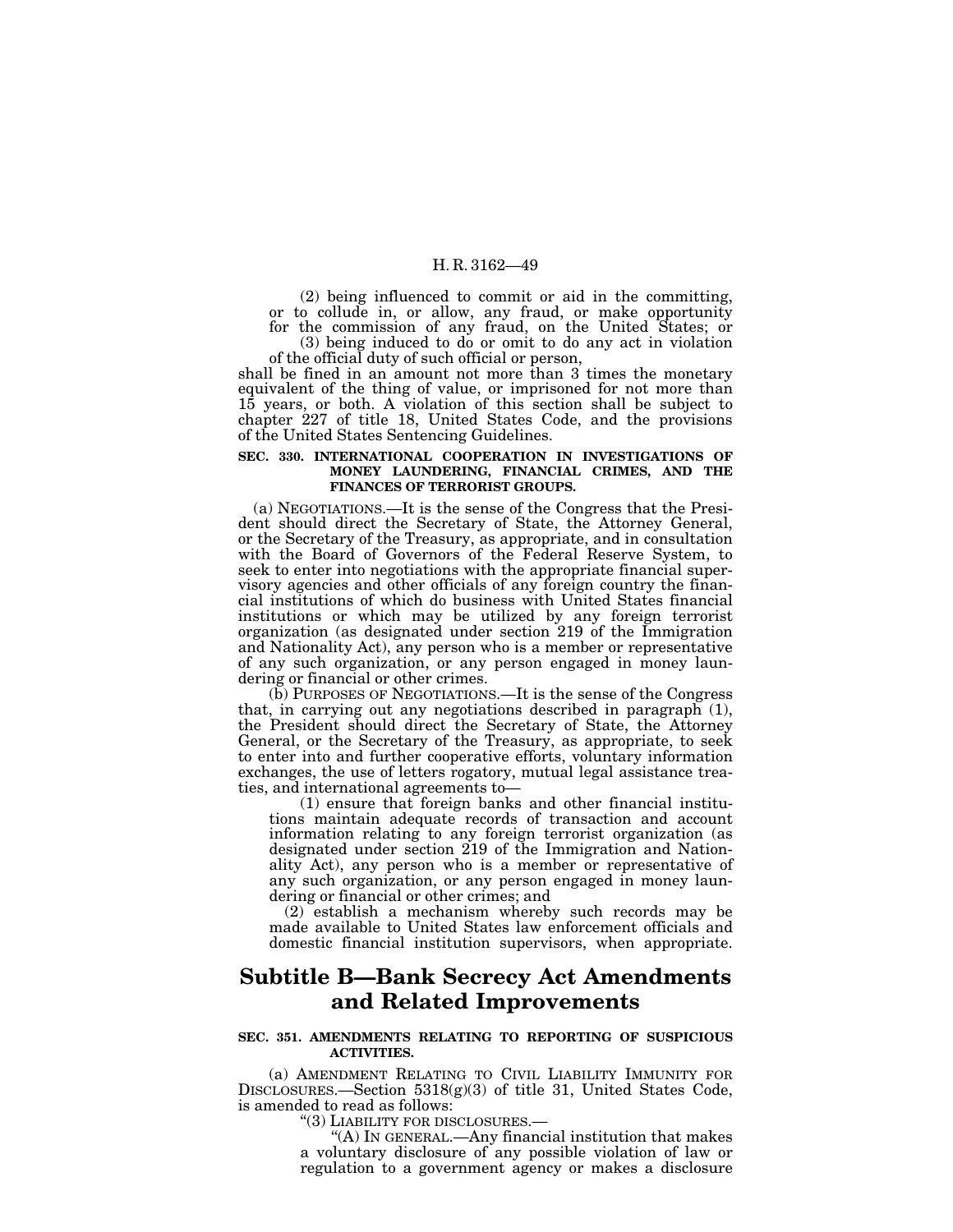(2) being influenced to commit or aid in the committing, or to collude in, or allow, any fraud, or make opportunity for the commission of any fraud, on the United States; or

(3) being induced to do or omit to do any act in violation of the official duty of such official or person,

shall be fined in an amount not more than 3 times the monetary equivalent of the thing of value, or imprisoned for not more than 15 years, or both. A violation of this section shall be subject to chapter 227 of title 18, United States Code, and the provisions of the United States Sentencing Guidelines.

**SEC. 330. INTERNATIONAL COOPERATION IN INVESTIGATIONS OF MONEY LAUNDERING, FINANCIAL CRIMES, AND THE FINANCES OF TERRORIST GROUPS.**

(a) NEGOTIATIONS.—It is the sense of the Congress that the President should direct the Secretary of State, the Attorney General, or the Secretary of the Treasury, as appropriate, and in consultation with the Board of Governors of the Federal Reserve System, to seek to enter into negotiations with the appropriate financial supervisory agencies and other officials of any foreign country the financial institutions of which do business with United States financial institutions or which may be utilized by any foreign terrorist organization (as designated under section 219 of the Immigration and Nationality Act), any person who is a member or representative of any such organization, or any person engaged in money laundering or financial or other crimes.

(b) PURPOSES OF NEGOTIATIONS.—It is the sense of the Congress that, in carrying out any negotiations described in paragraph (1), the President should direct the Secretary of State, the Attorney General, or the Secretary of the Treasury, as appropriate, to seek to enter into and further cooperative efforts, voluntary information exchanges, the use of letters rogatory, mutual legal assistance treaties, and international agreements to—

(1) ensure that foreign banks and other financial institutions maintain adequate records of transaction and account information relating to any foreign terrorist organization (as designated under section 219 of the Immigration and Nationality Act), any person who is a member or representative of any such organization, or any person engaged in money laundering or financial or other crimes; and

(2) establish a mechanism whereby such records may be made available to United States law enforcement officials and domestic financial institution supervisors, when appropriate.

## Subtitle B—Bank Secrecy Act Amendments and Related Improvements

**SEC. 351. AMENDMENTS RELATING TO REPORTING OF SUSPICIOUS ACTIVITIES.**

(a) AMENDMENT RELATING TO CIVIL LIABILITY IMMUNITY FOR DISCLOSURES.—Section 5318(g)(3) of title 31, United States Code, is amended to read as follows:

"(3) LIABILITY FOR DISCLOSURES.—

"(A) IN GENERAL.—Any financial institution that makes a voluntary disclosure of any possible violation of law or regulation to a government agency or makes a disclosure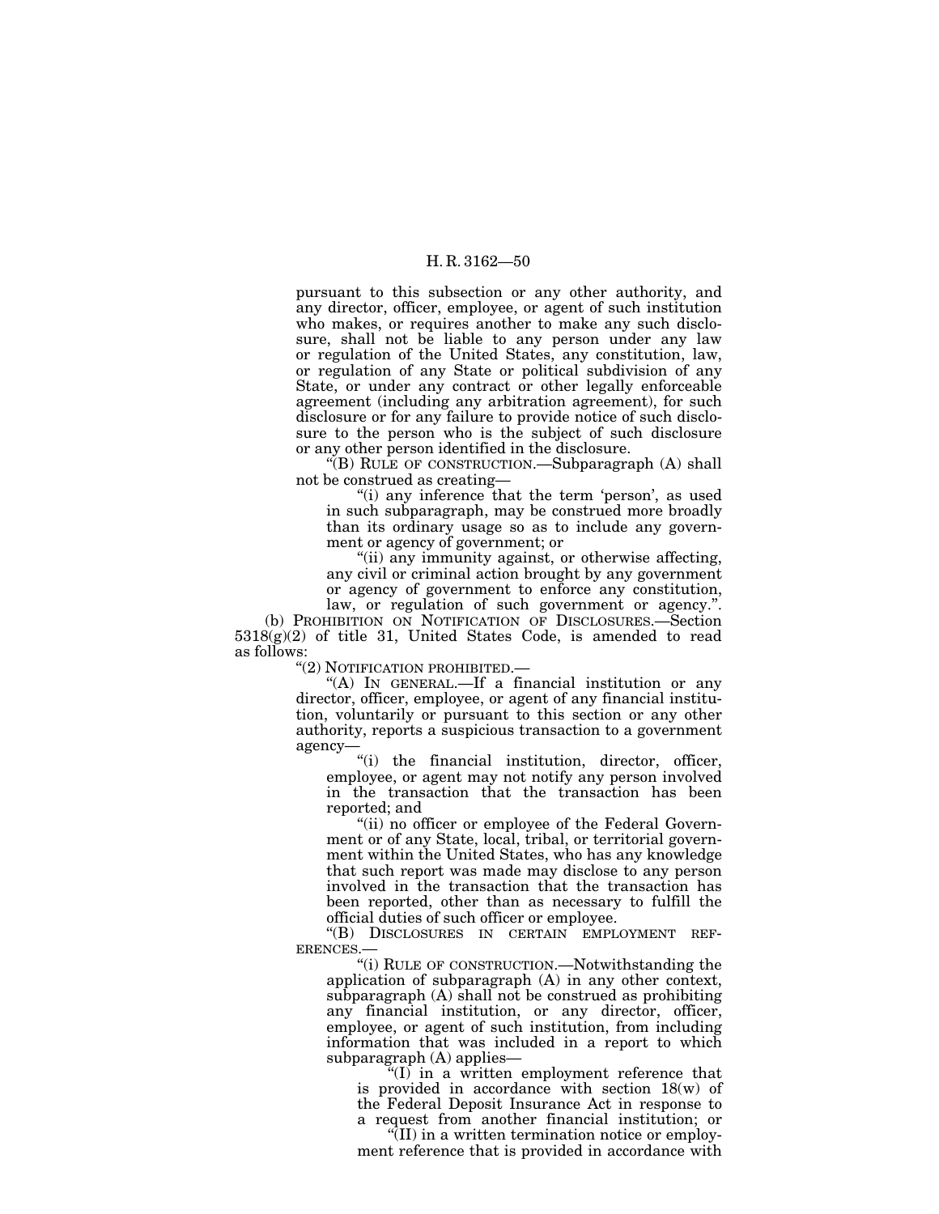pursuant to this subsection or any other authority, and any director, officer, employee, or agent of such institution who makes, or requires another to make any such disclosure, shall not be liable to any person under any law or regulation of the United States, any constitution, law, or regulation of any State or political subdivision of any State, or under any contract or other legally enforceable agreement (including any arbitration agreement), for such disclosure or for any failure to provide notice of such disclosure to the person who is the subject of such disclosure or any other person identified in the disclosure.

"(B) RULE OF CONSTRUCTION.—Subparagraph (A) shall not be construed as creating—

"(i) any inference that the term 'person', as used in such subparagraph, may be construed more broadly than its ordinary usage so as to include any government or agency of government; or

"(ii) any immunity against, or otherwise affecting, any civil or criminal action brought by any government or agency of government to enforce any constitution, law, or regulation of such government or agency.".

(b) PROHIBITION ON NOTIFICATION OF DISCLOSURES.—Section 5318(g)(2) of title 31, United States Code, is amended to read as follows:

"(2) NOTIFICATION PROHIBITED.—

"(A) IN GENERAL.—If a financial institution or any director, officer, employee, or agent of any financial institution, voluntarily or pursuant to this section or any other authority, reports a suspicious transaction to a government agency—

"(i) the financial institution, director, officer, employee, or agent may not notify any person involved in the transaction that the transaction has been reported; and

"(ii) no officer or employee of the Federal Government or of any State, local, tribal, or territorial government within the United States, who has any knowledge that such report was made may disclose to any person involved in the transaction that the transaction has been reported, other than as necessary to fulfill the official duties of such officer or employee.

"(B) DISCLOSURES IN CERTAIN EMPLOYMENT REFERENCES.—

"(i) RULE OF CONSTRUCTION.—Notwithstanding the application of subparagraph (A) in any other context, subparagraph (A) shall not be construed as prohibiting any financial institution, or any director, officer, employee, or agent of such institution, from including information that was included in a report to which subparagraph (A) applies—

"(I) in a written employment reference that is provided in accordance with section 18(w) of the Federal Deposit Insurance Act in response to a request from another financial institution; or

"(II) in a written termination notice or employment reference that is provided in accordance with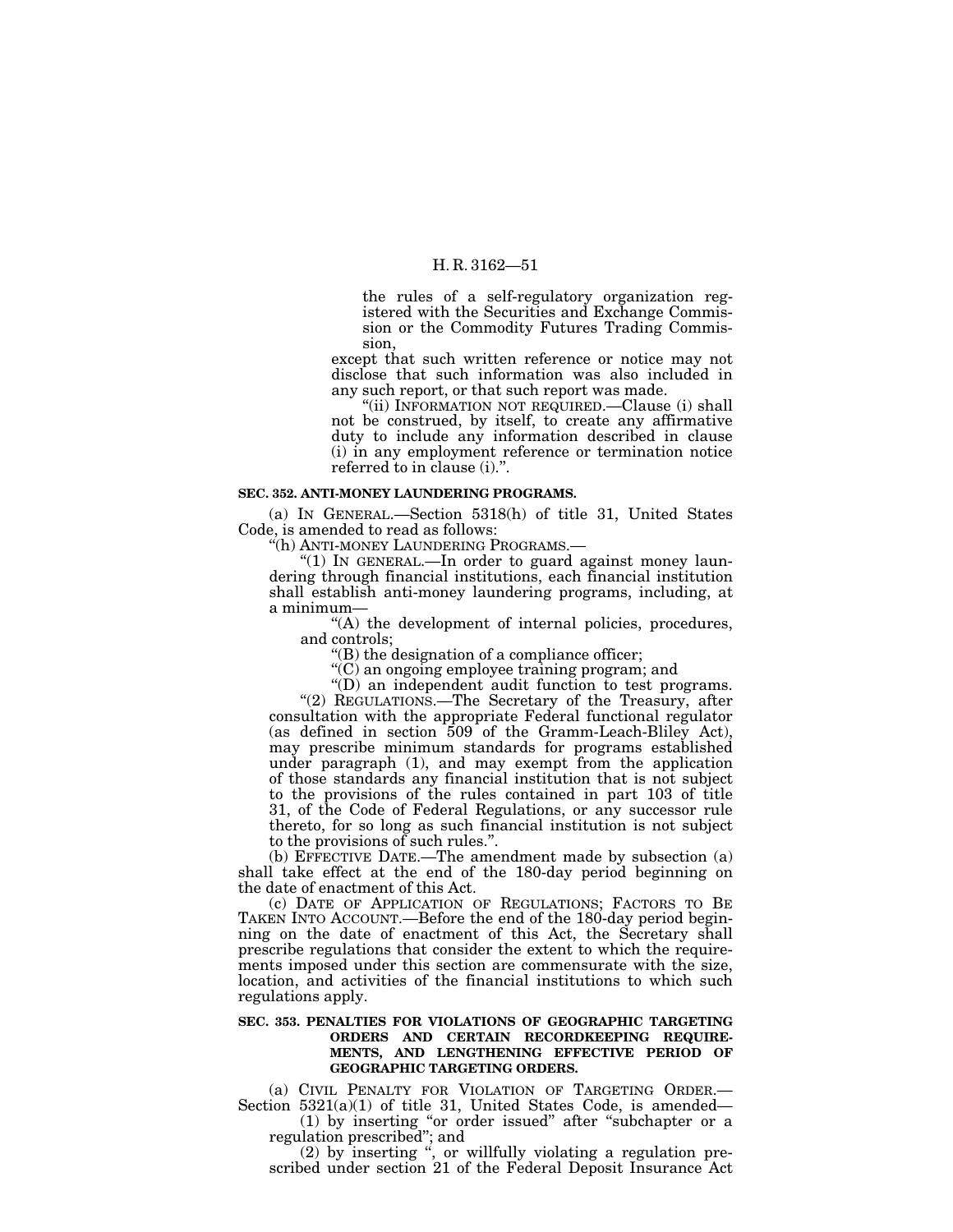the rules of a self-regulatory organization registered with the Securities and Exchange Commission or the Commodity Futures Trading Commission,

except that such written reference or notice may not disclose that such information was also included in any such report, or that such report was made.

"(ii) INFORMATION NOT REQUIRED.—Clause (i) shall not be construed, by itself, to create any affirmative duty to include any information described in clause (i) in any employment reference or termination notice referred to in clause (i).".

**SEC. 352. ANTI-MONEY LAUNDERING PROGRAMS.**

(a) IN GENERAL.—Section 5318(h) of title 31, United States Code, is amended to read as follows:

"(h) ANTI-MONEY LAUNDERING PROGRAMS.—

"(1) IN GENERAL.—In order to guard against money laundering through financial institutions, each financial institution shall establish anti-money laundering programs, including, at a minimum—

"(A) the development of internal policies, procedures, and controls;

"(B) the designation of a compliance officer;

"(C) an ongoing employee training program; and

"(D) an independent audit function to test programs.

"(2) REGULATIONS.—The Secretary of the Treasury, after consultation with the appropriate Federal functional regulator (as defined in section 509 of the Gramm-Leach-Bliley Act), may prescribe minimum standards for programs established under paragraph (1), and may exempt from the application of those standards any financial institution that is not subject to the provisions of the rules contained in part 103 of title 31, of the Code of Federal Regulations, or any successor rule thereto, for so long as such financial institution is not subject to the provisions of such rules.".

(b) EFFECTIVE DATE.—The amendment made by subsection (a) shall take effect at the end of the 180-day period beginning on the date of enactment of this Act.

(c) DATE OF APPLICATION OF REGULATIONS; FACTORS TO BE TAKEN INTO ACCOUNT.—Before the end of the 180-day period beginning on the date of enactment of this Act, the Secretary shall prescribe regulations that consider the extent to which the requirements imposed under this section are commensurate with the size, location, and activities of the financial institutions to which such regulations apply.

**SEC. 353. PENALTIES FOR VIOLATIONS OF GEOGRAPHIC TARGETING ORDERS AND CERTAIN RECORDKEEPING REQUIREMENTS, AND LENGTHENING EFFECTIVE PERIOD OF GEOGRAPHIC TARGETING ORDERS.**

(a) CIVIL PENALTY FOR VIOLATION OF TARGETING ORDER.—Section 5321(a)(1) of title 31, United States Code, is amended—

(1) by inserting "or order issued" after "subchapter or a regulation prescribed"; and

(2) by inserting ", or willfully violating a regulation prescribed under section 21 of the Federal Deposit Insurance Act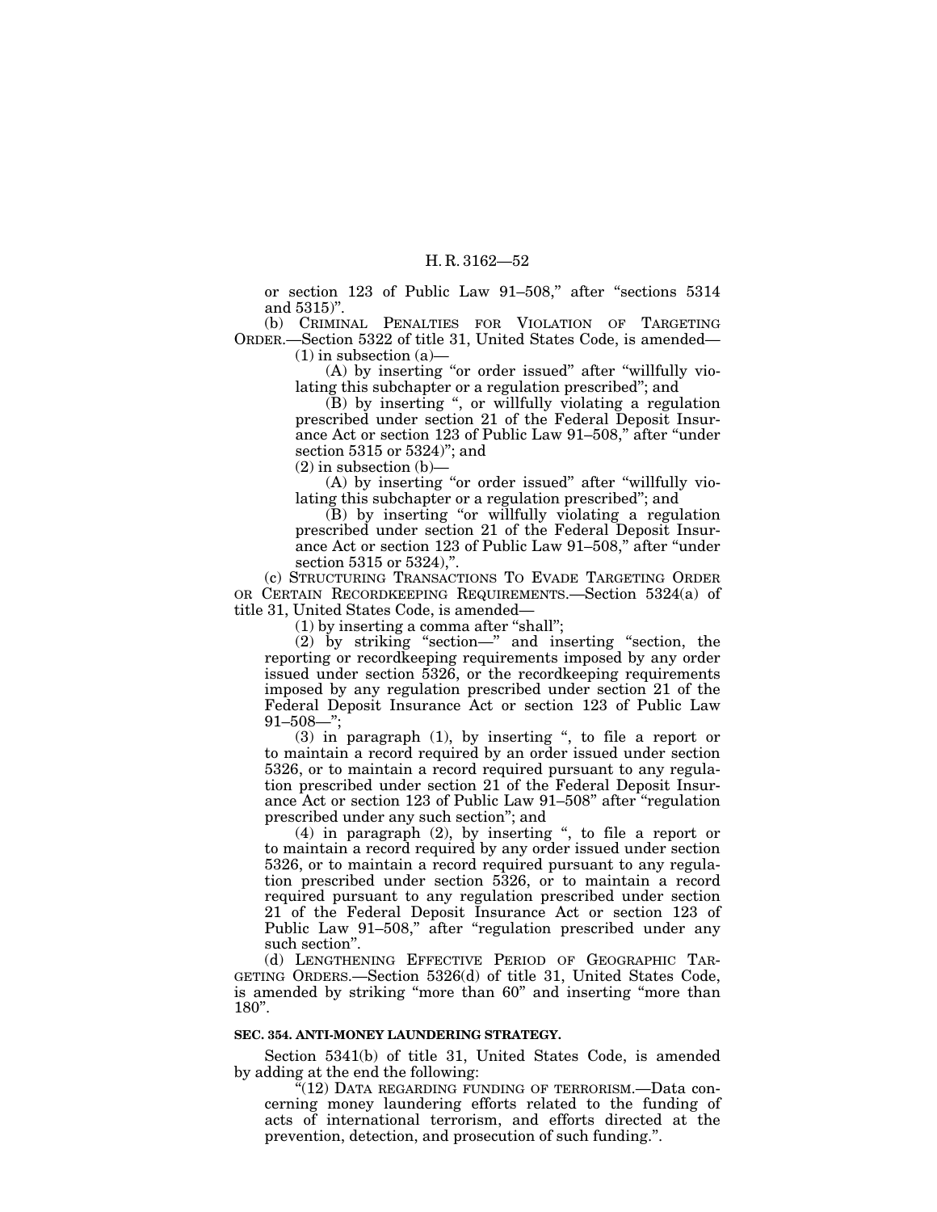or section 123 of Public Law 91–508," after "sections 5314 and 5315)".

(b) CRIMINAL PENALTIES FOR VIOLATION OF TARGETING ORDER.—Section 5322 of title 31, United States Code, is amended—

(1) in subsection (a)—

(A) by inserting "or order issued" after "willfully violating this subchapter or a regulation prescribed"; and

(B) by inserting ", or willfully violating a regulation prescribed under section 21 of the Federal Deposit Insurance Act or section 123 of Public Law 91–508," after "under section 5315 or 5324)"; and

(2) in subsection (b)—

(A) by inserting "or order issued" after "willfully violating this subchapter or a regulation prescribed"; and

(B) by inserting "or willfully violating a regulation prescribed under section 21 of the Federal Deposit Insurance Act or section 123 of Public Law 91–508," after "under section 5315 or 5324),".

(c) STRUCTURING TRANSACTIONS TO EVADE TARGETING ORDER OR CERTAIN RECORDKEEPING REQUIREMENTS.—Section 5324(a) of title 31, United States Code, is amended—

(1) by inserting a comma after "shall";

(2) by striking "section—" and inserting "section, the reporting or recordkeeping requirements imposed by any order issued under section 5326, or the recordkeeping requirements imposed by any regulation prescribed under section 21 of the Federal Deposit Insurance Act or section 123 of Public Law 91–508—";

(3) in paragraph (1), by inserting ", to file a report or to maintain a record required by an order issued under section 5326, or to maintain a record required pursuant to any regulation prescribed under section 21 of the Federal Deposit Insurance Act or section 123 of Public Law 91–508" after "regulation prescribed under any such section"; and

(4) in paragraph (2), by inserting ", to file a report or to maintain a record required by any order issued under section 5326, or to maintain a record required pursuant to any regulation prescribed under section 5326, or to maintain a record required pursuant to any regulation prescribed under section 21 of the Federal Deposit Insurance Act or section 123 of Public Law 91–508," after "regulation prescribed under any such section".

(d) LENGTHENING EFFECTIVE PERIOD OF GEOGRAPHIC TARGETING ORDERS.—Section 5326(d) of title 31, United States Code, is amended by striking "more than 60" and inserting "more than 180".

**SEC. 354. ANTI-MONEY LAUNDERING STRATEGY.**

Section 5341(b) of title 31, United States Code, is amended by adding at the end the following:

"(12) DATA REGARDING FUNDING OF TERRORISM.—Data concerning money laundering efforts related to the funding of acts of international terrorism, and efforts directed at the prevention, detection, and prosecution of such funding.".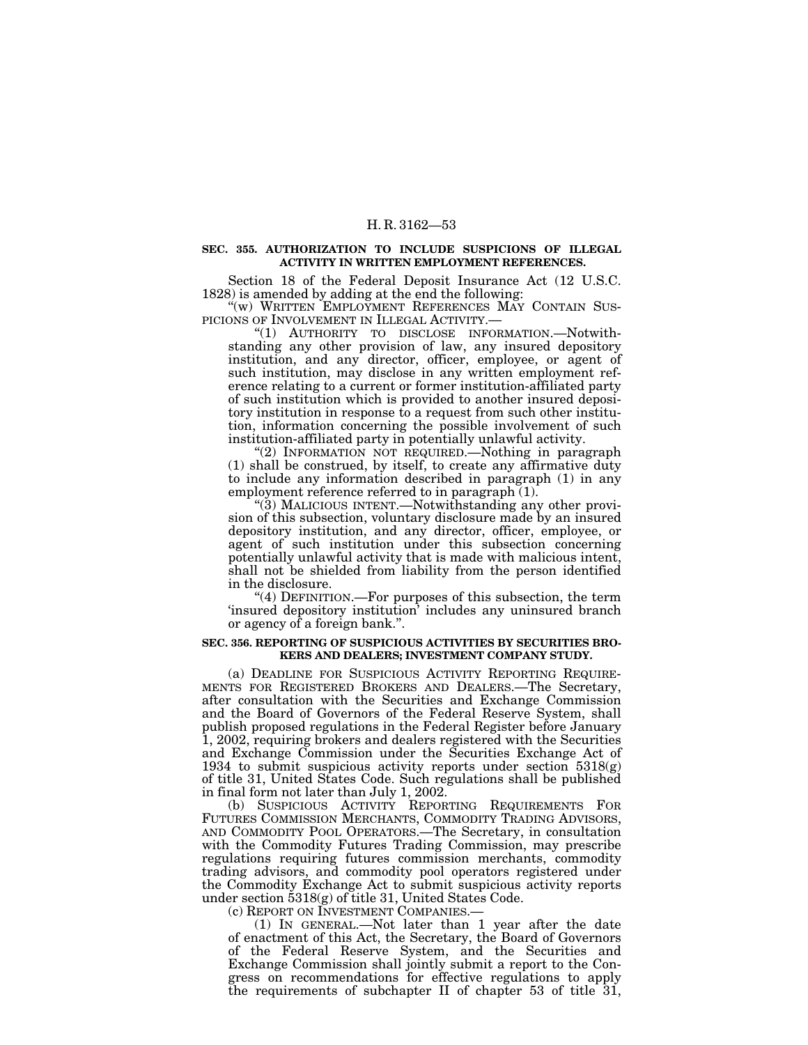### SEC. 355. AUTHORIZATION TO INCLUDE SUSPICIONS OF ILLEGAL ACTIVITY IN WRITTEN EMPLOYMENT REFERENCES.

Section 18 of the Federal Deposit Insurance Act (12 U.S.C. 1828) is amended by adding at the end the following:

"(w) WRITTEN EMPLOYMENT REFERENCES MAY CONTAIN SUSPICIONS OF INVOLVEMENT IN ILLEGAL ACTIVITY.—

"(1) AUTHORITY TO DISCLOSE INFORMATION.—Notwithstanding any other provision of law, any insured depository institution, and any director, officer, employee, or agent of such institution, may disclose in any written employment reference relating to a current or former institution-affiliated party of such institution which is provided to another insured depository institution in response to a request from such other institution, information concerning the possible involvement of such institution-affiliated party in potentially unlawful activity.

"(2) INFORMATION NOT REQUIRED.—Nothing in paragraph (1) shall be construed, by itself, to create any affirmative duty to include any information described in paragraph (1) in any employment reference referred to in paragraph (1).

"(3) MALICIOUS INTENT.—Notwithstanding any other provision of this subsection, voluntary disclosure made by an insured depository institution, and any director, officer, employee, or agent of such institution under this subsection concerning potentially unlawful activity that is made with malicious intent, shall not be shielded from liability from the person identified in the disclosure.

"(4) DEFINITION.—For purposes of this subsection, the term 'insured depository institution' includes any uninsured branch or agency of a foreign bank.".

### SEC. 356. REPORTING OF SUSPICIOUS ACTIVITIES BY SECURITIES BROKERS AND DEALERS; INVESTMENT COMPANY STUDY.

(a) DEADLINE FOR SUSPICIOUS ACTIVITY REPORTING REQUIREMENTS FOR REGISTERED BROKERS AND DEALERS.—The Secretary, after consultation with the Securities and Exchange Commission and the Board of Governors of the Federal Reserve System, shall publish proposed regulations in the Federal Register before January 1, 2002, requiring brokers and dealers registered with the Securities and Exchange Commission under the Securities Exchange Act of 1934 to submit suspicious activity reports under section 5318(g) of title 31, United States Code. Such regulations shall be published in final form not later than July 1, 2002.

(b) SUSPICIOUS ACTIVITY REPORTING REQUIREMENTS FOR FUTURES COMMISSION MERCHANTS, COMMODITY TRADING ADVISORS, AND COMMODITY POOL OPERATORS.—The Secretary, in consultation with the Commodity Futures Trading Commission, may prescribe regulations requiring futures commission merchants, commodity trading advisors, and commodity pool operators registered under the Commodity Exchange Act to submit suspicious activity reports under section 5318(g) of title 31, United States Code.

(c) REPORT ON INVESTMENT COMPANIES.—

(1) IN GENERAL.—Not later than 1 year after the date of enactment of this Act, the Secretary, the Board of Governors of the Federal Reserve System, and the Securities and Exchange Commission shall jointly submit a report to the Congress on recommendations for effective regulations to apply the requirements of subchapter II of chapter 53 of title 31,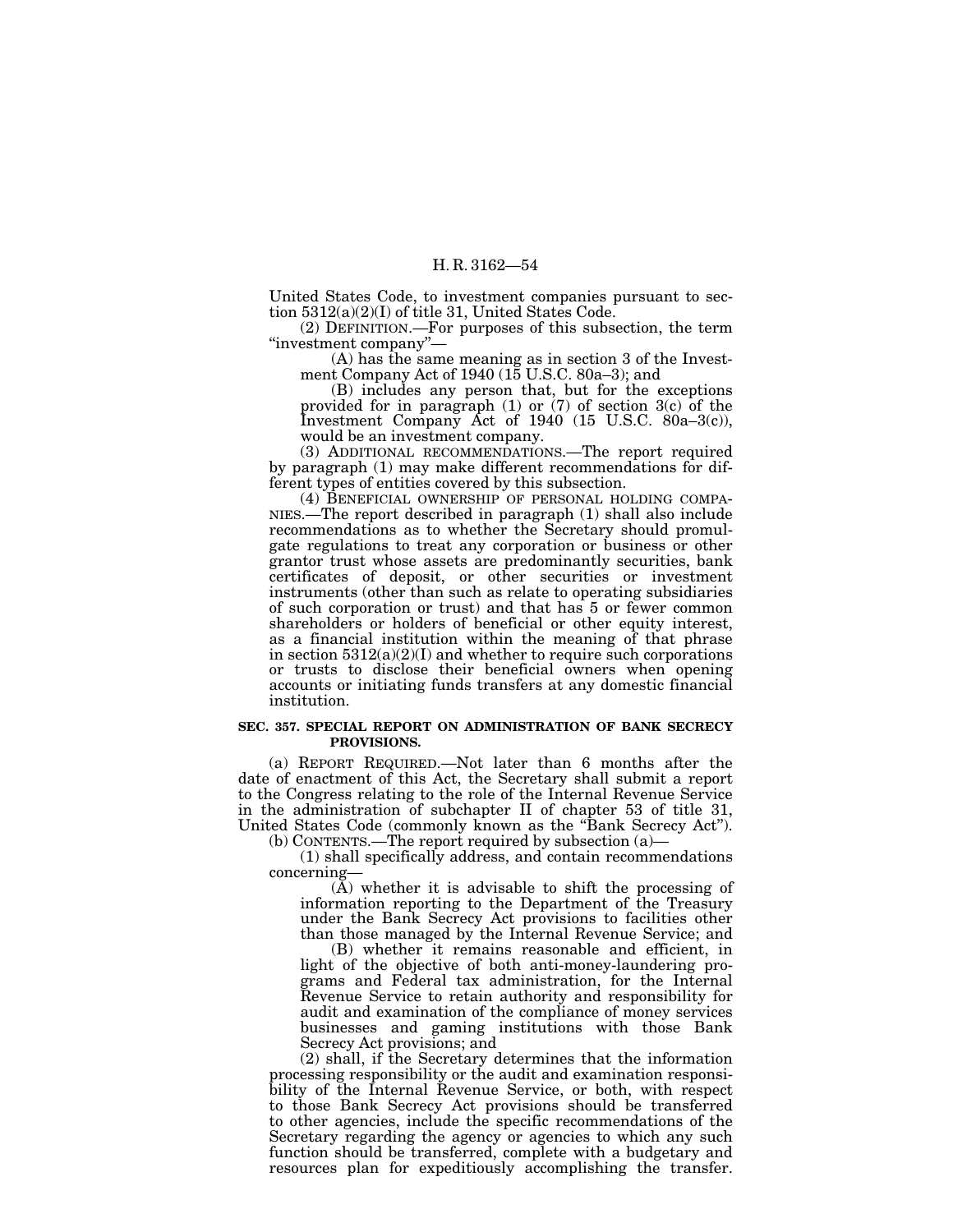United States Code, to investment companies pursuant to section 5312(a)(2)(I) of title 31, United States Code.

(2) DEFINITION.—For purposes of this subsection, the term "investment company"—

(A) has the same meaning as in section 3 of the Investment Company Act of 1940 (15 U.S.C. 80a–3); and

(B) includes any person that, but for the exceptions provided for in paragraph (1) or (7) of section 3(c) of the Investment Company Act of 1940 (15 U.S.C. 80a–3(c)), would be an investment company.

(3) ADDITIONAL RECOMMENDATIONS.—The report required by paragraph (1) may make different recommendations for different types of entities covered by this subsection.

(4) BENEFICIAL OWNERSHIP OF PERSONAL HOLDING COMPANIES.—The report described in paragraph (1) shall also include recommendations as to whether the Secretary should promulgate regulations to treat any corporation or business or other grantor trust whose assets are predominantly securities, bank certificates of deposit, or other securities or investment instruments (other than such as relate to operating subsidiaries of such corporation or trust) and that has 5 or fewer common shareholders or holders of beneficial or other equity interest, as a financial institution within the meaning of that phrase in section 5312(a)(2)(I) and whether to require such corporations or trusts to disclose their beneficial owners when opening accounts or initiating funds transfers at any domestic financial institution.

### SEC. 357. SPECIAL REPORT ON ADMINISTRATION OF BANK SECRECY PROVISIONS.

(a) REPORT REQUIRED.—Not later than 6 months after the date of enactment of this Act, the Secretary shall submit a report to the Congress relating to the role of the Internal Revenue Service in the administration of subchapter II of chapter 53 of title 31, United States Code (commonly known as the "Bank Secrecy Act").

(b) CONTENTS.—The report required by subsection (a)—

(1) shall specifically address, and contain recommendations concerning—

(A) whether it is advisable to shift the processing of information reporting to the Department of the Treasury under the Bank Secrecy Act provisions to facilities other than those managed by the Internal Revenue Service; and

(B) whether it remains reasonable and efficient, in light of the objective of both anti-money-laundering programs and Federal tax administration, for the Internal Revenue Service to retain authority and responsibility for audit and examination of the compliance of money services businesses and gaming institutions with those Bank Secrecy Act provisions; and

(2) shall, if the Secretary determines that the information processing responsibility or the audit and examination responsibility of the Internal Revenue Service, or both, with respect to those Bank Secrecy Act provisions should be transferred to other agencies, include the specific recommendations of the Secretary regarding the agency or agencies to which any such function should be transferred, complete with a budgetary and resources plan for expeditiously accomplishing the transfer.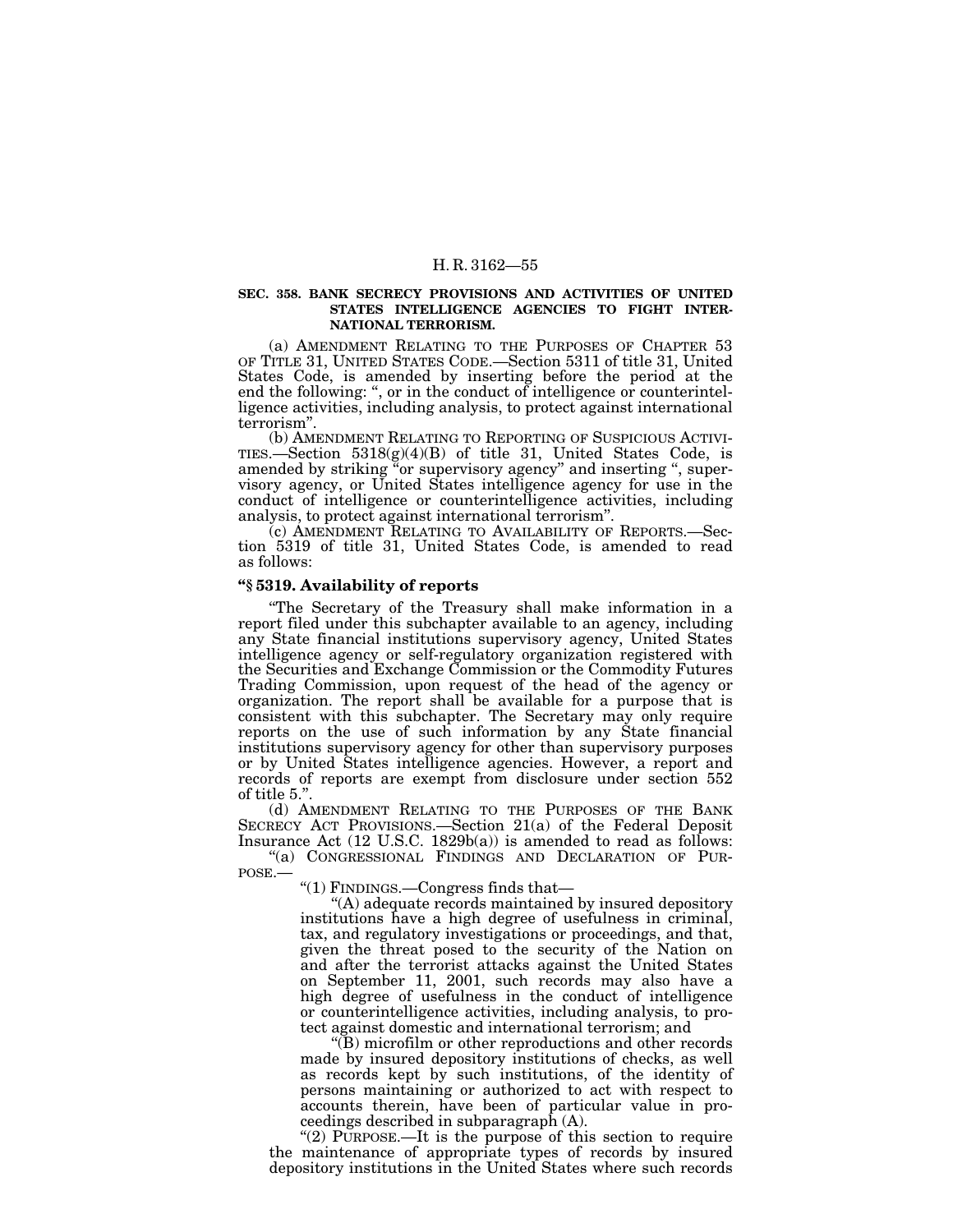### SEC. 358. BANK SECRECY PROVISIONS AND ACTIVITIES OF UNITED STATES INTELLIGENCE AGENCIES TO FIGHT INTERNATIONAL TERRORISM.

(a) AMENDMENT RELATING TO THE PURPOSES OF CHAPTER 53 OF TITLE 31, UNITED STATES CODE.—Section 5311 of title 31, United States Code, is amended by inserting before the period at the end the following: ", or in the conduct of intelligence or counterintelligence activities, including analysis, to protect against international terrorism".

(b) AMENDMENT RELATING TO REPORTING OF SUSPICIOUS ACTIVITIES.—Section 5318(g)(4)(B) of title 31, United States Code, is amended by striking "or supervisory agency" and inserting ", supervisory agency, or United States intelligence agency for use in the conduct of intelligence or counterintelligence activities, including analysis, to protect against international terrorism".

(c) AMENDMENT RELATING TO AVAILABILITY OF REPORTS.—Section 5319 of title 31, United States Code, is amended to read as follows:

**"§ 5319. Availability of reports**

"The Secretary of the Treasury shall make information in a report filed under this subchapter available to an agency, including any State financial institutions supervisory agency, United States intelligence agency or self-regulatory organization registered with the Securities and Exchange Commission or the Commodity Futures Trading Commission, upon request of the head of the agency or organization. The report shall be available for a purpose that is consistent with this subchapter. The Secretary may only require reports on the use of such information by any State financial institutions supervisory agency for other than supervisory purposes or by United States intelligence agencies. However, a report and records of reports are exempt from disclosure under section 552 of title 5.".

(d) AMENDMENT RELATING TO THE PURPOSES OF THE BANK SECRECY ACT PROVISIONS.—Section 21(a) of the Federal Deposit Insurance Act (12 U.S.C. 1829b(a)) is amended to read as follows:

"(a) CONGRESSIONAL FINDINGS AND DECLARATION OF PURPOSE.—

"(1) FINDINGS.—Congress finds that—

"(A) adequate records maintained by insured depository institutions have a high degree of usefulness in criminal, tax, and regulatory investigations or proceedings, and that, given the threat posed to the security of the Nation on and after the terrorist attacks against the United States on September 11, 2001, such records may also have a high degree of usefulness in the conduct of intelligence or counterintelligence activities, including analysis, to protect against domestic and international terrorism; and

"(B) microfilm or other reproductions and other records made by insured depository institutions of checks, as well as records kept by such institutions, of the identity of persons maintaining or authorized to act with respect to accounts therein, have been of particular value in proceedings described in subparagraph (A).

"(2) PURPOSE.—It is the purpose of this section to require the maintenance of appropriate types of records by insured depository institutions in the United States where such records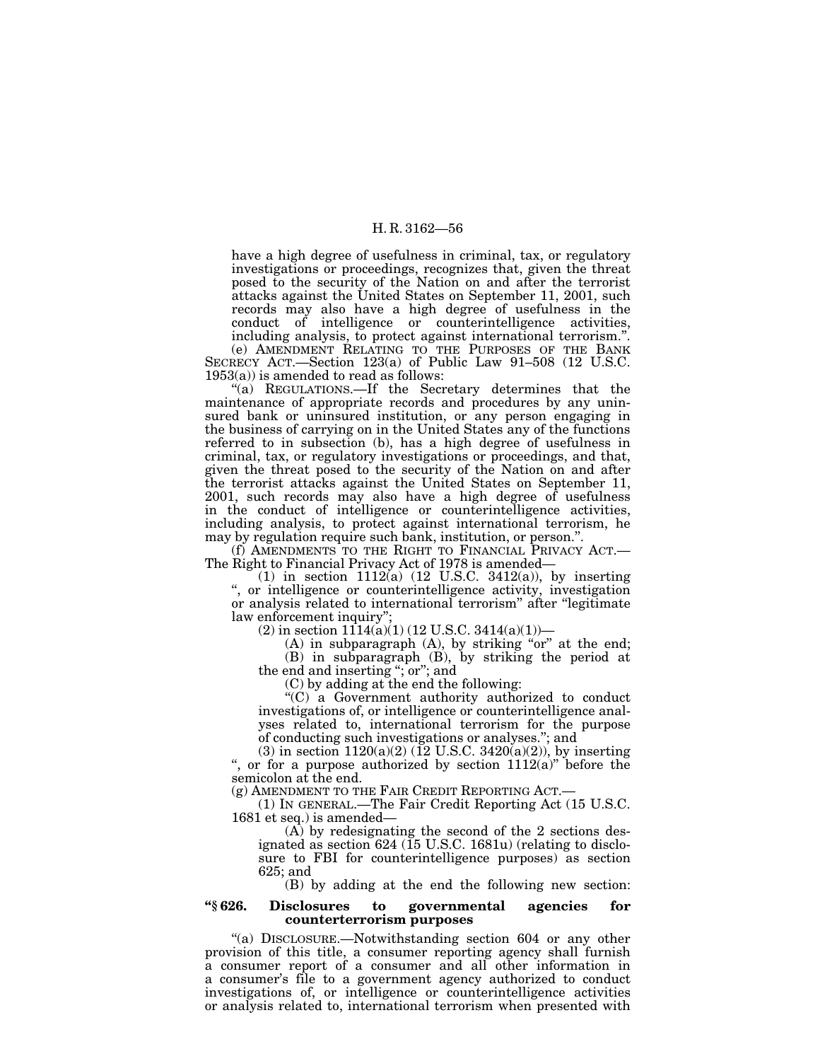have a high degree of usefulness in criminal, tax, or regulatory investigations or proceedings, recognizes that, given the threat posed to the security of the Nation on and after the terrorist attacks against the United States on September 11, 2001, such records may also have a high degree of usefulness in the conduct of intelligence or counterintelligence activities, including analysis, to protect against international terrorism.''.

(e) AMENDMENT RELATING TO THE PURPOSES OF THE BANK SECRECY ACT.—Section 123(a) of Public Law 91–508 (12 U.S.C. 1953(a)) is amended to read as follows:

''(a) REGULATIONS.—If the Secretary determines that the maintenance of appropriate records and procedures by any uninsured bank or uninsured institution, or any person engaging in the business of carrying on in the United States any of the functions referred to in subsection (b), has a high degree of usefulness in criminal, tax, or regulatory investigations or proceedings, and that, given the threat posed to the security of the Nation on and after the terrorist attacks against the United States on September 11, 2001, such records may also have a high degree of usefulness in the conduct of intelligence or counterintelligence activities, including analysis, to protect against international terrorism, he may by regulation require such bank, institution, or person.''.

(f) AMENDMENTS TO THE RIGHT TO FINANCIAL PRIVACY ACT.—The Right to Financial Privacy Act of 1978 is amended—

(1) in section 1112(a) (12 U.S.C. 3412(a)), by inserting '', or intelligence or counterintelligence activity, investigation or analysis related to international terrorism'' after ''legitimate law enforcement inquiry'';

(2) in section 1114(a)(1) (12 U.S.C. 3414(a)(1))—

(A) in subparagraph (A), by striking ''or'' at the end;

(B) in subparagraph (B), by striking the period at the end and inserting ''; or''; and

(C) by adding at the end the following:

''(C) a Government authority authorized to conduct investigations of, or intelligence or counterintelligence analyses related to, international terrorism for the purpose of conducting such investigations or analyses.''; and

(3) in section 1120(a)(2) (12 U.S.C. 3420(a)(2)), by inserting '', or for a purpose authorized by section 1112(a)'' before the semicolon at the end.

(g) AMENDMENT TO THE FAIR CREDIT REPORTING ACT.—

(1) IN GENERAL.—The Fair Credit Reporting Act (15 U.S.C. 1681 et seq.) is amended—

(A) by redesignating the second of the 2 sections designated as section 624 (15 U.S.C. 1681u) (relating to disclosure to FBI for counterintelligence purposes) as section 625; and

(B) by adding at the end the following new section:

**''§ 626. Disclosures to governmental agencies for counterterrorism purposes**

''(a) DISCLOSURE.—Notwithstanding section 604 or any other provision of this title, a consumer reporting agency shall furnish a consumer report of a consumer and all other information in a consumer's file to a government agency authorized to conduct investigations of, or intelligence or counterintelligence activities or analysis related to, international terrorism when presented with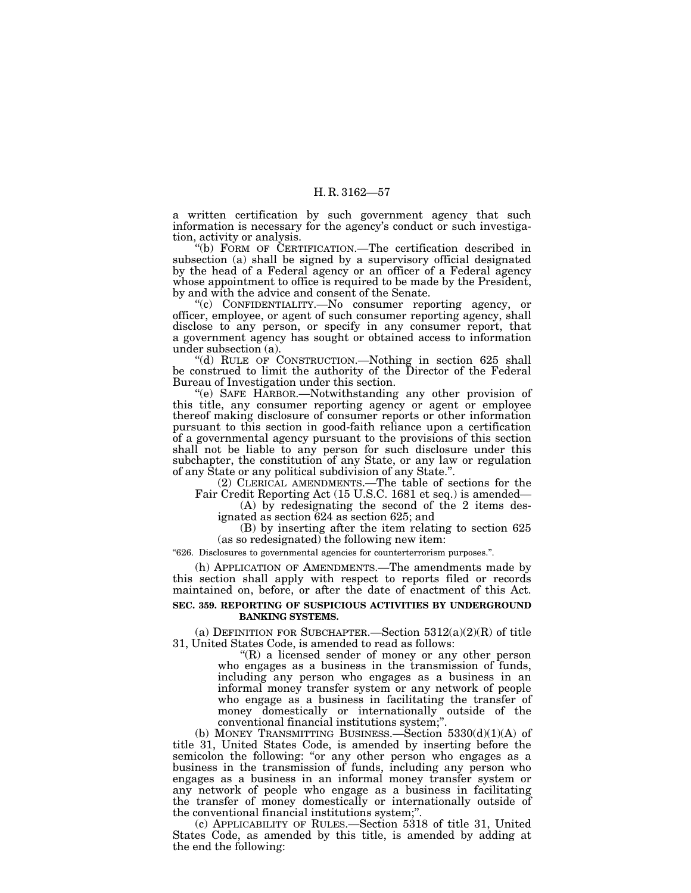a written certification by such government agency that such information is necessary for the agency's conduct or such investigation, activity or analysis.

"(b) FORM OF CERTIFICATION.—The certification described in subsection (a) shall be signed by a supervisory official designated by the head of a Federal agency or an officer of a Federal agency whose appointment to office is required to be made by the President, by and with the advice and consent of the Senate.

"(c) CONFIDENTIALITY.—No consumer reporting agency, or officer, employee, or agent of such consumer reporting agency, shall disclose to any person, or specify in any consumer report, that a government agency has sought or obtained access to information under subsection (a).

"(d) RULE OF CONSTRUCTION.—Nothing in section 625 shall be construed to limit the authority of the Director of the Federal Bureau of Investigation under this section.

"(e) SAFE HARBOR.—Notwithstanding any other provision of this title, any consumer reporting agency or agent or employee thereof making disclosure of consumer reports or other information pursuant to this section in good-faith reliance upon a certification of a governmental agency pursuant to the provisions of this section shall not be liable to any person for such disclosure under this subchapter, the constitution of any State, or any law or regulation of any State or any political subdivision of any State.".

(2) CLERICAL AMENDMENTS.—The table of sections for the Fair Credit Reporting Act (15 U.S.C. 1681 et seq.) is amended—

(A) by redesignating the second of the 2 items designated as section 624 as section 625; and

(B) by inserting after the item relating to section 625 (as so redesignated) the following new item:

"626. Disclosures to governmental agencies for counterterrorism purposes.".

(h) APPLICATION OF AMENDMENTS.—The amendments made by this section shall apply with respect to reports filed or records maintained on, before, or after the date of enactment of this Act.

**SEC. 359. REPORTING OF SUSPICIOUS ACTIVITIES BY UNDERGROUND BANKING SYSTEMS.**

(a) DEFINITION FOR SUBCHAPTER.—Section 5312(a)(2)(R) of title 31, United States Code, is amended to read as follows:

"(R) a licensed sender of money or any other person who engages as a business in the transmission of funds, including any person who engages as a business in an informal money transfer system or any network of people who engage as a business in facilitating the transfer of money domestically or internationally outside of the conventional financial institutions system;".

(b) MONEY TRANSMITTING BUSINESS.—Section 5330(d)(1)(A) of title 31, United States Code, is amended by inserting before the semicolon the following: "or any other person who engages as a business in the transmission of funds, including any person who engages as a business in an informal money transfer system or any network of people who engage as a business in facilitating the transfer of money domestically or internationally outside of the conventional financial institutions system;".

(c) APPLICABILITY OF RULES.—Section 5318 of title 31, United States Code, as amended by this title, is amended by adding at the end the following: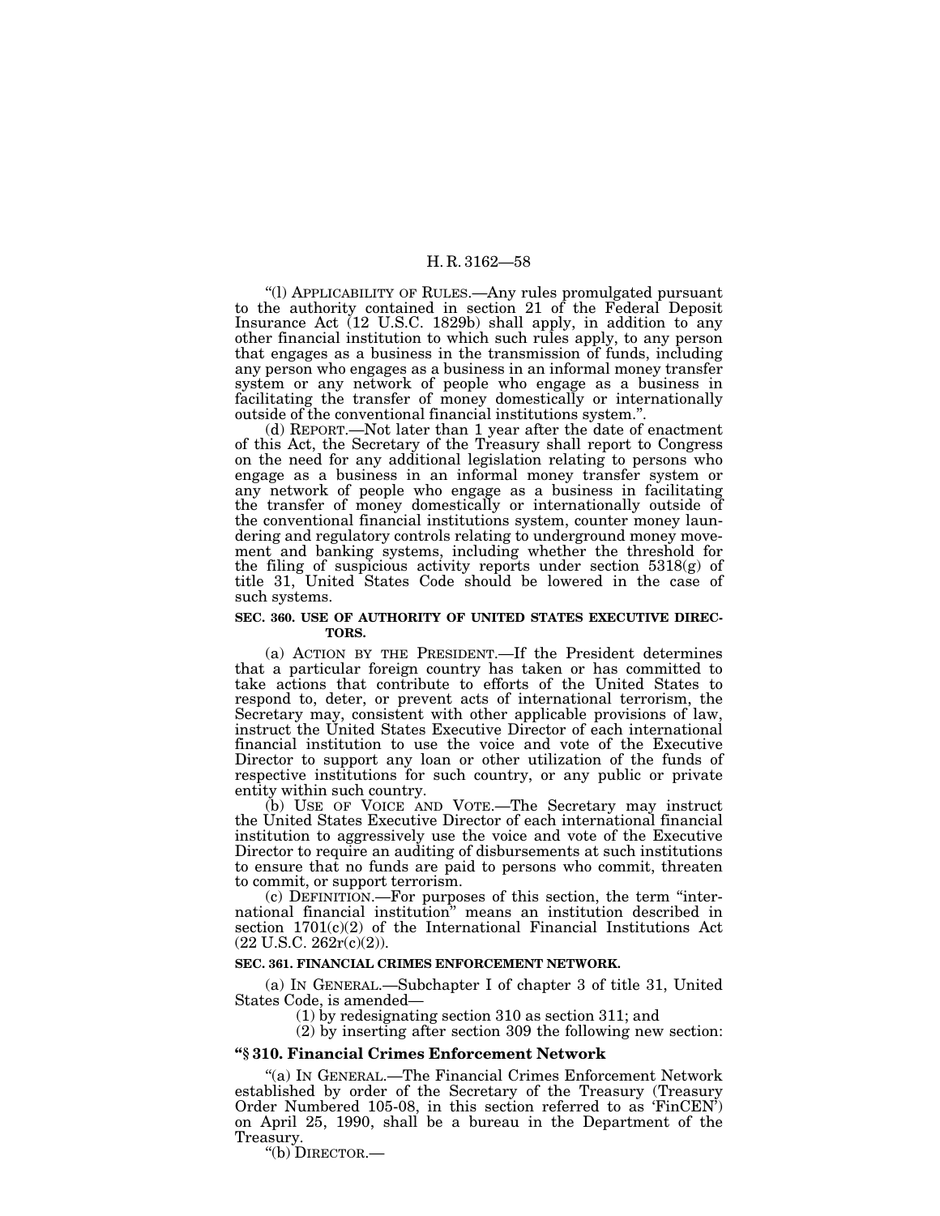"(l) APPLICABILITY OF RULES.—Any rules promulgated pursuant to the authority contained in section 21 of the Federal Deposit Insurance Act (12 U.S.C. 1829b) shall apply, in addition to any other financial institution to which such rules apply, to any person that engages as a business in the transmission of funds, including any person who engages as a business in an informal money transfer system or any network of people who engage as a business in facilitating the transfer of money domestically or internationally outside of the conventional financial institutions system.".

(d) REPORT.—Not later than 1 year after the date of enactment of this Act, the Secretary of the Treasury shall report to Congress on the need for any additional legislation relating to persons who engage as a business in an informal money transfer system or any network of people who engage as a business in facilitating the transfer of money domestically or internationally outside of the conventional financial institutions system, counter money laundering and regulatory controls relating to underground money movement and banking systems, including whether the threshold for the filing of suspicious activity reports under section 5318(g) of title 31, United States Code should be lowered in the case of such systems.

**SEC. 360. USE OF AUTHORITY OF UNITED STATES EXECUTIVE DIRECTORS.**

(a) ACTION BY THE PRESIDENT.—If the President determines that a particular foreign country has taken or has committed to take actions that contribute to efforts of the United States to respond to, deter, or prevent acts of international terrorism, the Secretary may, consistent with other applicable provisions of law, instruct the United States Executive Director of each international financial institution to use the voice and vote of the Executive Director to support any loan or other utilization of the funds of respective institutions for such country, or any public or private entity within such country.

(b) USE OF VOICE AND VOTE.—The Secretary may instruct the United States Executive Director of each international financial institution to aggressively use the voice and vote of the Executive Director to require an auditing of disbursements at such institutions to ensure that no funds are paid to persons who commit, threaten to commit, or support terrorism.

(c) DEFINITION.—For purposes of this section, the term "international financial institution" means an institution described in section 1701(c)(2) of the International Financial Institutions Act (22 U.S.C. 262r(c)(2)).

**SEC. 361. FINANCIAL CRIMES ENFORCEMENT NETWORK.**

(a) IN GENERAL.—Subchapter I of chapter 3 of title 31, United States Code, is amended—

(1) by redesignating section 310 as section 311; and

(2) by inserting after section 309 the following new section:

**"§ 310. Financial Crimes Enforcement Network**

"(a) IN GENERAL.—The Financial Crimes Enforcement Network established by order of the Secretary of the Treasury (Treasury Order Numbered 105-08, in this section referred to as 'FinCEN') on April 25, 1990, shall be a bureau in the Department of the Treasury.

"(b) DIRECTOR.—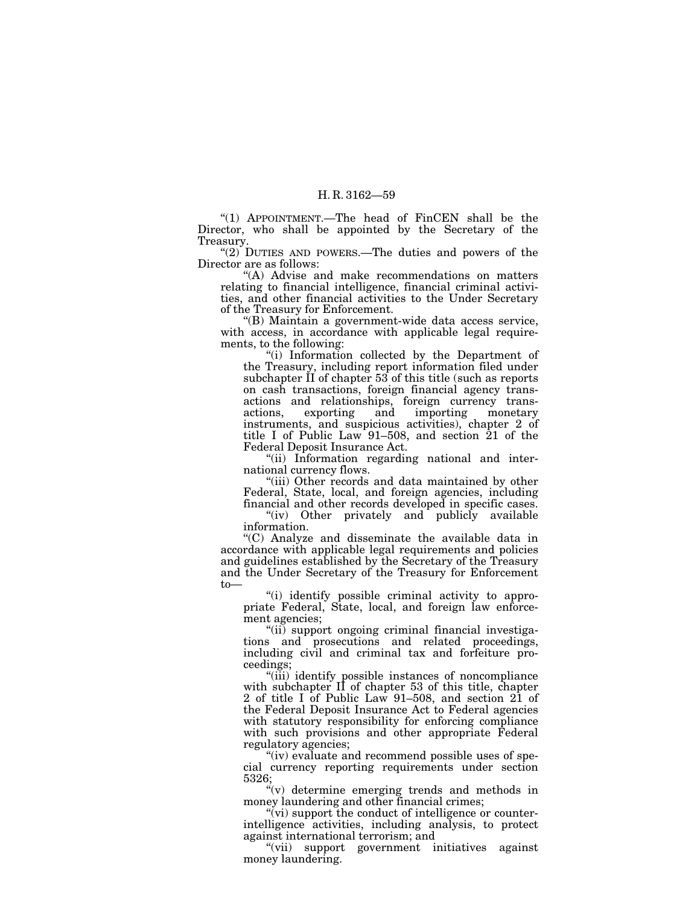"(1) APPOINTMENT.—The head of FinCEN shall be the Director, who shall be appointed by the Secretary of the Treasury.

"(2) DUTIES AND POWERS.—The duties and powers of the Director are as follows:

"(A) Advise and make recommendations on matters relating to financial intelligence, financial criminal activities, and other financial activities to the Under Secretary of the Treasury for Enforcement.

"(B) Maintain a government-wide data access service, with access, in accordance with applicable legal requirements, to the following:

"(i) Information collected by the Department of the Treasury, including report information filed under subchapter II of chapter 53 of this title (such as reports on cash transactions, foreign financial agency transactions and relationships, foreign currency transactions, exporting and importing monetary instruments, and suspicious activities), chapter 2 of title I of Public Law 91–508, and section 21 of the Federal Deposit Insurance Act.

"(ii) Information regarding national and international currency flows.

"(iii) Other records and data maintained by other Federal, State, local, and foreign agencies, including financial and other records developed in specific cases.

"(iv) Other privately and publicly available information.

"(C) Analyze and disseminate the available data in accordance with applicable legal requirements and policies and guidelines established by the Secretary of the Treasury and the Under Secretary of the Treasury for Enforcement to—

"(i) identify possible criminal activity to appropriate Federal, State, local, and foreign law enforcement agencies;

"(ii) support ongoing criminal financial investigations and prosecutions and related proceedings, including civil and criminal tax and forfeiture proceedings;

"(iii) identify possible instances of noncompliance with subchapter II of chapter 53 of this title, chapter 2 of title I of Public Law 91–508, and section 21 of the Federal Deposit Insurance Act to Federal agencies with statutory responsibility for enforcing compliance with such provisions and other appropriate Federal regulatory agencies;

"(iv) evaluate and recommend possible uses of special currency reporting requirements under section 5326;

"(v) determine emerging trends and methods in money laundering and other financial crimes;

"(vi) support the conduct of intelligence or counterintelligence activities, including analysis, to protect against international terrorism; and

"(vii) support government initiatives against money laundering.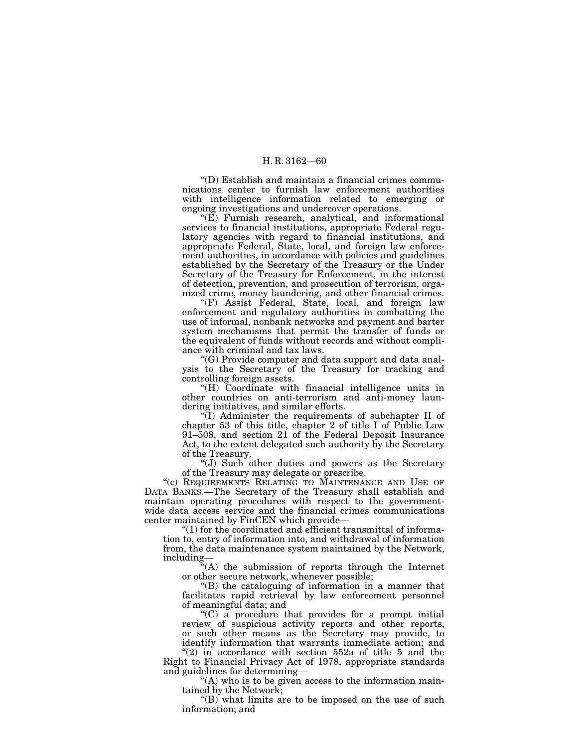"(D) Establish and maintain a financial crimes communications center to furnish law enforcement authorities with intelligence information related to emerging or ongoing investigations and undercover operations.

"(E) Furnish research, analytical, and informational services to financial institutions, appropriate Federal regulatory agencies with regard to financial institutions, and appropriate Federal, State, local, and foreign law enforcement authorities, in accordance with policies and guidelines established by the Secretary of the Treasury or the Under Secretary of the Treasury for Enforcement, in the interest of detection, prevention, and prosecution of terrorism, organized crime, money laundering, and other financial crimes.

"(F) Assist Federal, State, local, and foreign law enforcement and regulatory authorities in combatting the use of informal, nonbank networks and payment and barter system mechanisms that permit the transfer of funds or the equivalent of funds without records and without compliance with criminal and tax laws.

"(G) Provide computer and data support and data analysis to the Secretary of the Treasury for tracking and controlling foreign assets.

"(H) Coordinate with financial intelligence units in other countries on anti-terrorism and anti-money laundering initiatives, and similar efforts.

"(I) Administer the requirements of subchapter II of chapter 53 of this title, chapter 2 of title I of Public Law 91–508, and section 21 of the Federal Deposit Insurance Act, to the extent delegated such authority by the Secretary of the Treasury.

"(J) Such other duties and powers as the Secretary of the Treasury may delegate or prescribe.

"(c) REQUIREMENTS RELATING TO MAINTENANCE AND USE OF DATA BANKS.—The Secretary of the Treasury shall establish and maintain operating procedures with respect to the government-wide data access service and the financial crimes communications center maintained by FinCEN which provide—

"(1) for the coordinated and efficient transmittal of information to, entry of information into, and withdrawal of information from, the data maintenance system maintained by the Network, including—

"(A) the submission of reports through the Internet or other secure network, whenever possible;

"(B) the cataloguing of information in a manner that facilitates rapid retrieval by law enforcement personnel of meaningful data; and

"(C) a procedure that provides for a prompt initial review of suspicious activity reports and other reports, or such other means as the Secretary may provide, to identify information that warrants immediate action; and

"(2) in accordance with section 552a of title 5 and the Right to Financial Privacy Act of 1978, appropriate standards and guidelines for determining—

"(A) who is to be given access to the information maintained by the Network;

"(B) what limits are to be imposed on the use of such information; and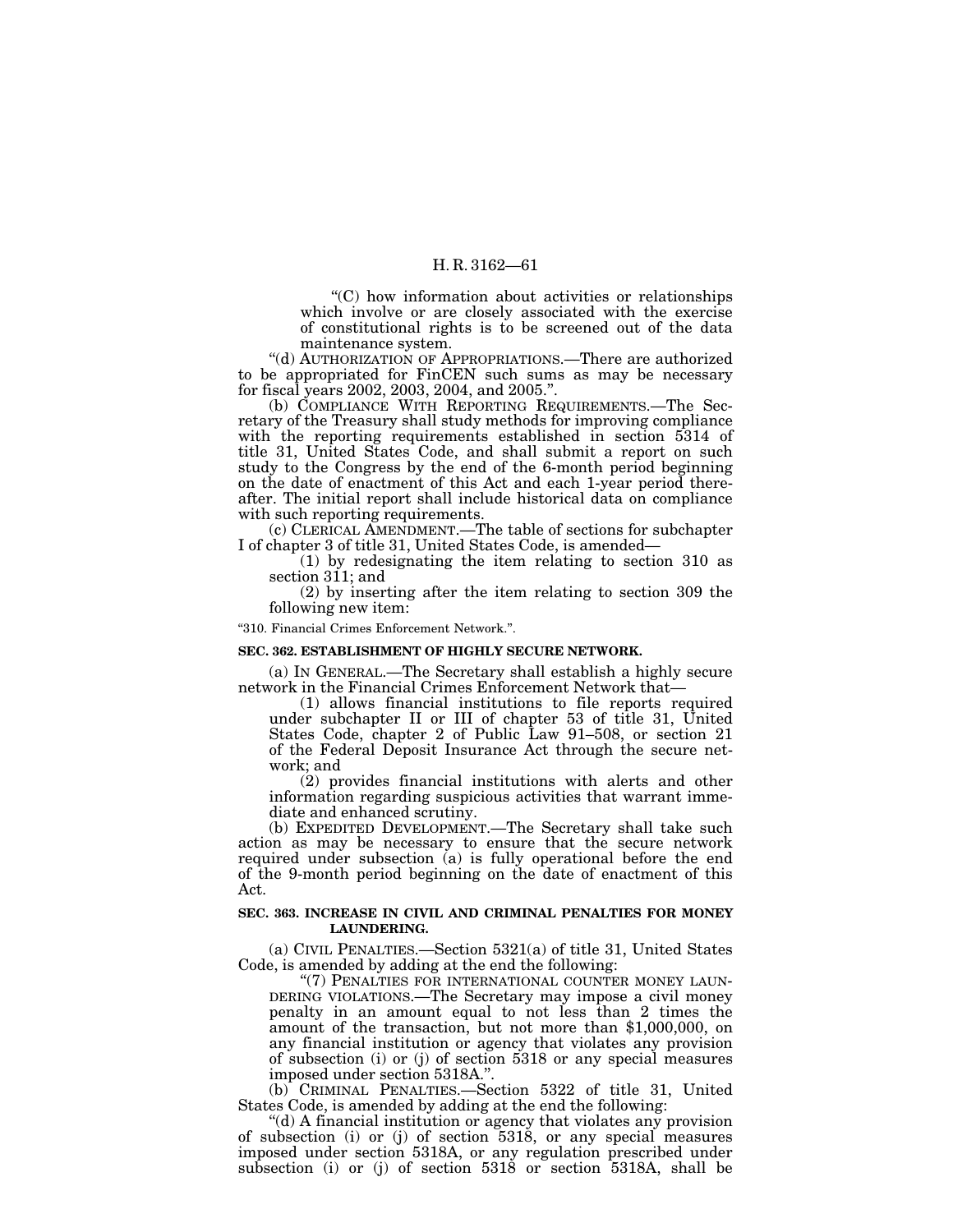"(C) how information about activities or relationships which involve or are closely associated with the exercise of constitutional rights is to be screened out of the data maintenance system.

"(d) AUTHORIZATION OF APPROPRIATIONS.—There are authorized to be appropriated for FinCEN such sums as may be necessary for fiscal years 2002, 2003, 2004, and 2005.".

(b) COMPLIANCE WITH REPORTING REQUIREMENTS.—The Secretary of the Treasury shall study methods for improving compliance with the reporting requirements established in section 5314 of title 31, United States Code, and shall submit a report on such study to the Congress by the end of the 6-month period beginning on the date of enactment of this Act and each 1-year period thereafter. The initial report shall include historical data on compliance with such reporting requirements.

(c) CLERICAL AMENDMENT.—The table of sections for subchapter I of chapter 3 of title 31, United States Code, is amended—

(1) by redesignating the item relating to section 310 as section 311; and

(2) by inserting after the item relating to section 309 the following new item:

"310. Financial Crimes Enforcement Network.".

**SEC. 362. ESTABLISHMENT OF HIGHLY SECURE NETWORK.**

(a) IN GENERAL.—The Secretary shall establish a highly secure network in the Financial Crimes Enforcement Network that—

(1) allows financial institutions to file reports required under subchapter II or III of chapter 53 of title 31, United States Code, chapter 2 of Public Law 91–508, or section 21 of the Federal Deposit Insurance Act through the secure network; and

(2) provides financial institutions with alerts and other information regarding suspicious activities that warrant immediate and enhanced scrutiny.

(b) EXPEDITED DEVELOPMENT.—The Secretary shall take such action as may be necessary to ensure that the secure network required under subsection (a) is fully operational before the end of the 9-month period beginning on the date of enactment of this Act.

**SEC. 363. INCREASE IN CIVIL AND CRIMINAL PENALTIES FOR MONEY LAUNDERING.**

(a) CIVIL PENALTIES.—Section 5321(a) of title 31, United States Code, is amended by adding at the end the following:

"(7) PENALTIES FOR INTERNATIONAL COUNTER MONEY LAUNDERING VIOLATIONS.—The Secretary may impose a civil money penalty in an amount equal to not less than 2 times the amount of the transaction, but not more than $1,000,000, on any financial institution or agency that violates any provision of subsection (i) or (j) of section 5318 or any special measures imposed under section 5318A.".

(b) CRIMINAL PENALTIES.—Section 5322 of title 31, United States Code, is amended by adding at the end the following:

"(d) A financial institution or agency that violates any provision of subsection (i) or (j) of section 5318, or any special measures imposed under section 5318A, or any regulation prescribed under subsection (i) or (j) of section 5318 or section 5318A, shall be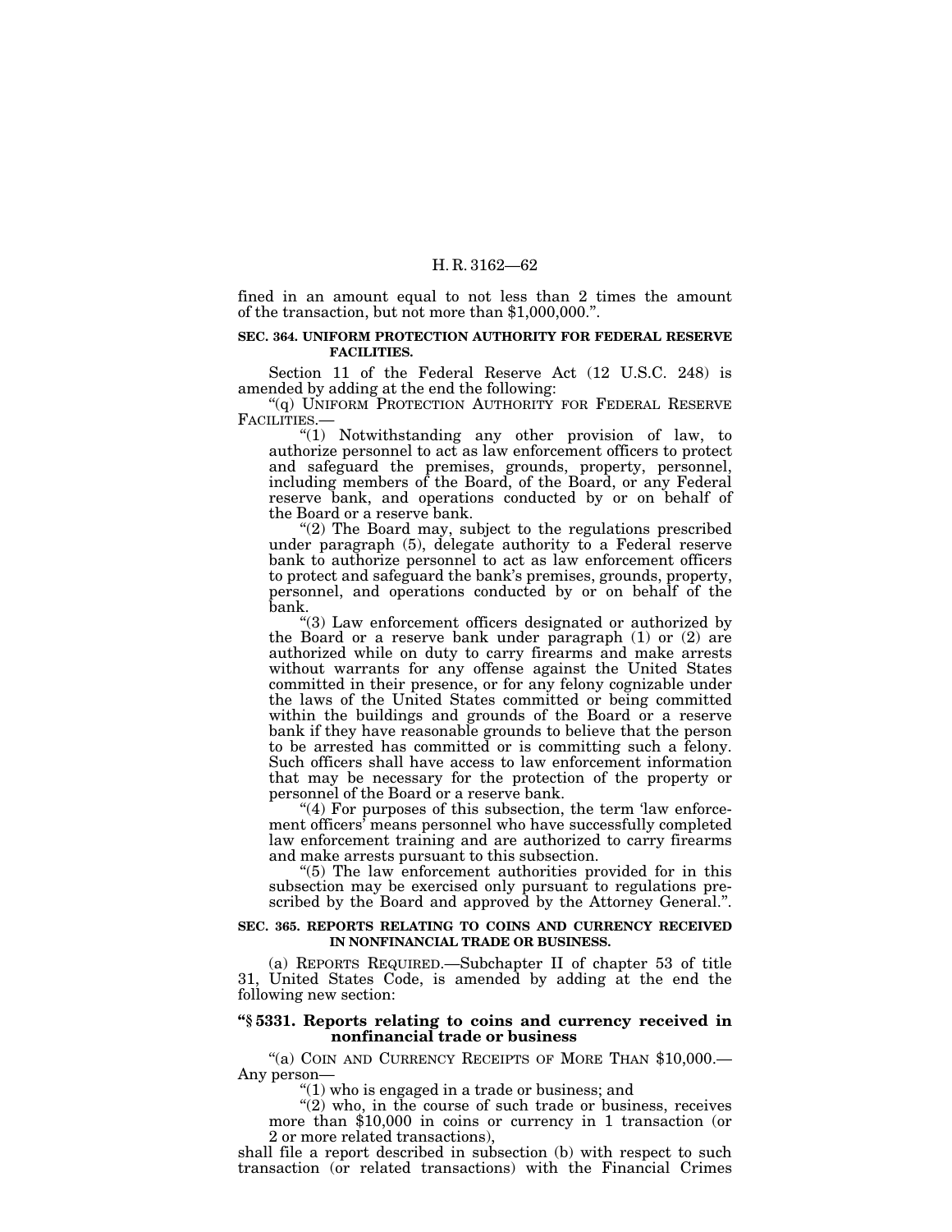fined in an amount equal to not less than 2 times the amount of the transaction, but not more than $1,000,000.".

**SEC. 364. UNIFORM PROTECTION AUTHORITY FOR FEDERAL RESERVE FACILITIES.**

Section 11 of the Federal Reserve Act (12 U.S.C. 248) is amended by adding at the end the following:

"(q) UNIFORM PROTECTION AUTHORITY FOR FEDERAL RESERVE FACILITIES.—

"(1) Notwithstanding any other provision of law, to authorize personnel to act as law enforcement officers to protect and safeguard the premises, grounds, property, personnel, including members of the Board, of the Board, or any Federal reserve bank, and operations conducted by or on behalf of the Board or a reserve bank.

"(2) The Board may, subject to the regulations prescribed under paragraph (5), delegate authority to a Federal reserve bank to authorize personnel to act as law enforcement officers to protect and safeguard the bank's premises, grounds, property, personnel, and operations conducted by or on behalf of the bank.

"(3) Law enforcement officers designated or authorized by the Board or a reserve bank under paragraph (1) or (2) are authorized while on duty to carry firearms and make arrests without warrants for any offense against the United States committed in their presence, or for any felony cognizable under the laws of the United States committed or being committed within the buildings and grounds of the Board or a reserve bank if they have reasonable grounds to believe that the person to be arrested has committed or is committing such a felony. Such officers shall have access to law enforcement information that may be necessary for the protection of the property or personnel of the Board or a reserve bank.

"(4) For purposes of this subsection, the term 'law enforcement officers' means personnel who have successfully completed law enforcement training and are authorized to carry firearms and make arrests pursuant to this subsection.

"(5) The law enforcement authorities provided for in this subsection may be exercised only pursuant to regulations prescribed by the Board and approved by the Attorney General.".

**SEC. 365. REPORTS RELATING TO COINS AND CURRENCY RECEIVED IN NONFINANCIAL TRADE OR BUSINESS.**

(a) REPORTS REQUIRED.—Subchapter II of chapter 53 of title 31, United States Code, is amended by adding at the end the following new section:

**"§ 5331. Reports relating to coins and currency received in nonfinancial trade or business**

"(a) COIN AND CURRENCY RECEIPTS OF MORE THAN $10,000.—Any person—

"(1) who is engaged in a trade or business; and

"(2) who, in the course of such trade or business, receives more than $10,000 in coins or currency in 1 transaction (or 2 or more related transactions),

shall file a report described in subsection (b) with respect to such transaction (or related transactions) with the Financial Crimes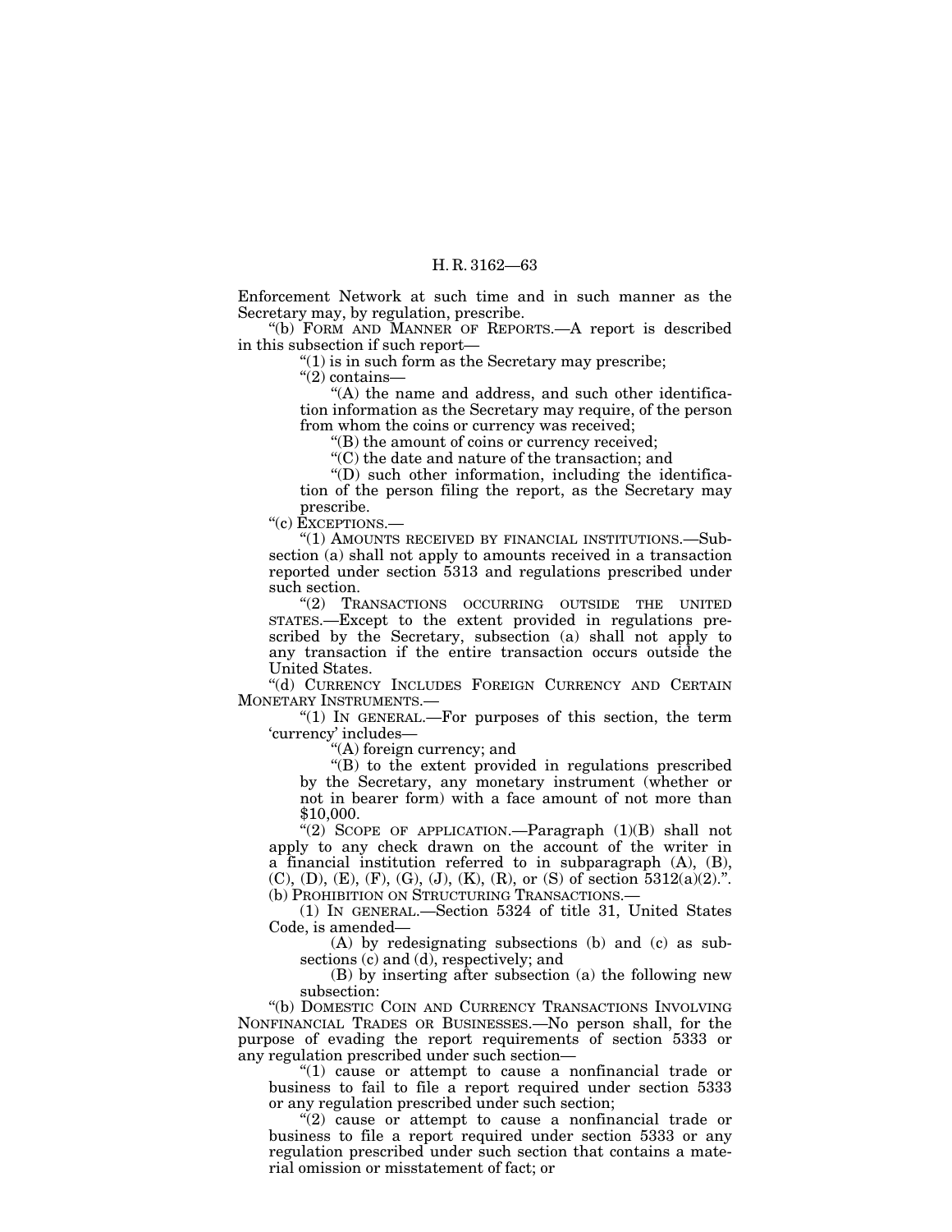Enforcement Network at such time and in such manner as the Secretary may, by regulation, prescribe.

"(b) FORM AND MANNER OF REPORTS.—A report is described in this subsection if such report—

"(1) is in such form as the Secretary may prescribe;

"(2) contains—

"(A) the name and address, and such other identification information as the Secretary may require, of the person from whom the coins or currency was received;

"(B) the amount of coins or currency received;

"(C) the date and nature of the transaction; and

"(D) such other information, including the identification of the person filing the report, as the Secretary may prescribe.

"(c) EXCEPTIONS.—

"(1) AMOUNTS RECEIVED BY FINANCIAL INSTITUTIONS.—Subsection (a) shall not apply to amounts received in a transaction reported under section 5313 and regulations prescribed under such section.

"(2) TRANSACTIONS OCCURRING OUTSIDE THE UNITED STATES.—Except to the extent provided in regulations prescribed by the Secretary, subsection (a) shall not apply to any transaction if the entire transaction occurs outside the United States.

"(d) CURRENCY INCLUDES FOREIGN CURRENCY AND CERTAIN MONETARY INSTRUMENTS.—

"(1) IN GENERAL.—For purposes of this section, the term 'currency' includes—

"(A) foreign currency; and

"(B) to the extent provided in regulations prescribed by the Secretary, any monetary instrument (whether or not in bearer form) with a face amount of not more than $10,000.

"(2) SCOPE OF APPLICATION.—Paragraph (1)(B) shall not apply to any check drawn on the account of the writer in a financial institution referred to in subparagraph (A), (B), (C), (D), (E), (F), (G), (J), (K), (R), or (S) of section 5312(a)(2).".

(b) PROHIBITION ON STRUCTURING TRANSACTIONS.—

(1) IN GENERAL.—Section 5324 of title 31, United States Code, is amended—

(A) by redesignating subsections (b) and (c) as subsections (c) and (d), respectively; and

(B) by inserting after subsection (a) the following new subsection:

"(b) DOMESTIC COIN AND CURRENCY TRANSACTIONS INVOLVING NONFINANCIAL TRADES OR BUSINESSES.—No person shall, for the purpose of evading the report requirements of section 5333 or any regulation prescribed under such section—

"(1) cause or attempt to cause a nonfinancial trade or business to fail to file a report required under section 5333 or any regulation prescribed under such section;

"(2) cause or attempt to cause a nonfinancial trade or business to file a report required under section 5333 or any regulation prescribed under such section that contains a material omission or misstatement of fact; or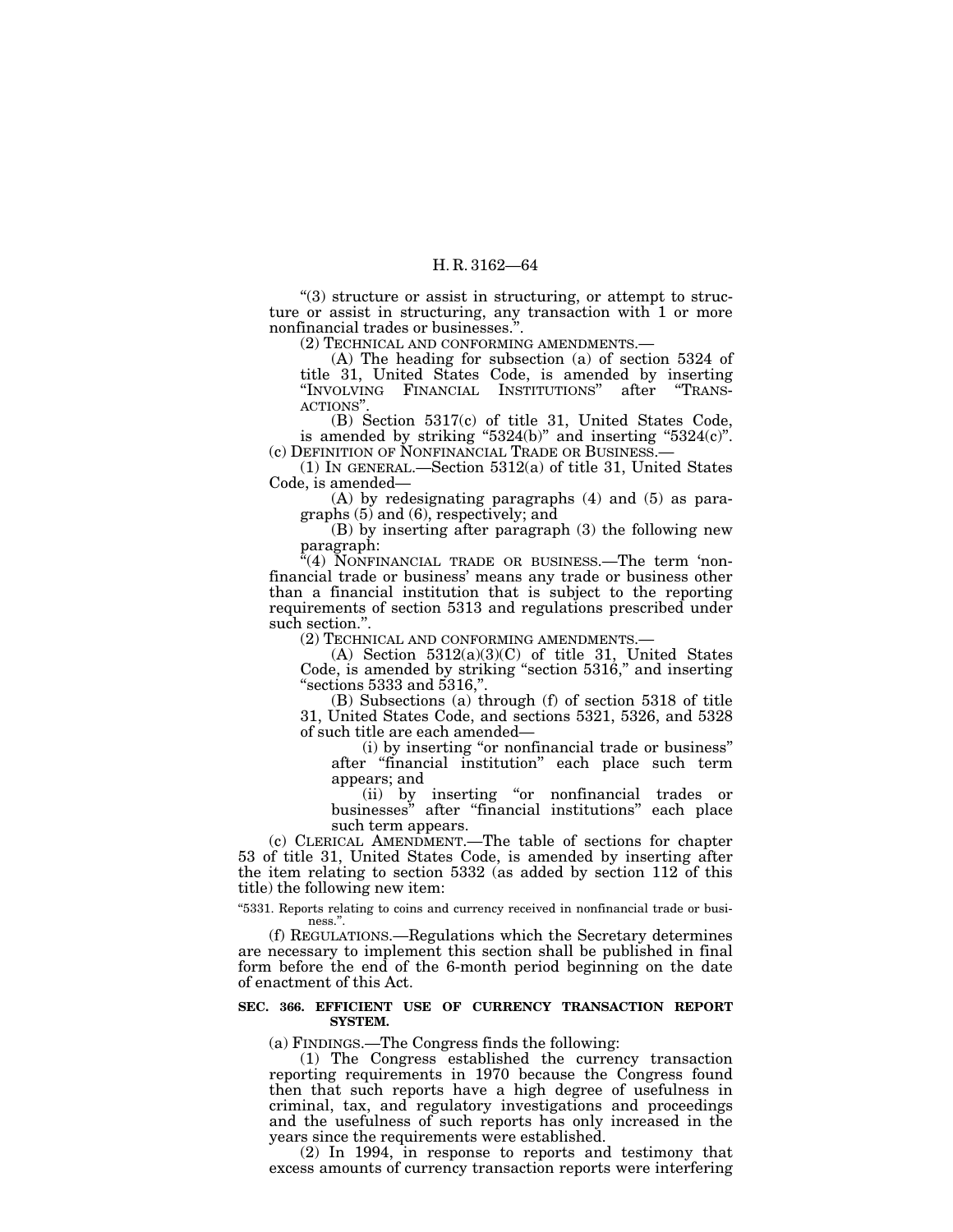"(3) structure or assist in structuring, or attempt to structure or assist in structuring, any transaction with 1 or more nonfinancial trades or businesses.".

(2) TECHNICAL AND CONFORMING AMENDMENTS.—

(A) The heading for subsection (a) of section 5324 of title 31, United States Code, is amended by inserting "INVOLVING FINANCIAL INSTITUTIONS" after "TRANSACTIONS".

(B) Section 5317(c) of title 31, United States Code, is amended by striking "5324(b)" and inserting "5324(c)".

(c) DEFINITION OF NONFINANCIAL TRADE OR BUSINESS.—

(1) IN GENERAL.—Section 5312(a) of title 31, United States Code, is amended—

(A) by redesignating paragraphs (4) and (5) as paragraphs (5) and (6), respectively; and

(B) by inserting after paragraph (3) the following new paragraph:

"(4) NONFINANCIAL TRADE OR BUSINESS.—The term 'nonfinancial trade or business' means any trade or business other than a financial institution that is subject to the reporting requirements of section 5313 and regulations prescribed under such section.".

(2) TECHNICAL AND CONFORMING AMENDMENTS.—

(A) Section 5312(a)(3)(C) of title 31, United States Code, is amended by striking "section 5316," and inserting "sections 5333 and 5316,".

(B) Subsections (a) through (f) of section 5318 of title 31, United States Code, and sections 5321, 5326, and 5328 of such title are each amended—

(i) by inserting "or nonfinancial trade or business" after "financial institution" each place such term appears; and

(ii) by inserting "or nonfinancial trades or businesses" after "financial institutions" each place such term appears.

(c) CLERICAL AMENDMENT.—The table of sections for chapter 53 of title 31, United States Code, is amended by inserting after the item relating to section 5332 (as added by section 112 of this title) the following new item:

"5331. Reports relating to coins and currency received in nonfinancial trade or business.".

(f) REGULATIONS.—Regulations which the Secretary determines are necessary to implement this section shall be published in final form before the end of the 6-month period beginning on the date of enactment of this Act.

**SEC. 366. EFFICIENT USE OF CURRENCY TRANSACTION REPORT SYSTEM.**

(a) FINDINGS.—The Congress finds the following:

(1) The Congress established the currency transaction reporting requirements in 1970 because the Congress found then that such reports have a high degree of usefulness in criminal, tax, and regulatory investigations and proceedings and the usefulness of such reports has only increased in the years since the requirements were established.

(2) In 1994, in response to reports and testimony that excess amounts of currency transaction reports were interfering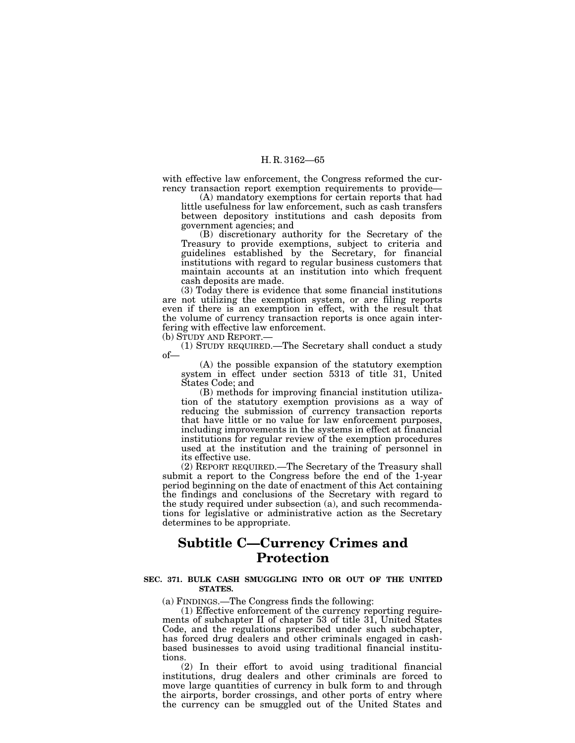with effective law enforcement, the Congress reformed the currency transaction report exemption requirements to provide—

(A) mandatory exemptions for certain reports that had little usefulness for law enforcement, such as cash transfers between depository institutions and cash deposits from government agencies; and

(B) discretionary authority for the Secretary of the Treasury to provide exemptions, subject to criteria and guidelines established by the Secretary, for financial institutions with regard to regular business customers that maintain accounts at an institution into which frequent cash deposits are made.

(3) Today there is evidence that some financial institutions are not utilizing the exemption system, or are filing reports even if there is an exemption in effect, with the result that the volume of currency transaction reports is once again interfering with effective law enforcement.

(b) STUDY AND REPORT.—

(1) STUDY REQUIRED.—The Secretary shall conduct a study of—

(A) the possible expansion of the statutory exemption system in effect under section 5313 of title 31, United States Code; and

(B) methods for improving financial institution utilization of the statutory exemption provisions as a way of reducing the submission of currency transaction reports that have little or no value for law enforcement purposes, including improvements in the systems in effect at financial institutions for regular review of the exemption procedures used at the institution and the training of personnel in its effective use.

(2) REPORT REQUIRED.—The Secretary of the Treasury shall submit a report to the Congress before the end of the 1-year period beginning on the date of enactment of this Act containing the findings and conclusions of the Secretary with regard to the study required under subsection (a), and such recommendations for legislative or administrative action as the Secretary determines to be appropriate.

## Subtitle C—Currency Crimes and Protection

### SEC. 371. BULK CASH SMUGGLING INTO OR OUT OF THE UNITED STATES.

(a) FINDINGS.—The Congress finds the following:

(1) Effective enforcement of the currency reporting requirements of subchapter II of chapter 53 of title 31, United States Code, and the regulations prescribed under such subchapter, has forced drug dealers and other criminals engaged in cash-based businesses to avoid using traditional financial institutions.

(2) In their effort to avoid using traditional financial institutions, drug dealers and other criminals are forced to move large quantities of currency in bulk form to and through the airports, border crossings, and other ports of entry where the currency can be smuggled out of the United States and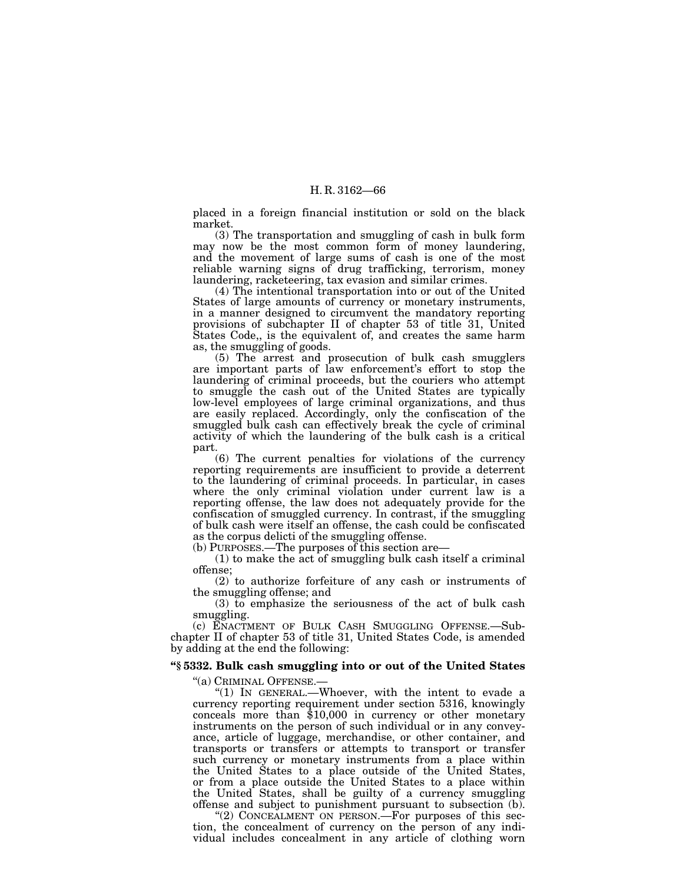placed in a foreign financial institution or sold on the black market.

(3) The transportation and smuggling of cash in bulk form may now be the most common form of money laundering, and the movement of large sums of cash is one of the most reliable warning signs of drug trafficking, terrorism, money laundering, racketeering, tax evasion and similar crimes.

(4) The intentional transportation into or out of the United States of large amounts of currency or monetary instruments, in a manner designed to circumvent the mandatory reporting provisions of subchapter II of chapter 53 of title 31, United States Code,, is the equivalent of, and creates the same harm as, the smuggling of goods.

(5) The arrest and prosecution of bulk cash smugglers are important parts of law enforcement's effort to stop the laundering of criminal proceeds, but the couriers who attempt to smuggle the cash out of the United States are typically low-level employees of large criminal organizations, and thus are easily replaced. Accordingly, only the confiscation of the smuggled bulk cash can effectively break the cycle of criminal activity of which the laundering of the bulk cash is a critical part.

(6) The current penalties for violations of the currency reporting requirements are insufficient to provide a deterrent to the laundering of criminal proceeds. In particular, in cases where the only criminal violation under current law is a reporting offense, the law does not adequately provide for the confiscation of smuggled currency. In contrast, if the smuggling of bulk cash were itself an offense, the cash could be confiscated as the corpus delicti of the smuggling offense.

(b) PURPOSES.—The purposes of this section are—

(1) to make the act of smuggling bulk cash itself a criminal offense;

(2) to authorize forfeiture of any cash or instruments of the smuggling offense; and

(3) to emphasize the seriousness of the act of bulk cash smuggling.

(c) ENACTMENT OF BULK CASH SMUGGLING OFFENSE.—Subchapter II of chapter 53 of title 31, United States Code, is amended by adding at the end the following:

**"§ 5332. Bulk cash smuggling into or out of the United States**

"(a) CRIMINAL OFFENSE.—

"(1) IN GENERAL.—Whoever, with the intent to evade a currency reporting requirement under section 5316, knowingly conceals more than $10,000 in currency or other monetary instruments on the person of such individual or in any conveyance, article of luggage, merchandise, or other container, and transports or transfers or attempts to transport or transfer such currency or monetary instruments from a place within the United States to a place outside of the United States, or from a place outside the United States to a place within the United States, shall be guilty of a currency smuggling offense and subject to punishment pursuant to subsection (b).

"(2) CONCEALMENT ON PERSON.—For purposes of this section, the concealment of currency on the person of any individual includes concealment in any article of clothing worn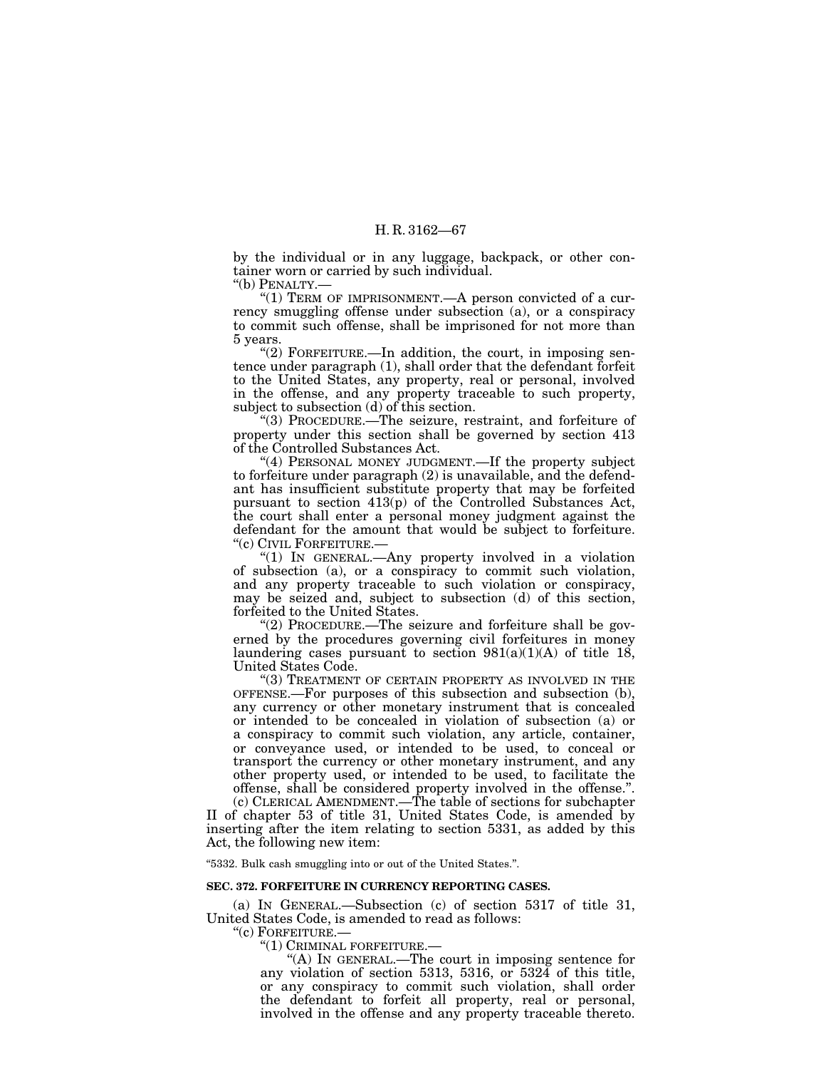by the individual or in any luggage, backpack, or other container worn or carried by such individual.

"(b) PENALTY.—

"(1) TERM OF IMPRISONMENT.—A person convicted of a currency smuggling offense under subsection (a), or a conspiracy to commit such offense, shall be imprisoned for not more than 5 years.

"(2) FORFEITURE.—In addition, the court, in imposing sentence under paragraph (1), shall order that the defendant forfeit to the United States, any property, real or personal, involved in the offense, and any property traceable to such property, subject to subsection (d) of this section.

"(3) PROCEDURE.—The seizure, restraint, and forfeiture of property under this section shall be governed by section 413 of the Controlled Substances Act.

"(4) PERSONAL MONEY JUDGMENT.—If the property subject to forfeiture under paragraph (2) is unavailable, and the defendant has insufficient substitute property that may be forfeited pursuant to section 413(p) of the Controlled Substances Act, the court shall enter a personal money judgment against the defendant for the amount that would be subject to forfeiture.

"(c) CIVIL FORFEITURE.—

"(1) IN GENERAL.—Any property involved in a violation of subsection (a), or a conspiracy to commit such violation, and any property traceable to such violation or conspiracy, may be seized and, subject to subsection (d) of this section, forfeited to the United States.

"(2) PROCEDURE.—The seizure and forfeiture shall be governed by the procedures governing civil forfeitures in money laundering cases pursuant to section 981(a)(1)(A) of title 18, United States Code.

"(3) TREATMENT OF CERTAIN PROPERTY AS INVOLVED IN THE OFFENSE.—For purposes of this subsection and subsection (b), any currency or other monetary instrument that is concealed or intended to be concealed in violation of subsection (a) or a conspiracy to commit such violation, any article, container, or conveyance used, or intended to be used, to conceal or transport the currency or other monetary instrument, and any other property used, or intended to be used, to facilitate the offense, shall be considered property involved in the offense.".

(c) CLERICAL AMENDMENT.—The table of sections for subchapter II of chapter 53 of title 31, United States Code, is amended by inserting after the item relating to section 5331, as added by this Act, the following new item:

"5332. Bulk cash smuggling into or out of the United States.".

**SEC. 372. FORFEITURE IN CURRENCY REPORTING CASES.**

(a) IN GENERAL.—Subsection (c) of section 5317 of title 31, United States Code, is amended to read as follows:

"(c) FORFEITURE.—

"(1) CRIMINAL FORFEITURE.—

"(A) IN GENERAL.—The court in imposing sentence for any violation of section 5313, 5316, or 5324 of this title, or any conspiracy to commit such violation, shall order the defendant to forfeit all property, real or personal, involved in the offense and any property traceable thereto.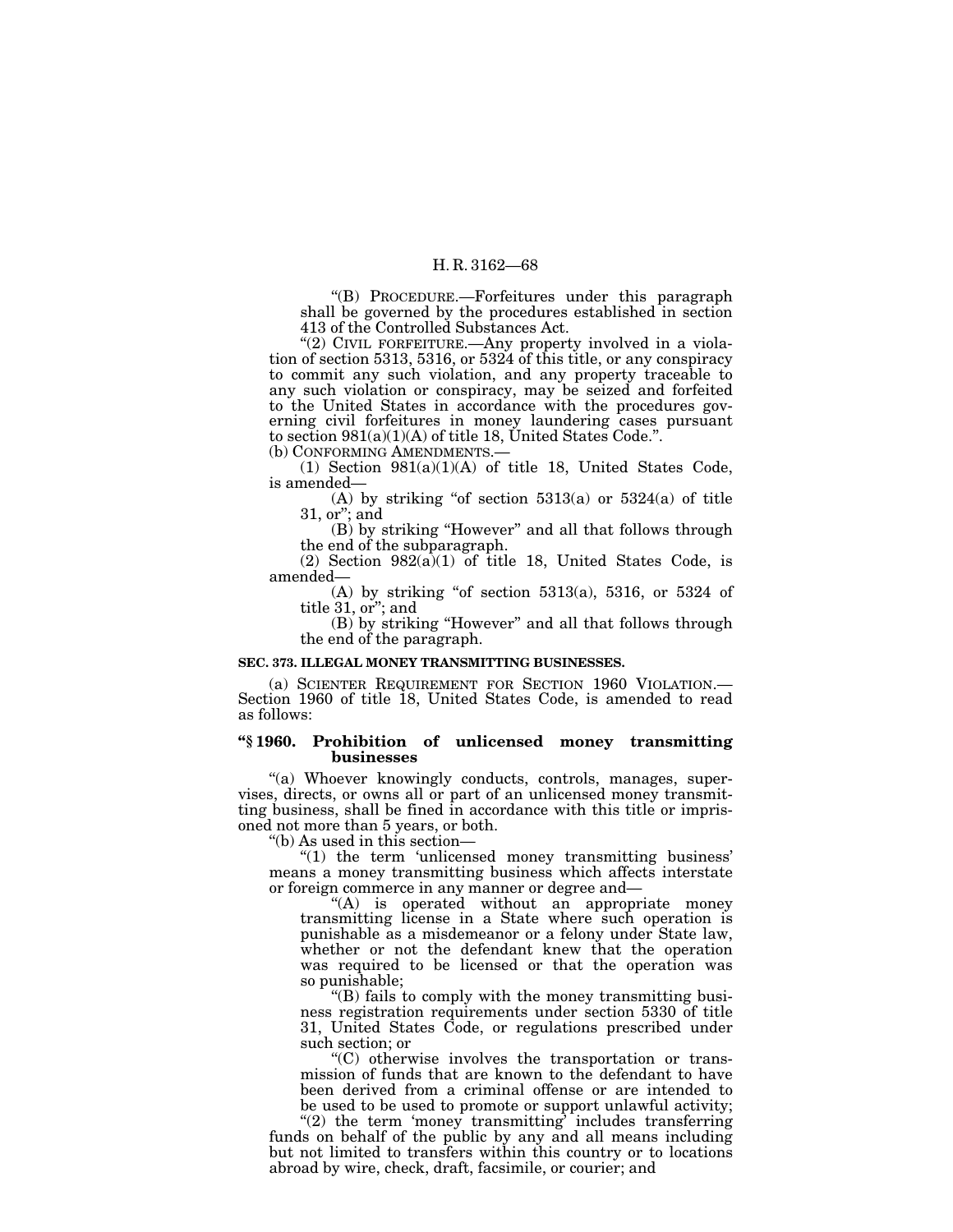"(B) PROCEDURE.—Forfeitures under this paragraph shall be governed by the procedures established in section 413 of the Controlled Substances Act.

"(2) CIVIL FORFEITURE.—Any property involved in a violation of section 5313, 5316, or 5324 of this title, or any conspiracy to commit any such violation, and any property traceable to any such violation or conspiracy, may be seized and forfeited to the United States in accordance with the procedures governing civil forfeitures in money laundering cases pursuant to section 981(a)(1)(A) of title 18, United States Code.".

(b) CONFORMING AMENDMENTS.—

(1) Section 981(a)(1)(A) of title 18, United States Code, is amended—

(A) by striking "of section 5313(a) or 5324(a) of title 31, or"; and

(B) by striking "However" and all that follows through the end of the subparagraph.

(2) Section 982(a)(1) of title 18, United States Code, is amended—

(A) by striking "of section 5313(a), 5316, or 5324 of title 31, or"; and

(B) by striking "However" and all that follows through the end of the paragraph.

**SEC. 373. ILLEGAL MONEY TRANSMITTING BUSINESSES.**

(a) SCIENTER REQUIREMENT FOR SECTION 1960 VIOLATION.—Section 1960 of title 18, United States Code, is amended to read as follows:

**"§ 1960. Prohibition of unlicensed money transmitting businesses**

"(a) Whoever knowingly conducts, controls, manages, supervises, directs, or owns all or part of an unlicensed money transmitting business, shall be fined in accordance with this title or imprisoned not more than 5 years, or both.

"(b) As used in this section—

"(1) the term 'unlicensed money transmitting business' means a money transmitting business which affects interstate or foreign commerce in any manner or degree and—

"(A) is operated without an appropriate money transmitting license in a State where such operation is punishable as a misdemeanor or a felony under State law, whether or not the defendant knew that the operation was required to be licensed or that the operation was so punishable;

"(B) fails to comply with the money transmitting business registration requirements under section 5330 of title 31, United States Code, or regulations prescribed under such section; or

"(C) otherwise involves the transportation or transmission of funds that are known to the defendant to have been derived from a criminal offense or are intended to be used to be used to promote or support unlawful activity;

"(2) the term 'money transmitting' includes transferring funds on behalf of the public by any and all means including but not limited to transfers within this country or to locations abroad by wire, check, draft, facsimile, or courier; and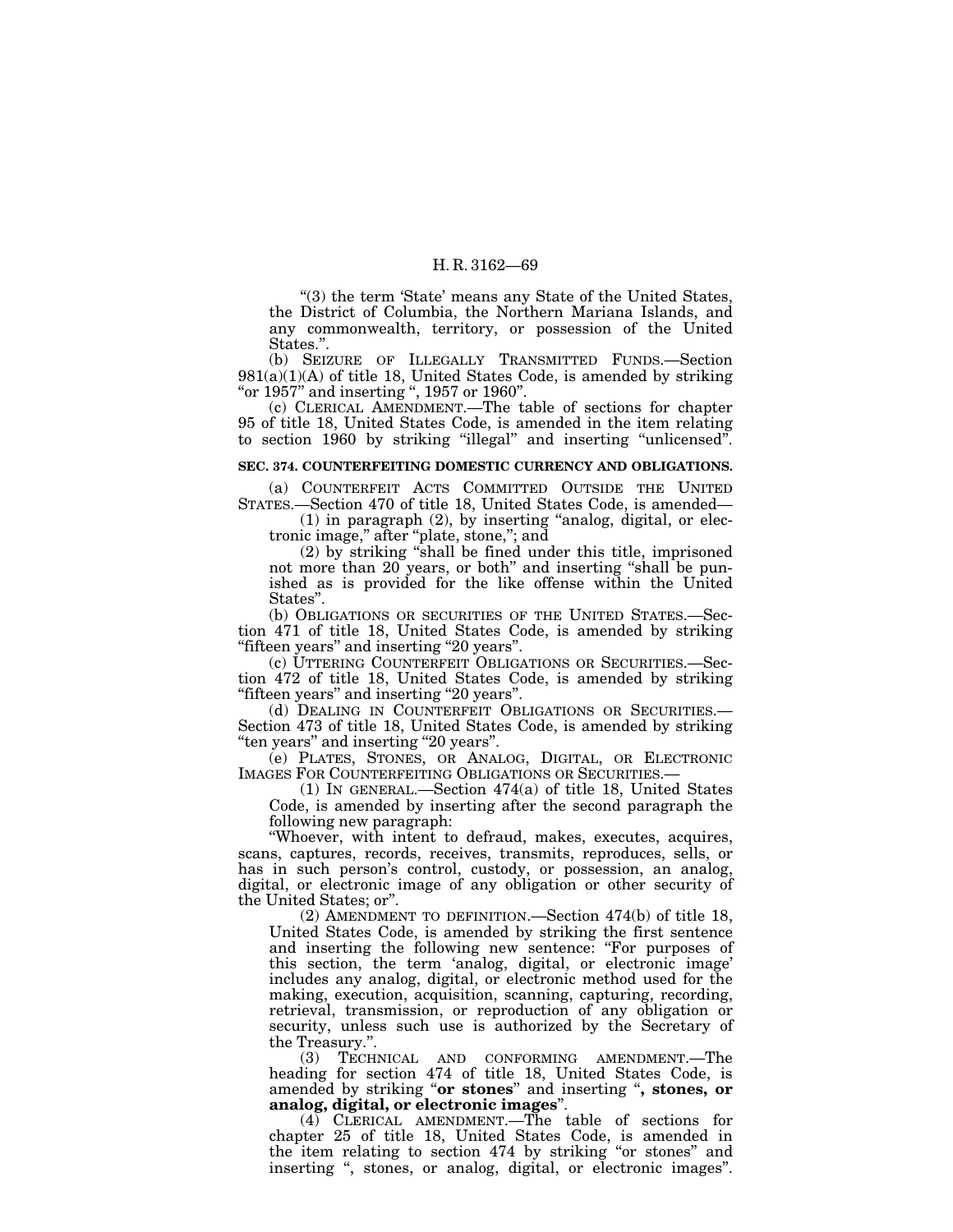"(3) the term 'State' means any State of the United States, the District of Columbia, the Northern Mariana Islands, and any commonwealth, territory, or possession of the United States.".

(b) SEIZURE OF ILLEGALLY TRANSMITTED FUNDS.—Section 981(a)(1)(A) of title 18, United States Code, is amended by striking "or 1957" and inserting ", 1957 or 1960".

(c) CLERICAL AMENDMENT.—The table of sections for chapter 95 of title 18, United States Code, is amended in the item relating to section 1960 by striking "illegal" and inserting "unlicensed".

**SEC. 374. COUNTERFEITING DOMESTIC CURRENCY AND OBLIGATIONS.**

(a) COUNTERFEIT ACTS COMMITTED OUTSIDE THE UNITED STATES.—Section 470 of title 18, United States Code, is amended—

(1) in paragraph (2), by inserting "analog, digital, or electronic image," after "plate, stone,"; and

(2) by striking "shall be fined under this title, imprisoned not more than 20 years, or both" and inserting "shall be punished as is provided for the like offense within the United States".

(b) OBLIGATIONS OR SECURITIES OF THE UNITED STATES.—Section 471 of title 18, United States Code, is amended by striking "fifteen years" and inserting "20 years".

(c) UTTERING COUNTERFEIT OBLIGATIONS OR SECURITIES.—Section 472 of title 18, United States Code, is amended by striking "fifteen years" and inserting "20 years".

(d) DEALING IN COUNTERFEIT OBLIGATIONS OR SECURITIES.—Section 473 of title 18, United States Code, is amended by striking "ten years" and inserting "20 years".

(e) PLATES, STONES, OR ANALOG, DIGITAL, OR ELECTRONIC IMAGES FOR COUNTERFEITING OBLIGATIONS OR SECURITIES.—

(1) IN GENERAL.—Section 474(a) of title 18, United States Code, is amended by inserting after the second paragraph the following new paragraph:

"Whoever, with intent to defraud, makes, executes, acquires, scans, captures, records, receives, transmits, reproduces, sells, or has in such person's control, custody, or possession, an analog, digital, or electronic image of any obligation or other security of the United States; or".

(2) AMENDMENT TO DEFINITION.—Section 474(b) of title 18, United States Code, is amended by striking the first sentence and inserting the following new sentence: "For purposes of this section, the term 'analog, digital, or electronic image' includes any analog, digital, or electronic method used for the making, execution, acquisition, scanning, capturing, recording, retrieval, transmission, or reproduction of any obligation or security, unless such use is authorized by the Secretary of the Treasury.".

(3) TECHNICAL AND CONFORMING AMENDMENT.—The heading for section 474 of title 18, United States Code, is amended by striking "**or stones**" and inserting "**, stones, or analog, digital, or electronic images**".

(4) CLERICAL AMENDMENT.—The table of sections for chapter 25 of title 18, United States Code, is amended in the item relating to section 474 by striking "or stones" and inserting ", stones, or analog, digital, or electronic images".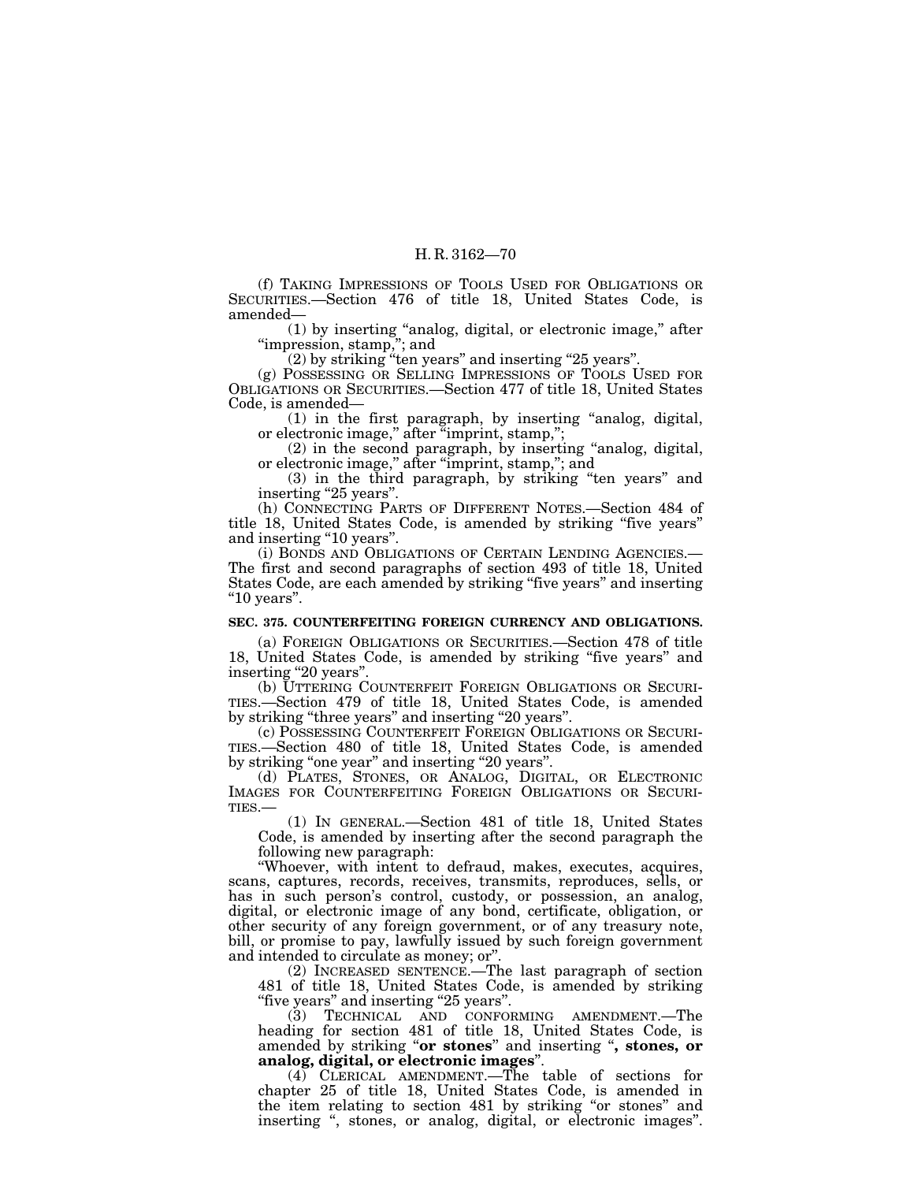(f) TAKING IMPRESSIONS OF TOOLS USED FOR OBLIGATIONS OR SECURITIES.—Section 476 of title 18, United States Code, is amended—

(1) by inserting "analog, digital, or electronic image," after "impression, stamp,"; and

(2) by striking "ten years" and inserting "25 years".

(g) POSSESSING OR SELLING IMPRESSIONS OF TOOLS USED FOR OBLIGATIONS OR SECURITIES.—Section 477 of title 18, United States Code, is amended—

(1) in the first paragraph, by inserting "analog, digital, or electronic image," after "imprint, stamp,";

(2) in the second paragraph, by inserting "analog, digital, or electronic image," after "imprint, stamp,"; and

(3) in the third paragraph, by striking "ten years" and inserting "25 years".

(h) CONNECTING PARTS OF DIFFERENT NOTES.—Section 484 of title 18, United States Code, is amended by striking "five years" and inserting "10 years".

(i) BONDS AND OBLIGATIONS OF CERTAIN LENDING AGENCIES.—The first and second paragraphs of section 493 of title 18, United States Code, are each amended by striking "five years" and inserting "10 years".

**SEC. 375. COUNTERFEITING FOREIGN CURRENCY AND OBLIGATIONS.**

(a) FOREIGN OBLIGATIONS OR SECURITIES.—Section 478 of title 18, United States Code, is amended by striking "five years" and inserting "20 years".

(b) UTTERING COUNTERFEIT FOREIGN OBLIGATIONS OR SECURITIES.—Section 479 of title 18, United States Code, is amended by striking "three years" and inserting "20 years".

(c) POSSESSING COUNTERFEIT FOREIGN OBLIGATIONS OR SECURITIES.—Section 480 of title 18, United States Code, is amended by striking "one year" and inserting "20 years".

(d) PLATES, STONES, OR ANALOG, DIGITAL, OR ELECTRONIC IMAGES FOR COUNTERFEITING FOREIGN OBLIGATIONS OR SECURITIES.—

(1) IN GENERAL.—Section 481 of title 18, United States Code, is amended by inserting after the second paragraph the following new paragraph:

"Whoever, with intent to defraud, makes, executes, acquires, scans, captures, records, receives, transmits, reproduces, sells, or has in such person's control, custody, or possession, an analog, digital, or electronic image of any bond, certificate, obligation, or other security of any foreign government, or of any treasury note, bill, or promise to pay, lawfully issued by such foreign government and intended to circulate as money; or".

(2) INCREASED SENTENCE.—The last paragraph of section 481 of title 18, United States Code, is amended by striking "five years" and inserting "25 years".

(3) TECHNICAL AND CONFORMING AMENDMENT.—The heading for section 481 of title 18, United States Code, is amended by striking "**or stones**" and inserting "**, stones, or analog, digital, or electronic images**".

(4) CLERICAL AMENDMENT.—The table of sections for chapter 25 of title 18, United States Code, is amended in the item relating to section 481 by striking "or stones" and inserting ", stones, or analog, digital, or electronic images".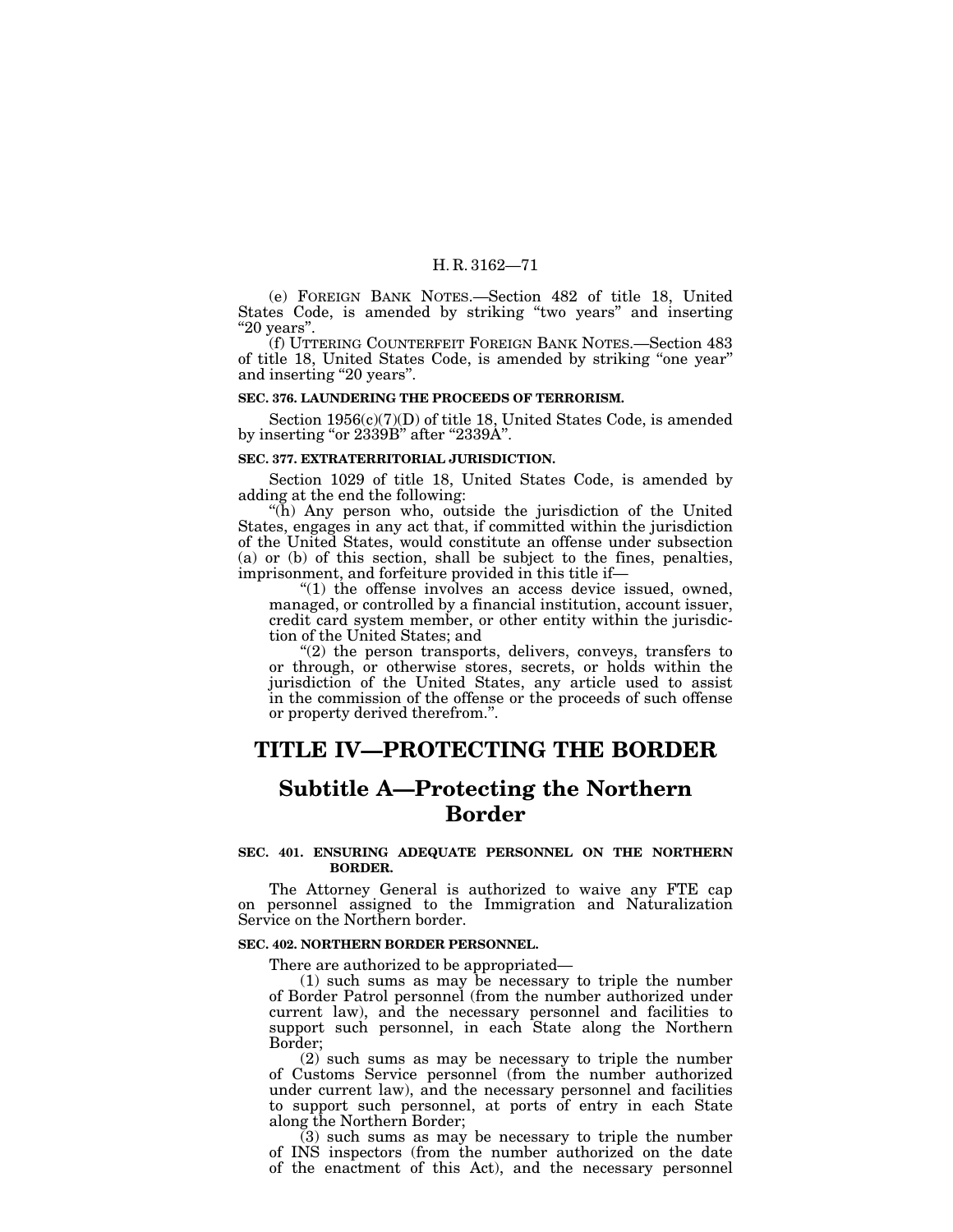(e) FOREIGN BANK NOTES.—Section 482 of title 18, United States Code, is amended by striking "two years" and inserting "20 years".

(f) UTTERING COUNTERFEIT FOREIGN BANK NOTES.—Section 483 of title 18, United States Code, is amended by striking "one year" and inserting "20 years".

**SEC. 376. LAUNDERING THE PROCEEDS OF TERRORISM.**

Section 1956(c)(7)(D) of title 18, United States Code, is amended by inserting "or 2339B" after "2339A".

**SEC. 377. EXTRATERRITORIAL JURISDICTION.**

Section 1029 of title 18, United States Code, is amended by adding at the end the following:

"(h) Any person who, outside the jurisdiction of the United States, engages in any act that, if committed within the jurisdiction of the United States, would constitute an offense under subsection (a) or (b) of this section, shall be subject to the fines, penalties, imprisonment, and forfeiture provided in this title if—

"(1) the offense involves an access device issued, owned, managed, or controlled by a financial institution, account issuer, credit card system member, or other entity within the jurisdiction of the United States; and

"(2) the person transports, delivers, conveys, transfers to or through, or otherwise stores, secrets, or holds within the jurisdiction of the United States, any article used to assist in the commission of the offense or the proceeds of such offense or property derived therefrom.".

# TITLE IV—PROTECTING THE BORDER

## Subtitle A—Protecting the Northern Border

**SEC. 401. ENSURING ADEQUATE PERSONNEL ON THE NORTHERN BORDER.**

The Attorney General is authorized to waive any FTE cap on personnel assigned to the Immigration and Naturalization Service on the Northern border.

**SEC. 402. NORTHERN BORDER PERSONNEL.**

There are authorized to be appropriated—

(1) such sums as may be necessary to triple the number of Border Patrol personnel (from the number authorized under current law), and the necessary personnel and facilities to support such personnel, in each State along the Northern Border;

(2) such sums as may be necessary to triple the number of Customs Service personnel (from the number authorized under current law), and the necessary personnel and facilities to support such personnel, at ports of entry in each State along the Northern Border;

(3) such sums as may be necessary to triple the number of INS inspectors (from the number authorized on the date of the enactment of this Act), and the necessary personnel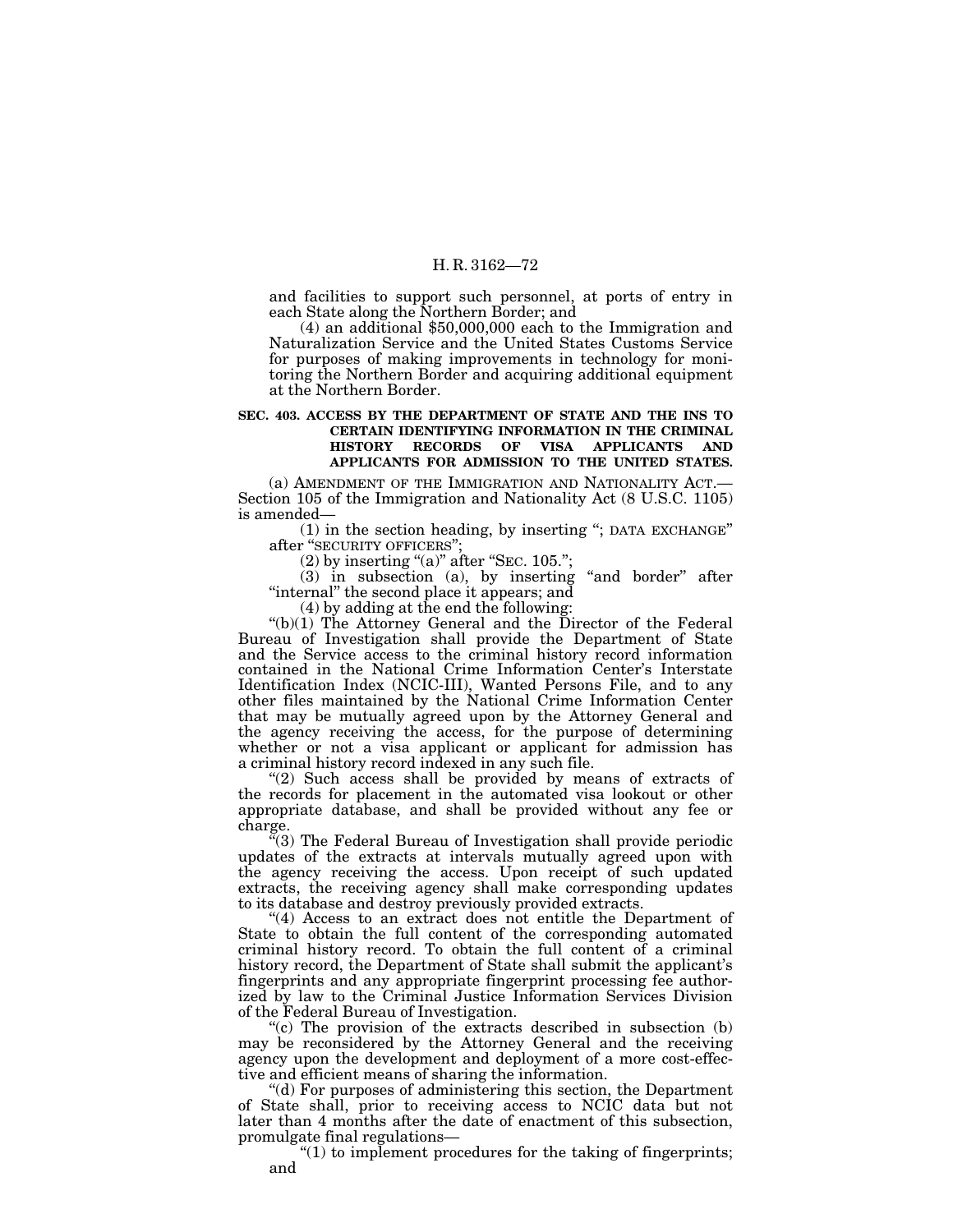and facilities to support such personnel, at ports of entry in each State along the Northern Border; and

(4) an additional $50,000,000 each to the Immigration and Naturalization Service and the United States Customs Service for purposes of making improvements in technology for monitoring the Northern Border and acquiring additional equipment at the Northern Border.

### SEC. 403. ACCESS BY THE DEPARTMENT OF STATE AND THE INS TO CERTAIN IDENTIFYING INFORMATION IN THE CRIMINAL HISTORY RECORDS OF VISA APPLICANTS AND APPLICANTS FOR ADMISSION TO THE UNITED STATES.

(a) AMENDMENT OF THE IMMIGRATION AND NATIONALITY ACT.—Section 105 of the Immigration and Nationality Act (8 U.S.C. 1105) is amended—

(1) in the section heading, by inserting "; DATA EXCHANGE" after "SECURITY OFFICERS";

(2) by inserting "(a)" after "SEC. 105.";

(3) in subsection (a), by inserting "and border" after "internal" the second place it appears; and

(4) by adding at the end the following:

"(b)(1) The Attorney General and the Director of the Federal Bureau of Investigation shall provide the Department of State and the Service access to the criminal history record information contained in the National Crime Information Center's Interstate Identification Index (NCIC-III), Wanted Persons File, and to any other files maintained by the National Crime Information Center that may be mutually agreed upon by the Attorney General and the agency receiving the access, for the purpose of determining whether or not a visa applicant or applicant for admission has a criminal history record indexed in any such file.

"(2) Such access shall be provided by means of extracts of the records for placement in the automated visa lookout or other appropriate database, and shall be provided without any fee or charge.

"(3) The Federal Bureau of Investigation shall provide periodic updates of the extracts at intervals mutually agreed upon with the agency receiving the access. Upon receipt of such updated extracts, the receiving agency shall make corresponding updates to its database and destroy previously provided extracts.

"(4) Access to an extract does not entitle the Department of State to obtain the full content of the corresponding automated criminal history record. To obtain the full content of a criminal history record, the Department of State shall submit the applicant's fingerprints and any appropriate fingerprint processing fee authorized by law to the Criminal Justice Information Services Division of the Federal Bureau of Investigation.

"(c) The provision of the extracts described in subsection (b) may be reconsidered by the Attorney General and the receiving agency upon the development and deployment of a more cost-effective and efficient means of sharing the information.

"(d) For purposes of administering this section, the Department of State shall, prior to receiving access to NCIC data but not later than 4 months after the date of enactment of this subsection, promulgate final regulations—

"(1) to implement procedures for the taking of fingerprints; and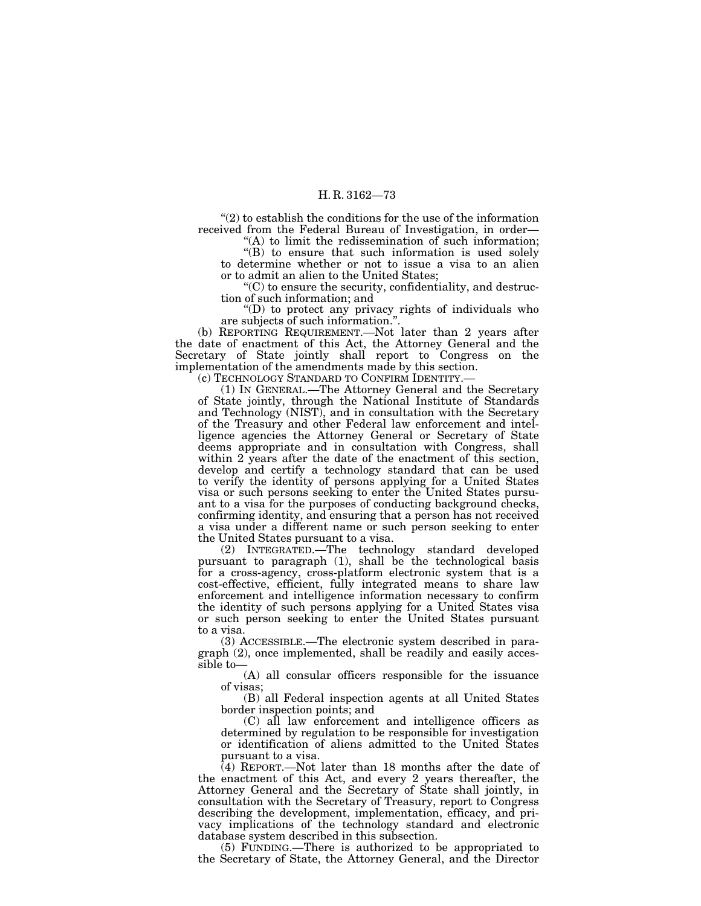"(2) to establish the conditions for the use of the information received from the Federal Bureau of Investigation, in order—

"(A) to limit the redissemination of such information;

"(B) to ensure that such information is used solely to determine whether or not to issue a visa to an alien or to admit an alien to the United States;

"(C) to ensure the security, confidentiality, and destruction of such information; and

"(D) to protect any privacy rights of individuals who are subjects of such information.".

(b) REPORTING REQUIREMENT.—Not later than 2 years after the date of enactment of this Act, the Attorney General and the Secretary of State jointly shall report to Congress on the implementation of the amendments made by this section.

(c) TECHNOLOGY STANDARD TO CONFIRM IDENTITY.—

(1) IN GENERAL.—The Attorney General and the Secretary of State jointly, through the National Institute of Standards and Technology (NIST), and in consultation with the Secretary of the Treasury and other Federal law enforcement and intelligence agencies the Attorney General or Secretary of State deems appropriate and in consultation with Congress, shall within 2 years after the date of the enactment of this section, develop and certify a technology standard that can be used to verify the identity of persons applying for a United States visa or such persons seeking to enter the United States pursuant to a visa for the purposes of conducting background checks, confirming identity, and ensuring that a person has not received a visa under a different name or such person seeking to enter the United States pursuant to a visa.

(2) INTEGRATED.—The technology standard developed pursuant to paragraph (1), shall be the technological basis for a cross-agency, cross-platform electronic system that is a cost-effective, efficient, fully integrated means to share law enforcement and intelligence information necessary to confirm the identity of such persons applying for a United States visa or such person seeking to enter the United States pursuant to a visa.

(3) ACCESSIBLE.—The electronic system described in paragraph (2), once implemented, shall be readily and easily accessible to—

(A) all consular officers responsible for the issuance of visas;

(B) all Federal inspection agents at all United States border inspection points; and

(C) all law enforcement and intelligence officers as determined by regulation to be responsible for investigation or identification of aliens admitted to the United States pursuant to a visa.

(4) REPORT.—Not later than 18 months after the date of the enactment of this Act, and every 2 years thereafter, the Attorney General and the Secretary of State shall jointly, in consultation with the Secretary of Treasury, report to Congress describing the development, implementation, efficacy, and privacy implications of the technology standard and electronic database system described in this subsection.

(5) FUNDING.—There is authorized to be appropriated to the Secretary of State, the Attorney General, and the Director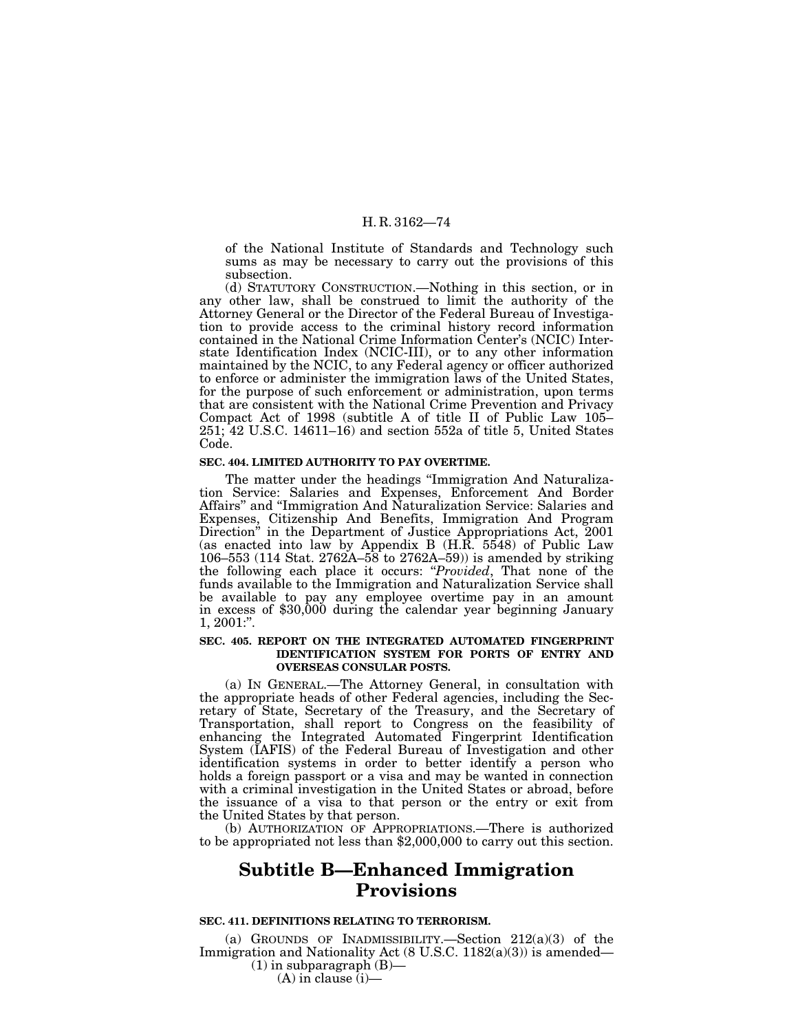of the National Institute of Standards and Technology such sums as may be necessary to carry out the provisions of this subsection.

(d) STATUTORY CONSTRUCTION.—Nothing in this section, or in any other law, shall be construed to limit the authority of the Attorney General or the Director of the Federal Bureau of Investigation to provide access to the criminal history record information contained in the National Crime Information Center's (NCIC) Interstate Identification Index (NCIC-III), or to any other information maintained by the NCIC, to any Federal agency or officer authorized to enforce or administer the immigration laws of the United States, for the purpose of such enforcement or administration, upon terms that are consistent with the National Crime Prevention and Privacy Compact Act of 1998 (subtitle A of title II of Public Law 105–251; 42 U.S.C. 14611–16) and section 552a of title 5, United States Code.

**SEC. 404. LIMITED AUTHORITY TO PAY OVERTIME.**

The matter under the headings "Immigration And Naturalization Service: Salaries and Expenses, Enforcement And Border Affairs" and "Immigration And Naturalization Service: Salaries and Expenses, Citizenship And Benefits, Immigration And Program Direction" in the Department of Justice Appropriations Act, 2001 (as enacted into law by Appendix B (H.R. 5548) of Public Law 106–553 (114 Stat. 2762A–58 to 2762A–59)) is amended by striking the following each place it occurs: "*Provided*, That none of the funds available to the Immigration and Naturalization Service shall be available to pay any employee overtime pay in an amount in excess of $30,000 during the calendar year beginning January 1, 2001:".

**SEC. 405. REPORT ON THE INTEGRATED AUTOMATED FINGERPRINT IDENTIFICATION SYSTEM FOR PORTS OF ENTRY AND OVERSEAS CONSULAR POSTS.**

(a) IN GENERAL.—The Attorney General, in consultation with the appropriate heads of other Federal agencies, including the Secretary of State, Secretary of the Treasury, and the Secretary of Transportation, shall report to Congress on the feasibility of enhancing the Integrated Automated Fingerprint Identification System (IAFIS) of the Federal Bureau of Investigation and other identification systems in order to better identify a person who holds a foreign passport or a visa and may be wanted in connection with a criminal investigation in the United States or abroad, before the issuance of a visa to that person or the entry or exit from the United States by that person.

(b) AUTHORIZATION OF APPROPRIATIONS.—There is authorized to be appropriated not less than $2,000,000 to carry out this section.

# Subtitle B—Enhanced Immigration Provisions

**SEC. 411. DEFINITIONS RELATING TO TERRORISM.**

(a) GROUNDS OF INADMISSIBILITY.—Section 212(a)(3) of the Immigration and Nationality Act (8 U.S.C. 1182(a)(3)) is amended—

(1) in subparagraph (B)—

(A) in clause (i)—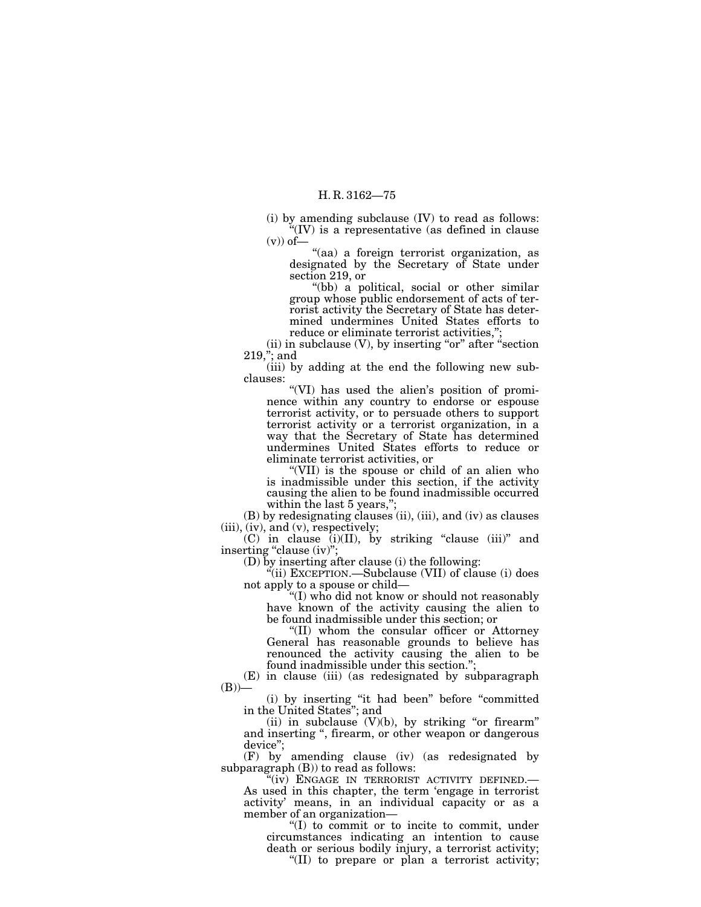(i) by amending subclause (IV) to read as follows:

"(IV) is a representative (as defined in clause (v)) of—

"(aa) a foreign terrorist organization, as designated by the Secretary of State under section 219, or

"(bb) a political, social or other similar group whose public endorsement of acts of terrorist activity the Secretary of State has determined undermines United States efforts to reduce or eliminate terrorist activities,";

(ii) in subclause (V), by inserting "or" after "section 219,"; and

(iii) by adding at the end the following new subclauses:

"(VI) has used the alien's position of prominence within any country to endorse or espouse terrorist activity, or to persuade others to support terrorist activity or a terrorist organization, in a way that the Secretary of State has determined undermines United States efforts to reduce or eliminate terrorist activities, or

"(VII) is the spouse or child of an alien who is inadmissible under this section, if the activity causing the alien to be found inadmissible occurred within the last 5 years,";

(B) by redesignating clauses (ii), (iii), and (iv) as clauses (iii), (iv), and (v), respectively;

(C) in clause (i)(II), by striking "clause (iii)" and inserting "clause (iv)";

(D) by inserting after clause (i) the following:

"(ii) EXCEPTION.—Subclause (VII) of clause (i) does not apply to a spouse or child—

"(I) who did not know or should not reasonably have known of the activity causing the alien to be found inadmissible under this section; or

"(II) whom the consular officer or Attorney General has reasonable grounds to believe has renounced the activity causing the alien to be found inadmissible under this section.";

(E) in clause (iii) (as redesignated by subparagraph (B))—

(i) by inserting "it had been" before "committed in the United States"; and

(ii) in subclause (V)(b), by striking "or firearm" and inserting ", firearm, or other weapon or dangerous device";

(F) by amending clause (iv) (as redesignated by subparagraph (B)) to read as follows:

"(iv) ENGAGE IN TERRORIST ACTIVITY DEFINED.—As used in this chapter, the term 'engage in terrorist activity' means, in an individual capacity or as a member of an organization—

"(I) to commit or to incite to commit, under circumstances indicating an intention to cause death or serious bodily injury, a terrorist activity;

"(II) to prepare or plan a terrorist activity;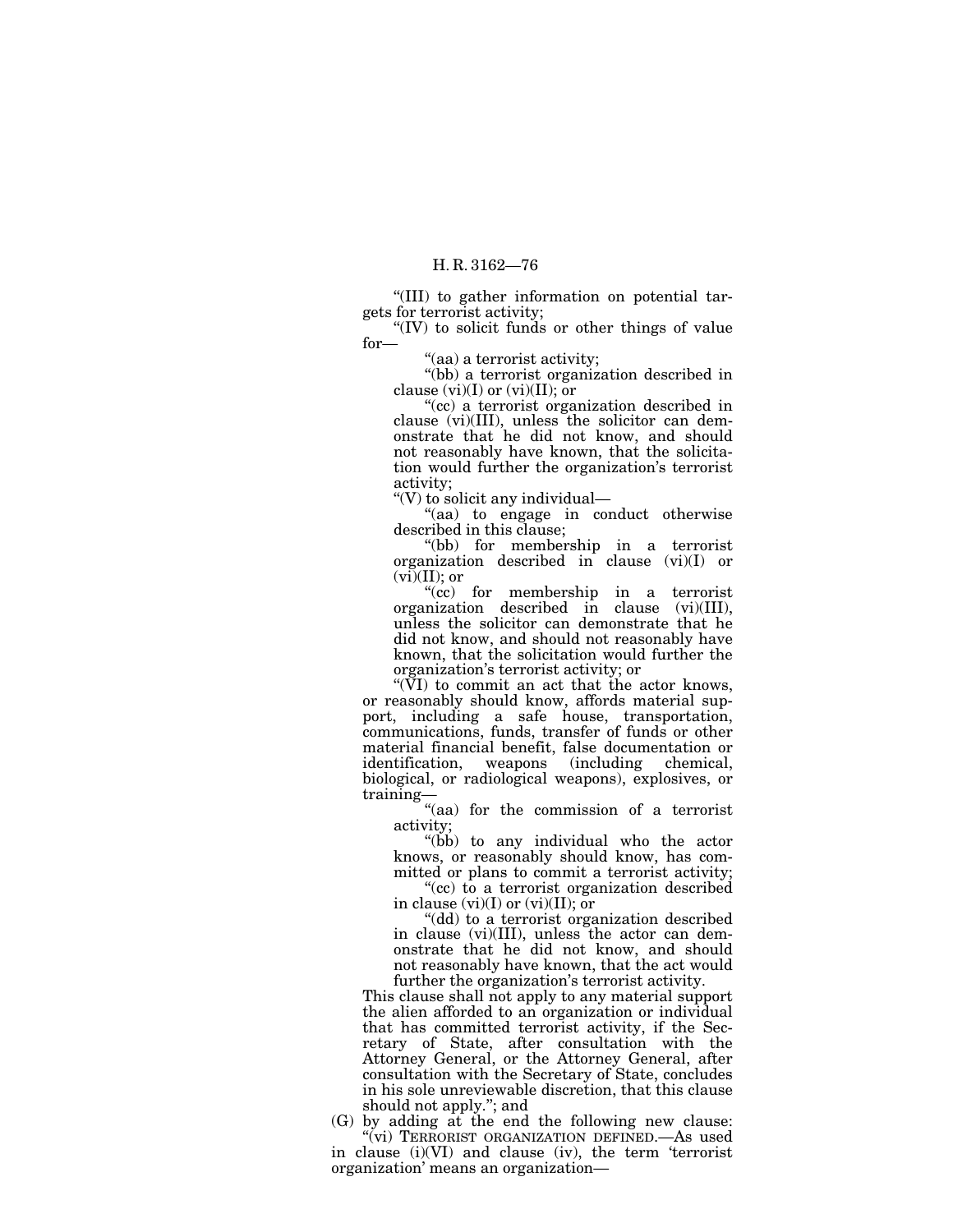"(III) to gather information on potential targets for terrorist activity;

"(IV) to solicit funds or other things of value for—

"(aa) a terrorist activity;

"(bb) a terrorist organization described in clause (vi)(I) or (vi)(II); or

"(cc) a terrorist organization described in clause (vi)(III), unless the solicitor can demonstrate that he did not know, and should not reasonably have known, that the solicitation would further the organization's terrorist activity;

"(V) to solicit any individual—

"(aa) to engage in conduct otherwise described in this clause;

"(bb) for membership in a terrorist organization described in clause (vi)(I) or (vi)(II); or

"(cc) for membership in a terrorist organization described in clause (vi)(III), unless the solicitor can demonstrate that he did not know, and should not reasonably have known, that the solicitation would further the organization's terrorist activity; or

"(VI) to commit an act that the actor knows, or reasonably should know, affords material support, including a safe house, transportation, communications, funds, transfer of funds or other material financial benefit, false documentation or identification, weapons (including chemical, biological, or radiological weapons), explosives, or training—

"(aa) for the commission of a terrorist activity;

"(bb) to any individual who the actor knows, or reasonably should know, has committed or plans to commit a terrorist activity;

"(cc) to a terrorist organization described in clause (vi)(I) or (vi)(II); or

"(dd) to a terrorist organization described in clause (vi)(III), unless the actor can demonstrate that he did not know, and should not reasonably have known, that the act would further the organization's terrorist activity.

This clause shall not apply to any material support the alien afforded to an organization or individual that has committed terrorist activity, if the Secretary of State, after consultation with the Attorney General, or the Attorney General, after consultation with the Secretary of State, concludes in his sole unreviewable discretion, that this clause should not apply."; and

(G) by adding at the end the following new clause:

"(vi) TERRORIST ORGANIZATION DEFINED.—As used in clause (i)(VI) and clause (iv), the term 'terrorist organization' means an organization—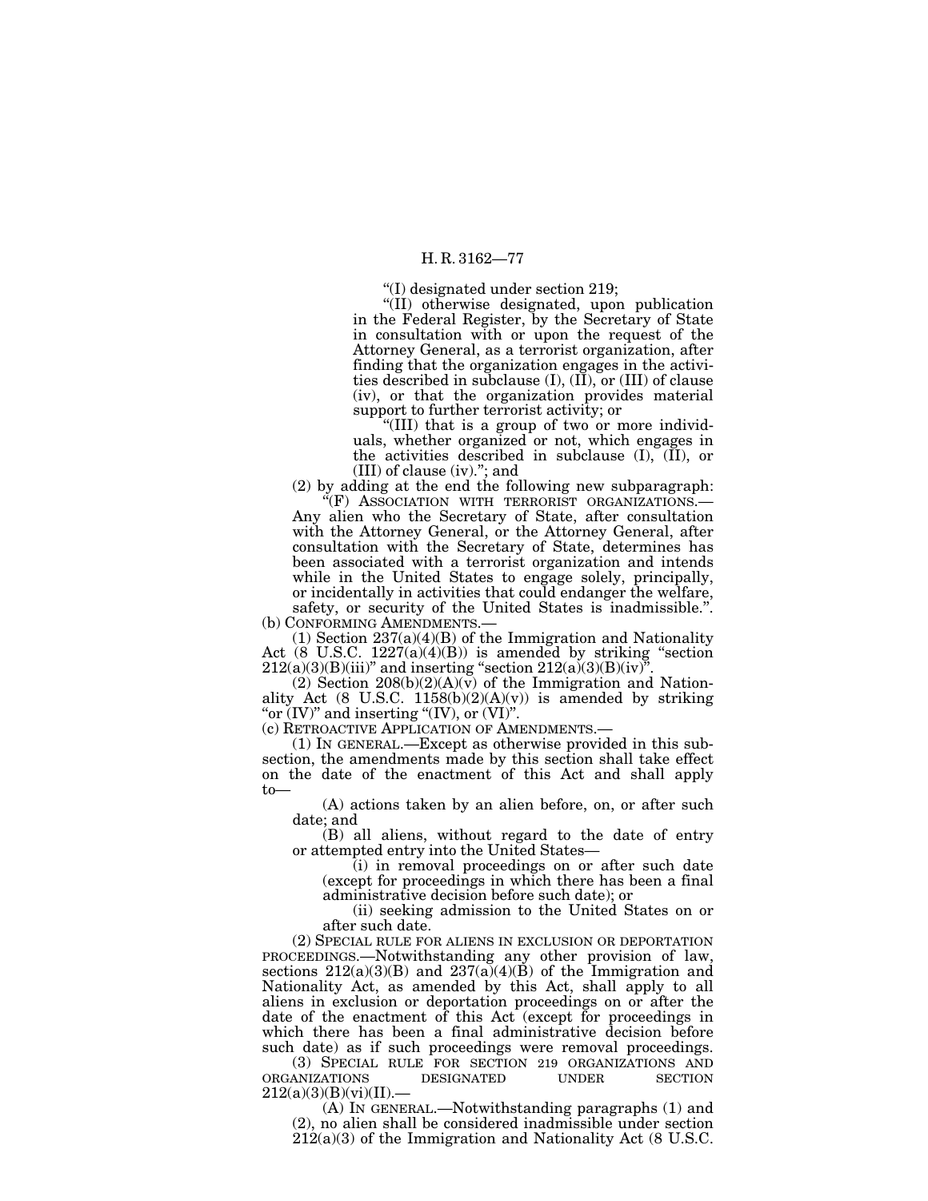"(I) designated under section 219;

"(II) otherwise designated, upon publication in the Federal Register, by the Secretary of State in consultation with or upon the request of the Attorney General, as a terrorist organization, after finding that the organization engages in the activities described in subclause (I), (II), or (III) of clause (iv), or that the organization provides material support to further terrorist activity; or

"(III) that is a group of two or more individuals, whether organized or not, which engages in the activities described in subclause (I), (II), or (III) of clause (iv)."; and

(2) by adding at the end the following new subparagraph:

"(F) ASSOCIATION WITH TERRORIST ORGANIZATIONS.—Any alien who the Secretary of State, after consultation with the Attorney General, or the Attorney General, after consultation with the Secretary of State, determines has been associated with a terrorist organization and intends while in the United States to engage solely, principally, or incidentally in activities that could endanger the welfare, safety, or security of the United States is inadmissible.".

(b) CONFORMING AMENDMENTS.—

(1) Section 237(a)(4)(B) of the Immigration and Nationality Act (8 U.S.C. 1227(a)(4)(B)) is amended by striking "section 212(a)(3)(B)(iii)" and inserting "section 212(a)(3)(B)(iv)".

(2) Section 208(b)(2)(A)(v) of the Immigration and Nationality Act (8 U.S.C. 1158(b)(2)(A)(v)) is amended by striking "or (IV)" and inserting "(IV), or (VI)".

(c) RETROACTIVE APPLICATION OF AMENDMENTS.—

(1) IN GENERAL.—Except as otherwise provided in this subsection, the amendments made by this section shall take effect on the date of the enactment of this Act and shall apply to—

(A) actions taken by an alien before, on, or after such date; and

(B) all aliens, without regard to the date of entry or attempted entry into the United States—

(i) in removal proceedings on or after such date (except for proceedings in which there has been a final administrative decision before such date); or

(ii) seeking admission to the United States on or after such date.

(2) SPECIAL RULE FOR ALIENS IN EXCLUSION OR DEPORTATION PROCEEDINGS.—Notwithstanding any other provision of law, sections 212(a)(3)(B) and 237(a)(4)(B) of the Immigration and Nationality Act, as amended by this Act, shall apply to all aliens in exclusion or deportation proceedings on or after the date of the enactment of this Act (except for proceedings in which there has been a final administrative decision before such date) as if such proceedings were removal proceedings.

(3) SPECIAL RULE FOR SECTION 219 ORGANIZATIONS AND ORGANIZATIONS DESIGNATED UNDER SECTION 212(a)(3)(B)(vi)(II).—

(A) IN GENERAL.—Notwithstanding paragraphs (1) and (2), no alien shall be considered inadmissible under section 212(a)(3) of the Immigration and Nationality Act (8 U.S.C.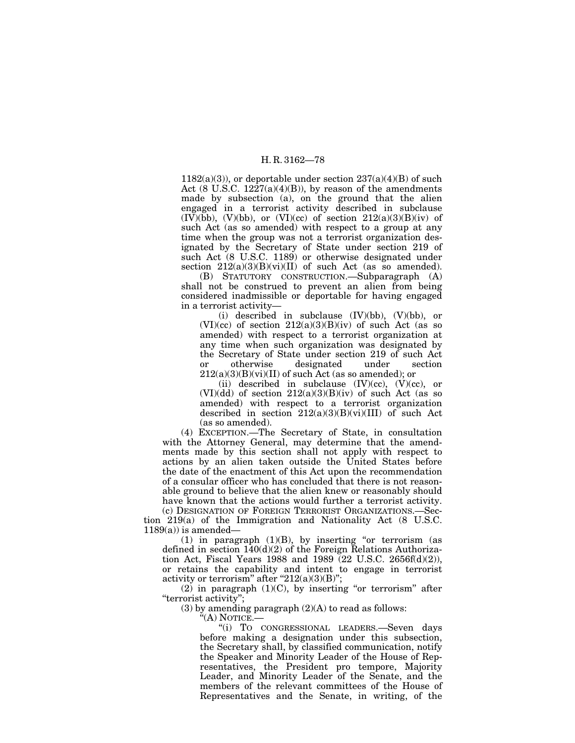1182(a)(3)), or deportable under section 237(a)(4)(B) of such Act (8 U.S.C. 1227(a)(4)(B)), by reason of the amendments made by subsection (a), on the ground that the alien engaged in a terrorist activity described in subclause (IV)(bb), (V)(bb), or (VI)(cc) of section 212(a)(3)(B)(iv) of such Act (as so amended) with respect to a group at any time when the group was not a terrorist organization designated by the Secretary of State under section 219 of such Act (8 U.S.C. 1189) or otherwise designated under section 212(a)(3)(B)(vi)(II) of such Act (as so amended).

(B) STATUTORY CONSTRUCTION.—Subparagraph (A) shall not be construed to prevent an alien from being considered inadmissible or deportable for having engaged in a terrorist activity—

(i) described in subclause (IV)(bb), (V)(bb), or (VI)(cc) of section 212(a)(3)(B)(iv) of such Act (as so amended) with respect to a terrorist organization at any time when such organization was designated by the Secretary of State under section 219 of such Act or otherwise designated under section 212(a)(3)(B)(vi)(II) of such Act (as so amended); or

(ii) described in subclause (IV)(cc), (V)(cc), or (VI)(dd) of section 212(a)(3)(B)(iv) of such Act (as so amended) with respect to a terrorist organization described in section 212(a)(3)(B)(vi)(III) of such Act (as so amended).

(4) EXCEPTION.—The Secretary of State, in consultation with the Attorney General, may determine that the amendments made by this section shall not apply with respect to actions by an alien taken outside the United States before the date of the enactment of this Act upon the recommendation of a consular officer who has concluded that there is not reasonable ground to believe that the alien knew or reasonably should have known that the actions would further a terrorist activity.

(c) DESIGNATION OF FOREIGN TERRORIST ORGANIZATIONS.—Section 219(a) of the Immigration and Nationality Act (8 U.S.C. 1189(a)) is amended—

(1) in paragraph (1)(B), by inserting "or terrorism (as defined in section 140(d)(2) of the Foreign Relations Authorization Act, Fiscal Years 1988 and 1989 (22 U.S.C. 2656f(d)(2)), or retains the capability and intent to engage in terrorist activity or terrorism" after "212(a)(3)(B)";

(2) in paragraph (1)(C), by inserting "or terrorism" after "terrorist activity";

(3) by amending paragraph (2)(A) to read as follows:

"(A) NOTICE.—

"(i) TO CONGRESSIONAL LEADERS.—Seven days before making a designation under this subsection, the Secretary shall, by classified communication, notify the Speaker and Minority Leader of the House of Representatives, the President pro tempore, Majority Leader, and Minority Leader of the Senate, and the members of the relevant committees of the House of Representatives and the Senate, in writing, of the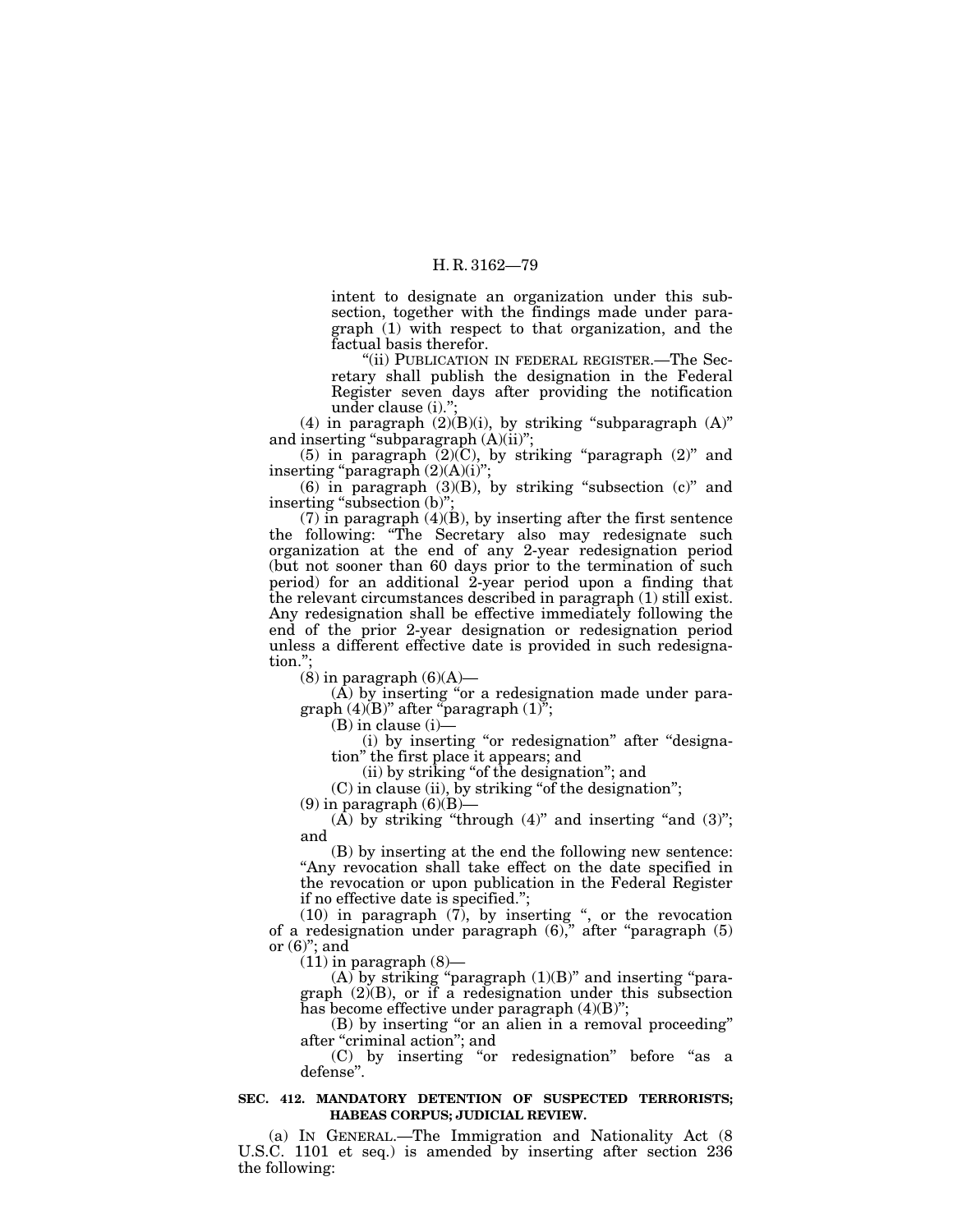intent to designate an organization under this subsection, together with the findings made under paragraph (1) with respect to that organization, and the factual basis therefor.

"(ii) PUBLICATION IN FEDERAL REGISTER.—The Secretary shall publish the designation in the Federal Register seven days after providing the notification under clause (i).";

(4) in paragraph (2)(B)(i), by striking "subparagraph (A)" and inserting "subparagraph (A)(ii)";

(5) in paragraph (2)(C), by striking "paragraph (2)" and inserting "paragraph (2)(A)(i)";

(6) in paragraph (3)(B), by striking "subsection (c)" and inserting "subsection (b)";

(7) in paragraph (4)(B), by inserting after the first sentence the following: "The Secretary also may redesignate such organization at the end of any 2-year redesignation period (but not sooner than 60 days prior to the termination of such period) for an additional 2-year period upon a finding that the relevant circumstances described in paragraph (1) still exist. Any redesignation shall be effective immediately following the end of the prior 2-year designation or redesignation period unless a different effective date is provided in such redesignation.";

(8) in paragraph (6)(A)—

(A) by inserting "or a redesignation made under paragraph (4)(B)" after "paragraph (1)";

(B) in clause (i)—

(i) by inserting "or redesignation" after "designation" the first place it appears; and

(ii) by striking "of the designation"; and

(C) in clause (ii), by striking "of the designation";

(9) in paragraph (6)(B)—

(A) by striking "through (4)" and inserting "and (3)"; and

(B) by inserting at the end the following new sentence: "Any revocation shall take effect on the date specified in the revocation or upon publication in the Federal Register if no effective date is specified.";

(10) in paragraph (7), by inserting ", or the revocation of a redesignation under paragraph (6)," after "paragraph (5) or (6)"; and

(11) in paragraph (8)—

(A) by striking "paragraph (1)(B)" and inserting "paragraph (2)(B), or if a redesignation under this subsection has become effective under paragraph (4)(B)";

(B) by inserting "or an alien in a removal proceeding" after "criminal action"; and

(C) by inserting "or redesignation" before "as a defense".

**SEC. 412. MANDATORY DETENTION OF SUSPECTED TERRORISTS; HABEAS CORPUS; JUDICIAL REVIEW.**

(a) IN GENERAL.—The Immigration and Nationality Act (8 U.S.C. 1101 et seq.) is amended by inserting after section 236 the following: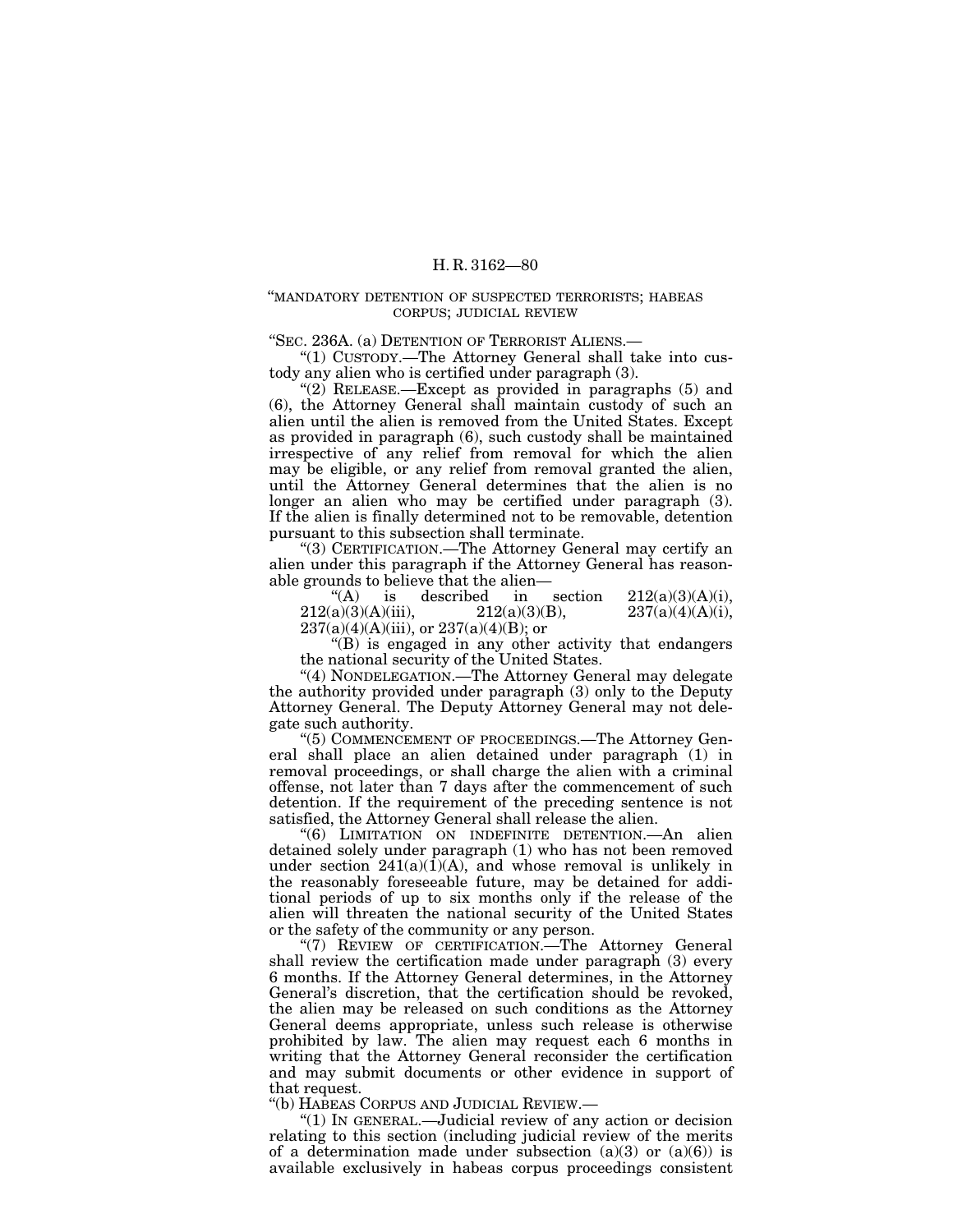"MANDATORY DETENTION OF SUSPECTED TERRORISTS; HABEAS CORPUS; JUDICIAL REVIEW

"SEC. 236A. (a) DETENTION OF TERRORIST ALIENS.—

"(1) CUSTODY.—The Attorney General shall take into custody any alien who is certified under paragraph (3).

"(2) RELEASE.—Except as provided in paragraphs (5) and (6), the Attorney General shall maintain custody of such an alien until the alien is removed from the United States. Except as provided in paragraph (6), such custody shall be maintained irrespective of any relief from removal for which the alien may be eligible, or any relief from removal granted the alien, until the Attorney General determines that the alien is no longer an alien who may be certified under paragraph (3). If the alien is finally determined not to be removable, detention pursuant to this subsection shall terminate.

"(3) CERTIFICATION.—The Attorney General may certify an alien under this paragraph if the Attorney General has reasonable grounds to believe that the alien—

"(A) is described in section 212(a)(3)(A)(i), 212(a)(3)(A)(iii), 212(a)(3)(B), 237(a)(4)(A)(i), 237(a)(4)(A)(iii), or 237(a)(4)(B); or

"(B) is engaged in any other activity that endangers the national security of the United States.

"(4) NONDELEGATION.—The Attorney General may delegate the authority provided under paragraph (3) only to the Deputy Attorney General. The Deputy Attorney General may not delegate such authority.

"(5) COMMENCEMENT OF PROCEEDINGS.—The Attorney General shall place an alien detained under paragraph (1) in removal proceedings, or shall charge the alien with a criminal offense, not later than 7 days after the commencement of such detention. If the requirement of the preceding sentence is not satisfied, the Attorney General shall release the alien.

"(6) LIMITATION ON INDEFINITE DETENTION.—An alien detained solely under paragraph (1) who has not been removed under section 241(a)(1)(A), and whose removal is unlikely in the reasonably foreseeable future, may be detained for additional periods of up to six months only if the release of the alien will threaten the national security of the United States or the safety of the community or any person.

"(7) REVIEW OF CERTIFICATION.—The Attorney General shall review the certification made under paragraph (3) every 6 months. If the Attorney General determines, in the Attorney General's discretion, that the certification should be revoked, the alien may be released on such conditions as the Attorney General deems appropriate, unless such release is otherwise prohibited by law. The alien may request each 6 months in writing that the Attorney General reconsider the certification and may submit documents or other evidence in support of that request.

"(b) HABEAS CORPUS AND JUDICIAL REVIEW.—

"(1) IN GENERAL.—Judicial review of any action or decision relating to this section (including judicial review of the merits of a determination made under subsection (a)(3) or (a)(6)) is available exclusively in habeas corpus proceedings consistent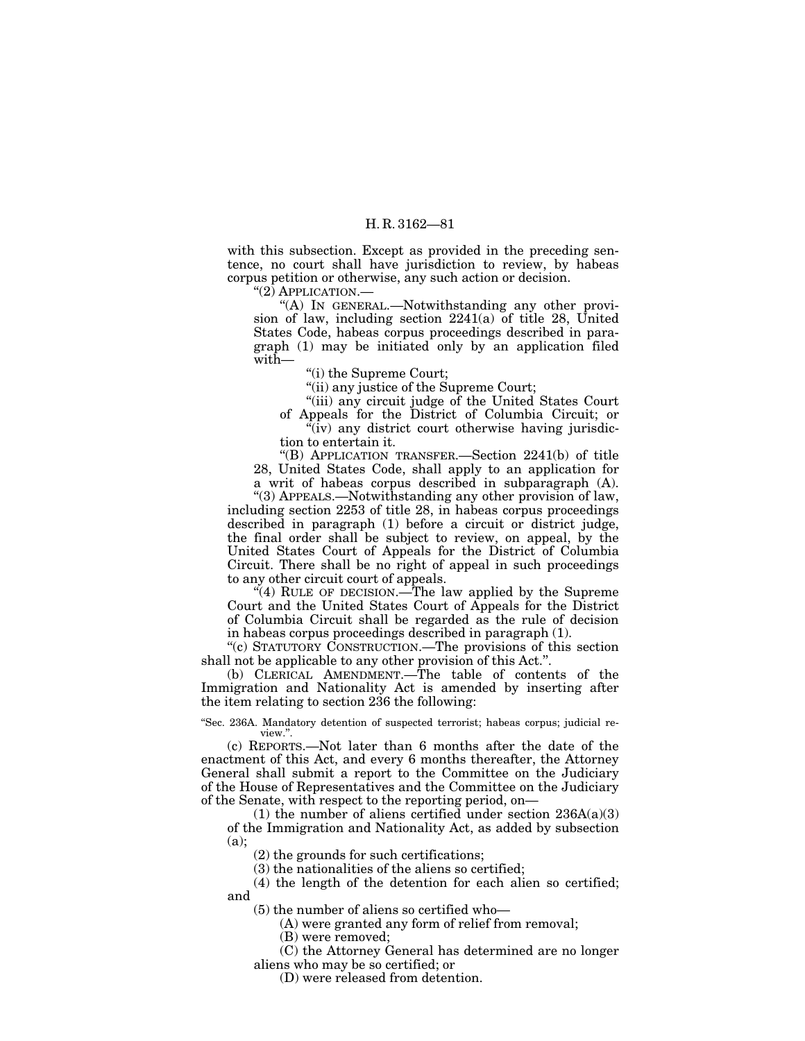with this subsection. Except as provided in the preceding sentence, no court shall have jurisdiction to review, by habeas corpus petition or otherwise, any such action or decision.

"(2) APPLICATION.—

"(A) IN GENERAL.—Notwithstanding any other provision of law, including section 2241(a) of title 28, United States Code, habeas corpus proceedings described in paragraph (1) may be initiated only by an application filed with—

"(i) the Supreme Court;

"(ii) any justice of the Supreme Court;

"(iii) any circuit judge of the United States Court of Appeals for the District of Columbia Circuit; or

"(iv) any district court otherwise having jurisdiction to entertain it.

"(B) APPLICATION TRANSFER.—Section 2241(b) of title 28, United States Code, shall apply to an application for a writ of habeas corpus described in subparagraph (A).

"(3) APPEALS.—Notwithstanding any other provision of law, including section 2253 of title 28, in habeas corpus proceedings described in paragraph (1) before a circuit or district judge, the final order shall be subject to review, on appeal, by the United States Court of Appeals for the District of Columbia Circuit. There shall be no right of appeal in such proceedings to any other circuit court of appeals.

"(4) RULE OF DECISION.—The law applied by the Supreme Court and the United States Court of Appeals for the District of Columbia Circuit shall be regarded as the rule of decision in habeas corpus proceedings described in paragraph (1).

"(c) STATUTORY CONSTRUCTION.—The provisions of this section shall not be applicable to any other provision of this Act.".

(b) CLERICAL AMENDMENT.—The table of contents of the Immigration and Nationality Act is amended by inserting after the item relating to section 236 the following:

"Sec. 236A. Mandatory detention of suspected terrorist; habeas corpus; judicial review.".

(c) REPORTS.—Not later than 6 months after the date of the enactment of this Act, and every 6 months thereafter, the Attorney General shall submit a report to the Committee on the Judiciary of the House of Representatives and the Committee on the Judiciary of the Senate, with respect to the reporting period, on—

(1) the number of aliens certified under section 236A(a)(3) of the Immigration and Nationality Act, as added by subsection (a);

(2) the grounds for such certifications;

(3) the nationalities of the aliens so certified;

(4) the length of the detention for each alien so certified; and

(5) the number of aliens so certified who—

(A) were granted any form of relief from removal;

(B) were removed;

(C) the Attorney General has determined are no longer aliens who may be so certified; or

(D) were released from detention.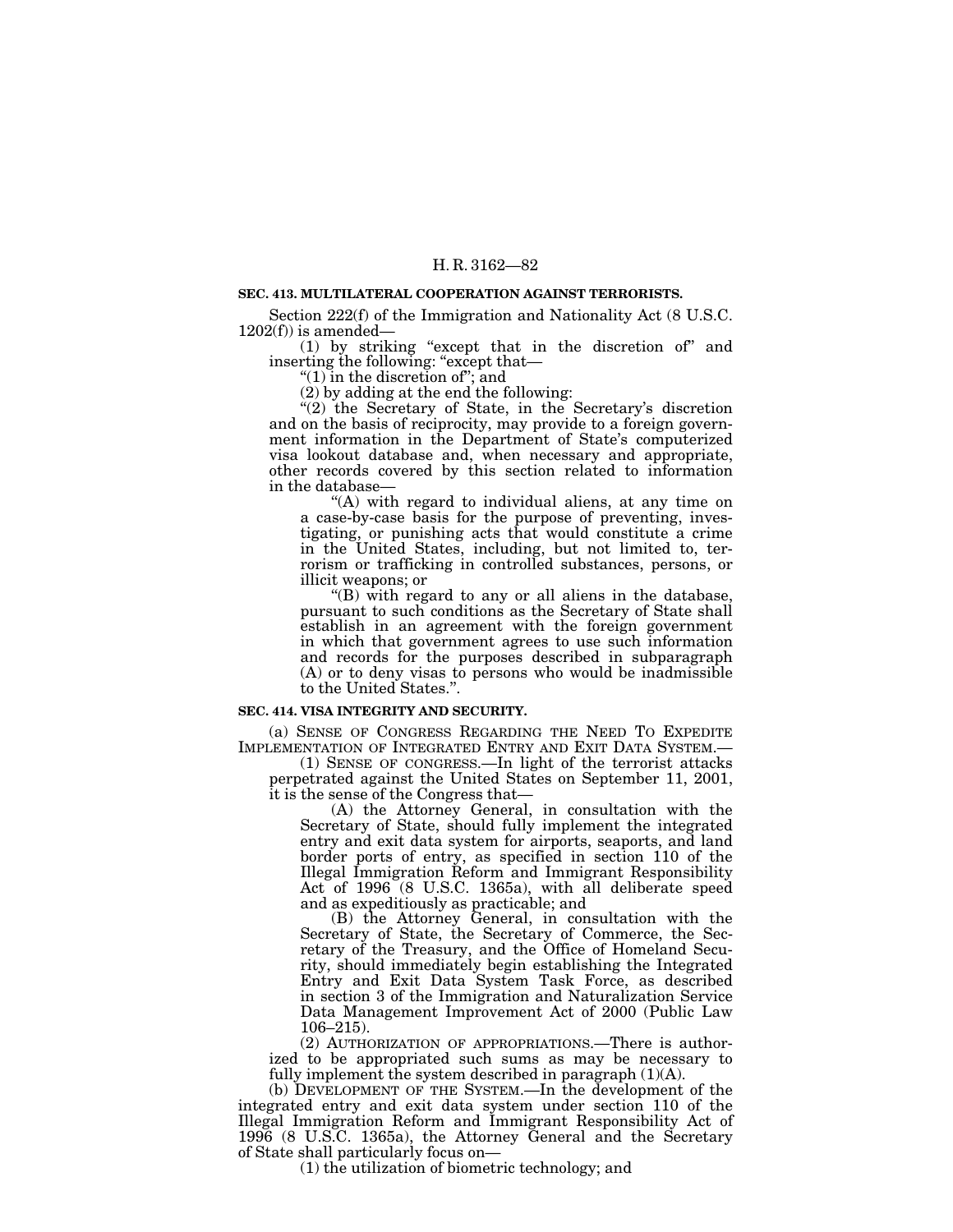### SEC. 413. MULTILATERAL COOPERATION AGAINST TERRORISTS.

Section 222(f) of the Immigration and Nationality Act (8 U.S.C. 1202(f)) is amended—

(1) by striking "except that in the discretion of" and inserting the following: "except that—

"(1) in the discretion of"; and

(2) by adding at the end the following:

"(2) the Secretary of State, in the Secretary's discretion and on the basis of reciprocity, may provide to a foreign government information in the Department of State's computerized visa lookout database and, when necessary and appropriate, other records covered by this section related to information in the database—

"(A) with regard to individual aliens, at any time on a case-by-case basis for the purpose of preventing, investigating, or punishing acts that would constitute a crime in the United States, including, but not limited to, terrorism or trafficking in controlled substances, persons, or illicit weapons; or

"(B) with regard to any or all aliens in the database, pursuant to such conditions as the Secretary of State shall establish in an agreement with the foreign government in which that government agrees to use such information and records for the purposes described in subparagraph (A) or to deny visas to persons who would be inadmissible to the United States.".

### SEC. 414. VISA INTEGRITY AND SECURITY.

(a) SENSE OF CONGRESS REGARDING THE NEED TO EXPEDITE IMPLEMENTATION OF INTEGRATED ENTRY AND EXIT DATA SYSTEM.—

(1) SENSE OF CONGRESS.—In light of the terrorist attacks perpetrated against the United States on September 11, 2001, it is the sense of the Congress that—

(A) the Attorney General, in consultation with the Secretary of State, should fully implement the integrated entry and exit data system for airports, seaports, and land border ports of entry, as specified in section 110 of the Illegal Immigration Reform and Immigrant Responsibility Act of 1996 (8 U.S.C. 1365a), with all deliberate speed and as expeditiously as practicable; and

(B) the Attorney General, in consultation with the Secretary of State, the Secretary of Commerce, the Secretary of the Treasury, and the Office of Homeland Security, should immediately begin establishing the Integrated Entry and Exit Data System Task Force, as described in section 3 of the Immigration and Naturalization Service Data Management Improvement Act of 2000 (Public Law 106–215).

(2) AUTHORIZATION OF APPROPRIATIONS.—There is authorized to be appropriated such sums as may be necessary to fully implement the system described in paragraph (1)(A).

(b) DEVELOPMENT OF THE SYSTEM.—In the development of the integrated entry and exit data system under section 110 of the Illegal Immigration Reform and Immigrant Responsibility Act of 1996 (8 U.S.C. 1365a), the Attorney General and the Secretary of State shall particularly focus on—

(1) the utilization of biometric technology; and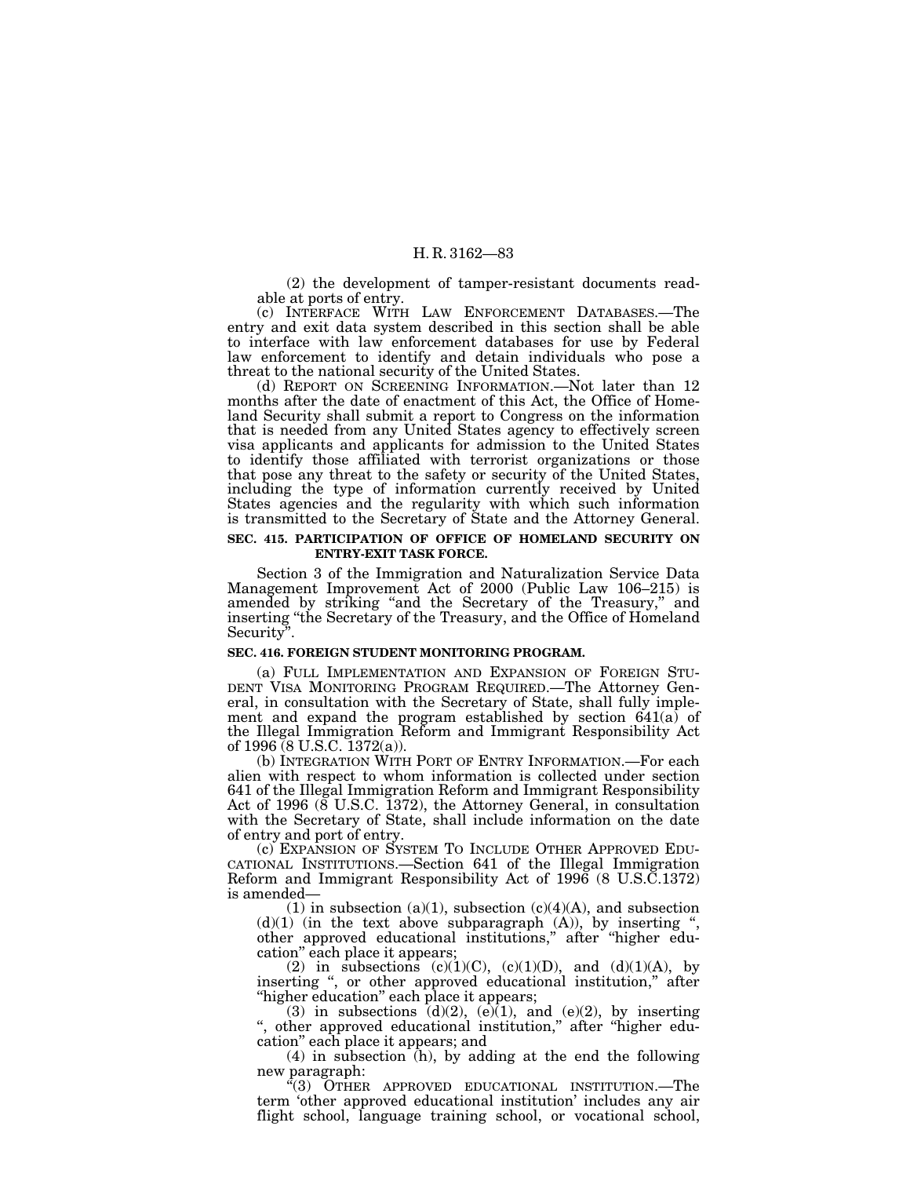(2) the development of tamper-resistant documents readable at ports of entry.

(c) INTERFACE WITH LAW ENFORCEMENT DATABASES.—The entry and exit data system described in this section shall be able to interface with law enforcement databases for use by Federal law enforcement to identify and detain individuals who pose a threat to the national security of the United States.

(d) REPORT ON SCREENING INFORMATION.—Not later than 12 months after the date of enactment of this Act, the Office of Homeland Security shall submit a report to Congress on the information that is needed from any United States agency to effectively screen visa applicants and applicants for admission to the United States to identify those affiliated with terrorist organizations or those that pose any threat to the safety or security of the United States, including the type of information currently received by United States agencies and the regularity with which such information is transmitted to the Secretary of State and the Attorney General.

**SEC. 415. PARTICIPATION OF OFFICE OF HOMELAND SECURITY ON ENTRY-EXIT TASK FORCE.**

Section 3 of the Immigration and Naturalization Service Data Management Improvement Act of 2000 (Public Law 106–215) is amended by striking "and the Secretary of the Treasury," and inserting "the Secretary of the Treasury, and the Office of Homeland Security".

**SEC. 416. FOREIGN STUDENT MONITORING PROGRAM.**

(a) FULL IMPLEMENTATION AND EXPANSION OF FOREIGN STUDENT VISA MONITORING PROGRAM REQUIRED.—The Attorney General, in consultation with the Secretary of State, shall fully implement and expand the program established by section 641(a) of the Illegal Immigration Reform and Immigrant Responsibility Act of 1996 (8 U.S.C. 1372(a)).

(b) INTEGRATION WITH PORT OF ENTRY INFORMATION.—For each alien with respect to whom information is collected under section 641 of the Illegal Immigration Reform and Immigrant Responsibility Act of 1996 (8 U.S.C. 1372), the Attorney General, in consultation with the Secretary of State, shall include information on the date of entry and port of entry.

(c) EXPANSION OF SYSTEM TO INCLUDE OTHER APPROVED EDUCATIONAL INSTITUTIONS.—Section 641 of the Illegal Immigration Reform and Immigrant Responsibility Act of 1996 (8 U.S.C.1372) is amended—

(1) in subsection (a)(1), subsection (c)(4)(A), and subsection (d)(1) (in the text above subparagraph (A)), by inserting ", other approved educational institutions," after "higher education" each place it appears;

(2) in subsections (c)(1)(C), (c)(1)(D), and (d)(1)(A), by inserting ", or other approved educational institution," after "higher education" each place it appears;

(3) in subsections (d)(2), (e)(1), and (e)(2), by inserting ", other approved educational institution," after "higher education" each place it appears; and

(4) in subsection (h), by adding at the end the following new paragraph:

"(3) OTHER APPROVED EDUCATIONAL INSTITUTION.—The term 'other approved educational institution' includes any air flight school, language training school, or vocational school,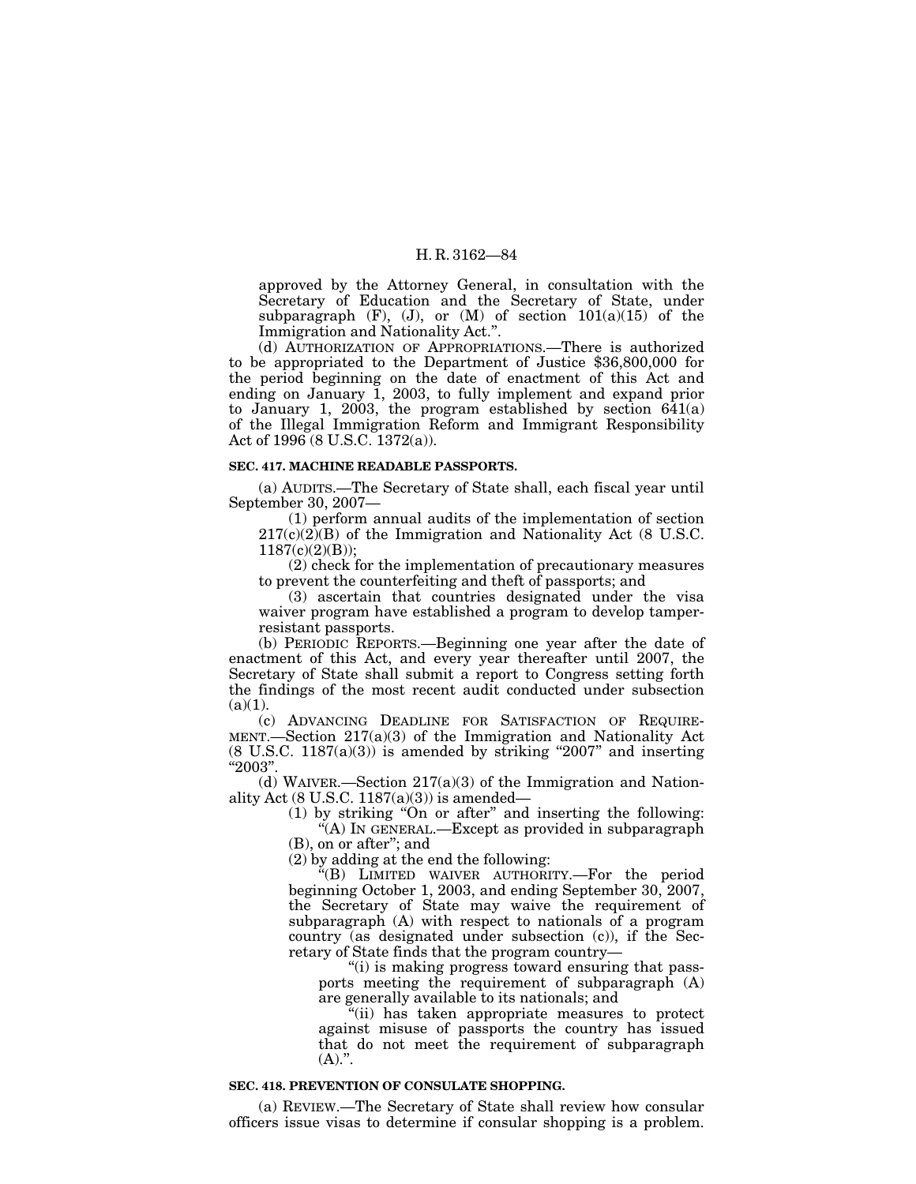approved by the Attorney General, in consultation with the Secretary of Education and the Secretary of State, under subparagraph (F), (J), or (M) of section 101(a)(15) of the Immigration and Nationality Act.".

(d) AUTHORIZATION OF APPROPRIATIONS.—There is authorized to be appropriated to the Department of Justice $36,800,000 for the period beginning on the date of enactment of this Act and ending on January 1, 2003, to fully implement and expand prior to January 1, 2003, the program established by section 641(a) of the Illegal Immigration Reform and Immigrant Responsibility Act of 1996 (8 U.S.C. 1372(a)).

**SEC. 417. MACHINE READABLE PASSPORTS.**

(a) AUDITS.—The Secretary of State shall, each fiscal year until September 30, 2007—

(1) perform annual audits of the implementation of section 217(c)(2)(B) of the Immigration and Nationality Act (8 U.S.C. 1187(c)(2)(B));

(2) check for the implementation of precautionary measures to prevent the counterfeiting and theft of passports; and

(3) ascertain that countries designated under the visa waiver program have established a program to develop tamper-resistant passports.

(b) PERIODIC REPORTS.—Beginning one year after the date of enactment of this Act, and every year thereafter until 2007, the Secretary of State shall submit a report to Congress setting forth the findings of the most recent audit conducted under subsection (a)(1).

(c) ADVANCING DEADLINE FOR SATISFACTION OF REQUIREMENT.—Section 217(a)(3) of the Immigration and Nationality Act (8 U.S.C. 1187(a)(3)) is amended by striking "2007" and inserting "2003".

(d) WAIVER.—Section 217(a)(3) of the Immigration and Nationality Act (8 U.S.C. 1187(a)(3)) is amended—

(1) by striking "On or after" and inserting the following:

"(A) IN GENERAL.—Except as provided in subparagraph (B), on or after"; and

(2) by adding at the end the following:

"(B) LIMITED WAIVER AUTHORITY.—For the period beginning October 1, 2003, and ending September 30, 2007, the Secretary of State may waive the requirement of subparagraph (A) with respect to nationals of a program country (as designated under subsection (c)), if the Secretary of State finds that the program country—

"(i) is making progress toward ensuring that passports meeting the requirement of subparagraph (A) are generally available to its nationals; and

"(ii) has taken appropriate measures to protect against misuse of passports the country has issued that do not meet the requirement of subparagraph (A).".

**SEC. 418. PREVENTION OF CONSULATE SHOPPING.**

(a) REVIEW.—The Secretary of State shall review how consular officers issue visas to determine if consular shopping is a problem.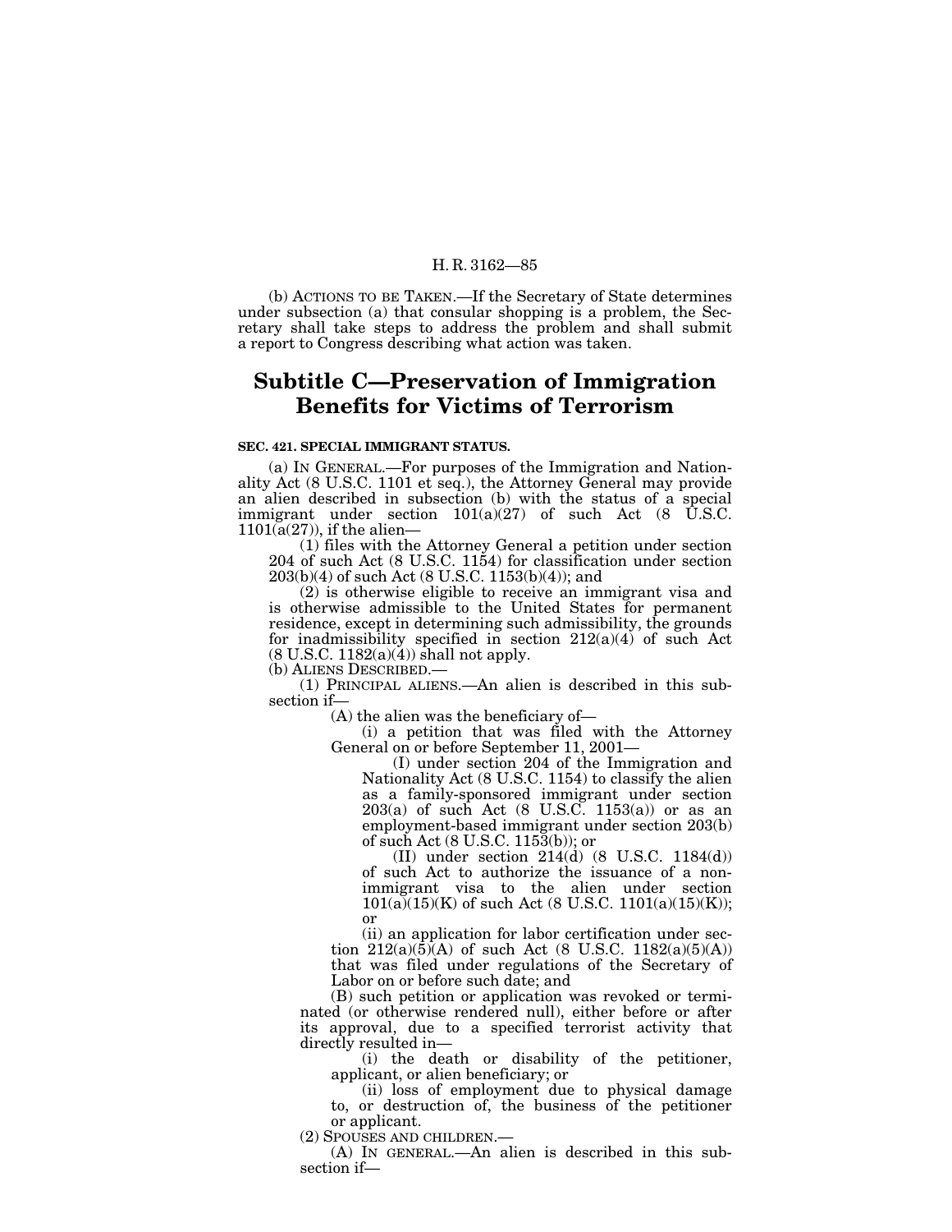(b) ACTIONS TO BE TAKEN.—If the Secretary of State determines under subsection (a) that consular shopping is a problem, the Secretary shall take steps to address the problem and shall submit a report to Congress describing what action was taken.

## Subtitle C—Preservation of Immigration Benefits for Victims of Terrorism

**SEC. 421. SPECIAL IMMIGRANT STATUS.**

(a) IN GENERAL.—For purposes of the Immigration and Nationality Act (8 U.S.C. 1101 et seq.), the Attorney General may provide an alien described in subsection (b) with the status of a special immigrant under section 101(a)(27) of such Act (8 U.S.C. 1101(a(27)), if the alien—

(1) files with the Attorney General a petition under section 204 of such Act (8 U.S.C. 1154) for classification under section 203(b)(4) of such Act (8 U.S.C. 1153(b)(4)); and

(2) is otherwise eligible to receive an immigrant visa and is otherwise admissible to the United States for permanent residence, except in determining such admissibility, the grounds for inadmissibility specified in section 212(a)(4) of such Act (8 U.S.C. 1182(a)(4)) shall not apply.

(b) ALIENS DESCRIBED.—

(1) PRINCIPAL ALIENS.—An alien is described in this subsection if—

(A) the alien was the beneficiary of—

(i) a petition that was filed with the Attorney General on or before September 11, 2001—

(I) under section 204 of the Immigration and Nationality Act (8 U.S.C. 1154) to classify the alien as a family-sponsored immigrant under section 203(a) of such Act (8 U.S.C. 1153(a)) or as an employment-based immigrant under section 203(b) of such Act (8 U.S.C. 1153(b)); or

(II) under section 214(d) (8 U.S.C. 1184(d)) of such Act to authorize the issuance of a nonimmigrant visa to the alien under section 101(a)(15)(K) of such Act (8 U.S.C. 1101(a)(15)(K)); or

(ii) an application for labor certification under section 212(a)(5)(A) of such Act (8 U.S.C. 1182(a)(5)(A)) that was filed under regulations of the Secretary of Labor on or before such date; and

(B) such petition or application was revoked or terminated (or otherwise rendered null), either before or after its approval, due to a specified terrorist activity that directly resulted in—

(i) the death or disability of the petitioner, applicant, or alien beneficiary; or

(ii) loss of employment due to physical damage to, or destruction of, the business of the petitioner or applicant.

(2) SPOUSES AND CHILDREN.—

(A) IN GENERAL.—An alien is described in this subsection if—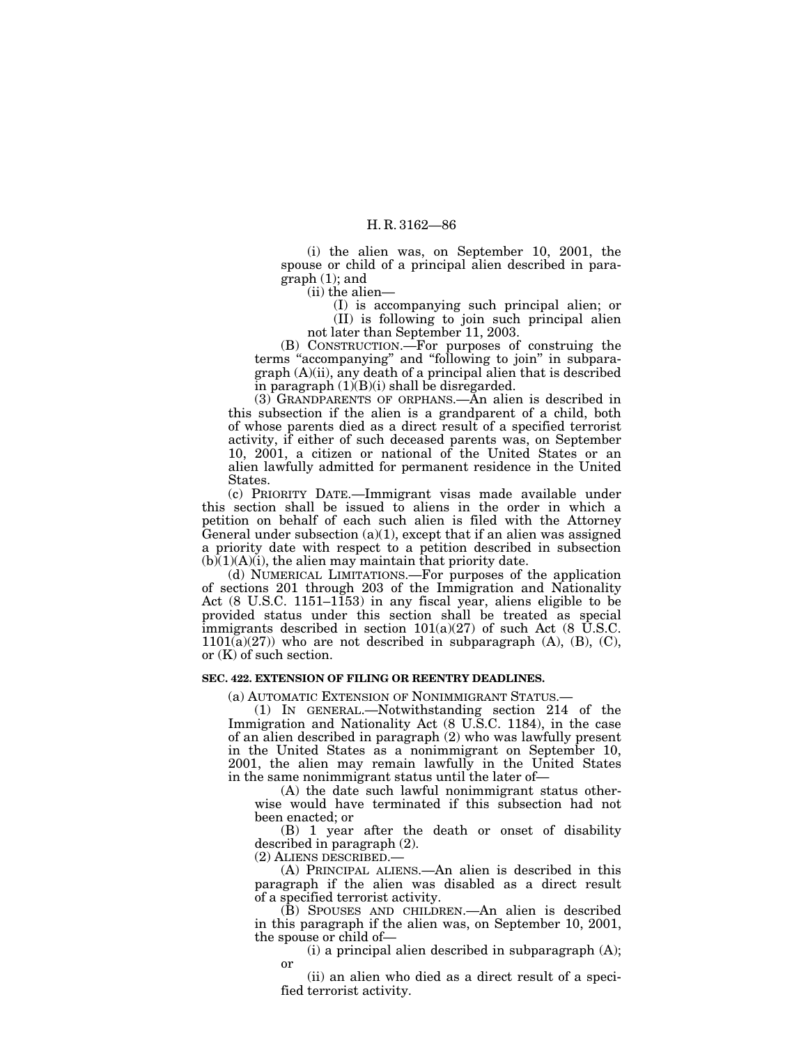(i) the alien was, on September 10, 2001, the spouse or child of a principal alien described in paragraph (1); and

(ii) the alien—

(I) is accompanying such principal alien; or

(II) is following to join such principal alien not later than September 11, 2003.

(B) CONSTRUCTION.—For purposes of construing the terms "accompanying" and "following to join" in subparagraph (A)(ii), any death of a principal alien that is described in paragraph (1)(B)(i) shall be disregarded.

(3) GRANDPARENTS OF ORPHANS.—An alien is described in this subsection if the alien is a grandparent of a child, both of whose parents died as a direct result of a specified terrorist activity, if either of such deceased parents was, on September 10, 2001, a citizen or national of the United States or an alien lawfully admitted for permanent residence in the United States.

(c) PRIORITY DATE.—Immigrant visas made available under this section shall be issued to aliens in the order in which a petition on behalf of each such alien is filed with the Attorney General under subsection (a)(1), except that if an alien was assigned a priority date with respect to a petition described in subsection (b)(1)(A)(i), the alien may maintain that priority date.

(d) NUMERICAL LIMITATIONS.—For purposes of the application of sections 201 through 203 of the Immigration and Nationality Act (8 U.S.C. 1151–1153) in any fiscal year, aliens eligible to be provided status under this section shall be treated as special immigrants described in section 101(a)(27) of such Act (8 U.S.C. 1101(a)(27)) who are not described in subparagraph (A), (B), (C), or (K) of such section.

**SEC. 422. EXTENSION OF FILING OR REENTRY DEADLINES.**

(a) AUTOMATIC EXTENSION OF NONIMMIGRANT STATUS.—

(1) IN GENERAL.—Notwithstanding section 214 of the Immigration and Nationality Act (8 U.S.C. 1184), in the case of an alien described in paragraph (2) who was lawfully present in the United States as a nonimmigrant on September 10, 2001, the alien may remain lawfully in the United States in the same nonimmigrant status until the later of—

(A) the date such lawful nonimmigrant status otherwise would have terminated if this subsection had not been enacted; or

(B) 1 year after the death or onset of disability described in paragraph (2).

(2) ALIENS DESCRIBED.—

(A) PRINCIPAL ALIENS.—An alien is described in this paragraph if the alien was disabled as a direct result of a specified terrorist activity.

(B) SPOUSES AND CHILDREN.—An alien is described in this paragraph if the alien was, on September 10, 2001, the spouse or child of—

(i) a principal alien described in subparagraph (A); or

(ii) an alien who died as a direct result of a specified terrorist activity.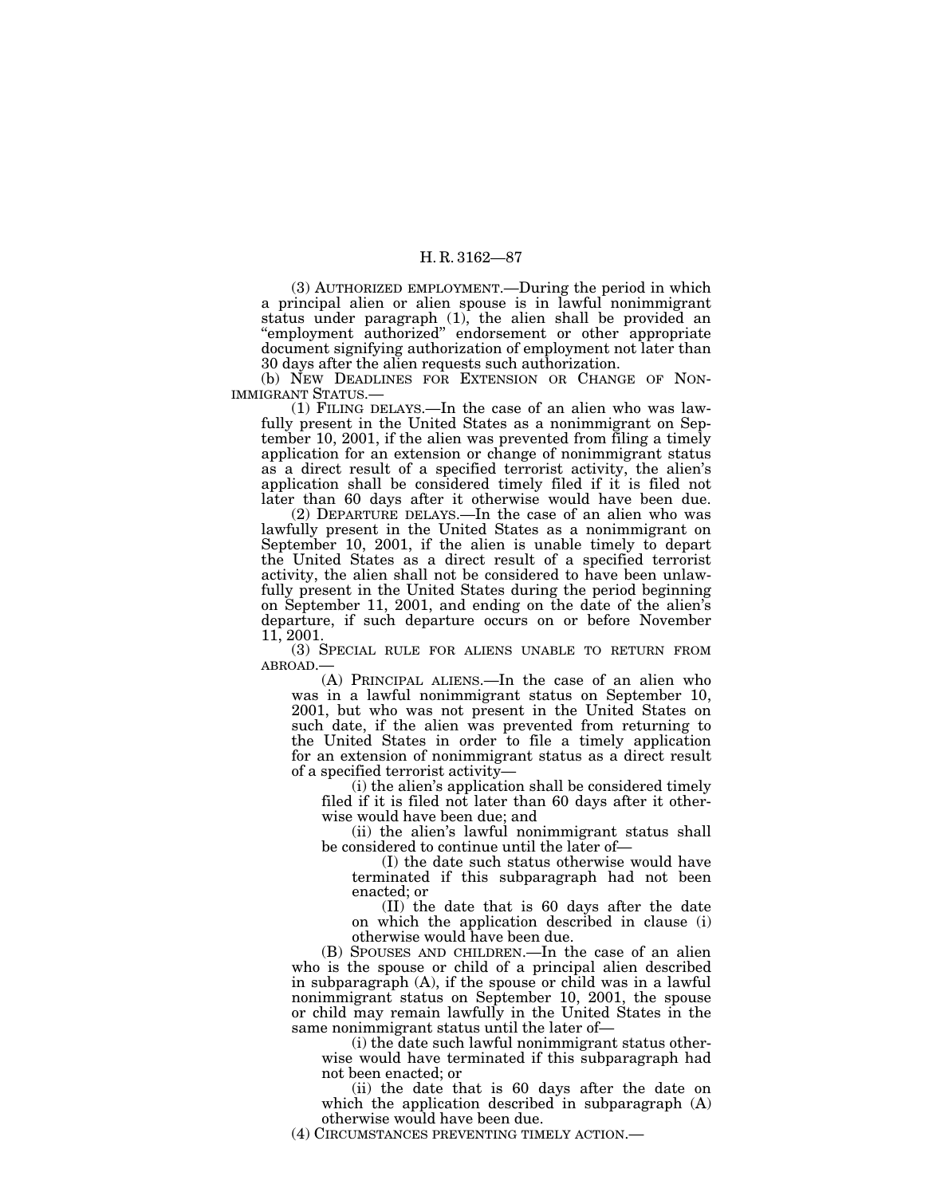(3) AUTHORIZED EMPLOYMENT.—During the period in which a principal alien or alien spouse is in lawful nonimmigrant status under paragraph (1), the alien shall be provided an "employment authorized" endorsement or other appropriate document signifying authorization of employment not later than 30 days after the alien requests such authorization.

(b) NEW DEADLINES FOR EXTENSION OR CHANGE OF NONIMMIGRANT STATUS.—

(1) FILING DELAYS.—In the case of an alien who was lawfully present in the United States as a nonimmigrant on September 10, 2001, if the alien was prevented from filing a timely application for an extension or change of nonimmigrant status as a direct result of a specified terrorist activity, the alien's application shall be considered timely filed if it is filed not later than 60 days after it otherwise would have been due.

(2) DEPARTURE DELAYS.—In the case of an alien who was lawfully present in the United States as a nonimmigrant on September 10, 2001, if the alien is unable timely to depart the United States as a direct result of a specified terrorist activity, the alien shall not be considered to have been unlawfully present in the United States during the period beginning on September 11, 2001, and ending on the date of the alien's departure, if such departure occurs on or before November 11, 2001.

(3) SPECIAL RULE FOR ALIENS UNABLE TO RETURN FROM ABROAD.—

(A) PRINCIPAL ALIENS.—In the case of an alien who was in a lawful nonimmigrant status on September 10, 2001, but who was not present in the United States on such date, if the alien was prevented from returning to the United States in order to file a timely application for an extension of nonimmigrant status as a direct result of a specified terrorist activity—

(i) the alien's application shall be considered timely filed if it is filed not later than 60 days after it otherwise would have been due; and

(ii) the alien's lawful nonimmigrant status shall be considered to continue until the later of—

(I) the date such status otherwise would have terminated if this subparagraph had not been enacted; or

(II) the date that is 60 days after the date on which the application described in clause (i) otherwise would have been due.

(B) SPOUSES AND CHILDREN.—In the case of an alien who is the spouse or child of a principal alien described in subparagraph (A), if the spouse or child was in a lawful nonimmigrant status on September 10, 2001, the spouse or child may remain lawfully in the United States in the same nonimmigrant status until the later of—

(i) the date such lawful nonimmigrant status otherwise would have terminated if this subparagraph had not been enacted; or

(ii) the date that is 60 days after the date on which the application described in subparagraph (A) otherwise would have been due.

(4) CIRCUMSTANCES PREVENTING TIMELY ACTION.—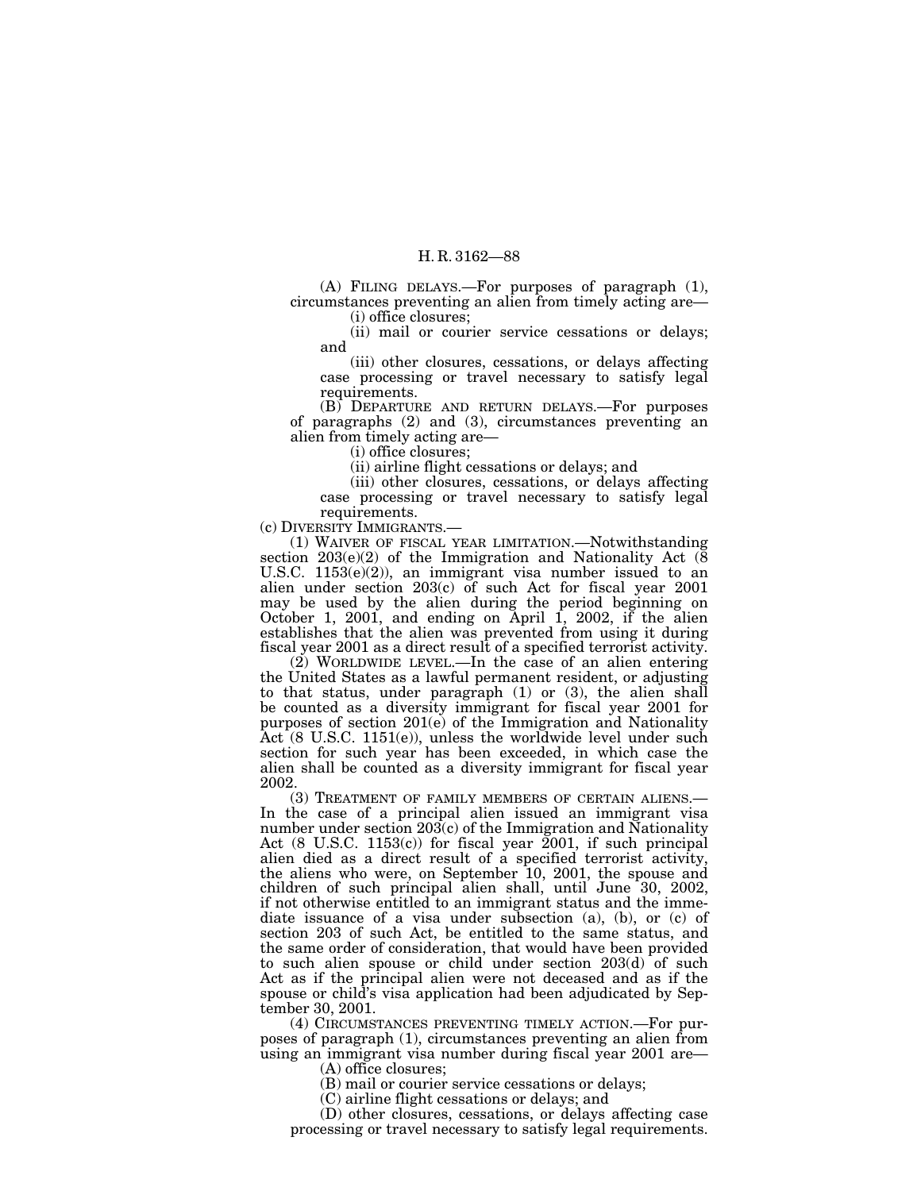(A) FILING DELAYS.—For purposes of paragraph (1), circumstances preventing an alien from timely acting are—

(i) office closures;

(ii) mail or courier service cessations or delays; and

(iii) other closures, cessations, or delays affecting case processing or travel necessary to satisfy legal requirements.

(B) DEPARTURE AND RETURN DELAYS.—For purposes of paragraphs (2) and (3), circumstances preventing an alien from timely acting are—

(i) office closures;

(ii) airline flight cessations or delays; and

(iii) other closures, cessations, or delays affecting case processing or travel necessary to satisfy legal requirements.

(c) DIVERSITY IMMIGRANTS.—

(1) WAIVER OF FISCAL YEAR LIMITATION.—Notwithstanding section 203(e)(2) of the Immigration and Nationality Act (8 U.S.C. 1153(e)(2)), an immigrant visa number issued to an alien under section 203(c) of such Act for fiscal year 2001 may be used by the alien during the period beginning on October 1, 2001, and ending on April 1, 2002, if the alien establishes that the alien was prevented from using it during fiscal year 2001 as a direct result of a specified terrorist activity.

(2) WORLDWIDE LEVEL.—In the case of an alien entering the United States as a lawful permanent resident, or adjusting to that status, under paragraph (1) or (3), the alien shall be counted as a diversity immigrant for fiscal year 2001 for purposes of section 201(e) of the Immigration and Nationality Act (8 U.S.C. 1151(e)), unless the worldwide level under such section for such year has been exceeded, in which case the alien shall be counted as a diversity immigrant for fiscal year 2002.

(3) TREATMENT OF FAMILY MEMBERS OF CERTAIN ALIENS.—In the case of a principal alien issued an immigrant visa number under section 203(c) of the Immigration and Nationality Act (8 U.S.C. 1153(c)) for fiscal year 2001, if such principal alien died as a direct result of a specified terrorist activity, the aliens who were, on September 10, 2001, the spouse and children of such principal alien shall, until June 30, 2002, if not otherwise entitled to an immigrant status and the immediate issuance of a visa under subsection (a), (b), or (c) of section 203 of such Act, be entitled to the same status, and the same order of consideration, that would have been provided to such alien spouse or child under section 203(d) of such Act as if the principal alien were not deceased and as if the spouse or child's visa application had been adjudicated by September 30, 2001.

(4) CIRCUMSTANCES PREVENTING TIMELY ACTION.—For purposes of paragraph (1), circumstances preventing an alien from using an immigrant visa number during fiscal year 2001 are—

(A) office closures;

(B) mail or courier service cessations or delays;

(C) airline flight cessations or delays; and

(D) other closures, cessations, or delays affecting case processing or travel necessary to satisfy legal requirements.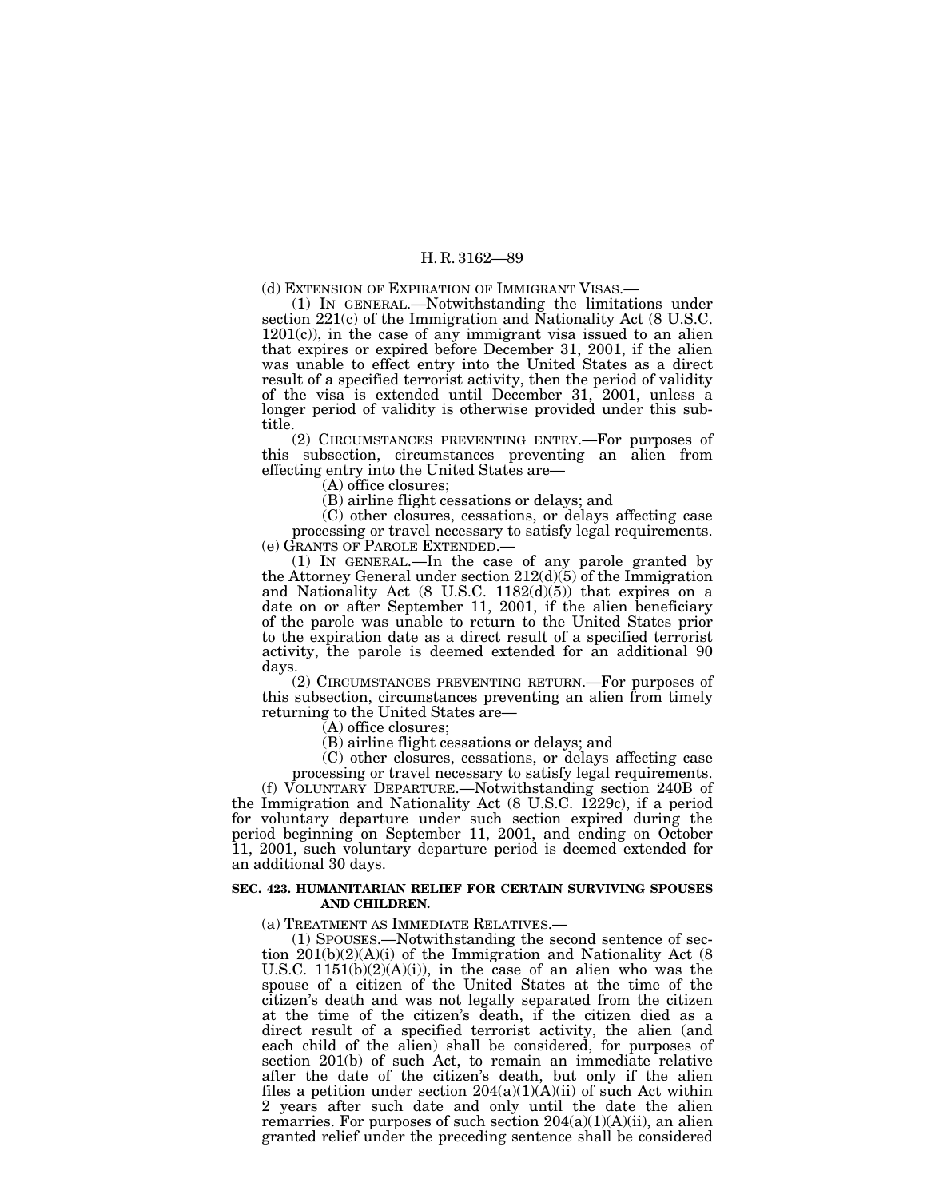(d) EXTENSION OF EXPIRATION OF IMMIGRANT VISAS.—

(1) IN GENERAL.—Notwithstanding the limitations under section 221(c) of the Immigration and Nationality Act (8 U.S.C. 1201(c)), in the case of any immigrant visa issued to an alien that expires or expired before December 31, 2001, if the alien was unable to effect entry into the United States as a direct result of a specified terrorist activity, then the period of validity of the visa is extended until December 31, 2001, unless a longer period of validity is otherwise provided under this subtitle.

(2) CIRCUMSTANCES PREVENTING ENTRY.—For purposes of this subsection, circumstances preventing an alien from effecting entry into the United States are—

(A) office closures;

(B) airline flight cessations or delays; and

(C) other closures, cessations, or delays affecting case processing or travel necessary to satisfy legal requirements.

(e) GRANTS OF PAROLE EXTENDED.—

(1) IN GENERAL.—In the case of any parole granted by the Attorney General under section 212(d)(5) of the Immigration and Nationality Act (8 U.S.C. 1182(d)(5)) that expires on a date on or after September 11, 2001, if the alien beneficiary of the parole was unable to return to the United States prior to the expiration date as a direct result of a specified terrorist activity, the parole is deemed extended for an additional 90 days.

(2) CIRCUMSTANCES PREVENTING RETURN.—For purposes of this subsection, circumstances preventing an alien from timely returning to the United States are—

(A) office closures;

(B) airline flight cessations or delays; and

(C) other closures, cessations, or delays affecting case processing or travel necessary to satisfy legal requirements.

(f) VOLUNTARY DEPARTURE.—Notwithstanding section 240B of the Immigration and Nationality Act (8 U.S.C. 1229c), if a period for voluntary departure under such section expired during the period beginning on September 11, 2001, and ending on October 11, 2001, such voluntary departure period is deemed extended for an additional 30 days.

**SEC. 423. HUMANITARIAN RELIEF FOR CERTAIN SURVIVING SPOUSES AND CHILDREN.**

(a) TREATMENT AS IMMEDIATE RELATIVES.—

(1) SPOUSES.—Notwithstanding the second sentence of section 201(b)(2)(A)(i) of the Immigration and Nationality Act (8 U.S.C. 1151(b)(2)(A)(i)), in the case of an alien who was the spouse of a citizen of the United States at the time of the citizen's death and was not legally separated from the citizen at the time of the citizen's death, if the citizen died as a direct result of a specified terrorist activity, the alien (and each child of the alien) shall be considered, for purposes of section 201(b) of such Act, to remain an immediate relative after the date of the citizen's death, but only if the alien files a petition under section 204(a)(1)(A)(ii) of such Act within 2 years after such date and only until the date the alien remarries. For purposes of such section 204(a)(1)(A)(ii), an alien granted relief under the preceding sentence shall be considered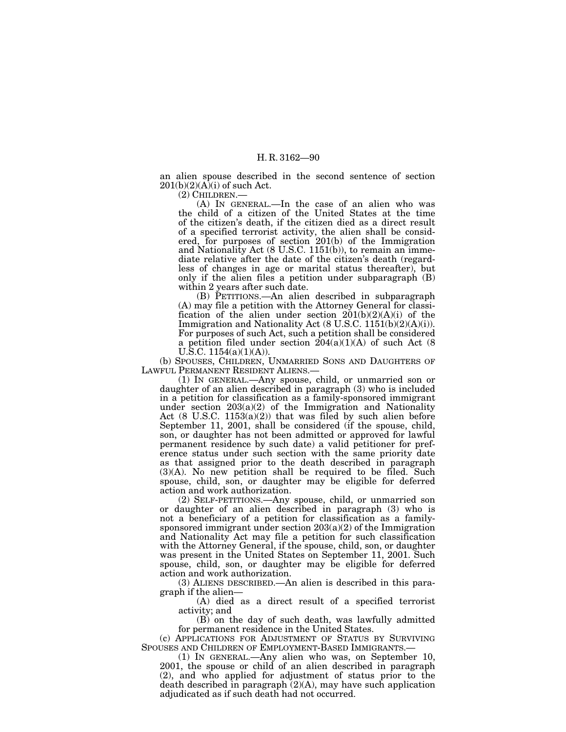an alien spouse described in the second sentence of section 201(b)(2)(A)(i) of such Act.

(2) CHILDREN.—

(A) IN GENERAL.—In the case of an alien who was the child of a citizen of the United States at the time of the citizen's death, if the citizen died as a direct result of a specified terrorist activity, the alien shall be considered, for purposes of section 201(b) of the Immigration and Nationality Act (8 U.S.C. 1151(b)), to remain an immediate relative after the date of the citizen's death (regardless of changes in age or marital status thereafter), but only if the alien files a petition under subparagraph (B) within 2 years after such date.

(B) PETITIONS.—An alien described in subparagraph (A) may file a petition with the Attorney General for classification of the alien under section 201(b)(2)(A)(i) of the Immigration and Nationality Act (8 U.S.C. 1151(b)(2)(A)(i)). For purposes of such Act, such a petition shall be considered a petition filed under section 204(a)(1)(A) of such Act (8 U.S.C. 1154(a)(1)(A)).

(b) SPOUSES, CHILDREN, UNMARRIED SONS AND DAUGHTERS OF LAWFUL PERMANENT RESIDENT ALIENS.—

(1) IN GENERAL.—Any spouse, child, or unmarried son or daughter of an alien described in paragraph (3) who is included in a petition for classification as a family-sponsored immigrant under section 203(a)(2) of the Immigration and Nationality Act (8 U.S.C. 1153(a)(2)) that was filed by such alien before September 11, 2001, shall be considered (if the spouse, child, son, or daughter has not been admitted or approved for lawful permanent residence by such date) a valid petitioner for preference status under such section with the same priority date as that assigned prior to the death described in paragraph (3)(A). No new petition shall be required to be filed. Such spouse, child, son, or daughter may be eligible for deferred action and work authorization.

(2) SELF-PETITIONS.—Any spouse, child, or unmarried son or daughter of an alien described in paragraph (3) who is not a beneficiary of a petition for classification as a family-sponsored immigrant under section 203(a)(2) of the Immigration and Nationality Act may file a petition for such classification with the Attorney General, if the spouse, child, son, or daughter was present in the United States on September 11, 2001. Such spouse, child, son, or daughter may be eligible for deferred action and work authorization.

(3) ALIENS DESCRIBED.—An alien is described in this paragraph if the alien—

(A) died as a direct result of a specified terrorist activity; and

(B) on the day of such death, was lawfully admitted for permanent residence in the United States.

(c) APPLICATIONS FOR ADJUSTMENT OF STATUS BY SURVIVING SPOUSES AND CHILDREN OF EMPLOYMENT-BASED IMMIGRANTS.—

(1) IN GENERAL.—Any alien who was, on September 10, 2001, the spouse or child of an alien described in paragraph (2), and who applied for adjustment of status prior to the death described in paragraph (2)(A), may have such application adjudicated as if such death had not occurred.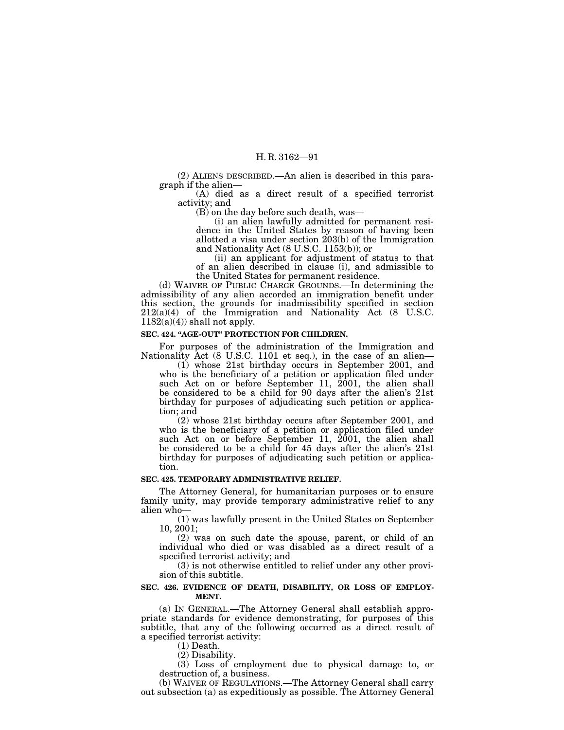(2) ALIENS DESCRIBED.—An alien is described in this paragraph if the alien—

(A) died as a direct result of a specified terrorist activity; and

(B) on the day before such death, was—

(i) an alien lawfully admitted for permanent residence in the United States by reason of having been allotted a visa under section 203(b) of the Immigration and Nationality Act (8 U.S.C. 1153(b)); or

(ii) an applicant for adjustment of status to that of an alien described in clause (i), and admissible to the United States for permanent residence.

(d) WAIVER OF PUBLIC CHARGE GROUNDS.—In determining the admissibility of any alien accorded an immigration benefit under this section, the grounds for inadmissibility specified in section 212(a)(4) of the Immigration and Nationality Act (8 U.S.C. 1182(a)(4)) shall not apply.

### SEC. 424. "AGE-OUT" PROTECTION FOR CHILDREN.

For purposes of the administration of the Immigration and Nationality Act (8 U.S.C. 1101 et seq.), in the case of an alien—

(1) whose 21st birthday occurs in September 2001, and who is the beneficiary of a petition or application filed under such Act on or before September 11, 2001, the alien shall be considered to be a child for 90 days after the alien's 21st birthday for purposes of adjudicating such petition or application; and

(2) whose 21st birthday occurs after September 2001, and who is the beneficiary of a petition or application filed under such Act on or before September 11, 2001, the alien shall be considered to be a child for 45 days after the alien's 21st birthday for purposes of adjudicating such petition or application.

### SEC. 425. TEMPORARY ADMINISTRATIVE RELIEF.

The Attorney General, for humanitarian purposes or to ensure family unity, may provide temporary administrative relief to any alien who—

(1) was lawfully present in the United States on September 10, 2001;

(2) was on such date the spouse, parent, or child of an individual who died or was disabled as a direct result of a specified terrorist activity; and

(3) is not otherwise entitled to relief under any other provision of this subtitle.

### SEC. 426. EVIDENCE OF DEATH, DISABILITY, OR LOSS OF EMPLOYMENT.

(a) IN GENERAL.—The Attorney General shall establish appropriate standards for evidence demonstrating, for purposes of this subtitle, that any of the following occurred as a direct result of a specified terrorist activity:

(1) Death.

(2) Disability.

(3) Loss of employment due to physical damage to, or destruction of, a business.

(b) WAIVER OF REGULATIONS.—The Attorney General shall carry out subsection (a) as expeditiously as possible. The Attorney General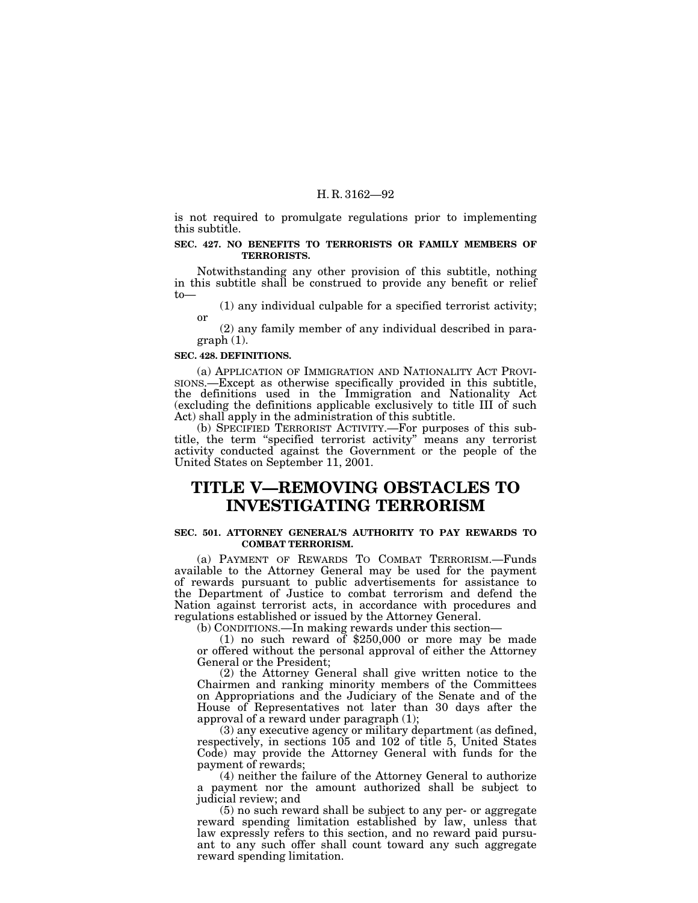is not required to promulgate regulations prior to implementing this subtitle.

**SEC. 427. NO BENEFITS TO TERRORISTS OR FAMILY MEMBERS OF TERRORISTS.**

Notwithstanding any other provision of this subtitle, nothing in this subtitle shall be construed to provide any benefit or relief to—

(1) any individual culpable for a specified terrorist activity; or

(2) any family member of any individual described in paragraph (1).

**SEC. 428. DEFINITIONS.**

(a) APPLICATION OF IMMIGRATION AND NATIONALITY ACT PROVISIONS.—Except as otherwise specifically provided in this subtitle, the definitions used in the Immigration and Nationality Act (excluding the definitions applicable exclusively to title III of such Act) shall apply in the administration of this subtitle.

(b) SPECIFIED TERRORIST ACTIVITY.—For purposes of this subtitle, the term "specified terrorist activity" means any terrorist activity conducted against the Government or the people of the United States on September 11, 2001.

# TITLE V—REMOVING OBSTACLES TO INVESTIGATING TERRORISM

**SEC. 501. ATTORNEY GENERAL'S AUTHORITY TO PAY REWARDS TO COMBAT TERRORISM.**

(a) PAYMENT OF REWARDS TO COMBAT TERRORISM.—Funds available to the Attorney General may be used for the payment of rewards pursuant to public advertisements for assistance to the Department of Justice to combat terrorism and defend the Nation against terrorist acts, in accordance with procedures and regulations established or issued by the Attorney General.

(b) CONDITIONS.—In making rewards under this section—

(1) no such reward of $250,000 or more may be made or offered without the personal approval of either the Attorney General or the President;

(2) the Attorney General shall give written notice to the Chairmen and ranking minority members of the Committees on Appropriations and the Judiciary of the Senate and of the House of Representatives not later than 30 days after the approval of a reward under paragraph (1);

(3) any executive agency or military department (as defined, respectively, in sections 105 and 102 of title 5, United States Code) may provide the Attorney General with funds for the payment of rewards;

(4) neither the failure of the Attorney General to authorize a payment nor the amount authorized shall be subject to judicial review; and

(5) no such reward shall be subject to any per- or aggregate reward spending limitation established by law, unless that law expressly refers to this section, and no reward paid pursuant to any such offer shall count toward any such aggregate reward spending limitation.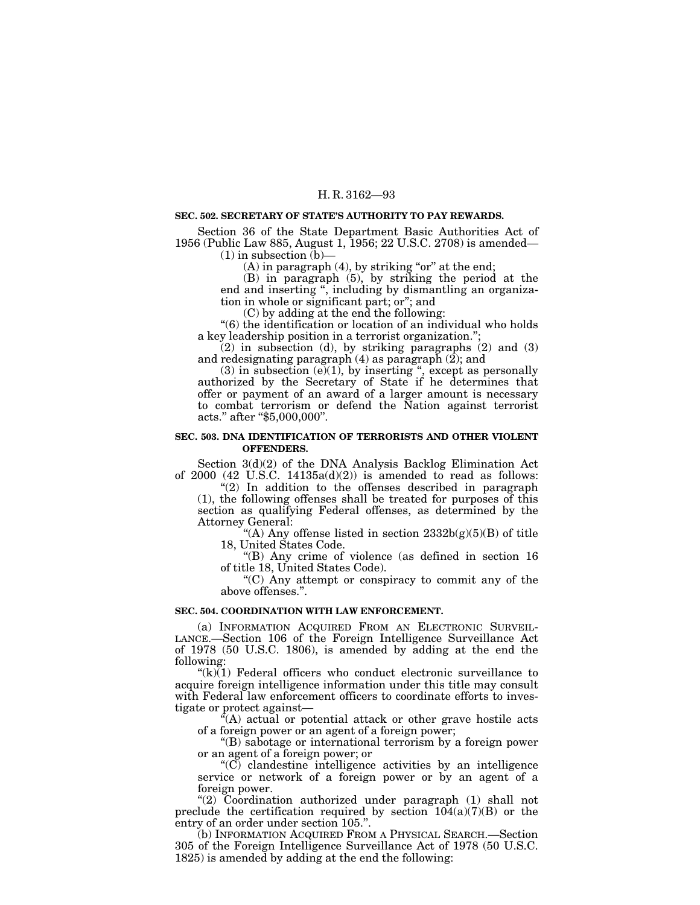**SEC. 502. SECRETARY OF STATE'S AUTHORITY TO PAY REWARDS.**

Section 36 of the State Department Basic Authorities Act of 1956 (Public Law 885, August 1, 1956; 22 U.S.C. 2708) is amended—

(1) in subsection (b)—

(A) in paragraph (4), by striking "or" at the end;

(B) in paragraph (5), by striking the period at the end and inserting ", including by dismantling an organization in whole or significant part; or"; and

(C) by adding at the end the following:

"(6) the identification or location of an individual who holds a key leadership position in a terrorist organization.";

(2) in subsection (d), by striking paragraphs (2) and (3) and redesignating paragraph (4) as paragraph (2); and

(3) in subsection (e)(1), by inserting ", except as personally authorized by the Secretary of State if he determines that offer or payment of an award of a larger amount is necessary to combat terrorism or defend the Nation against terrorist acts." after "$5,000,000".

**SEC. 503. DNA IDENTIFICATION OF TERRORISTS AND OTHER VIOLENT OFFENDERS.**

Section 3(d)(2) of the DNA Analysis Backlog Elimination Act of 2000 (42 U.S.C. 14135a(d)(2)) is amended to read as follows:

"(2) In addition to the offenses described in paragraph (1), the following offenses shall be treated for purposes of this section as qualifying Federal offenses, as determined by the Attorney General:

"(A) Any offense listed in section 2332b(g)(5)(B) of title 18, United States Code.

"(B) Any crime of violence (as defined in section 16 of title 18, United States Code).

"(C) Any attempt or conspiracy to commit any of the above offenses.".

**SEC. 504. COORDINATION WITH LAW ENFORCEMENT.**

(a) INFORMATION ACQUIRED FROM AN ELECTRONIC SURVEILLANCE.—Section 106 of the Foreign Intelligence Surveillance Act of 1978 (50 U.S.C. 1806), is amended by adding at the end the following:

"(k)(1) Federal officers who conduct electronic surveillance to acquire foreign intelligence information under this title may consult with Federal law enforcement officers to coordinate efforts to investigate or protect against—

"(A) actual or potential attack or other grave hostile acts of a foreign power or an agent of a foreign power;

"(B) sabotage or international terrorism by a foreign power or an agent of a foreign power; or

"(C) clandestine intelligence activities by an intelligence service or network of a foreign power or by an agent of a foreign power.

"(2) Coordination authorized under paragraph (1) shall not preclude the certification required by section 104(a)(7)(B) or the entry of an order under section 105.".

(b) INFORMATION ACQUIRED FROM A PHYSICAL SEARCH.—Section 305 of the Foreign Intelligence Surveillance Act of 1978 (50 U.S.C. 1825) is amended by adding at the end the following: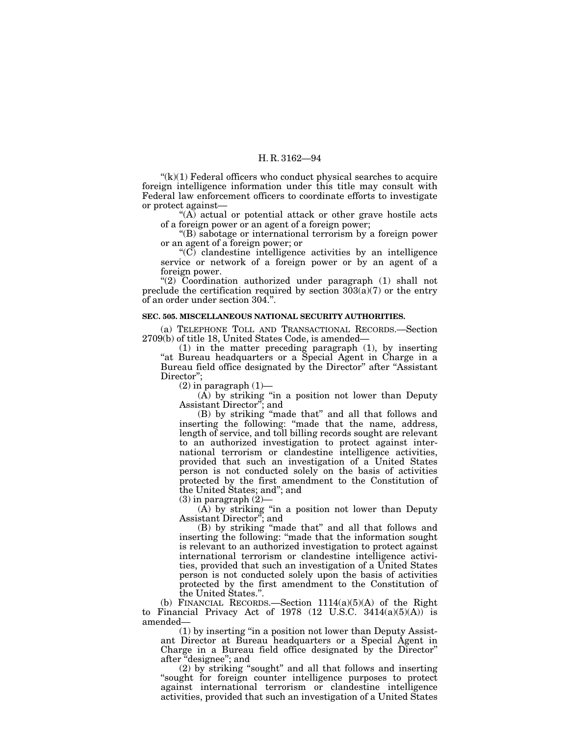"(k)(1) Federal officers who conduct physical searches to acquire foreign intelligence information under this title may consult with Federal law enforcement officers to coordinate efforts to investigate or protect against—

"(A) actual or potential attack or other grave hostile acts of a foreign power or an agent of a foreign power;

"(B) sabotage or international terrorism by a foreign power or an agent of a foreign power; or

"(C) clandestine intelligence activities by an intelligence service or network of a foreign power or by an agent of a foreign power.

"(2) Coordination authorized under paragraph (1) shall not preclude the certification required by section 303(a)(7) or the entry of an order under section 304.".

**SEC. 505. MISCELLANEOUS NATIONAL SECURITY AUTHORITIES.**

(a) TELEPHONE TOLL AND TRANSACTIONAL RECORDS.—Section 2709(b) of title 18, United States Code, is amended—

(1) in the matter preceding paragraph (1), by inserting "at Bureau headquarters or a Special Agent in Charge in a Bureau field office designated by the Director" after "Assistant Director";

(2) in paragraph (1)—

(A) by striking "in a position not lower than Deputy Assistant Director"; and

(B) by striking "made that" and all that follows and inserting the following: "made that the name, address, length of service, and toll billing records sought are relevant to an authorized investigation to protect against international terrorism or clandestine intelligence activities, provided that such an investigation of a United States person is not conducted solely on the basis of activities protected by the first amendment to the Constitution of the United States; and"; and

(3) in paragraph (2)—

(A) by striking "in a position not lower than Deputy Assistant Director"; and

(B) by striking "made that" and all that follows and inserting the following: "made that the information sought is relevant to an authorized investigation to protect against international terrorism or clandestine intelligence activities, provided that such an investigation of a United States person is not conducted solely upon the basis of activities protected by the first amendment to the Constitution of the United States.".

(b) FINANCIAL RECORDS.—Section 1114(a)(5)(A) of the Right to Financial Privacy Act of 1978 (12 U.S.C. 3414(a)(5)(A)) is amended—

(1) by inserting "in a position not lower than Deputy Assistant Director at Bureau headquarters or a Special Agent in Charge in a Bureau field office designated by the Director" after "designee"; and

(2) by striking "sought" and all that follows and inserting "sought for foreign counter intelligence purposes to protect against international terrorism or clandestine intelligence activities, provided that such an investigation of a United States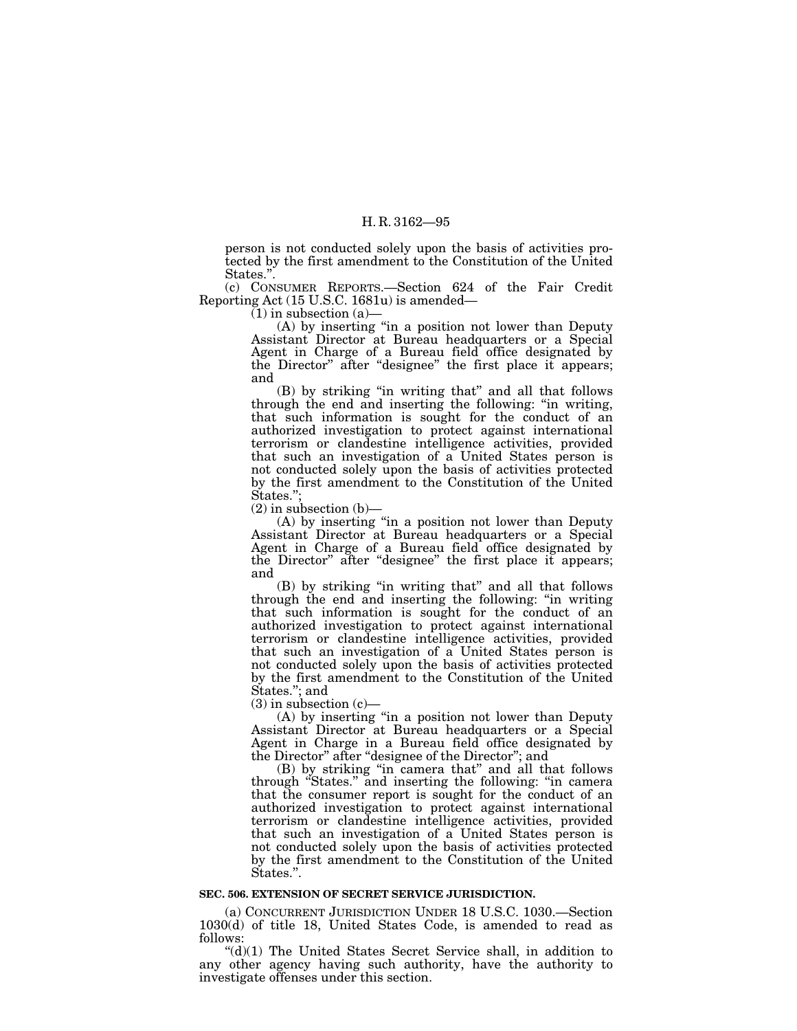person is not conducted solely upon the basis of activities protected by the first amendment to the Constitution of the United States.''.

(c) CONSUMER REPORTS.—Section 624 of the Fair Credit Reporting Act (15 U.S.C. 1681u) is amended—

(1) in subsection (a)—

(A) by inserting ''in a position not lower than Deputy Assistant Director at Bureau headquarters or a Special Agent in Charge of a Bureau field office designated by the Director'' after ''designee'' the first place it appears; and

(B) by striking ''in writing that'' and all that follows through the end and inserting the following: ''in writing, that such information is sought for the conduct of an authorized investigation to protect against international terrorism or clandestine intelligence activities, provided that such an investigation of a United States person is not conducted solely upon the basis of activities protected by the first amendment to the Constitution of the United States.'';

(2) in subsection (b)—

(A) by inserting ''in a position not lower than Deputy Assistant Director at Bureau headquarters or a Special Agent in Charge of a Bureau field office designated by the Director'' after ''designee'' the first place it appears; and

(B) by striking ''in writing that'' and all that follows through the end and inserting the following: ''in writing that such information is sought for the conduct of an authorized investigation to protect against international terrorism or clandestine intelligence activities, provided that such an investigation of a United States person is not conducted solely upon the basis of activities protected by the first amendment to the Constitution of the United States.''; and

(3) in subsection (c)—

(A) by inserting ''in a position not lower than Deputy Assistant Director at Bureau headquarters or a Special Agent in Charge in a Bureau field office designated by the Director'' after ''designee of the Director''; and

(B) by striking ''in camera that'' and all that follows through ''States.'' and inserting the following: ''in camera that the consumer report is sought for the conduct of an authorized investigation to protect against international terrorism or clandestine intelligence activities, provided that such an investigation of a United States person is not conducted solely upon the basis of activities protected by the first amendment to the Constitution of the United States.''.

**SEC. 506. EXTENSION OF SECRET SERVICE JURISDICTION.**

(a) CONCURRENT JURISDICTION UNDER 18 U.S.C. 1030.—Section 1030(d) of title 18, United States Code, is amended to read as follows:

''(d)(1) The United States Secret Service shall, in addition to any other agency having such authority, have the authority to investigate offenses under this section.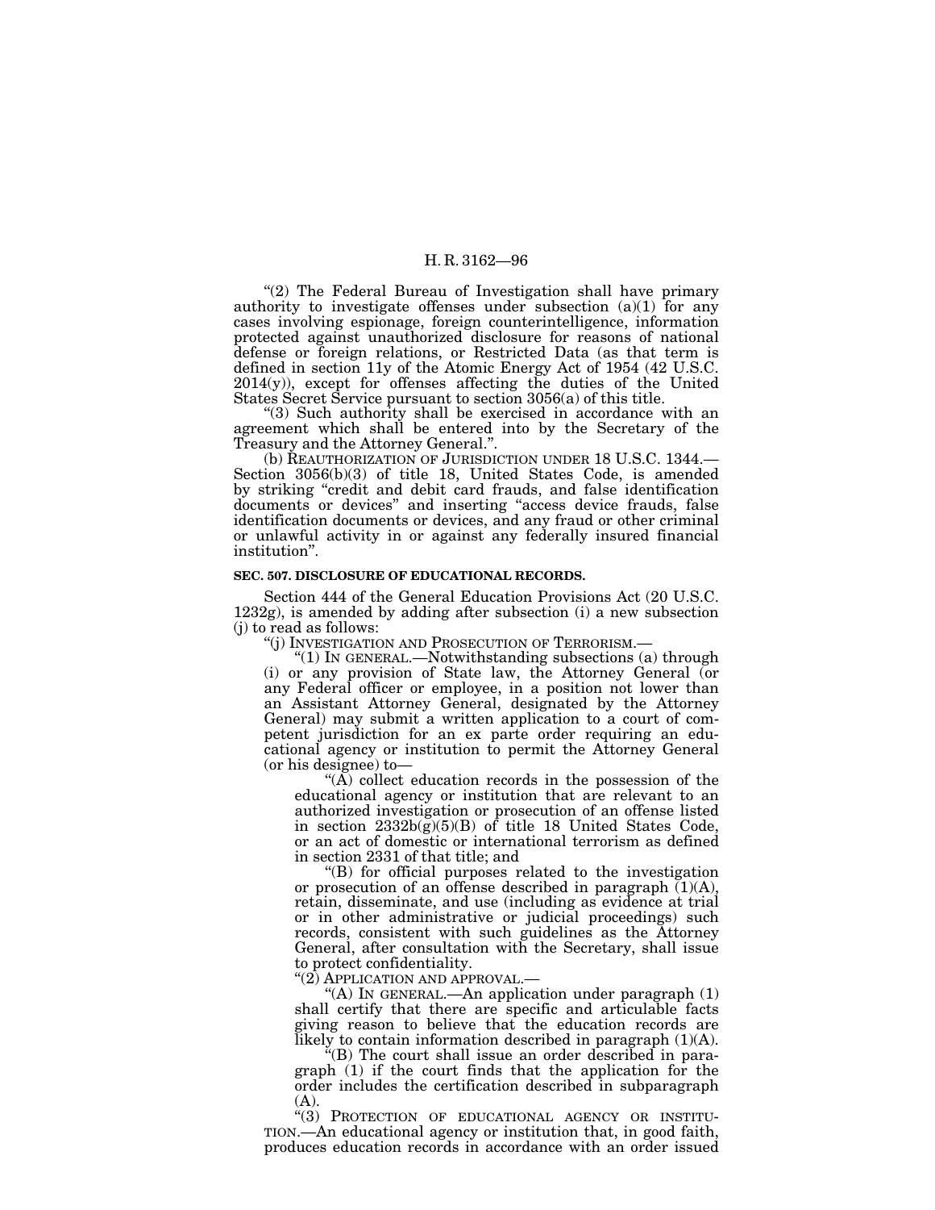"(2) The Federal Bureau of Investigation shall have primary authority to investigate offenses under subsection (a)(1) for any cases involving espionage, foreign counterintelligence, information protected against unauthorized disclosure for reasons of national defense or foreign relations, or Restricted Data (as that term is defined in section 11y of the Atomic Energy Act of 1954 (42 U.S.C. 2014(y)), except for offenses affecting the duties of the United States Secret Service pursuant to section 3056(a) of this title.

"(3) Such authority shall be exercised in accordance with an agreement which shall be entered into by the Secretary of the Treasury and the Attorney General.".

(b) REAUTHORIZATION OF JURISDICTION UNDER 18 U.S.C. 1344.—Section 3056(b)(3) of title 18, United States Code, is amended by striking "credit and debit card frauds, and false identification documents or devices" and inserting "access device frauds, false identification documents or devices, and any fraud or other criminal or unlawful activity in or against any federally insured financial institution".

**SEC. 507. DISCLOSURE OF EDUCATIONAL RECORDS.**

Section 444 of the General Education Provisions Act (20 U.S.C. 1232g), is amended by adding after subsection (i) a new subsection (j) to read as follows:

"(j) INVESTIGATION AND PROSECUTION OF TERRORISM.—

"(1) IN GENERAL.—Notwithstanding subsections (a) through (i) or any provision of State law, the Attorney General (or any Federal officer or employee, in a position not lower than an Assistant Attorney General, designated by the Attorney General) may submit a written application to a court of competent jurisdiction for an ex parte order requiring an educational agency or institution to permit the Attorney General (or his designee) to—

"(A) collect education records in the possession of the educational agency or institution that are relevant to an authorized investigation or prosecution of an offense listed in section 2332b(g)(5)(B) of title 18 United States Code, or an act of domestic or international terrorism as defined in section 2331 of that title; and

"(B) for official purposes related to the investigation or prosecution of an offense described in paragraph (1)(A), retain, disseminate, and use (including as evidence at trial or in other administrative or judicial proceedings) such records, consistent with such guidelines as the Attorney General, after consultation with the Secretary, shall issue to protect confidentiality.

"(2) APPLICATION AND APPROVAL.—

"(A) IN GENERAL.—An application under paragraph (1) shall certify that there are specific and articulable facts giving reason to believe that the education records are likely to contain information described in paragraph (1)(A).

"(B) The court shall issue an order described in paragraph (1) if the court finds that the application for the order includes the certification described in subparagraph (A).

"(3) PROTECTION OF EDUCATIONAL AGENCY OR INSTITUTION.—An educational agency or institution that, in good faith, produces education records in accordance with an order issued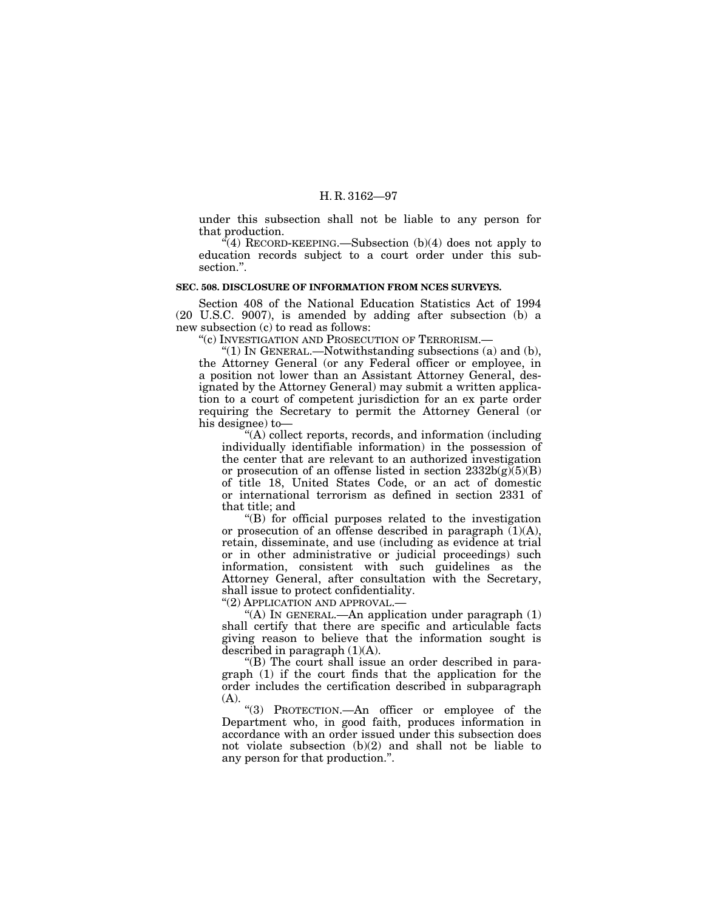under this subsection shall not be liable to any person for that production.

"(4) RECORD-KEEPING.—Subsection (b)(4) does not apply to education records subject to a court order under this subsection.".

**SEC. 508. DISCLOSURE OF INFORMATION FROM NCES SURVEYS.**

Section 408 of the National Education Statistics Act of 1994 (20 U.S.C. 9007), is amended by adding after subsection (b) a new subsection (c) to read as follows:

"(c) INVESTIGATION AND PROSECUTION OF TERRORISM.—

"(1) IN GENERAL.—Notwithstanding subsections (a) and (b), the Attorney General (or any Federal officer or employee, in a position not lower than an Assistant Attorney General, designated by the Attorney General) may submit a written application to a court of competent jurisdiction for an ex parte order requiring the Secretary to permit the Attorney General (or his designee) to—

"(A) collect reports, records, and information (including individually identifiable information) in the possession of the center that are relevant to an authorized investigation or prosecution of an offense listed in section 2332b(g)(5)(B) of title 18, United States Code, or an act of domestic or international terrorism as defined in section 2331 of that title; and

"(B) for official purposes related to the investigation or prosecution of an offense described in paragraph (1)(A), retain, disseminate, and use (including as evidence at trial or in other administrative or judicial proceedings) such information, consistent with such guidelines as the Attorney General, after consultation with the Secretary, shall issue to protect confidentiality.

"(2) APPLICATION AND APPROVAL.—

"(A) IN GENERAL.—An application under paragraph (1) shall certify that there are specific and articulable facts giving reason to believe that the information sought is described in paragraph (1)(A).

"(B) The court shall issue an order described in paragraph (1) if the court finds that the application for the order includes the certification described in subparagraph (A).

"(3) PROTECTION.—An officer or employee of the Department who, in good faith, produces information in accordance with an order issued under this subsection does not violate subsection (b)(2) and shall not be liable to any person for that production.".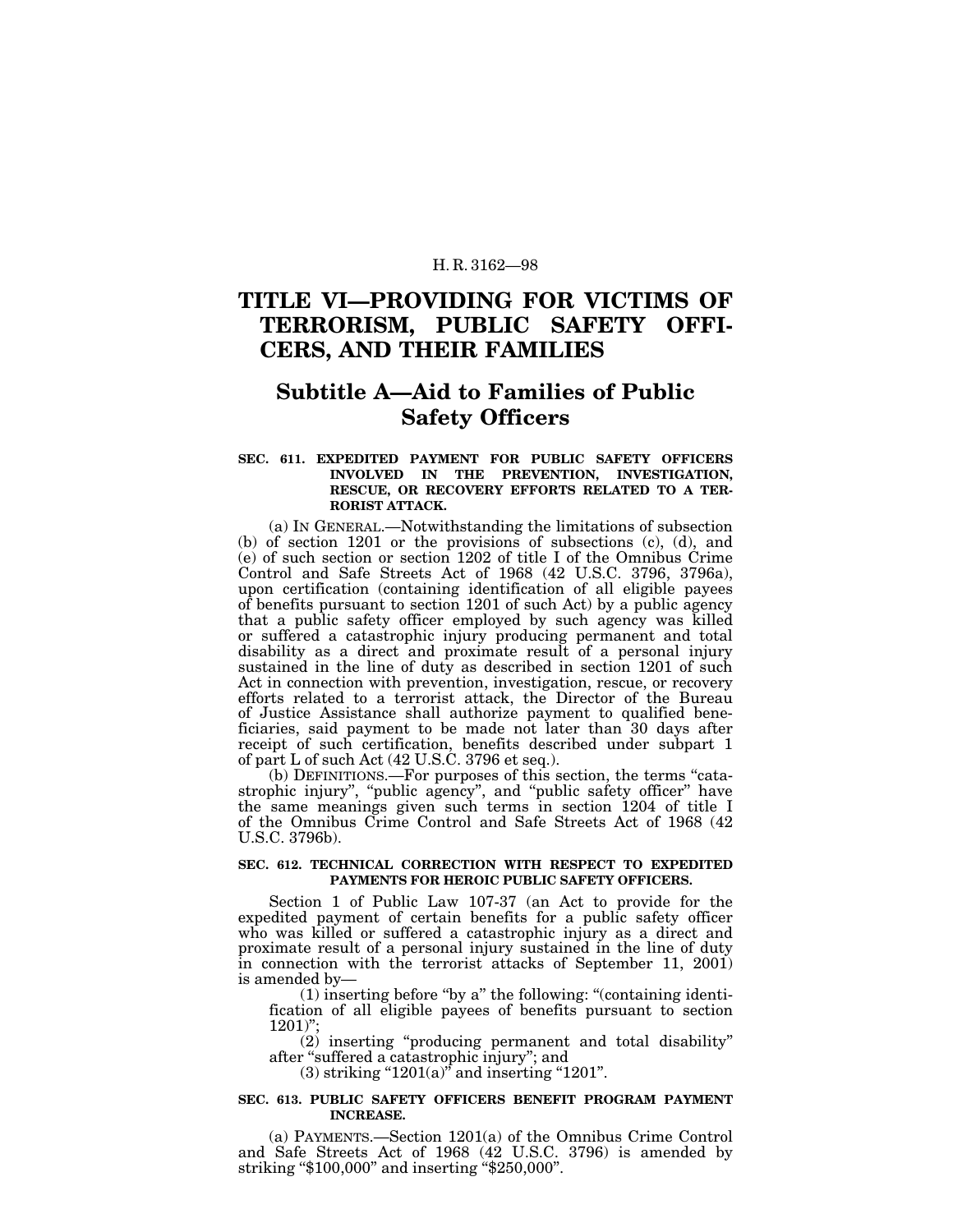# TITLE VI—PROVIDING FOR VICTIMS OF TERRORISM, PUBLIC SAFETY OFFICERS, AND THEIR FAMILIES

## Subtitle A—Aid to Families of Public Safety Officers

### SEC. 611. EXPEDITED PAYMENT FOR PUBLIC SAFETY OFFICERS INVOLVED IN THE PREVENTION, INVESTIGATION, RESCUE, OR RECOVERY EFFORTS RELATED TO A TERRORIST ATTACK.

(a) IN GENERAL.—Notwithstanding the limitations of subsection (b) of section 1201 or the provisions of subsections (c), (d), and (e) of such section or section 1202 of title I of the Omnibus Crime Control and Safe Streets Act of 1968 (42 U.S.C. 3796, 3796a), upon certification (containing identification of all eligible payees of benefits pursuant to section 1201 of such Act) by a public agency that a public safety officer employed by such agency was killed or suffered a catastrophic injury producing permanent and total disability as a direct and proximate result of a personal injury sustained in the line of duty as described in section 1201 of such Act in connection with prevention, investigation, rescue, or recovery efforts related to a terrorist attack, the Director of the Bureau of Justice Assistance shall authorize payment to qualified beneficiaries, said payment to be made not later than 30 days after receipt of such certification, benefits described under subpart 1 of part L of such Act (42 U.S.C. 3796 et seq.).

(b) DEFINITIONS.—For purposes of this section, the terms "catastrophic injury", "public agency", and "public safety officer" have the same meanings given such terms in section 1204 of title I of the Omnibus Crime Control and Safe Streets Act of 1968 (42 U.S.C. 3796b).

### SEC. 612. TECHNICAL CORRECTION WITH RESPECT TO EXPEDITED PAYMENTS FOR HEROIC PUBLIC SAFETY OFFICERS.

Section 1 of Public Law 107-37 (an Act to provide for the expedited payment of certain benefits for a public safety officer who was killed or suffered a catastrophic injury as a direct and proximate result of a personal injury sustained in the line of duty in connection with the terrorist attacks of September 11, 2001) is amended by—

(1) inserting before "by a" the following: "(containing identification of all eligible payees of benefits pursuant to section 1201)";

(2) inserting "producing permanent and total disability" after "suffered a catastrophic injury"; and

(3) striking "1201(a)" and inserting "1201".

### SEC. 613. PUBLIC SAFETY OFFICERS BENEFIT PROGRAM PAYMENT INCREASE.

(a) PAYMENTS.—Section 1201(a) of the Omnibus Crime Control and Safe Streets Act of 1968 (42 U.S.C. 3796) is amended by striking "$100,000" and inserting "$250,000".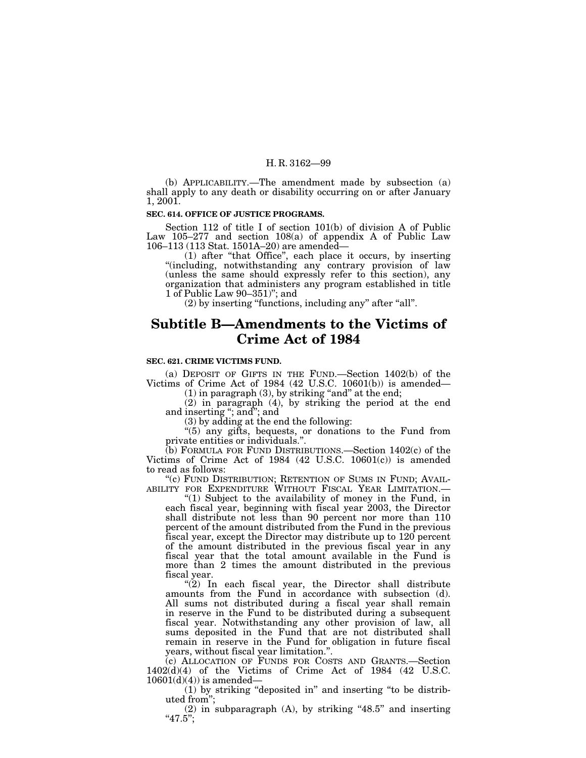(b) APPLICABILITY.—The amendment made by subsection (a) shall apply to any death or disability occurring on or after January 1, 2001.

**SEC. 614. OFFICE OF JUSTICE PROGRAMS.**

Section 112 of title I of section 101(b) of division A of Public Law 105–277 and section 108(a) of appendix A of Public Law 106–113 (113 Stat. 1501A–20) are amended—

(1) after "that Office", each place it occurs, by inserting "(including, notwithstanding any contrary provision of law (unless the same should expressly refer to this section), any organization that administers any program established in title 1 of Public Law 90–351)"; and

(2) by inserting "functions, including any" after "all".

# Subtitle B—Amendments to the Victims of Crime Act of 1984

**SEC. 621. CRIME VICTIMS FUND.**

(a) DEPOSIT OF GIFTS IN THE FUND.—Section 1402(b) of the Victims of Crime Act of 1984 (42 U.S.C. 10601(b)) is amended—

(1) in paragraph (3), by striking "and" at the end;

(2) in paragraph (4), by striking the period at the end and inserting "; and"; and

(3) by adding at the end the following:

"(5) any gifts, bequests, or donations to the Fund from private entities or individuals.".

(b) FORMULA FOR FUND DISTRIBUTIONS.—Section 1402(c) of the Victims of Crime Act of 1984 (42 U.S.C. 10601(c)) is amended to read as follows:

"(c) FUND DISTRIBUTION; RETENTION OF SUMS IN FUND; AVAILABILITY FOR EXPENDITURE WITHOUT FISCAL YEAR LIMITATION.—

"(1) Subject to the availability of money in the Fund, in each fiscal year, beginning with fiscal year 2003, the Director shall distribute not less than 90 percent nor more than 110 percent of the amount distributed from the Fund in the previous fiscal year, except the Director may distribute up to 120 percent of the amount distributed in the previous fiscal year in any fiscal year that the total amount available in the Fund is more than 2 times the amount distributed in the previous fiscal year.

"(2) In each fiscal year, the Director shall distribute amounts from the Fund in accordance with subsection (d). All sums not distributed during a fiscal year shall remain in reserve in the Fund to be distributed during a subsequent fiscal year. Notwithstanding any other provision of law, all sums deposited in the Fund that are not distributed shall remain in reserve in the Fund for obligation in future fiscal years, without fiscal year limitation.".

(c) ALLOCATION OF FUNDS FOR COSTS AND GRANTS.—Section 1402(d)(4) of the Victims of Crime Act of 1984 (42 U.S.C. 10601(d)(4)) is amended—

(1) by striking "deposited in" and inserting "to be distributed from";

(2) in subparagraph (A), by striking "48.5" and inserting "47.5";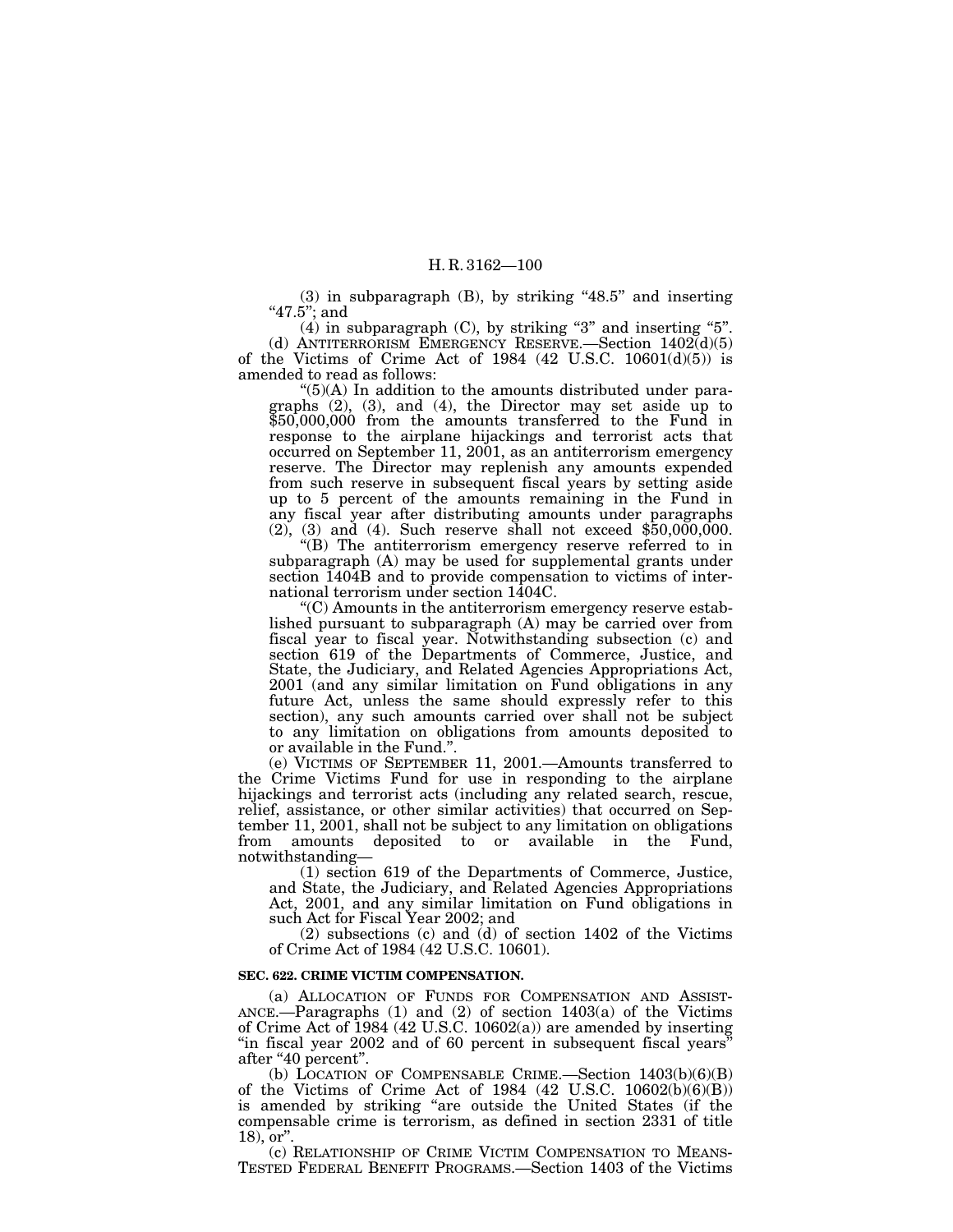(3) in subparagraph (B), by striking "48.5" and inserting "47.5"; and

(4) in subparagraph (C), by striking "3" and inserting "5".

(d) ANTITERRORISM EMERGENCY RESERVE.—Section 1402(d)(5) of the Victims of Crime Act of 1984 (42 U.S.C. 10601(d)(5)) is amended to read as follows:

"(5)(A) In addition to the amounts distributed under paragraphs (2), (3), and (4), the Director may set aside up to $50,000,000 from the amounts transferred to the Fund in response to the airplane hijackings and terrorist acts that occurred on September 11, 2001, as an antiterrorism emergency reserve. The Director may replenish any amounts expended from such reserve in subsequent fiscal years by setting aside up to 5 percent of the amounts remaining in the Fund in any fiscal year after distributing amounts under paragraphs (2), (3) and (4). Such reserve shall not exceed $50,000,000.

"(B) The antiterrorism emergency reserve referred to in subparagraph (A) may be used for supplemental grants under section 1404B and to provide compensation to victims of international terrorism under section 1404C.

"(C) Amounts in the antiterrorism emergency reserve established pursuant to subparagraph (A) may be carried over from fiscal year to fiscal year. Notwithstanding subsection (c) and section 619 of the Departments of Commerce, Justice, and State, the Judiciary, and Related Agencies Appropriations Act, 2001 (and any similar limitation on Fund obligations in any future Act, unless the same should expressly refer to this section), any such amounts carried over shall not be subject to any limitation on obligations from amounts deposited to or available in the Fund.".

(e) VICTIMS OF SEPTEMBER 11, 2001.—Amounts transferred to the Crime Victims Fund for use in responding to the airplane hijackings and terrorist acts (including any related search, rescue, relief, assistance, or other similar activities) that occurred on September 11, 2001, shall not be subject to any limitation on obligations from amounts deposited to or available in the Fund, notwithstanding—

(1) section 619 of the Departments of Commerce, Justice, and State, the Judiciary, and Related Agencies Appropriations Act, 2001, and any similar limitation on Fund obligations in such Act for Fiscal Year 2002; and

(2) subsections (c) and (d) of section 1402 of the Victims of Crime Act of 1984 (42 U.S.C. 10601).

**SEC. 622. CRIME VICTIM COMPENSATION.**

(a) ALLOCATION OF FUNDS FOR COMPENSATION AND ASSISTANCE.—Paragraphs (1) and (2) of section 1403(a) of the Victims of Crime Act of 1984 (42 U.S.C. 10602(a)) are amended by inserting "in fiscal year 2002 and of 60 percent in subsequent fiscal years" after "40 percent".

(b) LOCATION OF COMPENSABLE CRIME.—Section 1403(b)(6)(B) of the Victims of Crime Act of 1984 (42 U.S.C. 10602(b)(6)(B)) is amended by striking "are outside the United States (if the compensable crime is terrorism, as defined in section 2331 of title 18), or".

(c) RELATIONSHIP OF CRIME VICTIM COMPENSATION TO MEANS-TESTED FEDERAL BENEFIT PROGRAMS.—Section 1403 of the Victims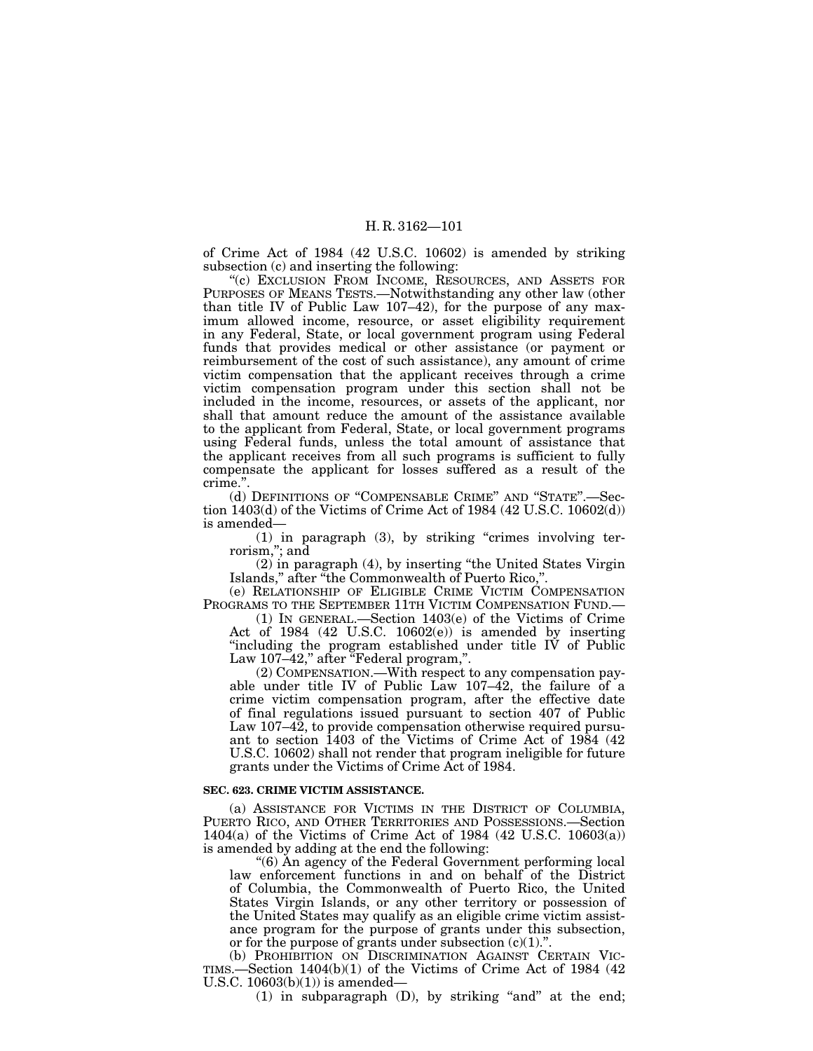of Crime Act of 1984 (42 U.S.C. 10602) is amended by striking subsection (c) and inserting the following:

"(c) EXCLUSION FROM INCOME, RESOURCES, AND ASSETS FOR PURPOSES OF MEANS TESTS.—Notwithstanding any other law (other than title IV of Public Law 107–42), for the purpose of any maximum allowed income, resource, or asset eligibility requirement in any Federal, State, or local government program using Federal funds that provides medical or other assistance (or payment or reimbursement of the cost of such assistance), any amount of crime victim compensation that the applicant receives through a crime victim compensation program under this section shall not be included in the income, resources, or assets of the applicant, nor shall that amount reduce the amount of the assistance available to the applicant from Federal, State, or local government programs using Federal funds, unless the total amount of assistance that the applicant receives from all such programs is sufficient to fully compensate the applicant for losses suffered as a result of the crime.".

(d) DEFINITIONS OF "COMPENSABLE CRIME" AND "STATE".—Section 1403(d) of the Victims of Crime Act of 1984 (42 U.S.C. 10602(d)) is amended—

(1) in paragraph (3), by striking "crimes involving terrorism,"; and

(2) in paragraph (4), by inserting "the United States Virgin Islands," after "the Commonwealth of Puerto Rico,".

(e) RELATIONSHIP OF ELIGIBLE CRIME VICTIM COMPENSATION PROGRAMS TO THE SEPTEMBER 11TH VICTIM COMPENSATION FUND.—

(1) IN GENERAL.—Section 1403(e) of the Victims of Crime Act of 1984 (42 U.S.C. 10602(e)) is amended by inserting "including the program established under title IV of Public Law 107–42," after "Federal program,".

(2) COMPENSATION.—With respect to any compensation payable under title IV of Public Law 107–42, the failure of a crime victim compensation program, after the effective date of final regulations issued pursuant to section 407 of Public Law 107–42, to provide compensation otherwise required pursuant to section 1403 of the Victims of Crime Act of 1984 (42 U.S.C. 10602) shall not render that program ineligible for future grants under the Victims of Crime Act of 1984.

**SEC. 623. CRIME VICTIM ASSISTANCE.**

(a) ASSISTANCE FOR VICTIMS IN THE DISTRICT OF COLUMBIA, PUERTO RICO, AND OTHER TERRITORIES AND POSSESSIONS.—Section 1404(a) of the Victims of Crime Act of 1984 (42 U.S.C. 10603(a)) is amended by adding at the end the following:

"(6) An agency of the Federal Government performing local law enforcement functions in and on behalf of the District of Columbia, the Commonwealth of Puerto Rico, the United States Virgin Islands, or any other territory or possession of the United States may qualify as an eligible crime victim assistance program for the purpose of grants under this subsection, or for the purpose of grants under subsection (c)(1).".

(b) PROHIBITION ON DISCRIMINATION AGAINST CERTAIN VICTIMS.—Section 1404(b)(1) of the Victims of Crime Act of 1984 (42 U.S.C. 10603(b)(1)) is amended—

(1) in subparagraph (D), by striking "and" at the end;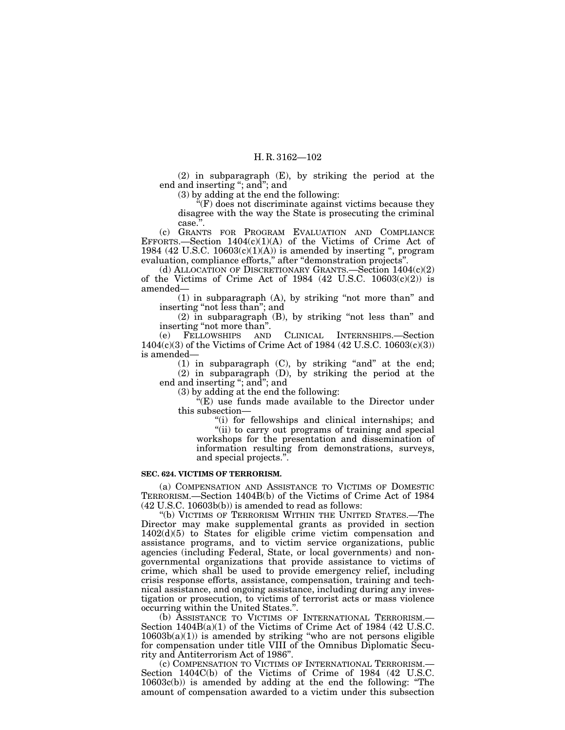(2) in subparagraph (E), by striking the period at the end and inserting "; and"; and

(3) by adding at the end the following:

"(F) does not discriminate against victims because they disagree with the way the State is prosecuting the criminal case.".

(c) GRANTS FOR PROGRAM EVALUATION AND COMPLIANCE EFFORTS.—Section 1404(c)(1)(A) of the Victims of Crime Act of 1984 (42 U.S.C. 10603(c)(1)(A)) is amended by inserting ", program evaluation, compliance efforts," after "demonstration projects".

(d) ALLOCATION OF DISCRETIONARY GRANTS.—Section 1404(c)(2) of the Victims of Crime Act of 1984 (42 U.S.C. 10603(c)(2)) is amended—

(1) in subparagraph (A), by striking "not more than" and inserting "not less than"; and

(2) in subparagraph (B), by striking "not less than" and inserting "not more than".

(e) FELLOWSHIPS AND CLINICAL INTERNSHIPS.—Section 1404(c)(3) of the Victims of Crime Act of 1984 (42 U.S.C. 10603(c)(3)) is amended—

(1) in subparagraph (C), by striking "and" at the end;

(2) in subparagraph (D), by striking the period at the end and inserting "; and"; and

(3) by adding at the end the following:

"(E) use funds made available to the Director under this subsection—

"(i) for fellowships and clinical internships; and

"(ii) to carry out programs of training and special workshops for the presentation and dissemination of information resulting from demonstrations, surveys, and special projects.".

**SEC. 624. VICTIMS OF TERRORISM.**

(a) COMPENSATION AND ASSISTANCE TO VICTIMS OF DOMESTIC TERRORISM.—Section 1404B(b) of the Victims of Crime Act of 1984 (42 U.S.C. 10603b(b)) is amended to read as follows:

"(b) VICTIMS OF TERRORISM WITHIN THE UNITED STATES.—The Director may make supplemental grants as provided in section 1402(d)(5) to States for eligible crime victim compensation and assistance programs, and to victim service organizations, public agencies (including Federal, State, or local governments) and non-governmental organizations that provide assistance to victims of crime, which shall be used to provide emergency relief, including crisis response efforts, assistance, compensation, training and technical assistance, and ongoing assistance, including during any investigation or prosecution, to victims of terrorist acts or mass violence occurring within the United States.".

(b) ASSISTANCE TO VICTIMS OF INTERNATIONAL TERRORISM.—Section 1404B(a)(1) of the Victims of Crime Act of 1984 (42 U.S.C. 10603b(a)(1)) is amended by striking "who are not persons eligible for compensation under title VIII of the Omnibus Diplomatic Security and Antiterrorism Act of 1986".

(c) COMPENSATION TO VICTIMS OF INTERNATIONAL TERRORISM.—Section 1404C(b) of the Victims of Crime of 1984 (42 U.S.C. 10603c(b)) is amended by adding at the end the following: "The amount of compensation awarded to a victim under this subsection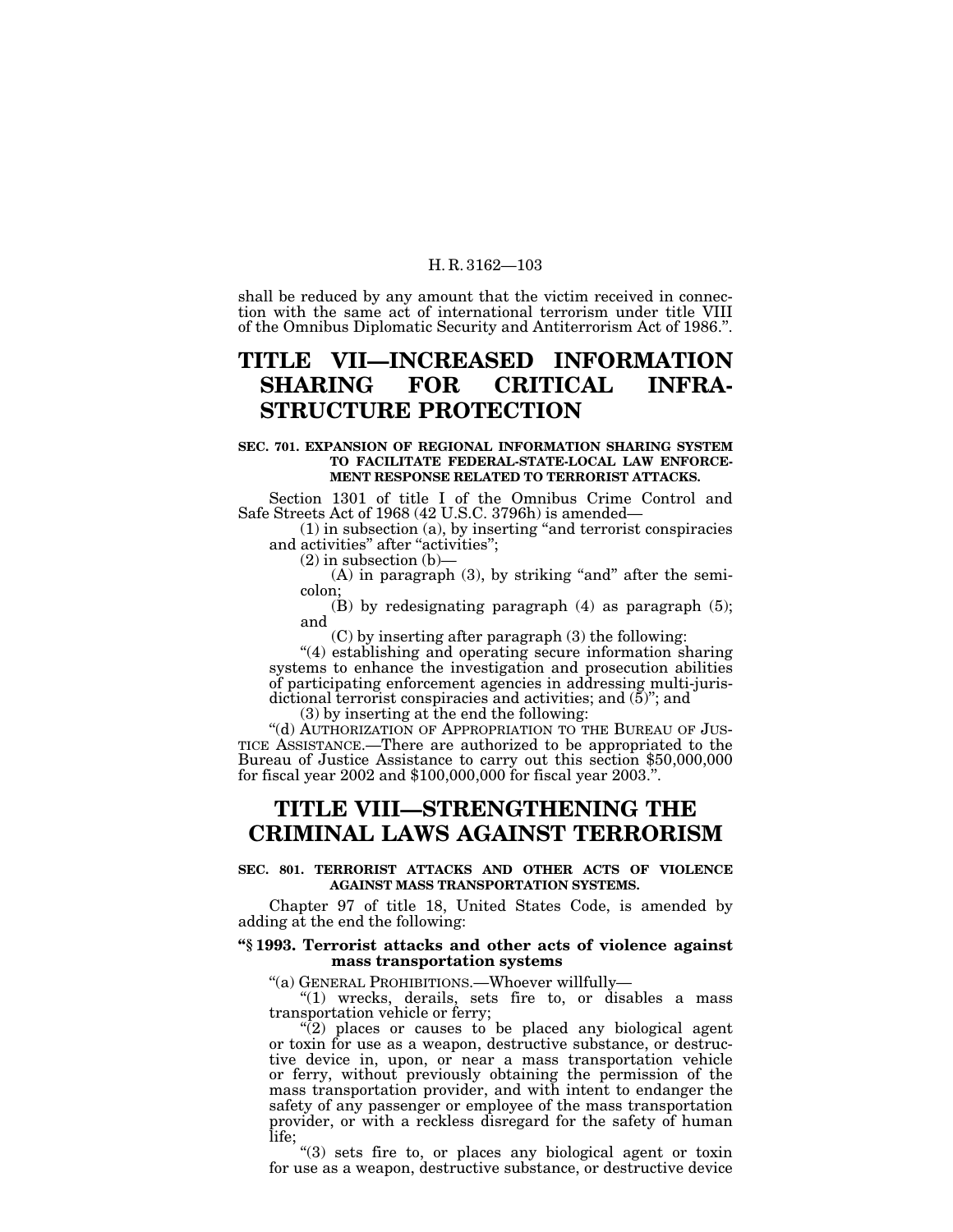shall be reduced by any amount that the victim received in connection with the same act of international terrorism under title VIII of the Omnibus Diplomatic Security and Antiterrorism Act of 1986.".

# TITLE VII—INCREASED INFORMATION SHARING FOR CRITICAL INFRASTRUCTURE PROTECTION

### SEC. 701. EXPANSION OF REGIONAL INFORMATION SHARING SYSTEM TO FACILITATE FEDERAL-STATE-LOCAL LAW ENFORCEMENT RESPONSE RELATED TO TERRORIST ATTACKS.

Section 1301 of title I of the Omnibus Crime Control and Safe Streets Act of 1968 (42 U.S.C. 3796h) is amended—

(1) in subsection (a), by inserting "and terrorist conspiracies and activities" after "activities";

(2) in subsection (b)—

(A) in paragraph (3), by striking "and" after the semicolon;

(B) by redesignating paragraph (4) as paragraph (5); and

(C) by inserting after paragraph (3) the following:

"(4) establishing and operating secure information sharing systems to enhance the investigation and prosecution abilities of participating enforcement agencies in addressing multi-jurisdictional terrorist conspiracies and activities; and (5)"; and

(3) by inserting at the end the following:

"(d) AUTHORIZATION OF APPROPRIATION TO THE BUREAU OF JUSTICE ASSISTANCE.—There are authorized to be appropriated to the Bureau of Justice Assistance to carry out this section $50,000,000 for fiscal year 2002 and $100,000,000 for fiscal year 2003.".

# TITLE VIII—STRENGTHENING THE CRIMINAL LAWS AGAINST TERRORISM

### SEC. 801. TERRORIST ATTACKS AND OTHER ACTS OF VIOLENCE AGAINST MASS TRANSPORTATION SYSTEMS.

Chapter 97 of title 18, United States Code, is amended by adding at the end the following:

**"§ 1993. Terrorist attacks and other acts of violence against mass transportation systems**

"(a) GENERAL PROHIBITIONS.—Whoever willfully—

"(1) wrecks, derails, sets fire to, or disables a mass transportation vehicle or ferry;

"(2) places or causes to be placed any biological agent or toxin for use as a weapon, destructive substance, or destructive device in, upon, or near a mass transportation vehicle or ferry, without previously obtaining the permission of the mass transportation provider, and with intent to endanger the safety of any passenger or employee of the mass transportation provider, or with a reckless disregard for the safety of human life;

"(3) sets fire to, or places any biological agent or toxin for use as a weapon, destructive substance, or destructive device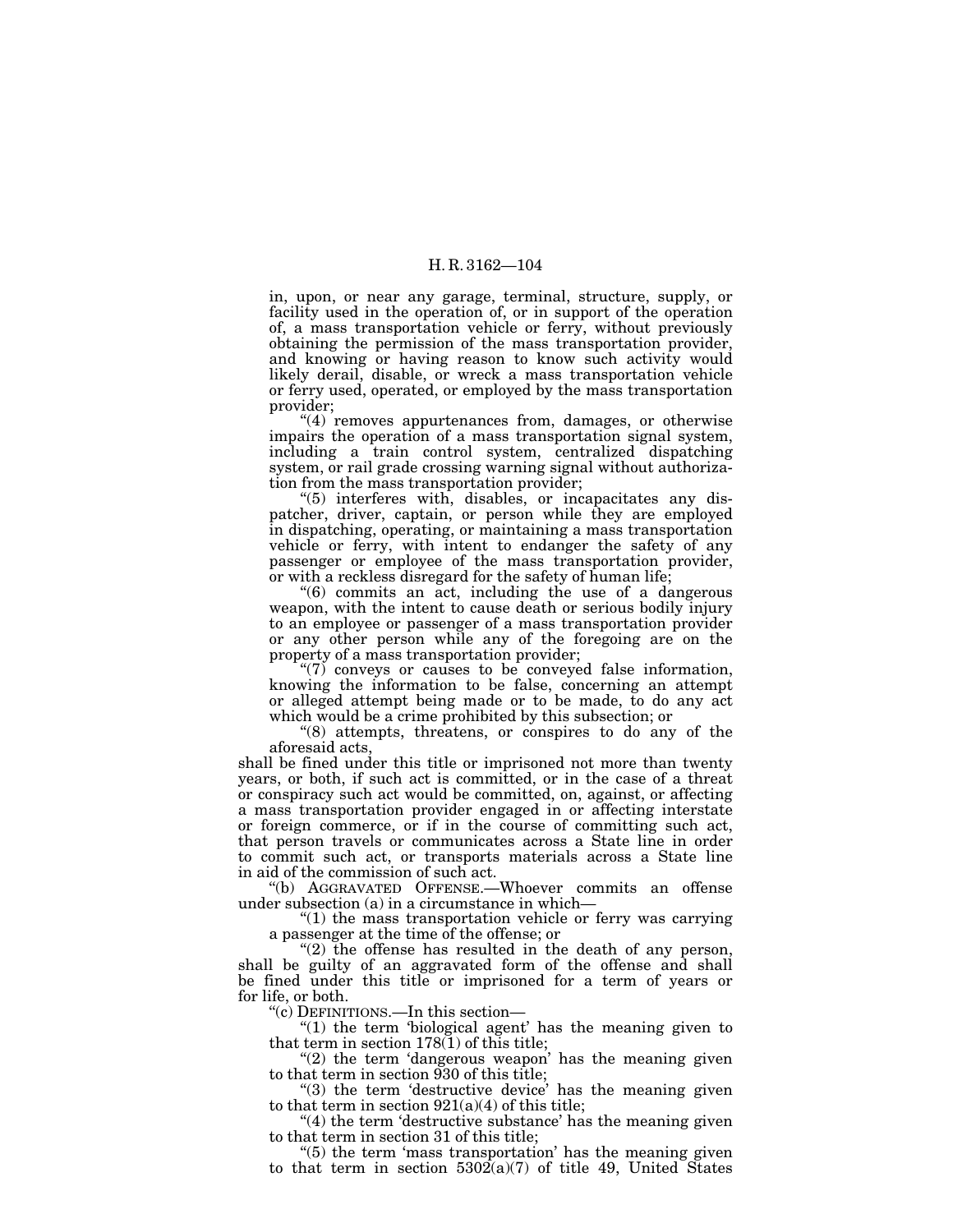in, upon, or near any garage, terminal, structure, supply, or facility used in the operation of, or in support of the operation of, a mass transportation vehicle or ferry, without previously obtaining the permission of the mass transportation provider, and knowing or having reason to know such activity would likely derail, disable, or wreck a mass transportation vehicle or ferry used, operated, or employed by the mass transportation provider;

"(4) removes appurtenances from, damages, or otherwise impairs the operation of a mass transportation signal system, including a train control system, centralized dispatching system, or rail grade crossing warning signal without authorization from the mass transportation provider;

"(5) interferes with, disables, or incapacitates any dispatcher, driver, captain, or person while they are employed in dispatching, operating, or maintaining a mass transportation vehicle or ferry, with intent to endanger the safety of any passenger or employee of the mass transportation provider, or with a reckless disregard for the safety of human life;

"(6) commits an act, including the use of a dangerous weapon, with the intent to cause death or serious bodily injury to an employee or passenger of a mass transportation provider or any other person while any of the foregoing are on the property of a mass transportation provider;

"(7) conveys or causes to be conveyed false information, knowing the information to be false, concerning an attempt or alleged attempt being made or to be made, to do any act which would be a crime prohibited by this subsection; or

"(8) attempts, threatens, or conspires to do any of the aforesaid acts,

shall be fined under this title or imprisoned not more than twenty years, or both, if such act is committed, or in the case of a threat or conspiracy such act would be committed, on, against, or affecting a mass transportation provider engaged in or affecting interstate or foreign commerce, or if in the course of committing such act, that person travels or communicates across a State line in order to commit such act, or transports materials across a State line in aid of the commission of such act.

"(b) AGGRAVATED OFFENSE.—Whoever commits an offense under subsection (a) in a circumstance in which—

"(1) the mass transportation vehicle or ferry was carrying a passenger at the time of the offense; or

"(2) the offense has resulted in the death of any person,

shall be guilty of an aggravated form of the offense and shall be fined under this title or imprisoned for a term of years or for life, or both.

"(c) DEFINITIONS.—In this section—

"(1) the term 'biological agent' has the meaning given to that term in section 178(1) of this title;

"(2) the term 'dangerous weapon' has the meaning given to that term in section 930 of this title;

"(3) the term 'destructive device' has the meaning given to that term in section 921(a)(4) of this title;

"(4) the term 'destructive substance' has the meaning given to that term in section 31 of this title;

"(5) the term 'mass transportation' has the meaning given to that term in section 5302(a)(7) of title 49, United States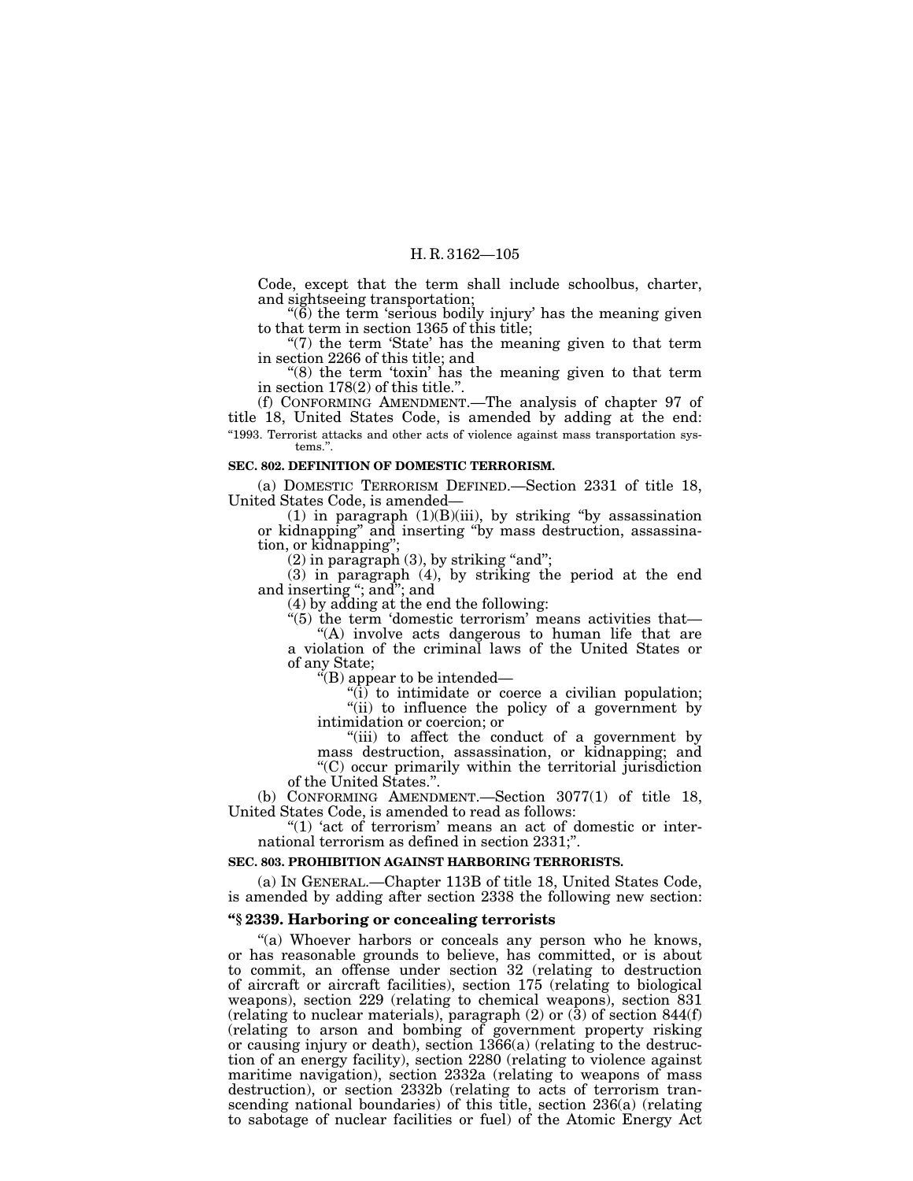Code, except that the term shall include schoolbus, charter, and sightseeing transportation;

"(6) the term 'serious bodily injury' has the meaning given to that term in section 1365 of this title;

"(7) the term 'State' has the meaning given to that term in section 2266 of this title; and

"(8) the term 'toxin' has the meaning given to that term in section 178(2) of this title.".

(f) CONFORMING AMENDMENT.—The analysis of chapter 97 of title 18, United States Code, is amended by adding at the end:

"1993. Terrorist attacks and other acts of violence against mass transportation systems.".

**SEC. 802. DEFINITION OF DOMESTIC TERRORISM.**

(a) DOMESTIC TERRORISM DEFINED.—Section 2331 of title 18, United States Code, is amended—

(1) in paragraph (1)(B)(iii), by striking "by assassination or kidnapping" and inserting "by mass destruction, assassination, or kidnapping";

(2) in paragraph (3), by striking "and";

(3) in paragraph (4), by striking the period at the end and inserting "; and"; and

(4) by adding at the end the following:

"(5) the term 'domestic terrorism' means activities that—

"(A) involve acts dangerous to human life that are a violation of the criminal laws of the United States or of any State;

"(B) appear to be intended—

"(i) to intimidate or coerce a civilian population;

"(ii) to influence the policy of a government by intimidation or coercion; or

"(iii) to affect the conduct of a government by mass destruction, assassination, or kidnapping; and

"(C) occur primarily within the territorial jurisdiction of the United States.".

(b) CONFORMING AMENDMENT.—Section 3077(1) of title 18, United States Code, is amended to read as follows:

"(1) 'act of terrorism' means an act of domestic or international terrorism as defined in section 2331;".

**SEC. 803. PROHIBITION AGAINST HARBORING TERRORISTS.**

(a) IN GENERAL.—Chapter 113B of title 18, United States Code, is amended by adding after section 2338 the following new section:

**"§ 2339. Harboring or concealing terrorists**

"(a) Whoever harbors or conceals any person who he knows, or has reasonable grounds to believe, has committed, or is about to commit, an offense under section 32 (relating to destruction of aircraft or aircraft facilities), section 175 (relating to biological weapons), section 229 (relating to chemical weapons), section 831 (relating to nuclear materials), paragraph (2) or (3) of section 844(f) (relating to arson and bombing of government property risking or causing injury or death), section 1366(a) (relating to the destruction of an energy facility), section 2280 (relating to violence against maritime navigation), section 2332a (relating to weapons of mass destruction), or section 2332b (relating to acts of terrorism transcending national boundaries) of this title, section 236(a) (relating to sabotage of nuclear facilities or fuel) of the Atomic Energy Act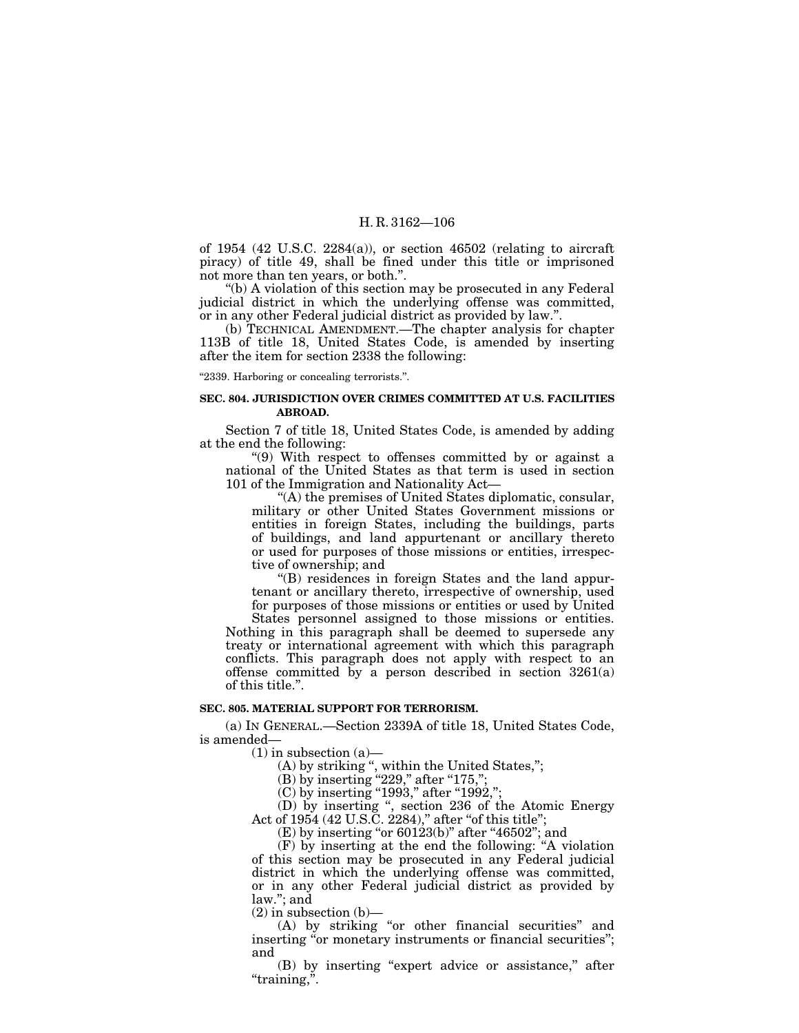of 1954 (42 U.S.C. 2284(a)), or section 46502 (relating to aircraft piracy) of title 49, shall be fined under this title or imprisoned not more than ten years, or both.''.

''(b) A violation of this section may be prosecuted in any Federal judicial district in which the underlying offense was committed, or in any other Federal judicial district as provided by law.''.

(b) TECHNICAL AMENDMENT.—The chapter analysis for chapter 113B of title 18, United States Code, is amended by inserting after the item for section 2338 the following:

''2339. Harboring or concealing terrorists.''.

**SEC. 804. JURISDICTION OVER CRIMES COMMITTED AT U.S. FACILITIES ABROAD.**

Section 7 of title 18, United States Code, is amended by adding at the end the following:

''(9) With respect to offenses committed by or against a national of the United States as that term is used in section 101 of the Immigration and Nationality Act—

''(A) the premises of United States diplomatic, consular, military or other United States Government missions or entities in foreign States, including the buildings, parts of buildings, and land appurtenant or ancillary thereto or used for purposes of those missions or entities, irrespective of ownership; and

''(B) residences in foreign States and the land appurtenant or ancillary thereto, irrespective of ownership, used for purposes of those missions or entities or used by United States personnel assigned to those missions or entities.

Nothing in this paragraph shall be deemed to supersede any treaty or international agreement with which this paragraph conflicts. This paragraph does not apply with respect to an offense committed by a person described in section 3261(a) of this title.''.

**SEC. 805. MATERIAL SUPPORT FOR TERRORISM.**

(a) IN GENERAL.—Section 2339A of title 18, United States Code, is amended—

(1) in subsection (a)—

(A) by striking '', within the United States,'';

(B) by inserting ''229,'' after ''175,'';

(C) by inserting ''1993,'' after ''1992,'';

(D) by inserting '', section 236 of the Atomic Energy Act of 1954 (42 U.S.C. 2284),'' after ''of this title'';

(E) by inserting ''or 60123(b)'' after ''46502''; and

(F) by inserting at the end the following: ''A violation of this section may be prosecuted in any Federal judicial district in which the underlying offense was committed, or in any other Federal judicial district as provided by law.''; and

(2) in subsection (b)—

(A) by striking ''or other financial securities'' and inserting ''or monetary instruments or financial securities''; and

(B) by inserting ''expert advice or assistance,'' after ''training,''.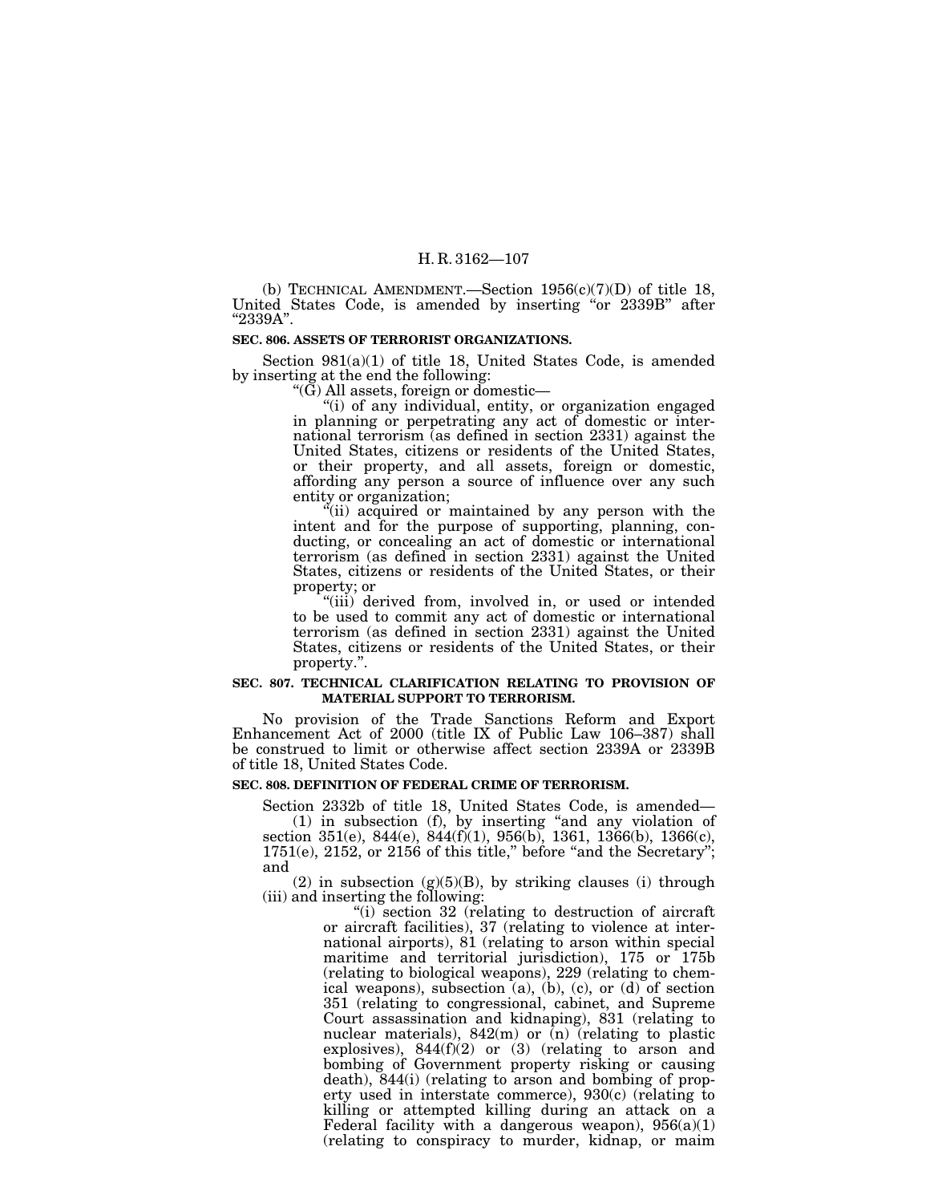(b) TECHNICAL AMENDMENT.—Section 1956(c)(7)(D) of title 18, United States Code, is amended by inserting "or 2339B" after "2339A".

**SEC. 806. ASSETS OF TERRORIST ORGANIZATIONS.**

Section 981(a)(1) of title 18, United States Code, is amended by inserting at the end the following:

"(G) All assets, foreign or domestic—

"(i) of any individual, entity, or organization engaged in planning or perpetrating any act of domestic or international terrorism (as defined in section 2331) against the United States, citizens or residents of the United States, or their property, and all assets, foreign or domestic, affording any person a source of influence over any such entity or organization;

"(ii) acquired or maintained by any person with the intent and for the purpose of supporting, planning, conducting, or concealing an act of domestic or international terrorism (as defined in section 2331) against the United States, citizens or residents of the United States, or their property; or

"(iii) derived from, involved in, or used or intended to be used to commit any act of domestic or international terrorism (as defined in section 2331) against the United States, citizens or residents of the United States, or their property.".

**SEC. 807. TECHNICAL CLARIFICATION RELATING TO PROVISION OF MATERIAL SUPPORT TO TERRORISM.**

No provision of the Trade Sanctions Reform and Export Enhancement Act of 2000 (title IX of Public Law 106–387) shall be construed to limit or otherwise affect section 2339A or 2339B of title 18, United States Code.

**SEC. 808. DEFINITION OF FEDERAL CRIME OF TERRORISM.**

Section 2332b of title 18, United States Code, is amended—

(1) in subsection (f), by inserting "and any violation of section 351(e), 844(e), 844(f)(1), 956(b), 1361, 1366(b), 1366(c), 1751(e), 2152, or 2156 of this title," before "and the Secretary"; and

(2) in subsection (g)(5)(B), by striking clauses (i) through (iii) and inserting the following:

"(i) section 32 (relating to destruction of aircraft or aircraft facilities), 37 (relating to violence at international airports), 81 (relating to arson within special maritime and territorial jurisdiction), 175 or 175b (relating to biological weapons), 229 (relating to chemical weapons), subsection (a), (b), (c), or (d) of section 351 (relating to congressional, cabinet, and Supreme Court assassination and kidnaping), 831 (relating to nuclear materials), 842(m) or (n) (relating to plastic explosives), 844(f)(2) or (3) (relating to arson and bombing of Government property risking or causing death), 844(i) (relating to arson and bombing of property used in interstate commerce), 930(c) (relating to killing or attempted killing during an attack on a Federal facility with a dangerous weapon), 956(a)(1) (relating to conspiracy to murder, kidnap, or maim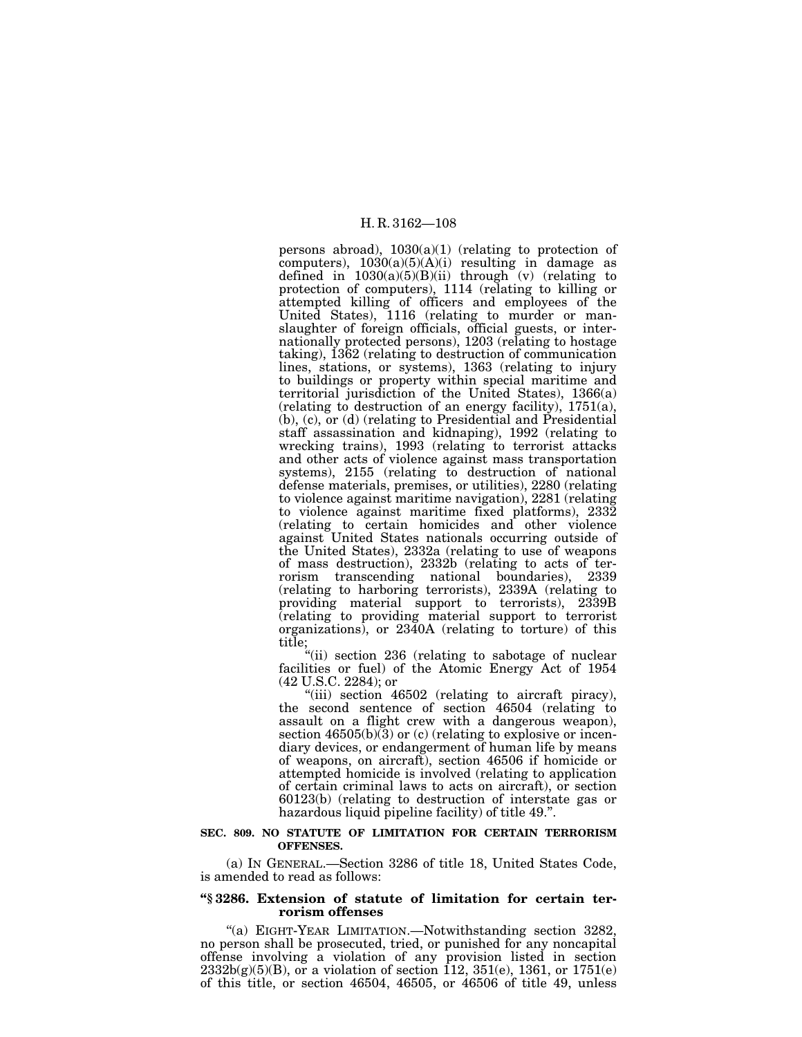persons abroad), 1030(a)(1) (relating to protection of computers), 1030(a)(5)(A)(i) resulting in damage as defined in 1030(a)(5)(B)(ii) through (v) (relating to protection of computers), 1114 (relating to killing or attempted killing of officers and employees of the United States), 1116 (relating to murder or manslaughter of foreign officials, official guests, or internationally protected persons), 1203 (relating to hostage taking), 1362 (relating to destruction of communication lines, stations, or systems), 1363 (relating to injury to buildings or property within special maritime and territorial jurisdiction of the United States), 1366(a) (relating to destruction of an energy facility), 1751(a), (b), (c), or (d) (relating to Presidential and Presidential staff assassination and kidnaping), 1992 (relating to wrecking trains), 1993 (relating to terrorist attacks and other acts of violence against mass transportation systems), 2155 (relating to destruction of national defense materials, premises, or utilities), 2280 (relating to violence against maritime navigation), 2281 (relating to violence against maritime fixed platforms), 2332 (relating to certain homicides and other violence against United States nationals occurring outside of the United States), 2332a (relating to use of weapons of mass destruction), 2332b (relating to acts of terrorism transcending national boundaries), 2339 (relating to harboring terrorists), 2339A (relating to providing material support to terrorists), 2339B (relating to providing material support to terrorist organizations), or 2340A (relating to torture) of this title;

"(ii) section 236 (relating to sabotage of nuclear facilities or fuel) of the Atomic Energy Act of 1954 (42 U.S.C. 2284); or

"(iii) section 46502 (relating to aircraft piracy), the second sentence of section 46504 (relating to assault on a flight crew with a dangerous weapon), section 46505(b)(3) or (c) (relating to explosive or incendiary devices, or endangerment of human life by means of weapons, on aircraft), section 46506 if homicide or attempted homicide is involved (relating to application of certain criminal laws to acts on aircraft), or section 60123(b) (relating to destruction of interstate gas or hazardous liquid pipeline facility) of title 49.".

**SEC. 809. NO STATUTE OF LIMITATION FOR CERTAIN TERRORISM OFFENSES.**

(a) IN GENERAL.—Section 3286 of title 18, United States Code, is amended to read as follows:

**"§ 3286. Extension of statute of limitation for certain terrorism offenses**

"(a) EIGHT-YEAR LIMITATION.—Notwithstanding section 3282, no person shall be prosecuted, tried, or punished for any noncapital offense involving a violation of any provision listed in section 2332b(g)(5)(B), or a violation of section 112, 351(e), 1361, or 1751(e) of this title, or section 46504, 46505, or 46506 of title 49, unless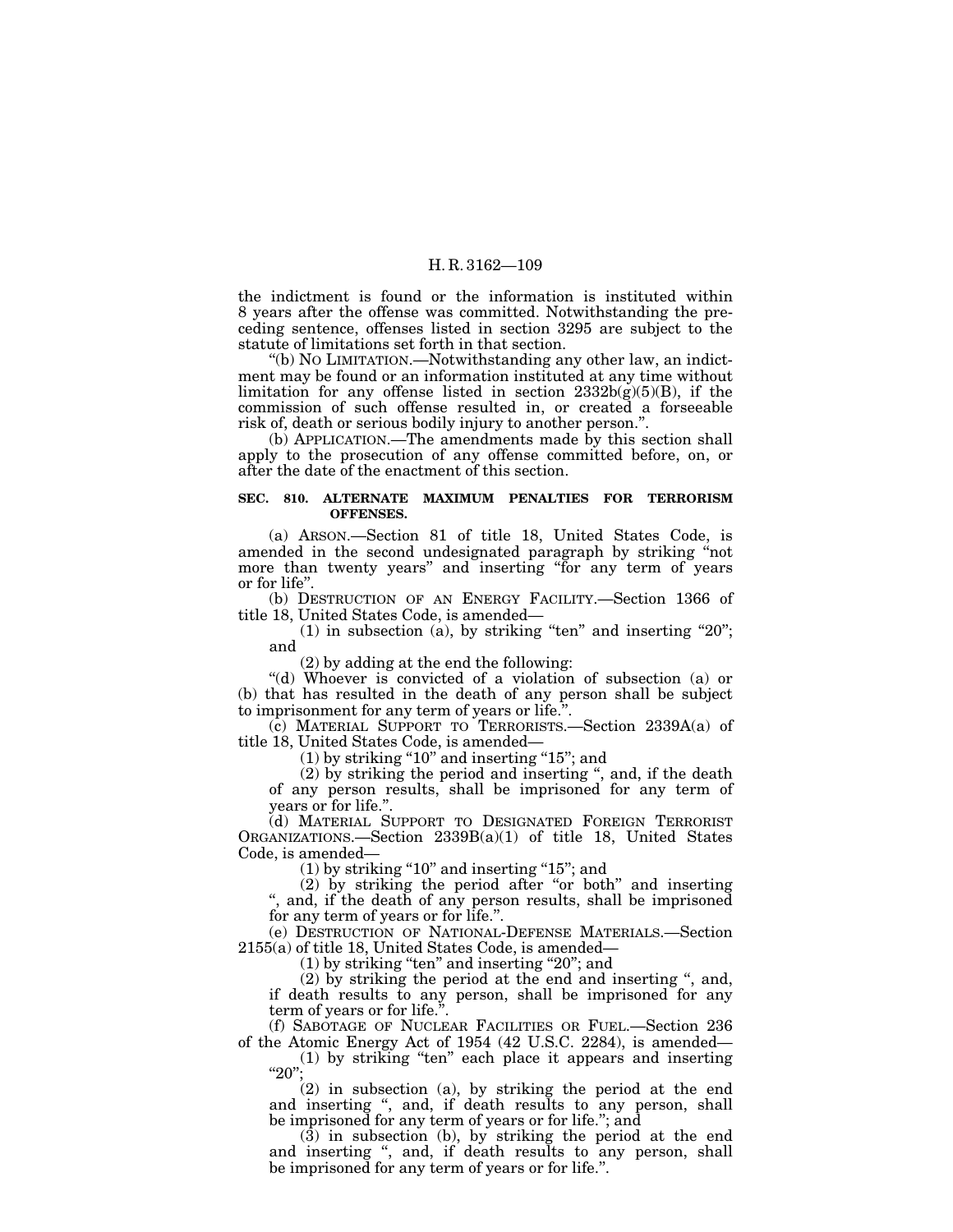the indictment is found or the information is instituted within 8 years after the offense was committed. Notwithstanding the preceding sentence, offenses listed in section 3295 are subject to the statute of limitations set forth in that section.

"(b) NO LIMITATION.—Notwithstanding any other law, an indictment may be found or an information instituted at any time without limitation for any offense listed in section 2332b(g)(5)(B), if the commission of such offense resulted in, or created a forseeable risk of, death or serious bodily injury to another person.".

(b) APPLICATION.—The amendments made by this section shall apply to the prosecution of any offense committed before, on, or after the date of the enactment of this section.

**SEC. 810. ALTERNATE MAXIMUM PENALTIES FOR TERRORISM OFFENSES.**

(a) ARSON.—Section 81 of title 18, United States Code, is amended in the second undesignated paragraph by striking "not more than twenty years" and inserting "for any term of years or for life".

(b) DESTRUCTION OF AN ENERGY FACILITY.—Section 1366 of title 18, United States Code, is amended—

(1) in subsection (a), by striking "ten" and inserting "20"; and

(2) by adding at the end the following:

"(d) Whoever is convicted of a violation of subsection (a) or (b) that has resulted in the death of any person shall be subject to imprisonment for any term of years or life.".

(c) MATERIAL SUPPORT TO TERRORISTS.—Section 2339A(a) of title 18, United States Code, is amended—

(1) by striking "10" and inserting "15"; and

(2) by striking the period and inserting ", and, if the death of any person results, shall be imprisoned for any term of years or for life.".

(d) MATERIAL SUPPORT TO DESIGNATED FOREIGN TERRORIST ORGANIZATIONS.—Section 2339B(a)(1) of title 18, United States Code, is amended—

(1) by striking "10" and inserting "15"; and

(2) by striking the period after "or both" and inserting ", and, if the death of any person results, shall be imprisoned for any term of years or for life.".

(e) DESTRUCTION OF NATIONAL-DEFENSE MATERIALS.—Section 2155(a) of title 18, United States Code, is amended—

(1) by striking "ten" and inserting "20"; and

(2) by striking the period at the end and inserting ", and, if death results to any person, shall be imprisoned for any term of years or for life.".

(f) SABOTAGE OF NUCLEAR FACILITIES OR FUEL.—Section 236 of the Atomic Energy Act of 1954 (42 U.S.C. 2284), is amended—

(1) by striking "ten" each place it appears and inserting "20";

(2) in subsection (a), by striking the period at the end and inserting ", and, if death results to any person, shall be imprisoned for any term of years or for life."; and

(3) in subsection (b), by striking the period at the end and inserting ", and, if death results to any person, shall be imprisoned for any term of years or for life.".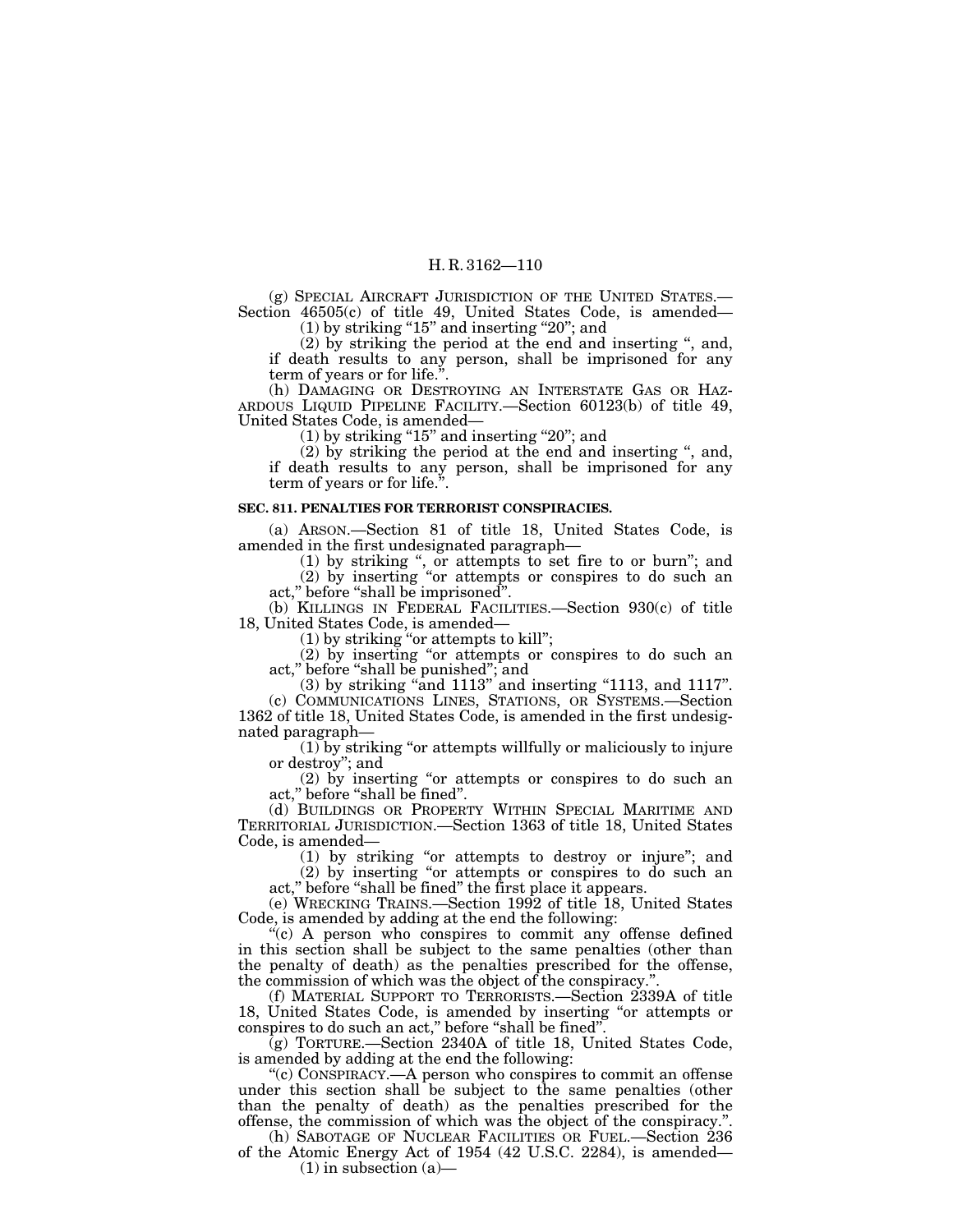(g) SPECIAL AIRCRAFT JURISDICTION OF THE UNITED STATES.—Section 46505(c) of title 49, United States Code, is amended—

(1) by striking "15" and inserting "20"; and

(2) by striking the period at the end and inserting ", and, if death results to any person, shall be imprisoned for any term of years or for life.".

(h) DAMAGING OR DESTROYING AN INTERSTATE GAS OR HAZARDOUS LIQUID PIPELINE FACILITY.—Section 60123(b) of title 49, United States Code, is amended—

(1) by striking "15" and inserting "20"; and

(2) by striking the period at the end and inserting ", and, if death results to any person, shall be imprisoned for any term of years or for life.".

**SEC. 811. PENALTIES FOR TERRORIST CONSPIRACIES.**

(a) ARSON.—Section 81 of title 18, United States Code, is amended in the first undesignated paragraph—

(1) by striking ", or attempts to set fire to or burn"; and

(2) by inserting "or attempts or conspires to do such an act," before "shall be imprisoned".

(b) KILLINGS IN FEDERAL FACILITIES.—Section 930(c) of title 18, United States Code, is amended—

(1) by striking "or attempts to kill";

(2) by inserting "or attempts or conspires to do such an act," before "shall be punished"; and

(3) by striking "and 1113" and inserting "1113, and 1117".

(c) COMMUNICATIONS LINES, STATIONS, OR SYSTEMS.—Section 1362 of title 18, United States Code, is amended in the first undesignated paragraph—

(1) by striking "or attempts willfully or maliciously to injure or destroy"; and

(2) by inserting "or attempts or conspires to do such an act," before "shall be fined".

(d) BUILDINGS OR PROPERTY WITHIN SPECIAL MARITIME AND TERRITORIAL JURISDICTION.—Section 1363 of title 18, United States Code, is amended—

(1) by striking "or attempts to destroy or injure"; and

(2) by inserting "or attempts or conspires to do such an act," before "shall be fined" the first place it appears.

(e) WRECKING TRAINS.—Section 1992 of title 18, United States Code, is amended by adding at the end the following:

"(c) A person who conspires to commit any offense defined in this section shall be subject to the same penalties (other than the penalty of death) as the penalties prescribed for the offense, the commission of which was the object of the conspiracy.".

(f) MATERIAL SUPPORT TO TERRORISTS.—Section 2339A of title 18, United States Code, is amended by inserting "or attempts or conspires to do such an act," before "shall be fined".

(g) TORTURE.—Section 2340A of title 18, United States Code, is amended by adding at the end the following:

"(c) CONSPIRACY.—A person who conspires to commit an offense under this section shall be subject to the same penalties (other than the penalty of death) as the penalties prescribed for the offense, the commission of which was the object of the conspiracy.".

(h) SABOTAGE OF NUCLEAR FACILITIES OR FUEL.—Section 236 of the Atomic Energy Act of 1954 (42 U.S.C. 2284), is amended—

(1) in subsection (a)—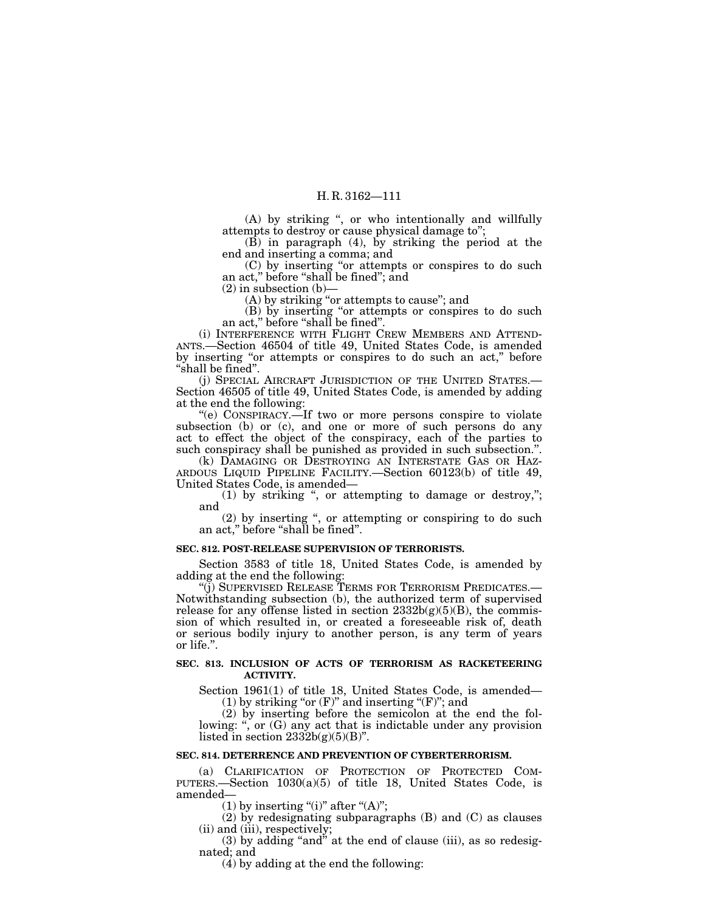(A) by striking ", or who intentionally and willfully attempts to destroy or cause physical damage to";

(B) in paragraph (4), by striking the period at the end and inserting a comma; and

(C) by inserting "or attempts or conspires to do such an act," before "shall be fined"; and

(2) in subsection (b)—

(A) by striking "or attempts to cause"; and

(B) by inserting "or attempts or conspires to do such an act," before "shall be fined".

(i) INTERFERENCE WITH FLIGHT CREW MEMBERS AND ATTENDANTS.—Section 46504 of title 49, United States Code, is amended by inserting "or attempts or conspires to do such an act," before "shall be fined".

(j) SPECIAL AIRCRAFT JURISDICTION OF THE UNITED STATES.—Section 46505 of title 49, United States Code, is amended by adding at the end the following:

"(e) CONSPIRACY.—If two or more persons conspire to violate subsection (b) or (c), and one or more of such persons do any act to effect the object of the conspiracy, each of the parties to such conspiracy shall be punished as provided in such subsection.".

(k) DAMAGING OR DESTROYING AN INTERSTATE GAS OR HAZARDOUS LIQUID PIPELINE FACILITY.—Section 60123(b) of title 49, United States Code, is amended—

(1) by striking ", or attempting to damage or destroy,"; and

(2) by inserting ", or attempting or conspiring to do such an act," before "shall be fined".

**SEC. 812. POST-RELEASE SUPERVISION OF TERRORISTS.**

Section 3583 of title 18, United States Code, is amended by adding at the end the following:

"(j) SUPERVISED RELEASE TERMS FOR TERRORISM PREDICATES.—Notwithstanding subsection (b), the authorized term of supervised release for any offense listed in section 2332b(g)(5)(B), the commission of which resulted in, or created a foreseeable risk of, death or serious bodily injury to another person, is any term of years or life.".

**SEC. 813. INCLUSION OF ACTS OF TERRORISM AS RACKETEERING ACTIVITY.**

Section 1961(1) of title 18, United States Code, is amended—

(1) by striking "or (F)" and inserting "(F)"; and

(2) by inserting before the semicolon at the end the following: ", or (G) any act that is indictable under any provision listed in section 2332b(g)(5)(B)".

**SEC. 814. DETERRENCE AND PREVENTION OF CYBERTERRORISM.**

(a) CLARIFICATION OF PROTECTION OF PROTECTED COMPUTERS.—Section 1030(a)(5) of title 18, United States Code, is amended—

(1) by inserting "(i)" after "(A)";

(2) by redesignating subparagraphs (B) and (C) as clauses (ii) and (iii), respectively;

(3) by adding "and" at the end of clause (iii), as so redesignated; and

(4) by adding at the end the following: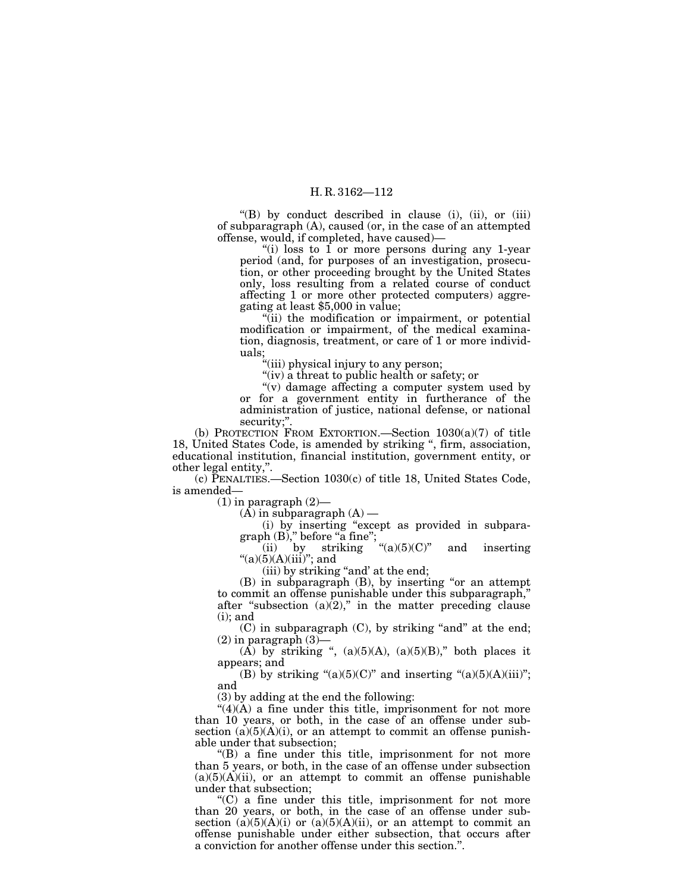"(B) by conduct described in clause (i), (ii), or (iii) of subparagraph (A), caused (or, in the case of an attempted offense, would, if completed, have caused)—

"(i) loss to 1 or more persons during any 1-year period (and, for purposes of an investigation, prosecution, or other proceeding brought by the United States only, loss resulting from a related course of conduct affecting 1 or more other protected computers) aggregating at least $5,000 in value;

"(ii) the modification or impairment, or potential modification or impairment, of the medical examination, diagnosis, treatment, or care of 1 or more individuals;

"(iii) physical injury to any person;

"(iv) a threat to public health or safety; or

"(v) damage affecting a computer system used by or for a government entity in furtherance of the administration of justice, national defense, or national security;".

(b) PROTECTION FROM EXTORTION.—Section 1030(a)(7) of title 18, United States Code, is amended by striking ", firm, association, educational institution, financial institution, government entity, or other legal entity,".

(c) PENALTIES.—Section 1030(c) of title 18, United States Code, is amended—

(1) in paragraph (2)—

(A) in subparagraph (A) —

(i) by inserting "except as provided in subparagraph (B)," before "a fine";

(ii) by striking "(a)(5)(C)" and inserting "(a)(5)(A)(iii)"; and

(iii) by striking "and' at the end;

(B) in subparagraph (B), by inserting "or an attempt to commit an offense punishable under this subparagraph," after "subsection (a)(2)," in the matter preceding clause (i); and

(C) in subparagraph (C), by striking "and" at the end;

(2) in paragraph (3)—

(A) by striking ", (a)(5)(A), (a)(5)(B)," both places it appears; and

(B) by striking "(a)(5)(C)" and inserting "(a)(5)(A)(iii)"; and

(3) by adding at the end the following:

"(4)(A) a fine under this title, imprisonment for not more than 10 years, or both, in the case of an offense under subsection (a)(5)(A)(i), or an attempt to commit an offense punishable under that subsection;

"(B) a fine under this title, imprisonment for not more than 5 years, or both, in the case of an offense under subsection (a)(5)(A)(ii), or an attempt to commit an offense punishable under that subsection;

"(C) a fine under this title, imprisonment for not more than 20 years, or both, in the case of an offense under subsection (a)(5)(A)(i) or (a)(5)(A)(ii), or an attempt to commit an offense punishable under either subsection, that occurs after a conviction for another offense under this section.".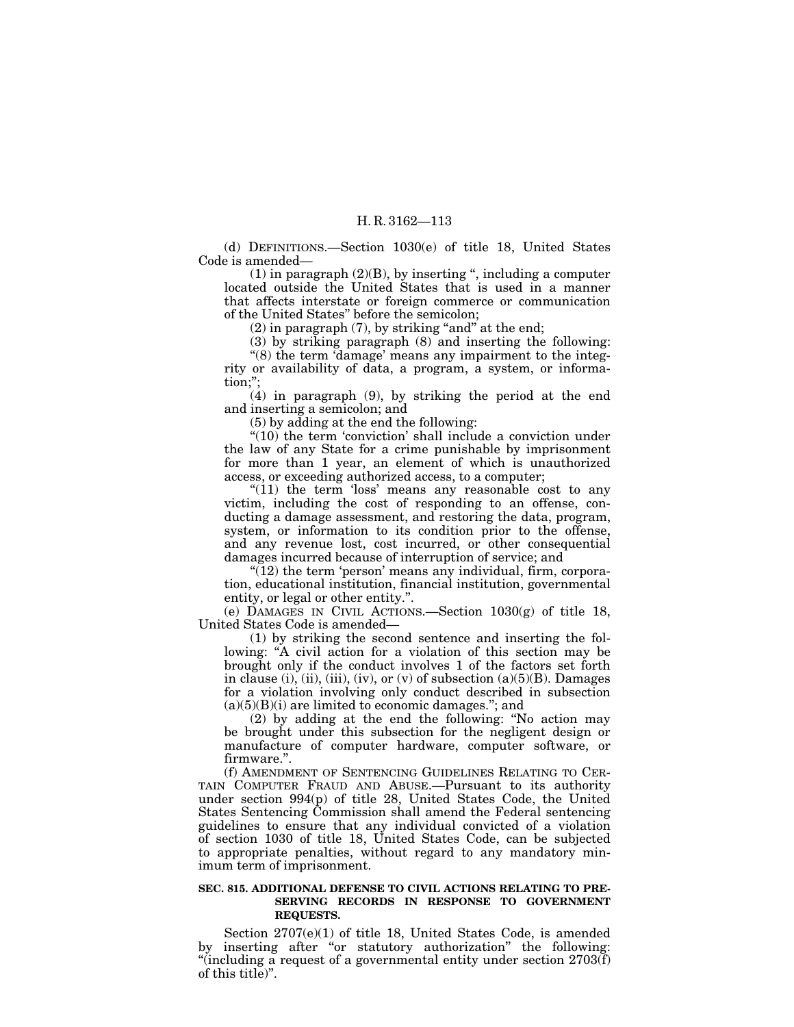(d) DEFINITIONS.—Section 1030(e) of title 18, United States Code is amended—

(1) in paragraph (2)(B), by inserting ", including a computer located outside the United States that is used in a manner that affects interstate or foreign commerce or communication of the United States" before the semicolon;

(2) in paragraph (7), by striking "and" at the end;

(3) by striking paragraph (8) and inserting the following:

"(8) the term 'damage' means any impairment to the integrity or availability of data, a program, a system, or information;";

(4) in paragraph (9), by striking the period at the end and inserting a semicolon; and

(5) by adding at the end the following:

"(10) the term 'conviction' shall include a conviction under the law of any State for a crime punishable by imprisonment for more than 1 year, an element of which is unauthorized access, or exceeding authorized access, to a computer;

"(11) the term 'loss' means any reasonable cost to any victim, including the cost of responding to an offense, conducting a damage assessment, and restoring the data, program, system, or information to its condition prior to the offense, and any revenue lost, cost incurred, or other consequential damages incurred because of interruption of service; and

"(12) the term 'person' means any individual, firm, corporation, educational institution, financial institution, governmental entity, or legal or other entity.".

(e) DAMAGES IN CIVIL ACTIONS.—Section 1030(g) of title 18, United States Code is amended—

(1) by striking the second sentence and inserting the following: "A civil action for a violation of this section may be brought only if the conduct involves 1 of the factors set forth in clause (i), (ii), (iii), (iv), or (v) of subsection (a)(5)(B). Damages for a violation involving only conduct described in subsection (a)(5)(B)(i) are limited to economic damages."; and

(2) by adding at the end the following: "No action may be brought under this subsection for the negligent design or manufacture of computer hardware, computer software, or firmware.".

(f) AMENDMENT OF SENTENCING GUIDELINES RELATING TO CERTAIN COMPUTER FRAUD AND ABUSE.—Pursuant to its authority under section 994(p) of title 28, United States Code, the United States Sentencing Commission shall amend the Federal sentencing guidelines to ensure that any individual convicted of a violation of section 1030 of title 18, United States Code, can be subjected to appropriate penalties, without regard to any mandatory minimum term of imprisonment.

**SEC. 815. ADDITIONAL DEFENSE TO CIVIL ACTIONS RELATING TO PRESERVING RECORDS IN RESPONSE TO GOVERNMENT REQUESTS.**

Section 2707(e)(1) of title 18, United States Code, is amended by inserting after "or statutory authorization" the following: "(including a request of a governmental entity under section 2703(f) of this title)".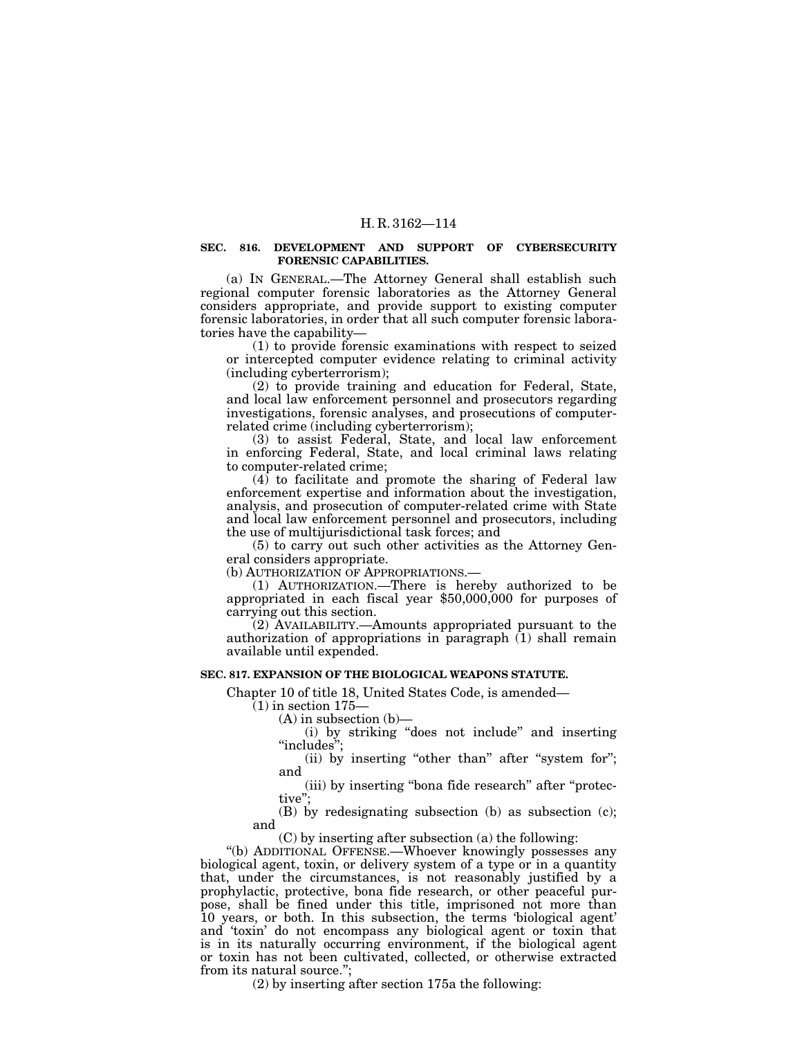**SEC. 816. DEVELOPMENT AND SUPPORT OF CYBERSECURITY FORENSIC CAPABILITIES.**

(a) IN GENERAL.—The Attorney General shall establish such regional computer forensic laboratories as the Attorney General considers appropriate, and provide support to existing computer forensic laboratories, in order that all such computer forensic laboratories have the capability—

(1) to provide forensic examinations with respect to seized or intercepted computer evidence relating to criminal activity (including cyberterrorism);

(2) to provide training and education for Federal, State, and local law enforcement personnel and prosecutors regarding investigations, forensic analyses, and prosecutions of computer-related crime (including cyberterrorism);

(3) to assist Federal, State, and local law enforcement in enforcing Federal, State, and local criminal laws relating to computer-related crime;

(4) to facilitate and promote the sharing of Federal law enforcement expertise and information about the investigation, analysis, and prosecution of computer-related crime with State and local law enforcement personnel and prosecutors, including the use of multijurisdictional task forces; and

(5) to carry out such other activities as the Attorney General considers appropriate.

(b) AUTHORIZATION OF APPROPRIATIONS.—

(1) AUTHORIZATION.—There is hereby authorized to be appropriated in each fiscal year $50,000,000 for purposes of carrying out this section.

(2) AVAILABILITY.—Amounts appropriated pursuant to the authorization of appropriations in paragraph (1) shall remain available until expended.

**SEC. 817. EXPANSION OF THE BIOLOGICAL WEAPONS STATUTE.**

Chapter 10 of title 18, United States Code, is amended—

(1) in section 175—

(A) in subsection (b)—

(i) by striking "does not include" and inserting "includes";

(ii) by inserting "other than" after "system for"; and

(iii) by inserting "bona fide research" after "protective";

(B) by redesignating subsection (b) as subsection (c); and

(C) by inserting after subsection (a) the following:

"(b) ADDITIONAL OFFENSE.—Whoever knowingly possesses any biological agent, toxin, or delivery system of a type or in a quantity that, under the circumstances, is not reasonably justified by a prophylactic, protective, bona fide research, or other peaceful purpose, shall be fined under this title, imprisoned not more than 10 years, or both. In this subsection, the terms 'biological agent' and 'toxin' do not encompass any biological agent or toxin that is in its naturally occurring environment, if the biological agent or toxin has not been cultivated, collected, or otherwise extracted from its natural source.";

(2) by inserting after section 175a the following: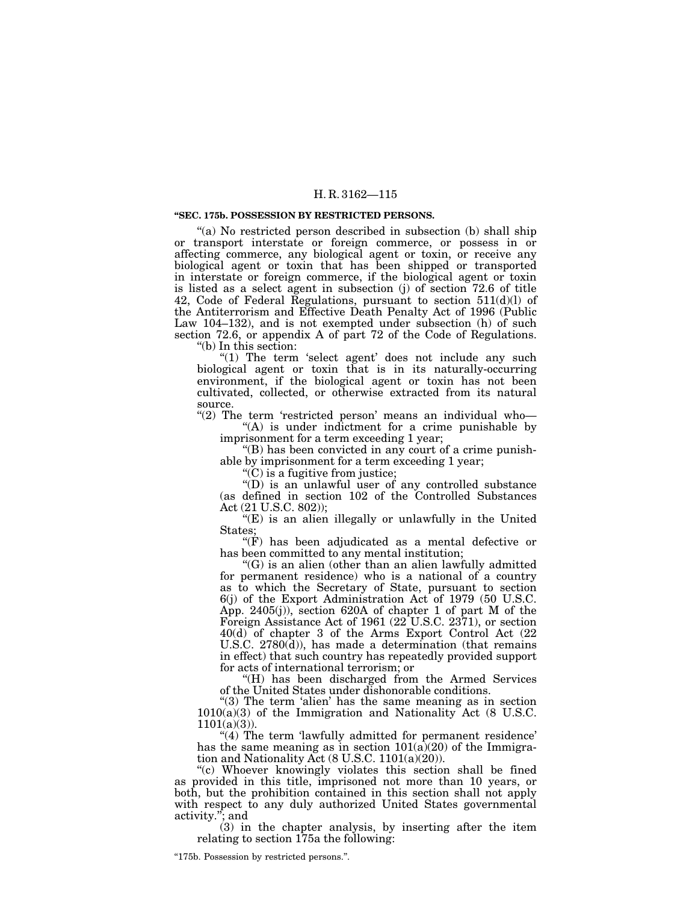**"SEC. 175b. POSSESSION BY RESTRICTED PERSONS.**

"(a) No restricted person described in subsection (b) shall ship or transport interstate or foreign commerce, or possess in or affecting commerce, any biological agent or toxin, or receive any biological agent or toxin that has been shipped or transported in interstate or foreign commerce, if the biological agent or toxin is listed as a select agent in subsection (j) of section 72.6 of title 42, Code of Federal Regulations, pursuant to section 511(d)(l) of the Antiterrorism and Effective Death Penalty Act of 1996 (Public Law 104–132), and is not exempted under subsection (h) of such section 72.6, or appendix A of part 72 of the Code of Regulations.

"(b) In this section:

"(1) The term 'select agent' does not include any such biological agent or toxin that is in its naturally-occurring environment, if the biological agent or toxin has not been cultivated, collected, or otherwise extracted from its natural source.

"(2) The term 'restricted person' means an individual who—

"(A) is under indictment for a crime punishable by imprisonment for a term exceeding 1 year;

"(B) has been convicted in any court of a crime punishable by imprisonment for a term exceeding 1 year;

"(C) is a fugitive from justice;

"(D) is an unlawful user of any controlled substance (as defined in section 102 of the Controlled Substances Act (21 U.S.C. 802));

"(E) is an alien illegally or unlawfully in the United States;

"(F) has been adjudicated as a mental defective or has been committed to any mental institution;

"(G) is an alien (other than an alien lawfully admitted for permanent residence) who is a national of a country as to which the Secretary of State, pursuant to section 6(j) of the Export Administration Act of 1979 (50 U.S.C. App. 2405(j)), section 620A of chapter 1 of part M of the Foreign Assistance Act of 1961 (22 U.S.C. 2371), or section 40(d) of chapter 3 of the Arms Export Control Act (22 U.S.C. 2780(d)), has made a determination (that remains in effect) that such country has repeatedly provided support for acts of international terrorism; or

"(H) has been discharged from the Armed Services of the United States under dishonorable conditions.

"(3) The term 'alien' has the same meaning as in section 1010(a)(3) of the Immigration and Nationality Act (8 U.S.C. 1101(a)(3)).

"(4) The term 'lawfully admitted for permanent residence' has the same meaning as in section 101(a)(20) of the Immigration and Nationality Act (8 U.S.C. 1101(a)(20)).

"(c) Whoever knowingly violates this section shall be fined as provided in this title, imprisoned not more than 10 years, or both, but the prohibition contained in this section shall not apply with respect to any duly authorized United States governmental activity."; and

(3) in the chapter analysis, by inserting after the item relating to section 175a the following:

"175b. Possession by restricted persons.".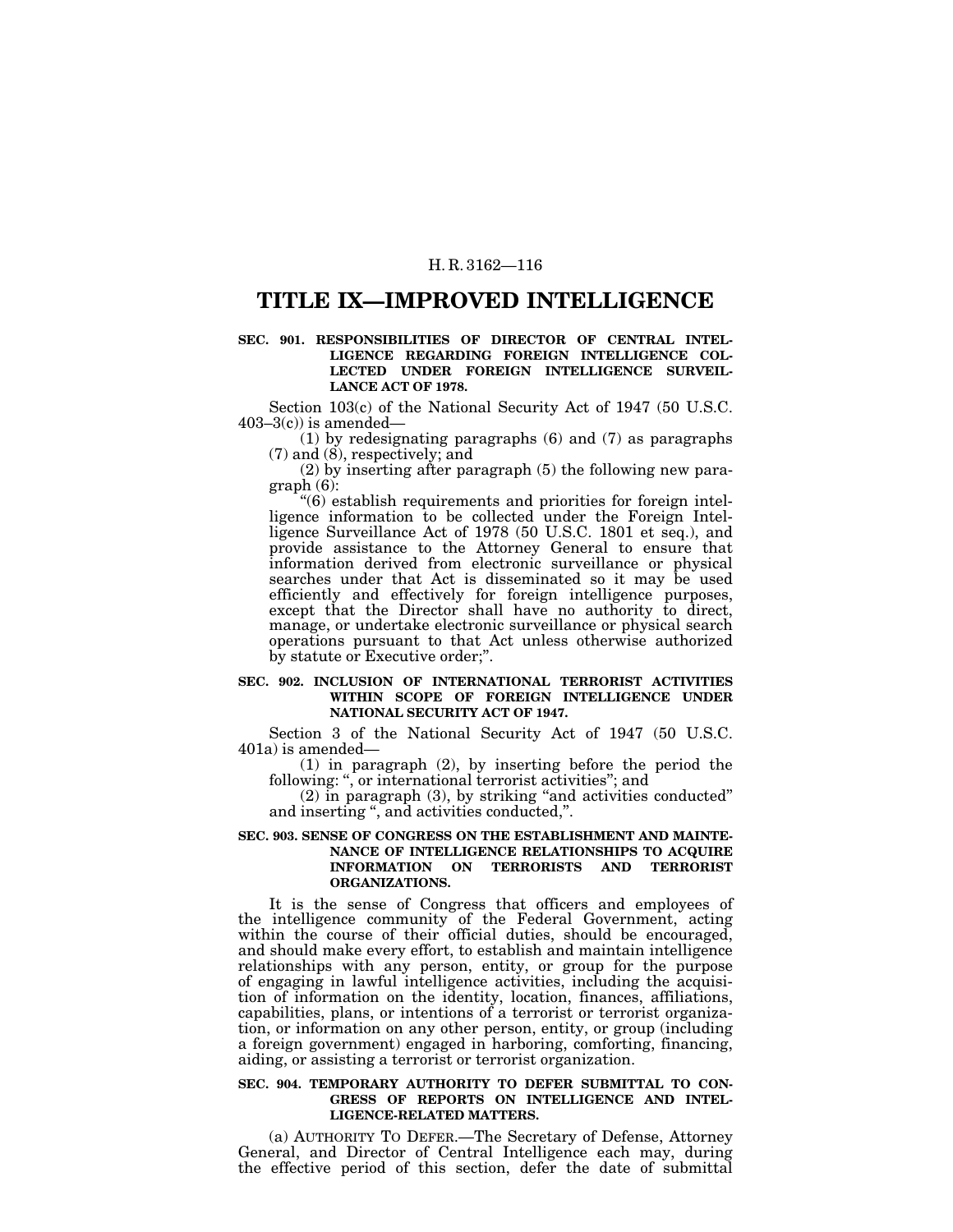# TITLE IX—IMPROVED INTELLIGENCE

**SEC. 901. RESPONSIBILITIES OF DIRECTOR OF CENTRAL INTELLIGENCE REGARDING FOREIGN INTELLIGENCE COLLECTED UNDER FOREIGN INTELLIGENCE SURVEILLANCE ACT OF 1978.**

Section 103(c) of the National Security Act of 1947 (50 U.S.C. 403–3(c)) is amended—

(1) by redesignating paragraphs (6) and (7) as paragraphs (7) and (8), respectively; and

(2) by inserting after paragraph (5) the following new paragraph (6):

"(6) establish requirements and priorities for foreign intelligence information to be collected under the Foreign Intelligence Surveillance Act of 1978 (50 U.S.C. 1801 et seq.), and provide assistance to the Attorney General to ensure that information derived from electronic surveillance or physical searches under that Act is disseminated so it may be used efficiently and effectively for foreign intelligence purposes, except that the Director shall have no authority to direct, manage, or undertake electronic surveillance or physical search operations pursuant to that Act unless otherwise authorized by statute or Executive order;".

**SEC. 902. INCLUSION OF INTERNATIONAL TERRORIST ACTIVITIES WITHIN SCOPE OF FOREIGN INTELLIGENCE UNDER NATIONAL SECURITY ACT OF 1947.**

Section 3 of the National Security Act of 1947 (50 U.S.C. 401a) is amended—

(1) in paragraph (2), by inserting before the period the following: ", or international terrorist activities"; and

(2) in paragraph (3), by striking "and activities conducted" and inserting ", and activities conducted,".

**SEC. 903. SENSE OF CONGRESS ON THE ESTABLISHMENT AND MAINTENANCE OF INTELLIGENCE RELATIONSHIPS TO ACQUIRE INFORMATION ON TERRORISTS AND TERRORIST ORGANIZATIONS.**

It is the sense of Congress that officers and employees of the intelligence community of the Federal Government, acting within the course of their official duties, should be encouraged, and should make every effort, to establish and maintain intelligence relationships with any person, entity, or group for the purpose of engaging in lawful intelligence activities, including the acquisition of information on the identity, location, finances, affiliations, capabilities, plans, or intentions of a terrorist or terrorist organization, or information on any other person, entity, or group (including a foreign government) engaged in harboring, comforting, financing, aiding, or assisting a terrorist or terrorist organization.

**SEC. 904. TEMPORARY AUTHORITY TO DEFER SUBMITTAL TO CONGRESS OF REPORTS ON INTELLIGENCE AND INTELLIGENCE-RELATED MATTERS.**

(a) AUTHORITY TO DEFER.—The Secretary of Defense, Attorney General, and Director of Central Intelligence each may, during the effective period of this section, defer the date of submittal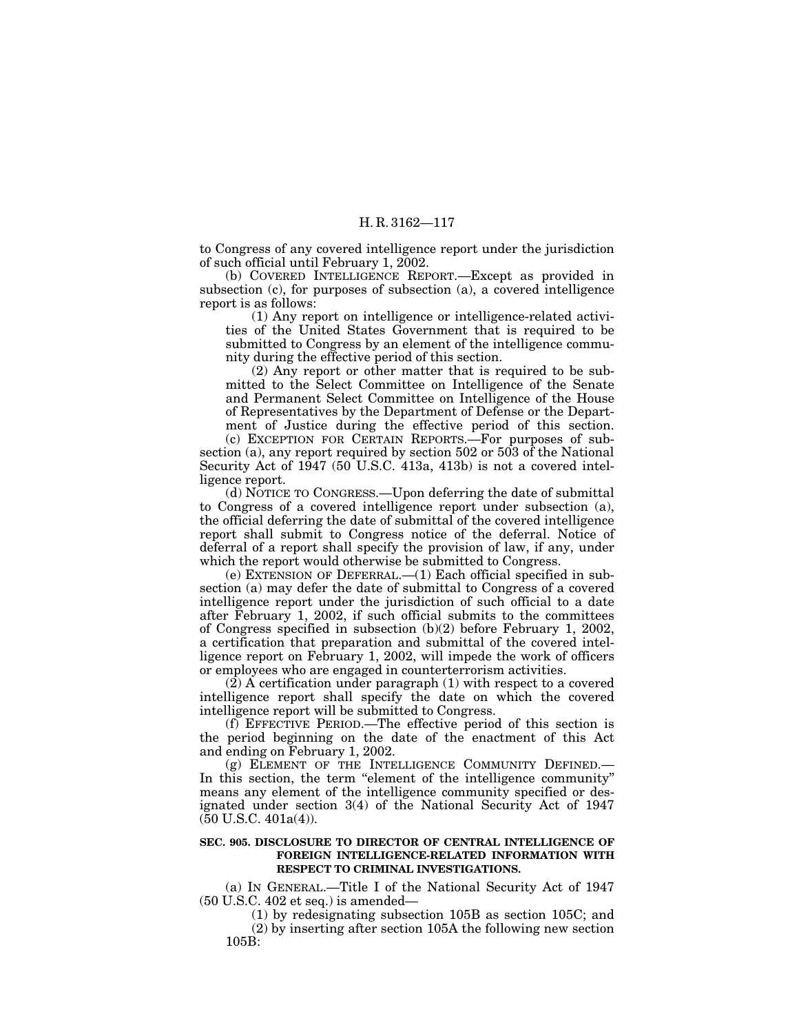to Congress of any covered intelligence report under the jurisdiction of such official until February 1, 2002.

(b) COVERED INTELLIGENCE REPORT.—Except as provided in subsection (c), for purposes of subsection (a), a covered intelligence report is as follows:

(1) Any report on intelligence or intelligence-related activities of the United States Government that is required to be submitted to Congress by an element of the intelligence community during the effective period of this section.

(2) Any report or other matter that is required to be submitted to the Select Committee on Intelligence of the Senate and Permanent Select Committee on Intelligence of the House of Representatives by the Department of Defense or the Department of Justice during the effective period of this section.

(c) EXCEPTION FOR CERTAIN REPORTS.—For purposes of subsection (a), any report required by section 502 or 503 of the National Security Act of 1947 (50 U.S.C. 413a, 413b) is not a covered intelligence report.

(d) NOTICE TO CONGRESS.—Upon deferring the date of submittal to Congress of a covered intelligence report under subsection (a), the official deferring the date of submittal of the covered intelligence report shall submit to Congress notice of the deferral. Notice of deferral of a report shall specify the provision of law, if any, under which the report would otherwise be submitted to Congress.

(e) EXTENSION OF DEFERRAL.—(1) Each official specified in subsection (a) may defer the date of submittal to Congress of a covered intelligence report under the jurisdiction of such official to a date after February 1, 2002, if such official submits to the committees of Congress specified in subsection (b)(2) before February 1, 2002, a certification that preparation and submittal of the covered intelligence report on February 1, 2002, will impede the work of officers or employees who are engaged in counterterrorism activities.

(2) A certification under paragraph (1) with respect to a covered intelligence report shall specify the date on which the covered intelligence report will be submitted to Congress.

(f) EFFECTIVE PERIOD.—The effective period of this section is the period beginning on the date of the enactment of this Act and ending on February 1, 2002.

(g) ELEMENT OF THE INTELLIGENCE COMMUNITY DEFINED.—In this section, the term "element of the intelligence community" means any element of the intelligence community specified or designated under section 3(4) of the National Security Act of 1947 (50 U.S.C. 401a(4)).

**SEC. 905. DISCLOSURE TO DIRECTOR OF CENTRAL INTELLIGENCE OF FOREIGN INTELLIGENCE-RELATED INFORMATION WITH RESPECT TO CRIMINAL INVESTIGATIONS.**

(a) IN GENERAL.—Title I of the National Security Act of 1947 (50 U.S.C. 402 et seq.) is amended—

(1) by redesignating subsection 105B as section 105C; and

(2) by inserting after section 105A the following new section 105B: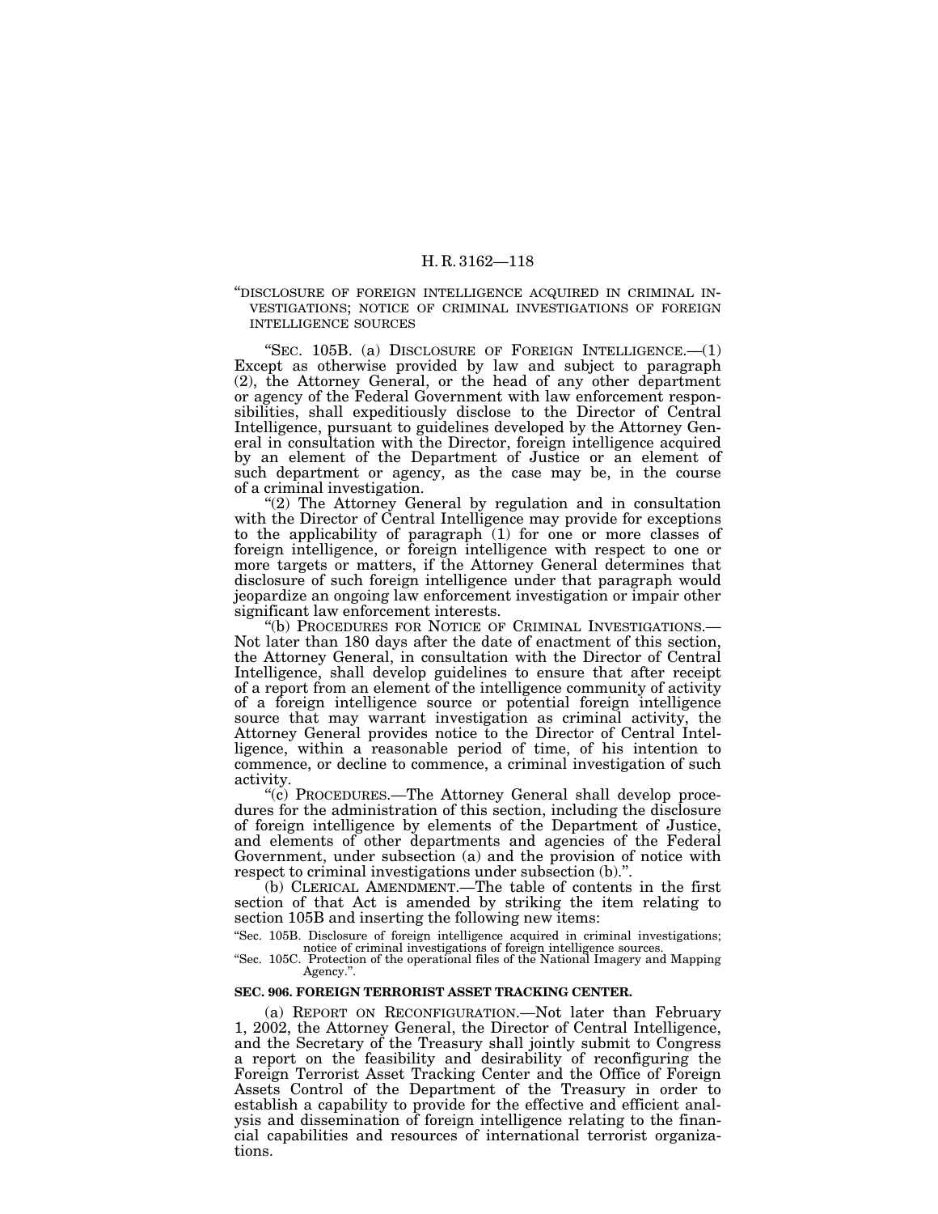"DISCLOSURE OF FOREIGN INTELLIGENCE ACQUIRED IN CRIMINAL INVESTIGATIONS; NOTICE OF CRIMINAL INVESTIGATIONS OF FOREIGN INTELLIGENCE SOURCES

"SEC. 105B. (a) DISCLOSURE OF FOREIGN INTELLIGENCE.—(1) Except as otherwise provided by law and subject to paragraph (2), the Attorney General, or the head of any other department or agency of the Federal Government with law enforcement responsibilities, shall expeditiously disclose to the Director of Central Intelligence, pursuant to guidelines developed by the Attorney General in consultation with the Director, foreign intelligence acquired by an element of the Department of Justice or an element of such department or agency, as the case may be, in the course of a criminal investigation.

"(2) The Attorney General by regulation and in consultation with the Director of Central Intelligence may provide for exceptions to the applicability of paragraph (1) for one or more classes of foreign intelligence, or foreign intelligence with respect to one or more targets or matters, if the Attorney General determines that disclosure of such foreign intelligence under that paragraph would jeopardize an ongoing law enforcement investigation or impair other significant law enforcement interests.

"(b) PROCEDURES FOR NOTICE OF CRIMINAL INVESTIGATIONS.—Not later than 180 days after the date of enactment of this section, the Attorney General, in consultation with the Director of Central Intelligence, shall develop guidelines to ensure that after receipt of a report from an element of the intelligence community of activity of a foreign intelligence source or potential foreign intelligence source that may warrant investigation as criminal activity, the Attorney General provides notice to the Director of Central Intelligence, within a reasonable period of time, of his intention to commence, or decline to commence, a criminal investigation of such activity.

"(c) PROCEDURES.—The Attorney General shall develop procedures for the administration of this section, including the disclosure of foreign intelligence by elements of the Department of Justice, and elements of other departments and agencies of the Federal Government, under subsection (a) and the provision of notice with respect to criminal investigations under subsection (b).".

(b) CLERICAL AMENDMENT.—The table of contents in the first section of that Act is amended by striking the item relating to section 105B and inserting the following new items:

"Sec. 105B. Disclosure of foreign intelligence acquired in criminal investigations; notice of criminal investigations of foreign intelligence sources.
"Sec. 105C. Protection of the operational files of the National Imagery and Mapping Agency.".

**SEC. 906. FOREIGN TERRORIST ASSET TRACKING CENTER.**

(a) REPORT ON RECONFIGURATION.—Not later than February 1, 2002, the Attorney General, the Director of Central Intelligence, and the Secretary of the Treasury shall jointly submit to Congress a report on the feasibility and desirability of reconfiguring the Foreign Terrorist Asset Tracking Center and the Office of Foreign Assets Control of the Department of the Treasury in order to establish a capability to provide for the effective and efficient analysis and dissemination of foreign intelligence relating to the financial capabilities and resources of international terrorist organizations.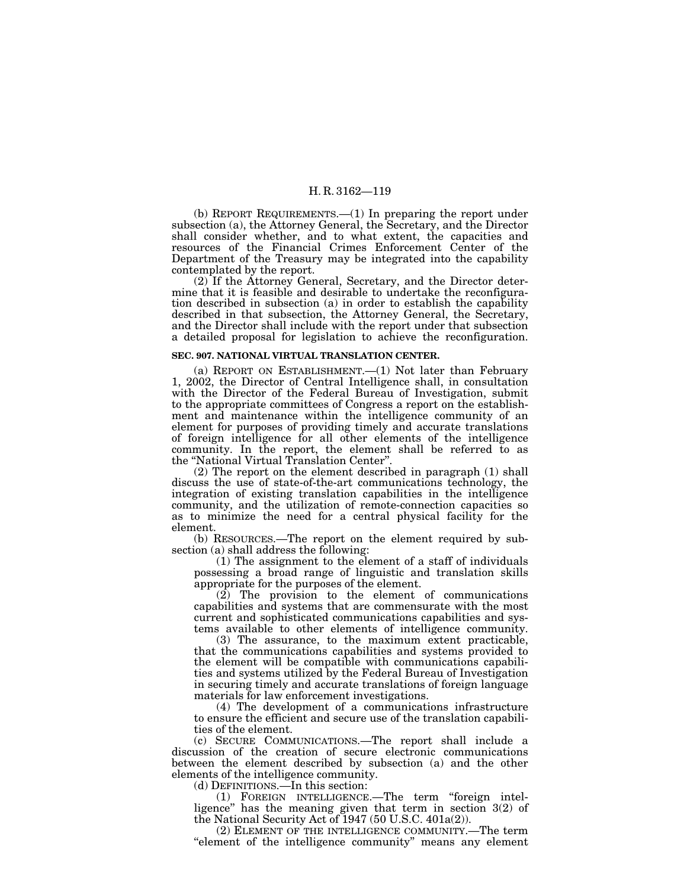(b) REPORT REQUIREMENTS.—(1) In preparing the report under subsection (a), the Attorney General, the Secretary, and the Director shall consider whether, and to what extent, the capacities and resources of the Financial Crimes Enforcement Center of the Department of the Treasury may be integrated into the capability contemplated by the report.

(2) If the Attorney General, Secretary, and the Director determine that it is feasible and desirable to undertake the reconfiguration described in subsection (a) in order to establish the capability described in that subsection, the Attorney General, the Secretary, and the Director shall include with the report under that subsection a detailed proposal for legislation to achieve the reconfiguration.

**SEC. 907. NATIONAL VIRTUAL TRANSLATION CENTER.**

(a) REPORT ON ESTABLISHMENT.—(1) Not later than February 1, 2002, the Director of Central Intelligence shall, in consultation with the Director of the Federal Bureau of Investigation, submit to the appropriate committees of Congress a report on the establishment and maintenance within the intelligence community of an element for purposes of providing timely and accurate translations of foreign intelligence for all other elements of the intelligence community. In the report, the element shall be referred to as the "National Virtual Translation Center".

(2) The report on the element described in paragraph (1) shall discuss the use of state-of-the-art communications technology, the integration of existing translation capabilities in the intelligence community, and the utilization of remote-connection capacities so as to minimize the need for a central physical facility for the element.

(b) RESOURCES.—The report on the element required by subsection (a) shall address the following:

(1) The assignment to the element of a staff of individuals possessing a broad range of linguistic and translation skills appropriate for the purposes of the element.

(2) The provision to the element of communications capabilities and systems that are commensurate with the most current and sophisticated communications capabilities and systems available to other elements of intelligence community.

(3) The assurance, to the maximum extent practicable, that the communications capabilities and systems provided to the element will be compatible with communications capabilities and systems utilized by the Federal Bureau of Investigation in securing timely and accurate translations of foreign language materials for law enforcement investigations.

(4) The development of a communications infrastructure to ensure the efficient and secure use of the translation capabilities of the element.

(c) SECURE COMMUNICATIONS.—The report shall include a discussion of the creation of secure electronic communications between the element described by subsection (a) and the other elements of the intelligence community.

(d) DEFINITIONS.—In this section:

(1) FOREIGN INTELLIGENCE.—The term "foreign intelligence" has the meaning given that term in section 3(2) of the National Security Act of 1947 (50 U.S.C. 401a(2)).

(2) ELEMENT OF THE INTELLIGENCE COMMUNITY.—The term "element of the intelligence community" means any element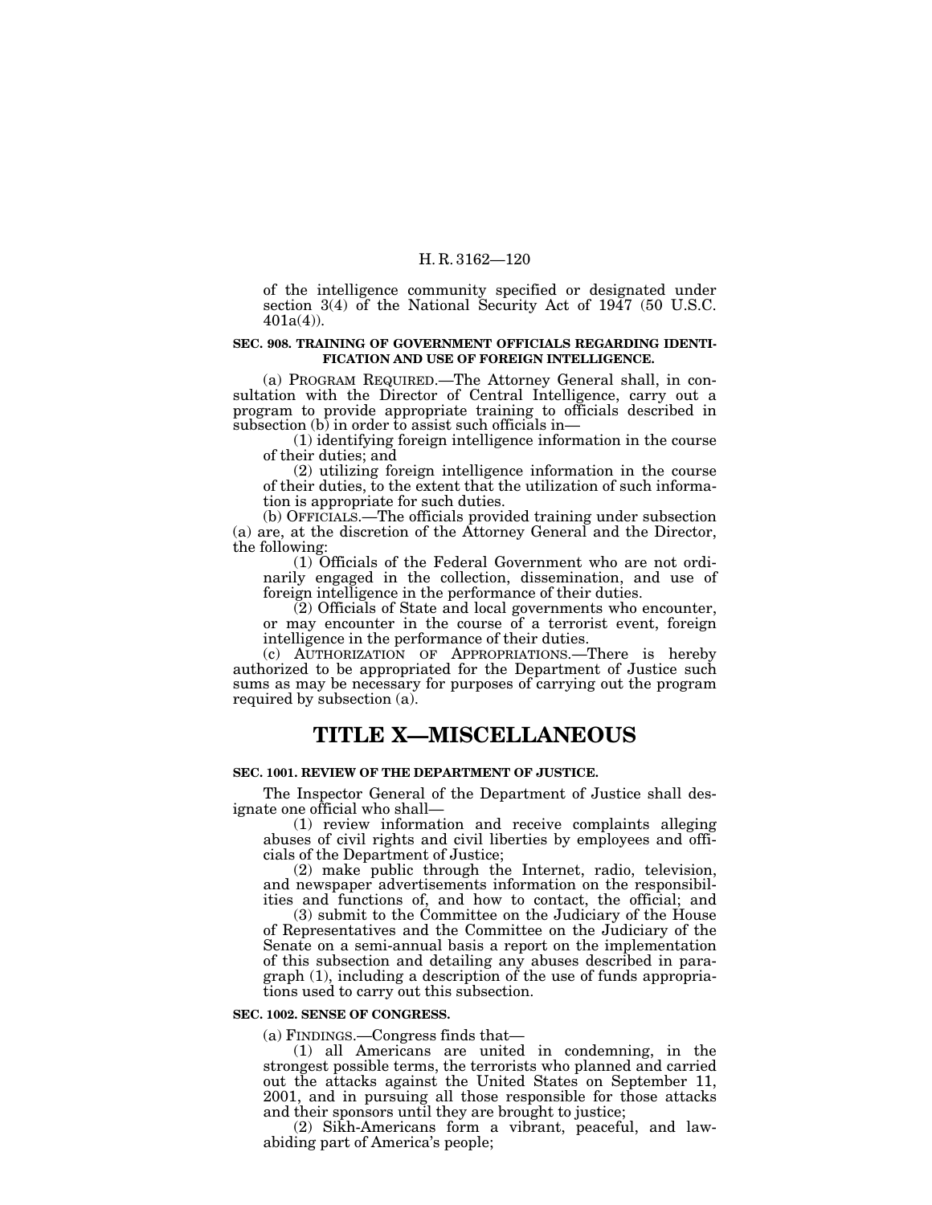of the intelligence community specified or designated under section 3(4) of the National Security Act of 1947 (50 U.S.C. 401a(4)).

### SEC. 908. TRAINING OF GOVERNMENT OFFICIALS REGARDING IDENTIFICATION AND USE OF FOREIGN INTELLIGENCE.

(a) PROGRAM REQUIRED.—The Attorney General shall, in consultation with the Director of Central Intelligence, carry out a program to provide appropriate training to officials described in subsection (b) in order to assist such officials in—

(1) identifying foreign intelligence information in the course of their duties; and

(2) utilizing foreign intelligence information in the course of their duties, to the extent that the utilization of such information is appropriate for such duties.

(b) OFFICIALS.—The officials provided training under subsection (a) are, at the discretion of the Attorney General and the Director, the following:

(1) Officials of the Federal Government who are not ordinarily engaged in the collection, dissemination, and use of foreign intelligence in the performance of their duties.

(2) Officials of State and local governments who encounter, or may encounter in the course of a terrorist event, foreign intelligence in the performance of their duties.

(c) AUTHORIZATION OF APPROPRIATIONS.—There is hereby authorized to be appropriated for the Department of Justice such sums as may be necessary for purposes of carrying out the program required by subsection (a).

# TITLE X—MISCELLANEOUS

### SEC. 1001. REVIEW OF THE DEPARTMENT OF JUSTICE.

The Inspector General of the Department of Justice shall designate one official who shall—

(1) review information and receive complaints alleging abuses of civil rights and civil liberties by employees and officials of the Department of Justice;

(2) make public through the Internet, radio, television, and newspaper advertisements information on the responsibilities and functions of, and how to contact, the official; and

(3) submit to the Committee on the Judiciary of the House of Representatives and the Committee on the Judiciary of the Senate on a semi-annual basis a report on the implementation of this subsection and detailing any abuses described in paragraph (1), including a description of the use of funds appropriations used to carry out this subsection.

### SEC. 1002. SENSE OF CONGRESS.

(a) FINDINGS.—Congress finds that—

(1) all Americans are united in condemning, in the strongest possible terms, the terrorists who planned and carried out the attacks against the United States on September 11, 2001, and in pursuing all those responsible for those attacks and their sponsors until they are brought to justice;

(2) Sikh-Americans form a vibrant, peaceful, and law-abiding part of America's people;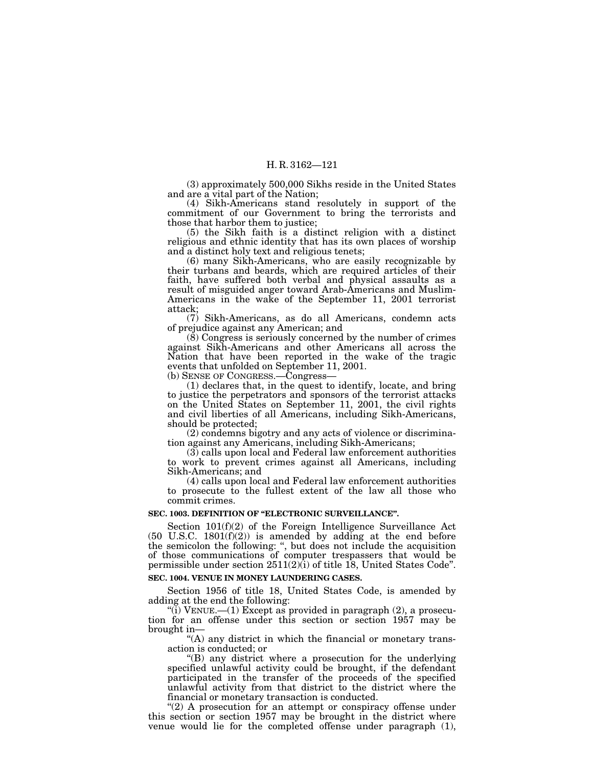(3) approximately 500,000 Sikhs reside in the United States and are a vital part of the Nation;

(4) Sikh-Americans stand resolutely in support of the commitment of our Government to bring the terrorists and those that harbor them to justice;

(5) the Sikh faith is a distinct religion with a distinct religious and ethnic identity that has its own places of worship and a distinct holy text and religious tenets;

(6) many Sikh-Americans, who are easily recognizable by their turbans and beards, which are required articles of their faith, have suffered both verbal and physical assaults as a result of misguided anger toward Arab-Americans and Muslim-Americans in the wake of the September 11, 2001 terrorist attack;

(7) Sikh-Americans, as do all Americans, condemn acts of prejudice against any American; and

(8) Congress is seriously concerned by the number of crimes against Sikh-Americans and other Americans all across the Nation that have been reported in the wake of the tragic events that unfolded on September 11, 2001.

(b) SENSE OF CONGRESS.—Congress—

(1) declares that, in the quest to identify, locate, and bring to justice the perpetrators and sponsors of the terrorist attacks on the United States on September 11, 2001, the civil rights and civil liberties of all Americans, including Sikh-Americans, should be protected;

(2) condemns bigotry and any acts of violence or discrimination against any Americans, including Sikh-Americans;

(3) calls upon local and Federal law enforcement authorities to work to prevent crimes against all Americans, including Sikh-Americans; and

(4) calls upon local and Federal law enforcement authorities to prosecute to the fullest extent of the law all those who commit crimes.

**SEC. 1003. DEFINITION OF "ELECTRONIC SURVEILLANCE".**

Section 101(f)(2) of the Foreign Intelligence Surveillance Act (50 U.S.C. 1801(f)(2)) is amended by adding at the end before the semicolon the following: ", but does not include the acquisition of those communications of computer trespassers that would be permissible under section 2511(2)(i) of title 18, United States Code".

**SEC. 1004. VENUE IN MONEY LAUNDERING CASES.**

Section 1956 of title 18, United States Code, is amended by adding at the end the following:

"(i) VENUE.—(1) Except as provided in paragraph (2), a prosecution for an offense under this section or section 1957 may be brought in—

"(A) any district in which the financial or monetary transaction is conducted; or

"(B) any district where a prosecution for the underlying specified unlawful activity could be brought, if the defendant participated in the transfer of the proceeds of the specified unlawful activity from that district to the district where the financial or monetary transaction is conducted.

"(2) A prosecution for an attempt or conspiracy offense under this section or section 1957 may be brought in the district where venue would lie for the completed offense under paragraph (1),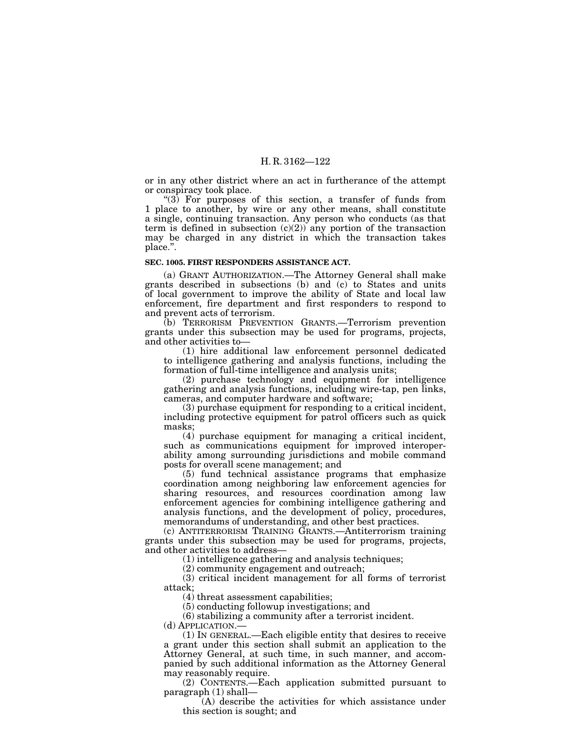or in any other district where an act in furtherance of the attempt or conspiracy took place.

"(3) For purposes of this section, a transfer of funds from 1 place to another, by wire or any other means, shall constitute a single, continuing transaction. Any person who conducts (as that term is defined in subsection (c)(2)) any portion of the transaction may be charged in any district in which the transaction takes place.".

**SEC. 1005. FIRST RESPONDERS ASSISTANCE ACT.**

(a) GRANT AUTHORIZATION.—The Attorney General shall make grants described in subsections (b) and (c) to States and units of local government to improve the ability of State and local law enforcement, fire department and first responders to respond to and prevent acts of terrorism.

(b) TERRORISM PREVENTION GRANTS.—Terrorism prevention grants under this subsection may be used for programs, projects, and other activities to—

(1) hire additional law enforcement personnel dedicated to intelligence gathering and analysis functions, including the formation of full-time intelligence and analysis units;

(2) purchase technology and equipment for intelligence gathering and analysis functions, including wire-tap, pen links, cameras, and computer hardware and software;

(3) purchase equipment for responding to a critical incident, including protective equipment for patrol officers such as quick masks;

(4) purchase equipment for managing a critical incident, such as communications equipment for improved interoperability among surrounding jurisdictions and mobile command posts for overall scene management; and

(5) fund technical assistance programs that emphasize coordination among neighboring law enforcement agencies for sharing resources, and resources coordination among law enforcement agencies for combining intelligence gathering and analysis functions, and the development of policy, procedures, memorandums of understanding, and other best practices.

(c) ANTITERRORISM TRAINING GRANTS.—Antiterrorism training grants under this subsection may be used for programs, projects, and other activities to address—

(1) intelligence gathering and analysis techniques;

(2) community engagement and outreach;

(3) critical incident management for all forms of terrorist attack;

(4) threat assessment capabilities;

(5) conducting followup investigations; and

(6) stabilizing a community after a terrorist incident.

(d) APPLICATION.—

(1) IN GENERAL.—Each eligible entity that desires to receive a grant under this section shall submit an application to the Attorney General, at such time, in such manner, and accompanied by such additional information as the Attorney General may reasonably require.

(2) CONTENTS.—Each application submitted pursuant to paragraph (1) shall—

(A) describe the activities for which assistance under this section is sought; and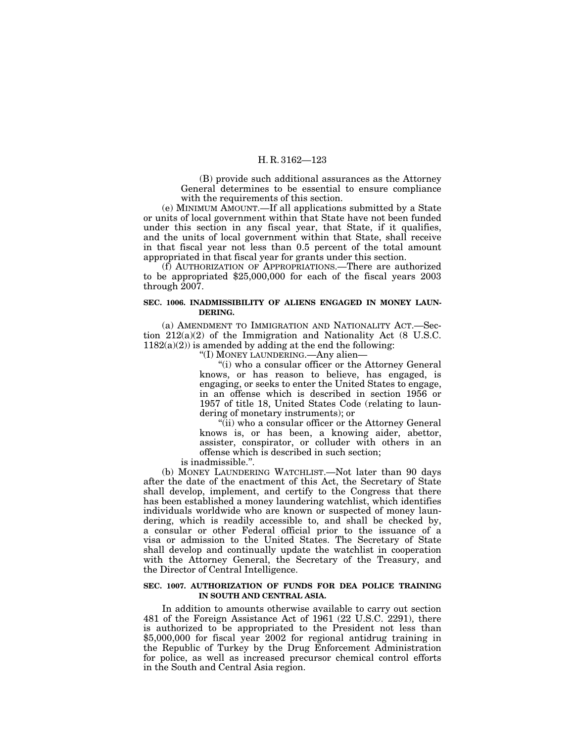(B) provide such additional assurances as the Attorney General determines to be essential to ensure compliance with the requirements of this section.

(e) MINIMUM AMOUNT.—If all applications submitted by a State or units of local government within that State have not been funded under this section in any fiscal year, that State, if it qualifies, and the units of local government within that State, shall receive in that fiscal year not less than 0.5 percent of the total amount appropriated in that fiscal year for grants under this section.

(f) AUTHORIZATION OF APPROPRIATIONS.—There are authorized to be appropriated $25,000,000 for each of the fiscal years 2003 through 2007.

**SEC. 1006. INADMISSIBILITY OF ALIENS ENGAGED IN MONEY LAUNDERING.**

(a) AMENDMENT TO IMMIGRATION AND NATIONALITY ACT.—Section 212(a)(2) of the Immigration and Nationality Act (8 U.S.C. 1182(a)(2)) is amended by adding at the end the following:

"(I) MONEY LAUNDERING.—Any alien—

"(i) who a consular officer or the Attorney General knows, or has reason to believe, has engaged, is engaging, or seeks to enter the United States to engage, in an offense which is described in section 1956 or 1957 of title 18, United States Code (relating to laundering of monetary instruments); or

"(ii) who a consular officer or the Attorney General knows is, or has been, a knowing aider, abettor, assister, conspirator, or colluder with others in an offense which is described in such section;

is inadmissible.".

(b) MONEY LAUNDERING WATCHLIST.—Not later than 90 days after the date of the enactment of this Act, the Secretary of State shall develop, implement, and certify to the Congress that there has been established a money laundering watchlist, which identifies individuals worldwide who are known or suspected of money laundering, which is readily accessible to, and shall be checked by, a consular or other Federal official prior to the issuance of a visa or admission to the United States. The Secretary of State shall develop and continually update the watchlist in cooperation with the Attorney General, the Secretary of the Treasury, and the Director of Central Intelligence.

**SEC. 1007. AUTHORIZATION OF FUNDS FOR DEA POLICE TRAINING IN SOUTH AND CENTRAL ASIA.**

In addition to amounts otherwise available to carry out section 481 of the Foreign Assistance Act of 1961 (22 U.S.C. 2291), there is authorized to be appropriated to the President not less than $5,000,000 for fiscal year 2002 for regional antidrug training in the Republic of Turkey by the Drug Enforcement Administration for police, as well as increased precursor chemical control efforts in the South and Central Asia region.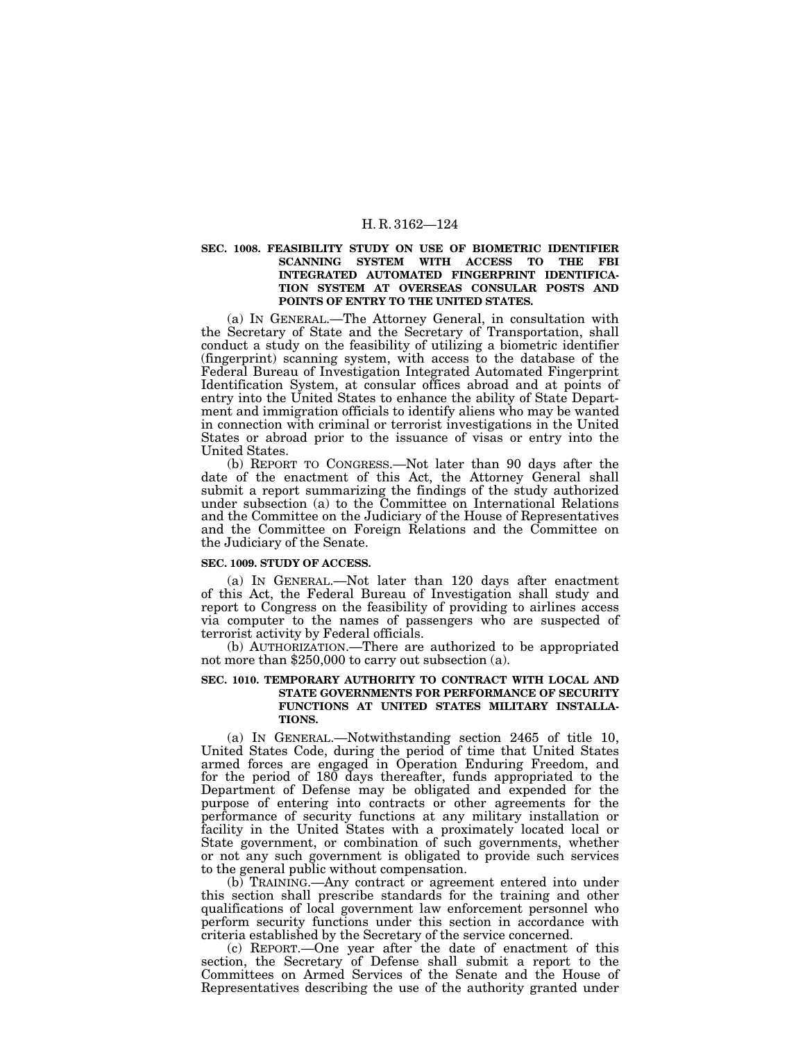**SEC. 1008. FEASIBILITY STUDY ON USE OF BIOMETRIC IDENTIFIER SCANNING SYSTEM WITH ACCESS TO THE FBI INTEGRATED AUTOMATED FINGERPRINT IDENTIFICATION SYSTEM AT OVERSEAS CONSULAR POSTS AND POINTS OF ENTRY TO THE UNITED STATES.**

(a) IN GENERAL.—The Attorney General, in consultation with the Secretary of State and the Secretary of Transportation, shall conduct a study on the feasibility of utilizing a biometric identifier (fingerprint) scanning system, with access to the database of the Federal Bureau of Investigation Integrated Automated Fingerprint Identification System, at consular offices abroad and at points of entry into the United States to enhance the ability of State Department and immigration officials to identify aliens who may be wanted in connection with criminal or terrorist investigations in the United States or abroad prior to the issuance of visas or entry into the United States.

(b) REPORT TO CONGRESS.—Not later than 90 days after the date of the enactment of this Act, the Attorney General shall submit a report summarizing the findings of the study authorized under subsection (a) to the Committee on International Relations and the Committee on the Judiciary of the House of Representatives and the Committee on Foreign Relations and the Committee on the Judiciary of the Senate.

**SEC. 1009. STUDY OF ACCESS.**

(a) IN GENERAL.—Not later than 120 days after enactment of this Act, the Federal Bureau of Investigation shall study and report to Congress on the feasibility of providing to airlines access via computer to the names of passengers who are suspected of terrorist activity by Federal officials.

(b) AUTHORIZATION.—There are authorized to be appropriated not more than $250,000 to carry out subsection (a).

**SEC. 1010. TEMPORARY AUTHORITY TO CONTRACT WITH LOCAL AND STATE GOVERNMENTS FOR PERFORMANCE OF SECURITY FUNCTIONS AT UNITED STATES MILITARY INSTALLATIONS.**

(a) IN GENERAL.—Notwithstanding section 2465 of title 10, United States Code, during the period of time that United States armed forces are engaged in Operation Enduring Freedom, and for the period of 180 days thereafter, funds appropriated to the Department of Defense may be obligated and expended for the purpose of entering into contracts or other agreements for the performance of security functions at any military installation or facility in the United States with a proximately located local or State government, or combination of such governments, whether or not any such government is obligated to provide such services to the general public without compensation.

(b) TRAINING.—Any contract or agreement entered into under this section shall prescribe standards for the training and other qualifications of local government law enforcement personnel who perform security functions under this section in accordance with criteria established by the Secretary of the service concerned.

(c) REPORT.—One year after the date of enactment of this section, the Secretary of Defense shall submit a report to the Committees on Armed Services of the Senate and the House of Representatives describing the use of the authority granted under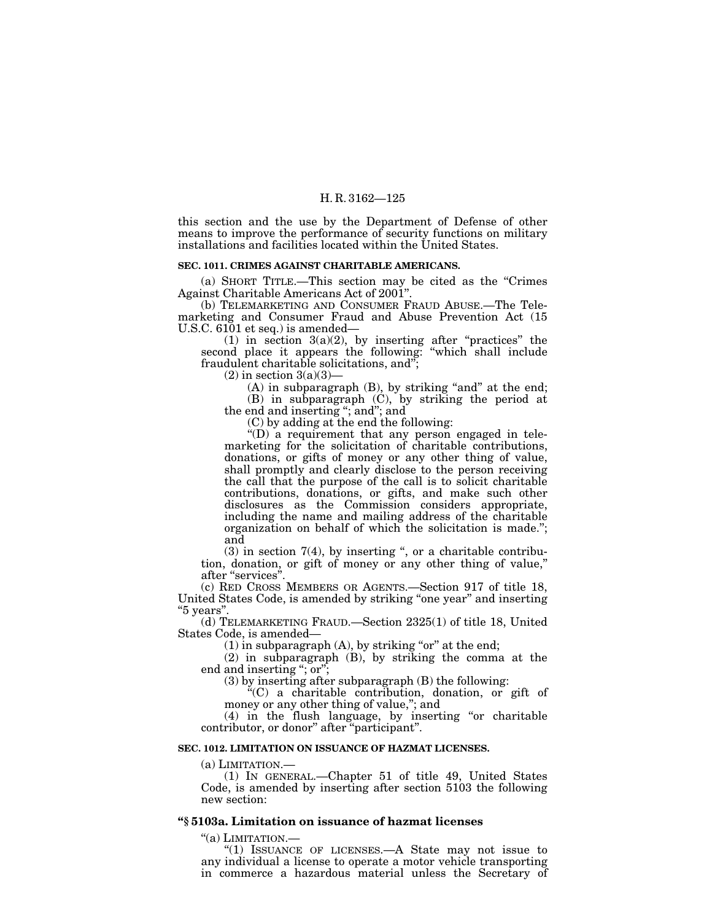this section and the use by the Department of Defense of other means to improve the performance of security functions on military installations and facilities located within the United States.

**SEC. 1011. CRIMES AGAINST CHARITABLE AMERICANS.**

(a) SHORT TITLE.—This section may be cited as the "Crimes Against Charitable Americans Act of 2001".

(b) TELEMARKETING AND CONSUMER FRAUD ABUSE.—The Telemarketing and Consumer Fraud and Abuse Prevention Act (15 U.S.C. 6101 et seq.) is amended—

(1) in section 3(a)(2), by inserting after "practices" the second place it appears the following: "which shall include fraudulent charitable solicitations, and";

(2) in section 3(a)(3)—

(A) in subparagraph (B), by striking "and" at the end;

(B) in subparagraph (C), by striking the period at the end and inserting "; and"; and

(C) by adding at the end the following:

"(D) a requirement that any person engaged in telemarketing for the solicitation of charitable contributions, donations, or gifts of money or any other thing of value, shall promptly and clearly disclose to the person receiving the call that the purpose of the call is to solicit charitable contributions, donations, or gifts, and make such other disclosures as the Commission considers appropriate, including the name and mailing address of the charitable organization on behalf of which the solicitation is made."; and

(3) in section 7(4), by inserting ", or a charitable contribution, donation, or gift of money or any other thing of value," after "services".

(c) RED CROSS MEMBERS OR AGENTS.—Section 917 of title 18, United States Code, is amended by striking "one year" and inserting "5 years".

(d) TELEMARKETING FRAUD.—Section 2325(1) of title 18, United States Code, is amended—

(1) in subparagraph (A), by striking "or" at the end;

(2) in subparagraph (B), by striking the comma at the end and inserting "; or";

(3) by inserting after subparagraph (B) the following:

"(C) a charitable contribution, donation, or gift of money or any other thing of value,"; and

(4) in the flush language, by inserting "or charitable contributor, or donor" after "participant".

**SEC. 1012. LIMITATION ON ISSUANCE OF HAZMAT LICENSES.**

(a) LIMITATION.—

(1) IN GENERAL.—Chapter 51 of title 49, United States Code, is amended by inserting after section 5103 the following new section:

**"§ 5103a. Limitation on issuance of hazmat licenses**

"(a) LIMITATION.—

"(1) ISSUANCE OF LICENSES.—A State may not issue to any individual a license to operate a motor vehicle transporting in commerce a hazardous material unless the Secretary of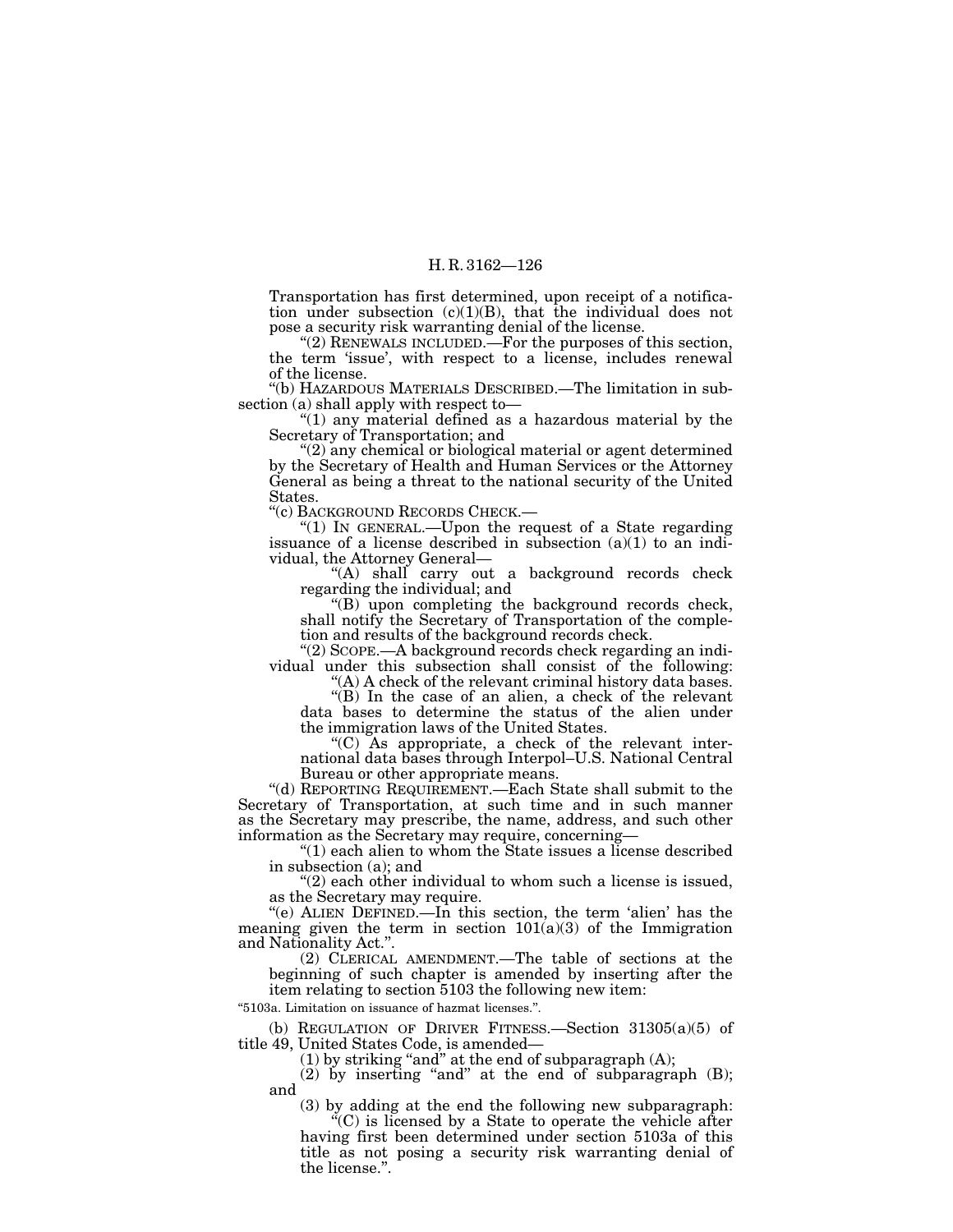Transportation has first determined, upon receipt of a notification under subsection (c)(1)(B), that the individual does not pose a security risk warranting denial of the license.

"(2) RENEWALS INCLUDED.—For the purposes of this section, the term 'issue', with respect to a license, includes renewal of the license.

"(b) HAZARDOUS MATERIALS DESCRIBED.—The limitation in subsection (a) shall apply with respect to—

"(1) any material defined as a hazardous material by the Secretary of Transportation; and

"(2) any chemical or biological material or agent determined by the Secretary of Health and Human Services or the Attorney General as being a threat to the national security of the United States.

"(c) BACKGROUND RECORDS CHECK.—

"(1) IN GENERAL.—Upon the request of a State regarding issuance of a license described in subsection (a)(1) to an individual, the Attorney General—

"(A) shall carry out a background records check regarding the individual; and

"(B) upon completing the background records check, shall notify the Secretary of Transportation of the completion and results of the background records check.

"(2) SCOPE.—A background records check regarding an individual under this subsection shall consist of the following:

"(A) A check of the relevant criminal history data bases.

"(B) In the case of an alien, a check of the relevant data bases to determine the status of the alien under the immigration laws of the United States.

"(C) As appropriate, a check of the relevant international data bases through Interpol–U.S. National Central Bureau or other appropriate means.

"(d) REPORTING REQUIREMENT.—Each State shall submit to the Secretary of Transportation, at such time and in such manner as the Secretary may prescribe, the name, address, and such other information as the Secretary may require, concerning—

"(1) each alien to whom the State issues a license described in subsection (a); and

"(2) each other individual to whom such a license is issued, as the Secretary may require.

"(e) ALIEN DEFINED.—In this section, the term 'alien' has the meaning given the term in section 101(a)(3) of the Immigration and Nationality Act.".

(2) CLERICAL AMENDMENT.—The table of sections at the beginning of such chapter is amended by inserting after the item relating to section 5103 the following new item:

"5103a. Limitation on issuance of hazmat licenses.".

(b) REGULATION OF DRIVER FITNESS.—Section 31305(a)(5) of title 49, United States Code, is amended—

(1) by striking "and" at the end of subparagraph (A);

(2) by inserting "and" at the end of subparagraph (B); and

(3) by adding at the end the following new subparagraph:

"(C) is licensed by a State to operate the vehicle after having first been determined under section 5103a of this title as not posing a security risk warranting denial of the license.".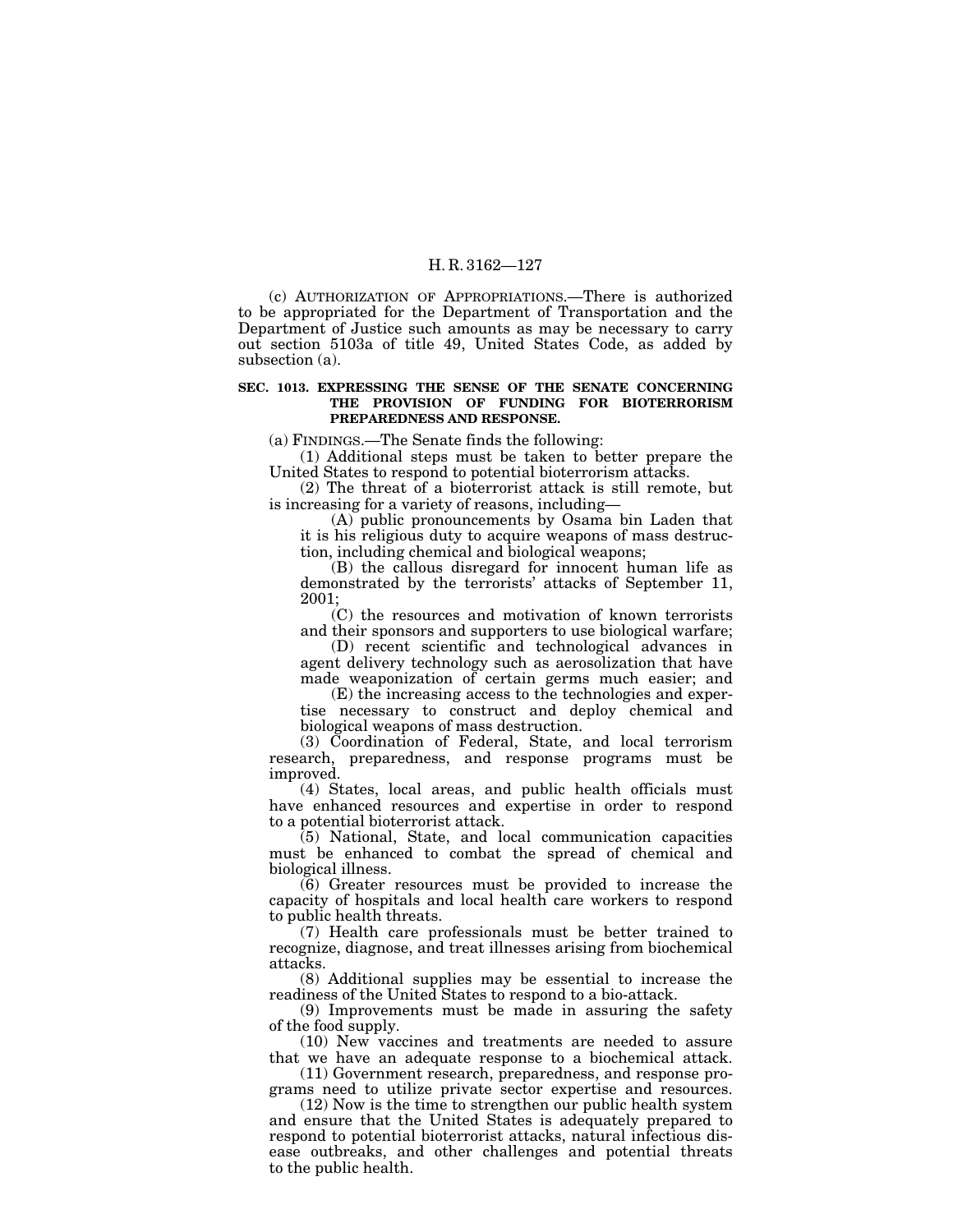(c) AUTHORIZATION OF APPROPRIATIONS.—There is authorized to be appropriated for the Department of Transportation and the Department of Justice such amounts as may be necessary to carry out section 5103a of title 49, United States Code, as added by subsection (a).

**SEC. 1013. EXPRESSING THE SENSE OF THE SENATE CONCERNING THE PROVISION OF FUNDING FOR BIOTERRORISM PREPAREDNESS AND RESPONSE.**

(a) FINDINGS.—The Senate finds the following:

(1) Additional steps must be taken to better prepare the United States to respond to potential bioterrorism attacks.

(2) The threat of a bioterrorist attack is still remote, but is increasing for a variety of reasons, including—

(A) public pronouncements by Osama bin Laden that it is his religious duty to acquire weapons of mass destruction, including chemical and biological weapons;

(B) the callous disregard for innocent human life as demonstrated by the terrorists' attacks of September 11, 2001;

(C) the resources and motivation of known terrorists and their sponsors and supporters to use biological warfare;

(D) recent scientific and technological advances in agent delivery technology such as aerosolization that have made weaponization of certain germs much easier; and

(E) the increasing access to the technologies and expertise necessary to construct and deploy chemical and biological weapons of mass destruction.

(3) Coordination of Federal, State, and local terrorism research, preparedness, and response programs must be improved.

(4) States, local areas, and public health officials must have enhanced resources and expertise in order to respond to a potential bioterrorist attack.

(5) National, State, and local communication capacities must be enhanced to combat the spread of chemical and biological illness.

(6) Greater resources must be provided to increase the capacity of hospitals and local health care workers to respond to public health threats.

(7) Health care professionals must be better trained to recognize, diagnose, and treat illnesses arising from biochemical attacks.

(8) Additional supplies may be essential to increase the readiness of the United States to respond to a bio-attack.

(9) Improvements must be made in assuring the safety of the food supply.

(10) New vaccines and treatments are needed to assure that we have an adequate response to a biochemical attack.

(11) Government research, preparedness, and response programs need to utilize private sector expertise and resources.

(12) Now is the time to strengthen our public health system and ensure that the United States is adequately prepared to respond to potential bioterrorist attacks, natural infectious disease outbreaks, and other challenges and potential threats to the public health.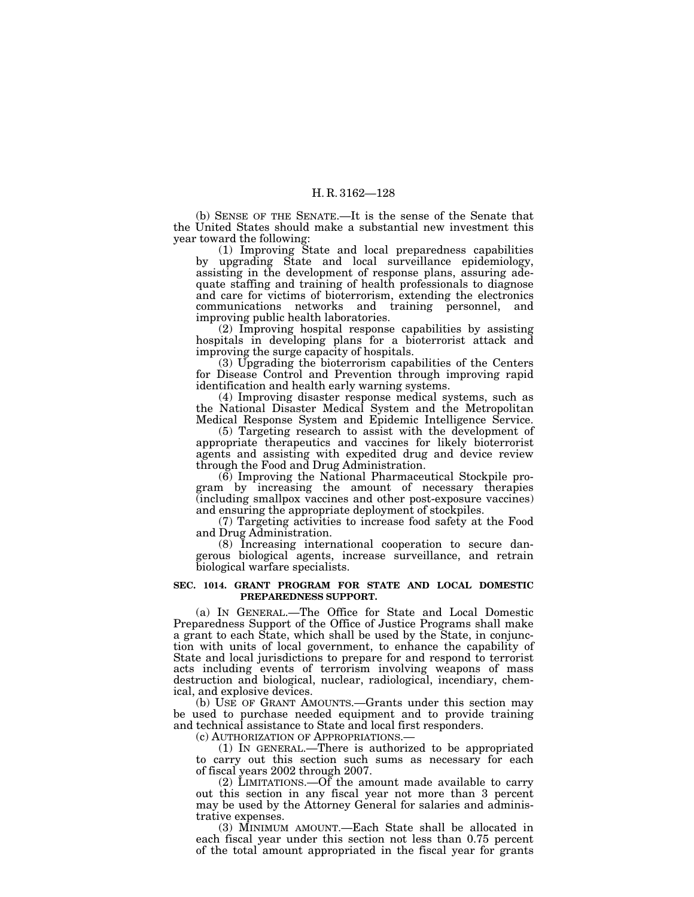(b) SENSE OF THE SENATE.—It is the sense of the Senate that the United States should make a substantial new investment this year toward the following:

(1) Improving State and local preparedness capabilities by upgrading State and local surveillance epidemiology, assisting in the development of response plans, assuring adequate staffing and training of health professionals to diagnose and care for victims of bioterrorism, extending the electronics communications networks and training personnel, and improving public health laboratories.

(2) Improving hospital response capabilities by assisting hospitals in developing plans for a bioterrorist attack and improving the surge capacity of hospitals.

(3) Upgrading the bioterrorism capabilities of the Centers for Disease Control and Prevention through improving rapid identification and health early warning systems.

(4) Improving disaster response medical systems, such as the National Disaster Medical System and the Metropolitan Medical Response System and Epidemic Intelligence Service.

(5) Targeting research to assist with the development of appropriate therapeutics and vaccines for likely bioterrorist agents and assisting with expedited drug and device review through the Food and Drug Administration.

(6) Improving the National Pharmaceutical Stockpile program by increasing the amount of necessary therapies (including smallpox vaccines and other post-exposure vaccines) and ensuring the appropriate deployment of stockpiles.

(7) Targeting activities to increase food safety at the Food and Drug Administration.

(8) Increasing international cooperation to secure dangerous biological agents, increase surveillance, and retrain biological warfare specialists.

**SEC. 1014. GRANT PROGRAM FOR STATE AND LOCAL DOMESTIC PREPAREDNESS SUPPORT.**

(a) IN GENERAL.—The Office for State and Local Domestic Preparedness Support of the Office of Justice Programs shall make a grant to each State, which shall be used by the State, in conjunction with units of local government, to enhance the capability of State and local jurisdictions to prepare for and respond to terrorist acts including events of terrorism involving weapons of mass destruction and biological, nuclear, radiological, incendiary, chemical, and explosive devices.

(b) USE OF GRANT AMOUNTS.—Grants under this section may be used to purchase needed equipment and to provide training and technical assistance to State and local first responders.

(c) AUTHORIZATION OF APPROPRIATIONS.—

(1) IN GENERAL.—There is authorized to be appropriated to carry out this section such sums as necessary for each of fiscal years 2002 through 2007.

(2) LIMITATIONS.—Of the amount made available to carry out this section in any fiscal year not more than 3 percent may be used by the Attorney General for salaries and administrative expenses.

(3) MINIMUM AMOUNT.—Each State shall be allocated in each fiscal year under this section not less than 0.75 percent of the total amount appropriated in the fiscal year for grants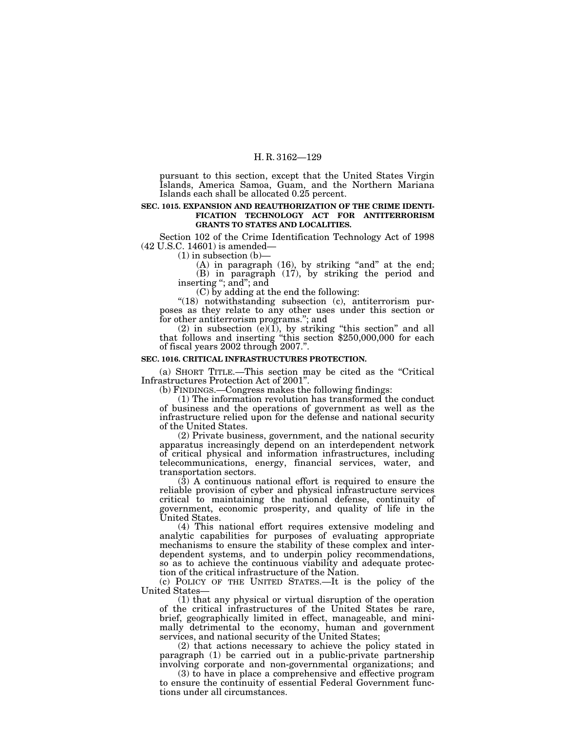pursuant to this section, except that the United States Virgin Islands, America Samoa, Guam, and the Northern Mariana Islands each shall be allocated 0.25 percent.

**SEC. 1015. EXPANSION AND REAUTHORIZATION OF THE CRIME IDENTIFICATION TECHNOLOGY ACT FOR ANTITERRORISM GRANTS TO STATES AND LOCALITIES.**

Section 102 of the Crime Identification Technology Act of 1998 (42 U.S.C. 14601) is amended—

(1) in subsection (b)—

(A) in paragraph (16), by striking "and" at the end;

(B) in paragraph (17), by striking the period and inserting "; and"; and

(C) by adding at the end the following:

"(18) notwithstanding subsection (c), antiterrorism purposes as they relate to any other uses under this section or for other antiterrorism programs."; and

(2) in subsection (e)(1), by striking "this section" and all that follows and inserting "this section $250,000,000 for each of fiscal years 2002 through 2007.".

**SEC. 1016. CRITICAL INFRASTRUCTURES PROTECTION.**

(a) SHORT TITLE.—This section may be cited as the "Critical Infrastructures Protection Act of 2001".

(b) FINDINGS.—Congress makes the following findings:

(1) The information revolution has transformed the conduct of business and the operations of government as well as the infrastructure relied upon for the defense and national security of the United States.

(2) Private business, government, and the national security apparatus increasingly depend on an interdependent network of critical physical and information infrastructures, including telecommunications, energy, financial services, water, and transportation sectors.

(3) A continuous national effort is required to ensure the reliable provision of cyber and physical infrastructure services critical to maintaining the national defense, continuity of government, economic prosperity, and quality of life in the United States.

(4) This national effort requires extensive modeling and analytic capabilities for purposes of evaluating appropriate mechanisms to ensure the stability of these complex and interdependent systems, and to underpin policy recommendations, so as to achieve the continuous viability and adequate protection of the critical infrastructure of the Nation.

(c) POLICY OF THE UNITED STATES.—It is the policy of the United States—

(1) that any physical or virtual disruption of the operation of the critical infrastructures of the United States be rare, brief, geographically limited in effect, manageable, and minimally detrimental to the economy, human and government services, and national security of the United States;

(2) that actions necessary to achieve the policy stated in paragraph (1) be carried out in a public-private partnership involving corporate and non-governmental organizations; and

(3) to have in place a comprehensive and effective program to ensure the continuity of essential Federal Government functions under all circumstances.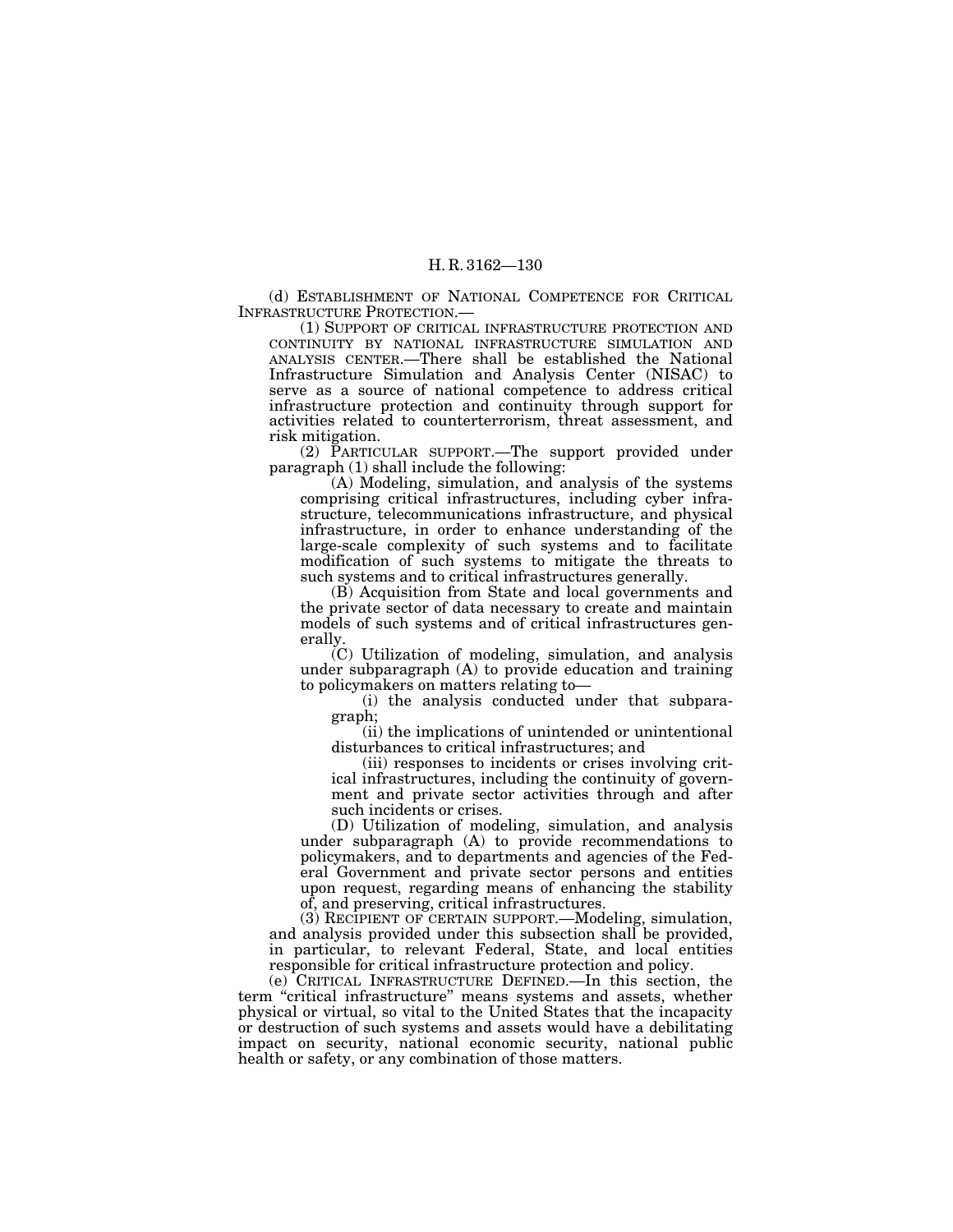(d) ESTABLISHMENT OF NATIONAL COMPETENCE FOR CRITICAL INFRASTRUCTURE PROTECTION.—

(1) SUPPORT OF CRITICAL INFRASTRUCTURE PROTECTION AND CONTINUITY BY NATIONAL INFRASTRUCTURE SIMULATION AND ANALYSIS CENTER.—There shall be established the National Infrastructure Simulation and Analysis Center (NISAC) to serve as a source of national competence to address critical infrastructure protection and continuity through support for activities related to counterterrorism, threat assessment, and risk mitigation.

(2) PARTICULAR SUPPORT.—The support provided under paragraph (1) shall include the following:

(A) Modeling, simulation, and analysis of the systems comprising critical infrastructures, including cyber infrastructure, telecommunications infrastructure, and physical infrastructure, in order to enhance understanding of the large-scale complexity of such systems and to facilitate modification of such systems to mitigate the threats to such systems and to critical infrastructures generally.

(B) Acquisition from State and local governments and the private sector of data necessary to create and maintain models of such systems and of critical infrastructures generally.

(C) Utilization of modeling, simulation, and analysis under subparagraph (A) to provide education and training to policymakers on matters relating to—

(i) the analysis conducted under that subparagraph;

(ii) the implications of unintended or unintentional disturbances to critical infrastructures; and

(iii) responses to incidents or crises involving critical infrastructures, including the continuity of government and private sector activities through and after such incidents or crises.

(D) Utilization of modeling, simulation, and analysis under subparagraph (A) to provide recommendations to policymakers, and to departments and agencies of the Federal Government and private sector persons and entities upon request, regarding means of enhancing the stability of, and preserving, critical infrastructures.

(3) RECIPIENT OF CERTAIN SUPPORT.—Modeling, simulation, and analysis provided under this subsection shall be provided, in particular, to relevant Federal, State, and local entities responsible for critical infrastructure protection and policy.

(e) CRITICAL INFRASTRUCTURE DEFINED.—In this section, the term "critical infrastructure" means systems and assets, whether physical or virtual, so vital to the United States that the incapacity or destruction of such systems and assets would have a debilitating impact on security, national economic security, national public health or safety, or any combination of those matters.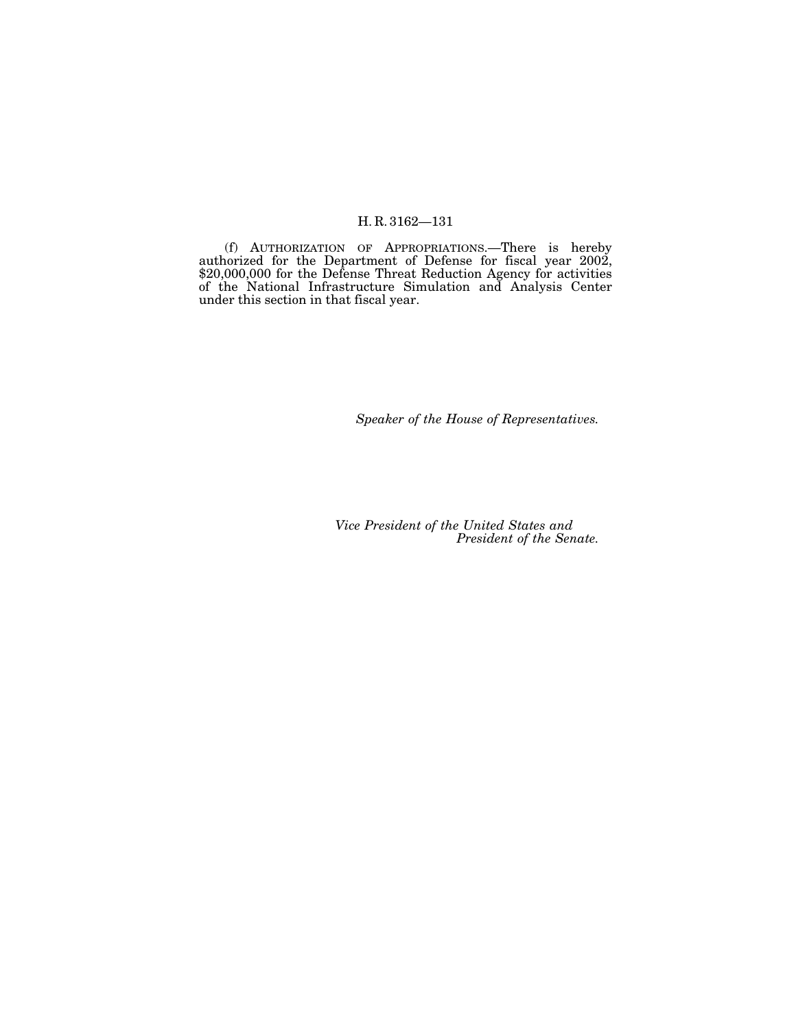(f) AUTHORIZATION OF APPROPRIATIONS.—There is hereby authorized for the Department of Defense for fiscal year 2002, $20,000,000 for the Defense Threat Reduction Agency for activities of the National Infrastructure Simulation and Analysis Center under this section in that fiscal year.

*Speaker of the House of Representatives.*

*Vice President of the United States and President of the Senate.*